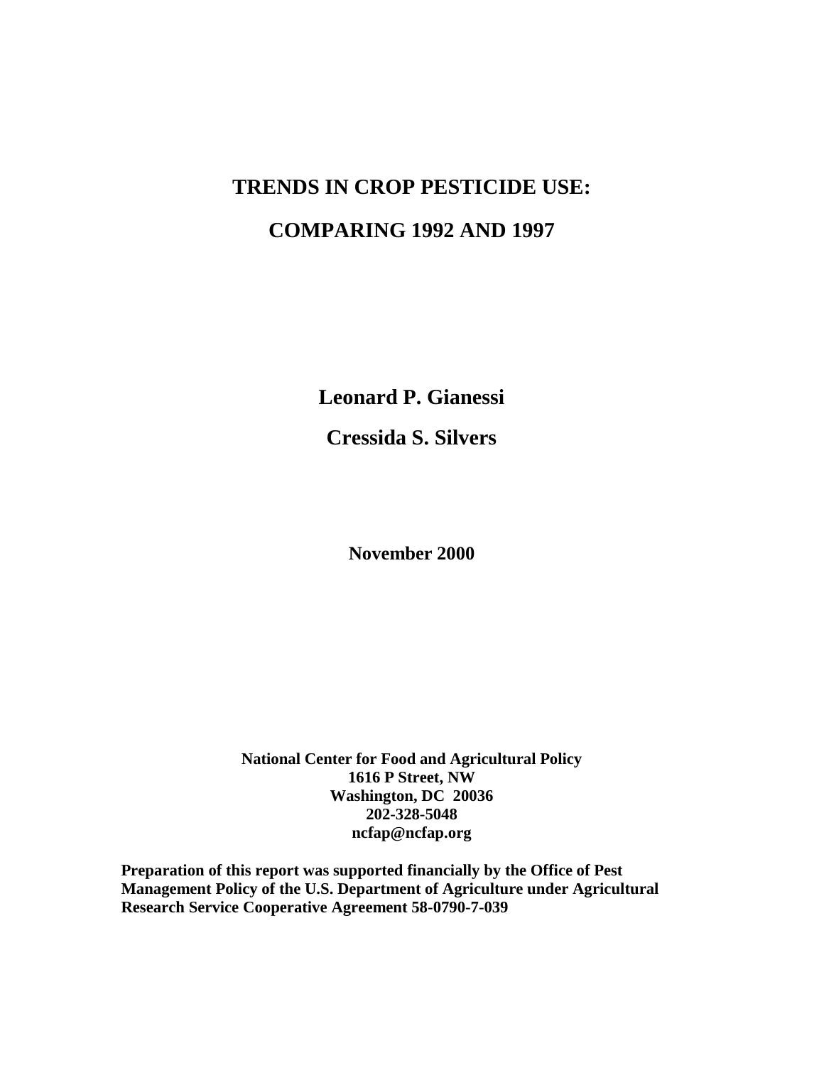# TRENDS IN CROP PESTICIDE USE:

# COMPARING 1992 AND 1997

**Leonard P. Gianessi**

**Cressida S. Silvers**

**November 2000**

**National Center for Food and Agricultural Policy**
**1616 P Street, NW**
**Washington, DC 20036**
**202-328-5048**
**ncfap@ncfap.org**

**Preparation of this report was supported financially by the Office of Pest Management Policy of the U.S. Department of Agriculture under Agricultural Research Service Cooperative Agreement 58-0790-7-039**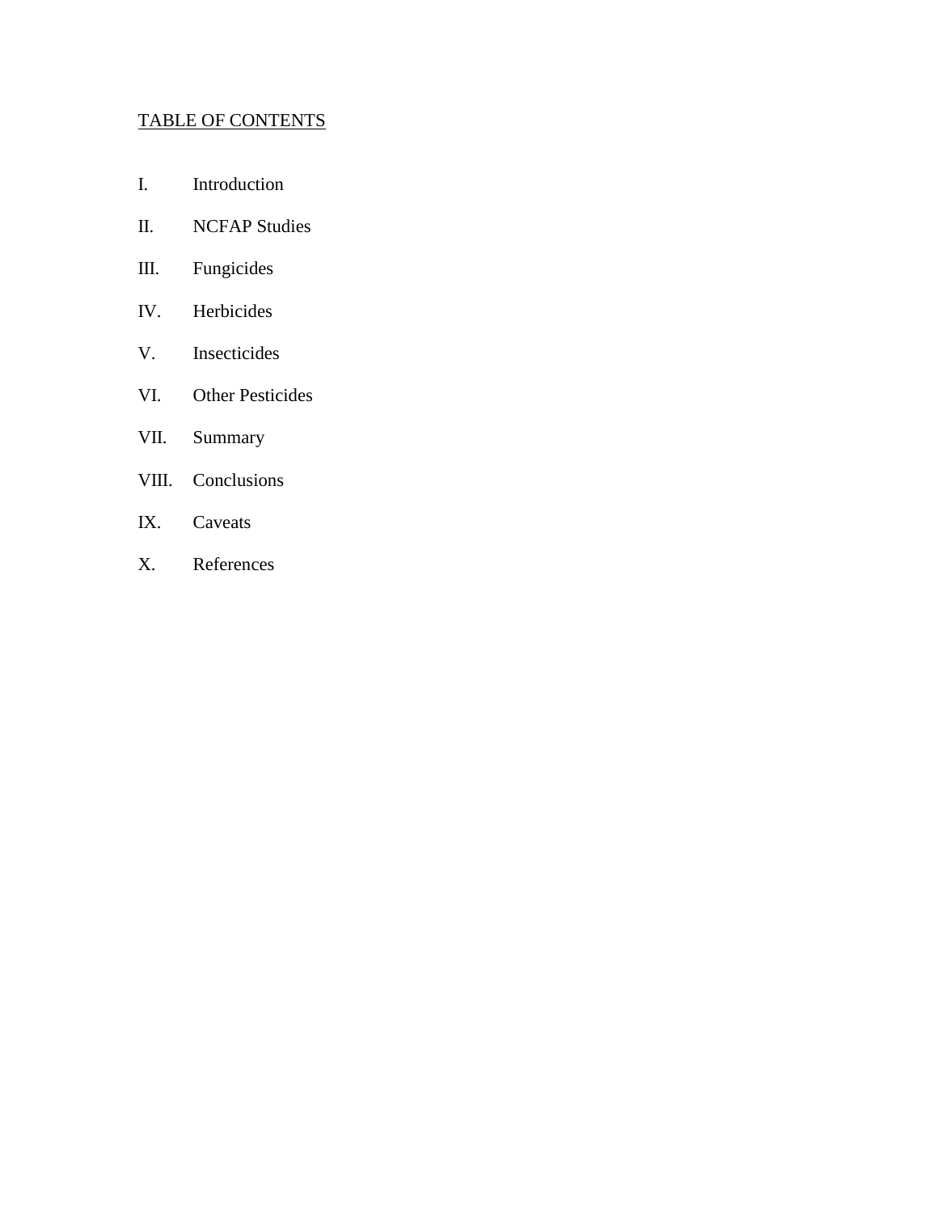TABLE OF CONTENTS

I. Introduction

II. NCFAP Studies

III. Fungicides

IV. Herbicides

V. Insecticides

VI. Other Pesticides

VII. Summary

VIII. Conclusions

IX. Caveats

X. References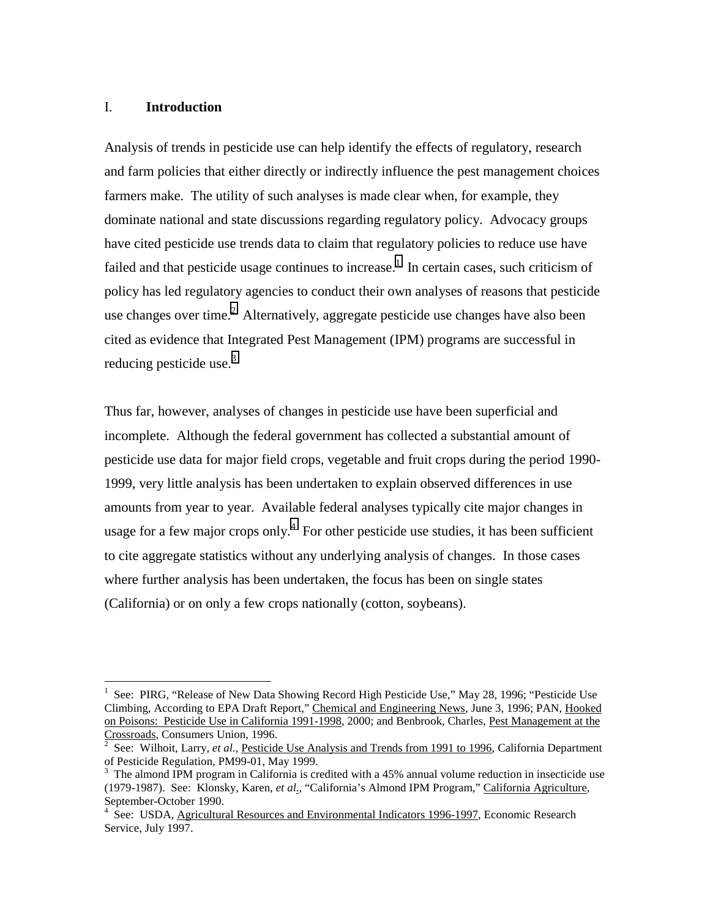## I. Introduction

Analysis of trends in pesticide use can help identify the effects of regulatory, research and farm policies that either directly or indirectly influence the pest management choices farmers make. The utility of such analyses is made clear when, for example, they dominate national and state discussions regarding regulatory policy. Advocacy groups have cited pesticide use trends data to claim that regulatory policies to reduce use have failed and that pesticide usage continues to increase.[1] In certain cases, such criticism of policy has led regulatory agencies to conduct their own analyses of reasons that pesticide use changes over time.[2] Alternatively, aggregate pesticide use changes have also been cited as evidence that Integrated Pest Management (IPM) programs are successful in reducing pesticide use.[3]

Thus far, however, analyses of changes in pesticide use have been superficial and incomplete. Although the federal government has collected a substantial amount of pesticide use data for major field crops, vegetable and fruit crops during the period 1990-1999, very little analysis has been undertaken to explain observed differences in use amounts from year to year. Available federal analyses typically cite major changes in usage for a few major crops only.[4] For other pesticide use studies, it has been sufficient to cite aggregate statistics without any underlying analysis of changes. In those cases where further analysis has been undertaken, the focus has been on single states (California) or on only a few crops nationally (cotton, soybeans).

---

[1] See: PIRG, "Release of New Data Showing Record High Pesticide Use," May 28, 1996; "Pesticide Use Climbing, According to EPA Draft Report," Chemical and Engineering News, June 3, 1996; PAN, Hooked on Poisons: Pesticide Use in California 1991-1998, 2000; and Benbrook, Charles, Pest Management at the Crossroads, Consumers Union, 1996.

[2] See: Wilhoit, Larry, *et al.*, Pesticide Use Analysis and Trends from 1991 to 1996, California Department of Pesticide Regulation, PM99-01, May 1999.

[3] The almond IPM program in California is credited with a 45% annual volume reduction in insecticide use (1979-1987). See: Klonsky, Karen, *et al.*, "California's Almond IPM Program," California Agriculture, September-October 1990.

[4] See: USDA, Agricultural Resources and Environmental Indicators 1996-1997, Economic Research Service, July 1997.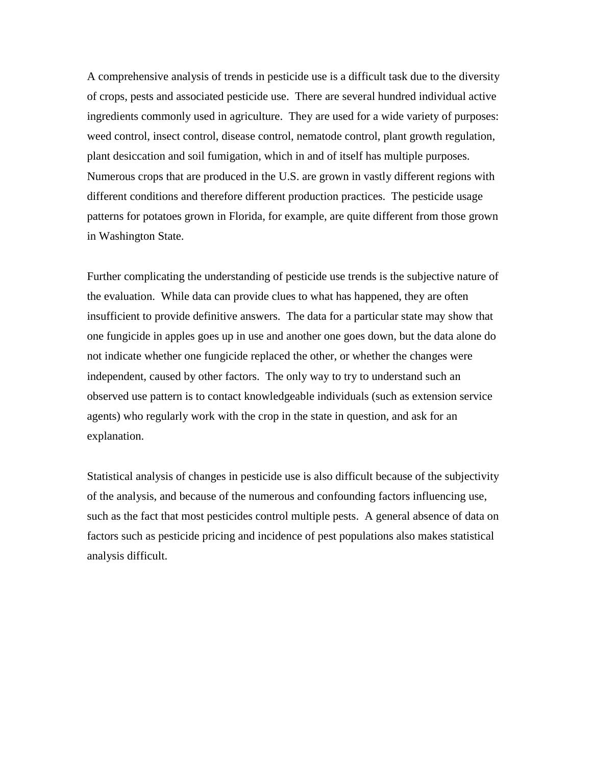A comprehensive analysis of trends in pesticide use is a difficult task due to the diversity of crops, pests and associated pesticide use. There are several hundred individual active ingredients commonly used in agriculture. They are used for a wide variety of purposes: weed control, insect control, disease control, nematode control, plant growth regulation, plant desiccation and soil fumigation, which in and of itself has multiple purposes. Numerous crops that are produced in the U.S. are grown in vastly different regions with different conditions and therefore different production practices. The pesticide usage patterns for potatoes grown in Florida, for example, are quite different from those grown in Washington State.

Further complicating the understanding of pesticide use trends is the subjective nature of the evaluation. While data can provide clues to what has happened, they are often insufficient to provide definitive answers. The data for a particular state may show that one fungicide in apples goes up in use and another one goes down, but the data alone do not indicate whether one fungicide replaced the other, or whether the changes were independent, caused by other factors. The only way to try to understand such an observed use pattern is to contact knowledgeable individuals (such as extension service agents) who regularly work with the crop in the state in question, and ask for an explanation.

Statistical analysis of changes in pesticide use is also difficult because of the subjectivity of the analysis, and because of the numerous and confounding factors influencing use, such as the fact that most pesticides control multiple pests. A general absence of data on factors such as pesticide pricing and incidence of pest populations also makes statistical analysis difficult.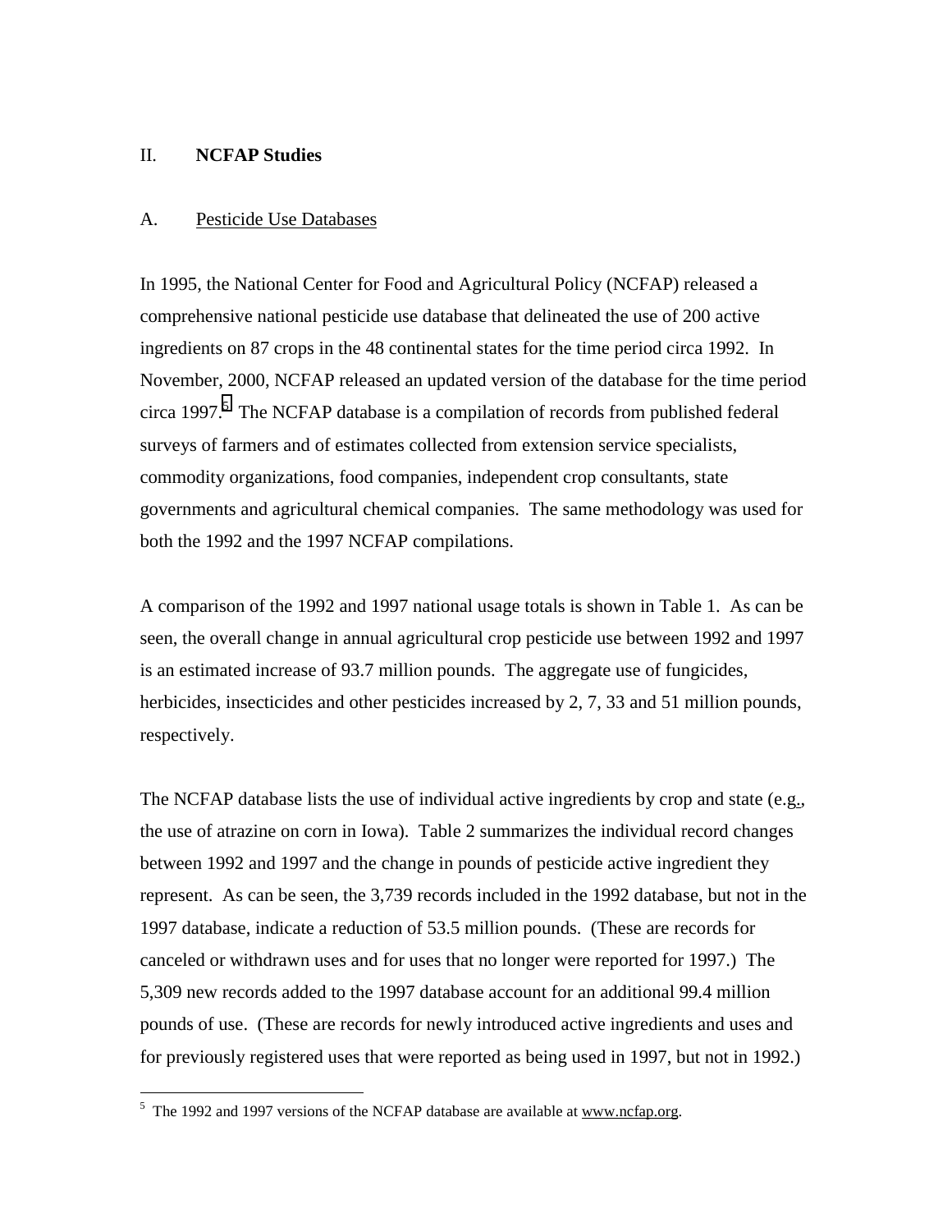## II. **NCFAP Studies**

### A. Pesticide Use Databases

In 1995, the National Center for Food and Agricultural Policy (NCFAP) released a comprehensive national pesticide use database that delineated the use of 200 active ingredients on 87 crops in the 48 continental states for the time period circa 1992. In November, 2000, NCFAP released an updated version of the database for the time period circa 1997.[5] The NCFAP database is a compilation of records from published federal surveys of farmers and of estimates collected from extension service specialists, commodity organizations, food companies, independent crop consultants, state governments and agricultural chemical companies. The same methodology was used for both the 1992 and the 1997 NCFAP compilations.

A comparison of the 1992 and 1997 national usage totals is shown in Table 1. As can be seen, the overall change in annual agricultural crop pesticide use between 1992 and 1997 is an estimated increase of 93.7 million pounds. The aggregate use of fungicides, herbicides, insecticides and other pesticides increased by 2, 7, 33 and 51 million pounds, respectively.

The NCFAP database lists the use of individual active ingredients by crop and state (e.g., the use of atrazine on corn in Iowa). Table 2 summarizes the individual record changes between 1992 and 1997 and the change in pounds of pesticide active ingredient they represent. As can be seen, the 3,739 records included in the 1992 database, but not in the 1997 database, indicate a reduction of 53.5 million pounds. (These are records for canceled or withdrawn uses and for uses that no longer were reported for 1997.) The 5,309 new records added to the 1997 database account for an additional 99.4 million pounds of use. (These are records for newly introduced active ingredients and uses and for previously registered uses that were reported as being used in 1997, but not in 1992.)

---

[5] The 1992 and 1997 versions of the NCFAP database are available at www.ncfap.org.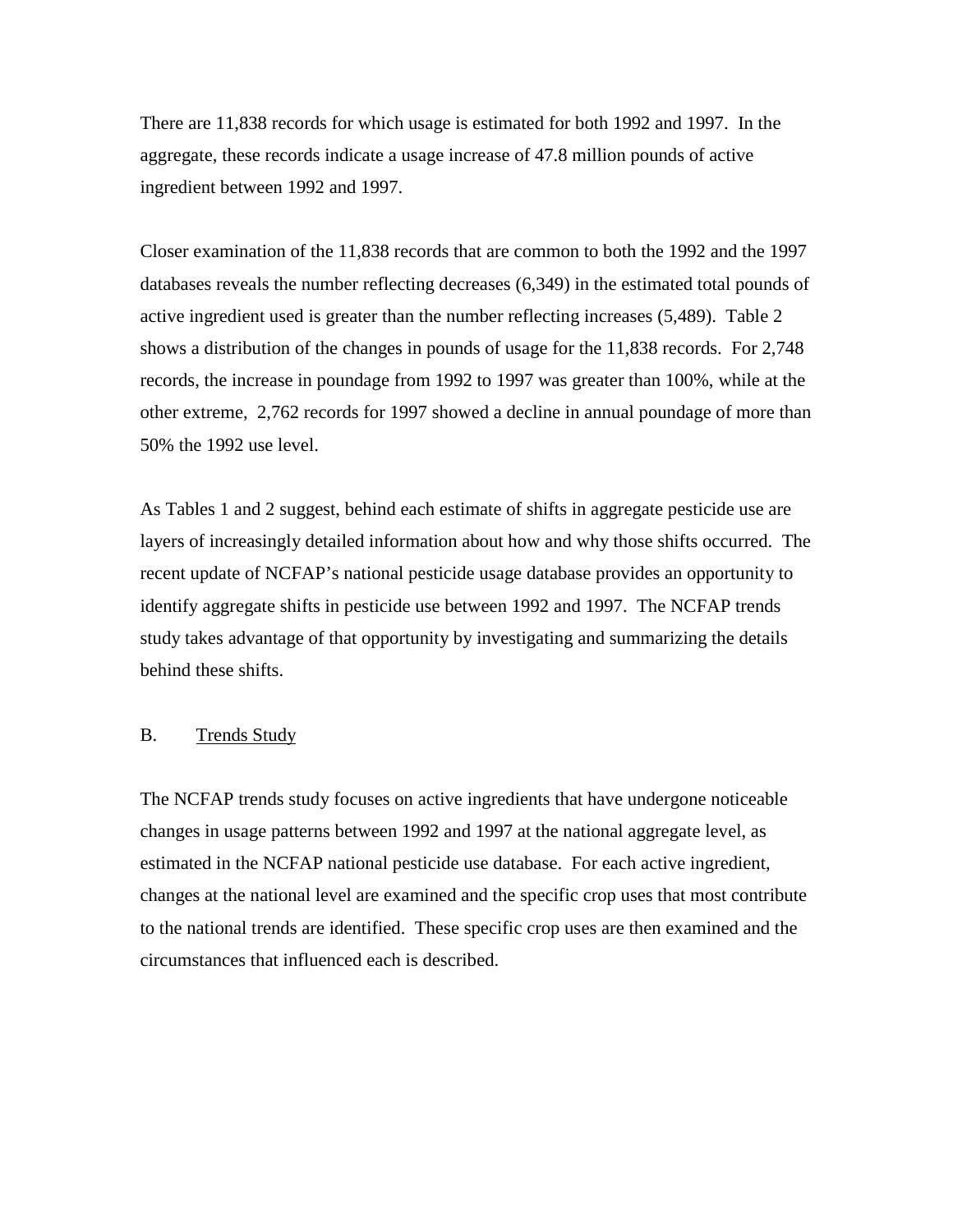There are 11,838 records for which usage is estimated for both 1992 and 1997. In the aggregate, these records indicate a usage increase of 47.8 million pounds of active ingredient between 1992 and 1997.

Closer examination of the 11,838 records that are common to both the 1992 and the 1997 databases reveals the number reflecting decreases (6,349) in the estimated total pounds of active ingredient used is greater than the number reflecting increases (5,489). Table 2 shows a distribution of the changes in pounds of usage for the 11,838 records. For 2,748 records, the increase in poundage from 1992 to 1997 was greater than 100%, while at the other extreme, 2,762 records for 1997 showed a decline in annual poundage of more than 50% the 1992 use level.

As Tables 1 and 2 suggest, behind each estimate of shifts in aggregate pesticide use are layers of increasingly detailed information about how and why those shifts occurred. The recent update of NCFAP's national pesticide usage database provides an opportunity to identify aggregate shifts in pesticide use between 1992 and 1997. The NCFAP trends study takes advantage of that opportunity by investigating and summarizing the details behind these shifts.

## B. Trends Study

The NCFAP trends study focuses on active ingredients that have undergone noticeable changes in usage patterns between 1992 and 1997 at the national aggregate level, as estimated in the NCFAP national pesticide use database. For each active ingredient, changes at the national level are examined and the specific crop uses that most contribute to the national trends are identified. These specific crop uses are then examined and the circumstances that influenced each is described.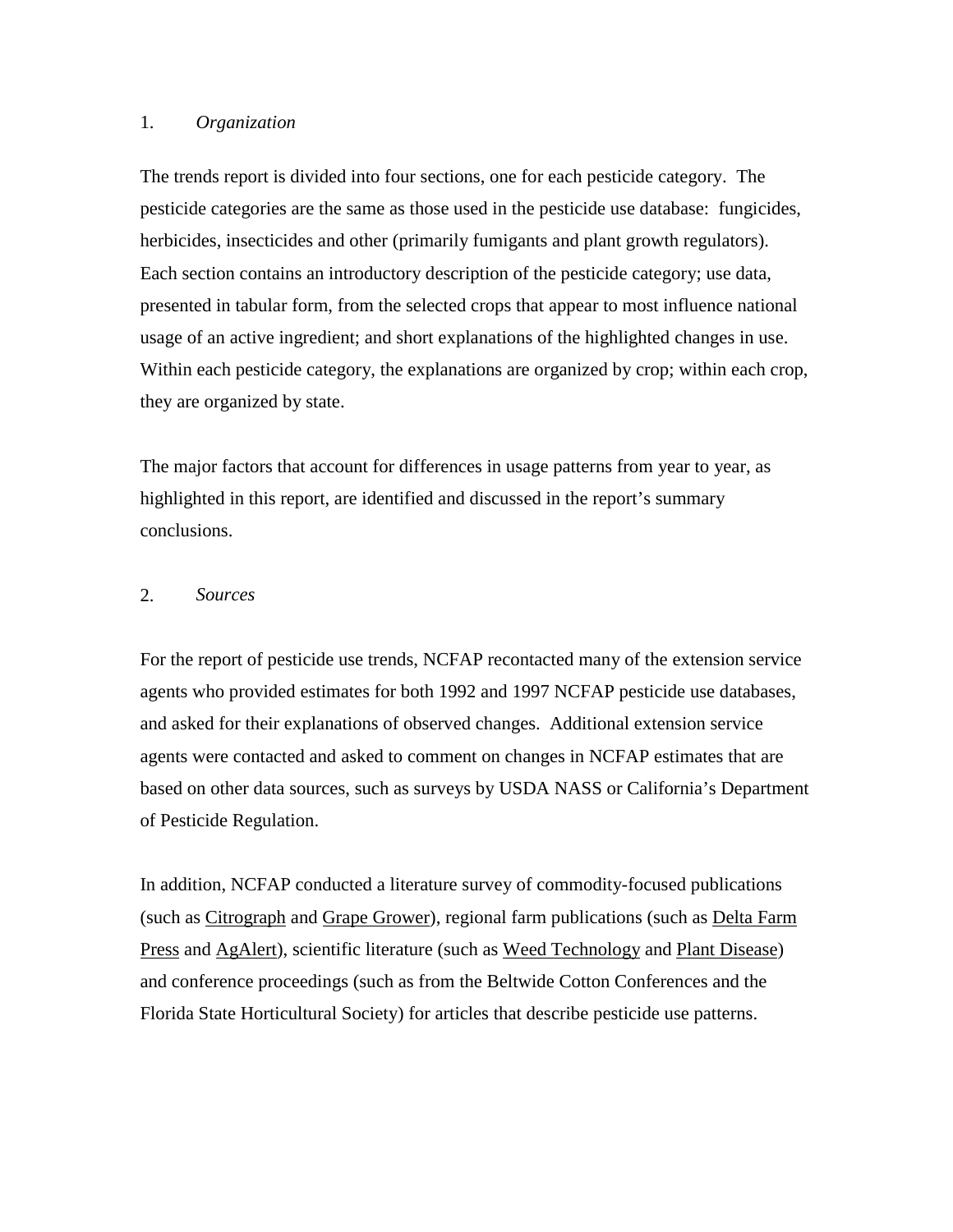## 1. *Organization*

The trends report is divided into four sections, one for each pesticide category. The pesticide categories are the same as those used in the pesticide use database: fungicides, herbicides, insecticides and other (primarily fumigants and plant growth regulators). Each section contains an introductory description of the pesticide category; use data, presented in tabular form, from the selected crops that appear to most influence national usage of an active ingredient; and short explanations of the highlighted changes in use. Within each pesticide category, the explanations are organized by crop; within each crop, they are organized by state.

The major factors that account for differences in usage patterns from year to year, as highlighted in this report, are identified and discussed in the report's summary conclusions.

## 2. *Sources*

For the report of pesticide use trends, NCFAP recontacted many of the extension service agents who provided estimates for both 1992 and 1997 NCFAP pesticide use databases, and asked for their explanations of observed changes. Additional extension service agents were contacted and asked to comment on changes in NCFAP estimates that are based on other data sources, such as surveys by USDA NASS or California's Department of Pesticide Regulation.

In addition, NCFAP conducted a literature survey of commodity-focused publications (such as Citrograph and Grape Grower), regional farm publications (such as Delta Farm Press and AgAlert), scientific literature (such as Weed Technology and Plant Disease) and conference proceedings (such as from the Beltwide Cotton Conferences and the Florida State Horticultural Society) for articles that describe pesticide use patterns.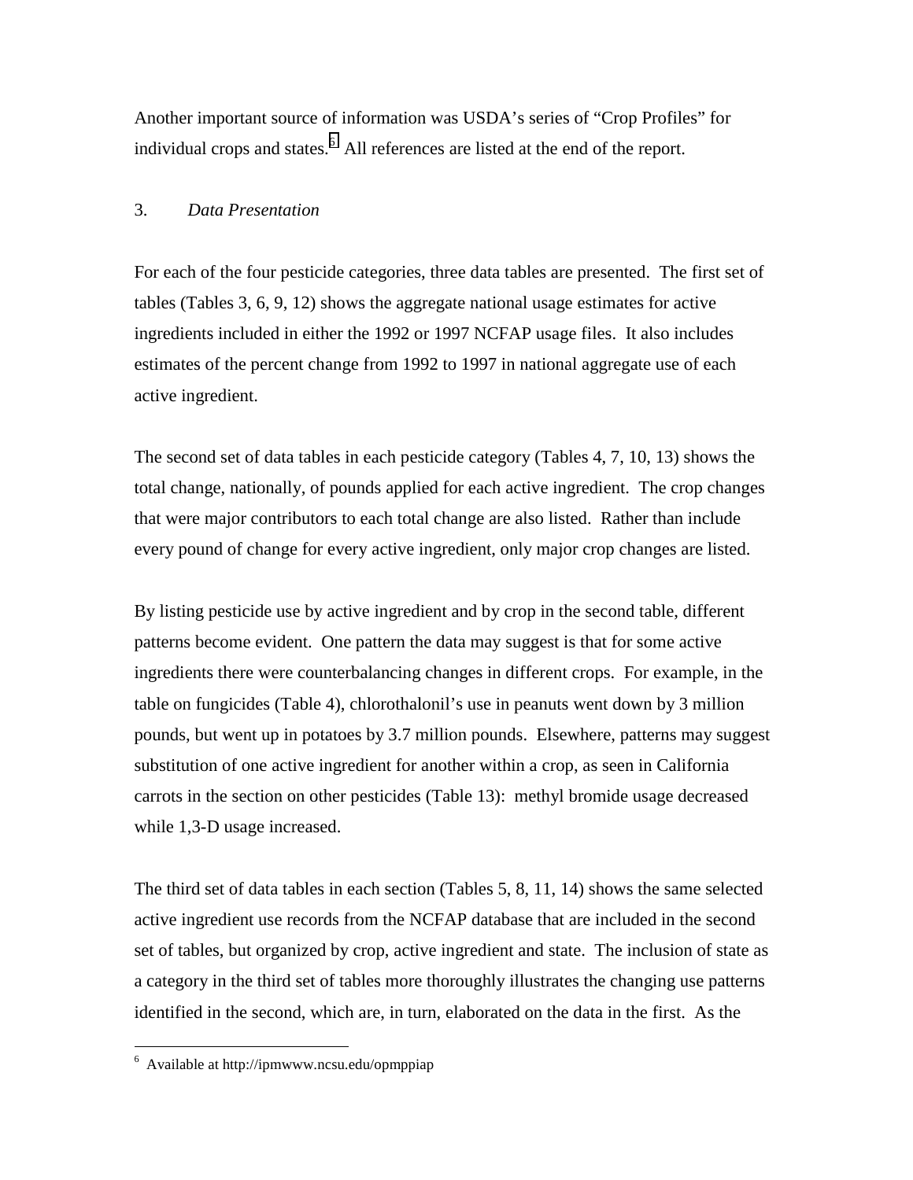Another important source of information was USDA's series of "Crop Profiles" for individual crops and states.[6] All references are listed at the end of the report.

### 3. *Data Presentation*

For each of the four pesticide categories, three data tables are presented. The first set of tables (Tables 3, 6, 9, 12) shows the aggregate national usage estimates for active ingredients included in either the 1992 or 1997 NCFAP usage files. It also includes estimates of the percent change from 1992 to 1997 in national aggregate use of each active ingredient.

The second set of data tables in each pesticide category (Tables 4, 7, 10, 13) shows the total change, nationally, of pounds applied for each active ingredient. The crop changes that were major contributors to each total change are also listed. Rather than include every pound of change for every active ingredient, only major crop changes are listed.

By listing pesticide use by active ingredient and by crop in the second table, different patterns become evident. One pattern the data may suggest is that for some active ingredients there were counterbalancing changes in different crops. For example, in the table on fungicides (Table 4), chlorothalonil's use in peanuts went down by 3 million pounds, but went up in potatoes by 3.7 million pounds. Elsewhere, patterns may suggest substitution of one active ingredient for another within a crop, as seen in California carrots in the section on other pesticides (Table 13): methyl bromide usage decreased while 1,3-D usage increased.

The third set of data tables in each section (Tables 5, 8, 11, 14) shows the same selected active ingredient use records from the NCFAP database that are included in the second set of tables, but organized by crop, active ingredient and state. The inclusion of state as a category in the third set of tables more thoroughly illustrates the changing use patterns identified in the second, which are, in turn, elaborated on the data in the first. As the

---

[6] Available at http://ipmwww.ncsu.edu/opmppiap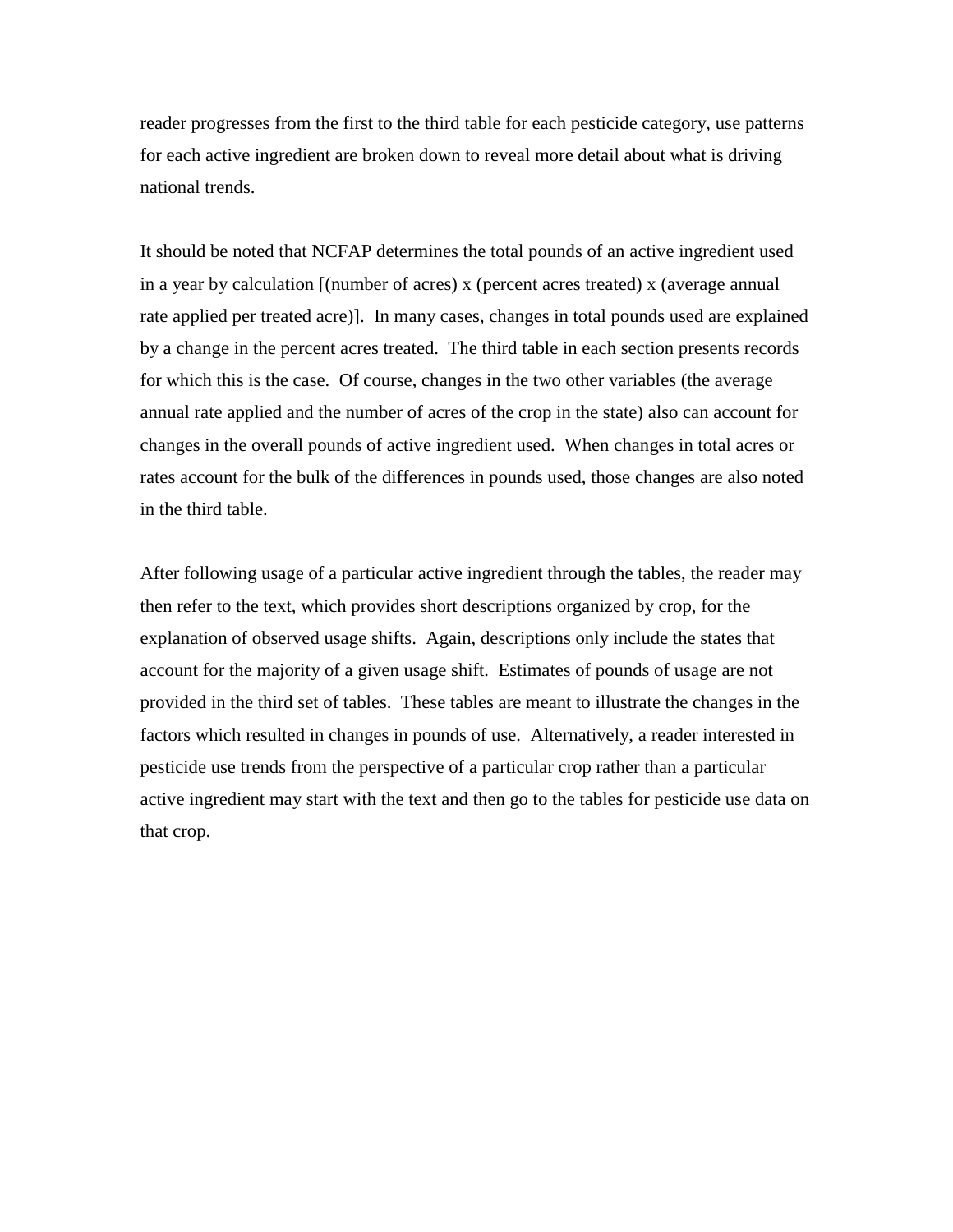reader progresses from the first to the third table for each pesticide category, use patterns for each active ingredient are broken down to reveal more detail about what is driving national trends.

It should be noted that NCFAP determines the total pounds of an active ingredient used in a year by calculation [(number of acres) x (percent acres treated) x (average annual rate applied per treated acre)]. In many cases, changes in total pounds used are explained by a change in the percent acres treated. The third table in each section presents records for which this is the case. Of course, changes in the two other variables (the average annual rate applied and the number of acres of the crop in the state) also can account for changes in the overall pounds of active ingredient used. When changes in total acres or rates account for the bulk of the differences in pounds used, those changes are also noted in the third table.

After following usage of a particular active ingredient through the tables, the reader may then refer to the text, which provides short descriptions organized by crop, for the explanation of observed usage shifts. Again, descriptions only include the states that account for the majority of a given usage shift. Estimates of pounds of usage are not provided in the third set of tables. These tables are meant to illustrate the changes in the factors which resulted in changes in pounds of use. Alternatively, a reader interested in pesticide use trends from the perspective of a particular crop rather than a particular active ingredient may start with the text and then go to the tables for pesticide use data on that crop.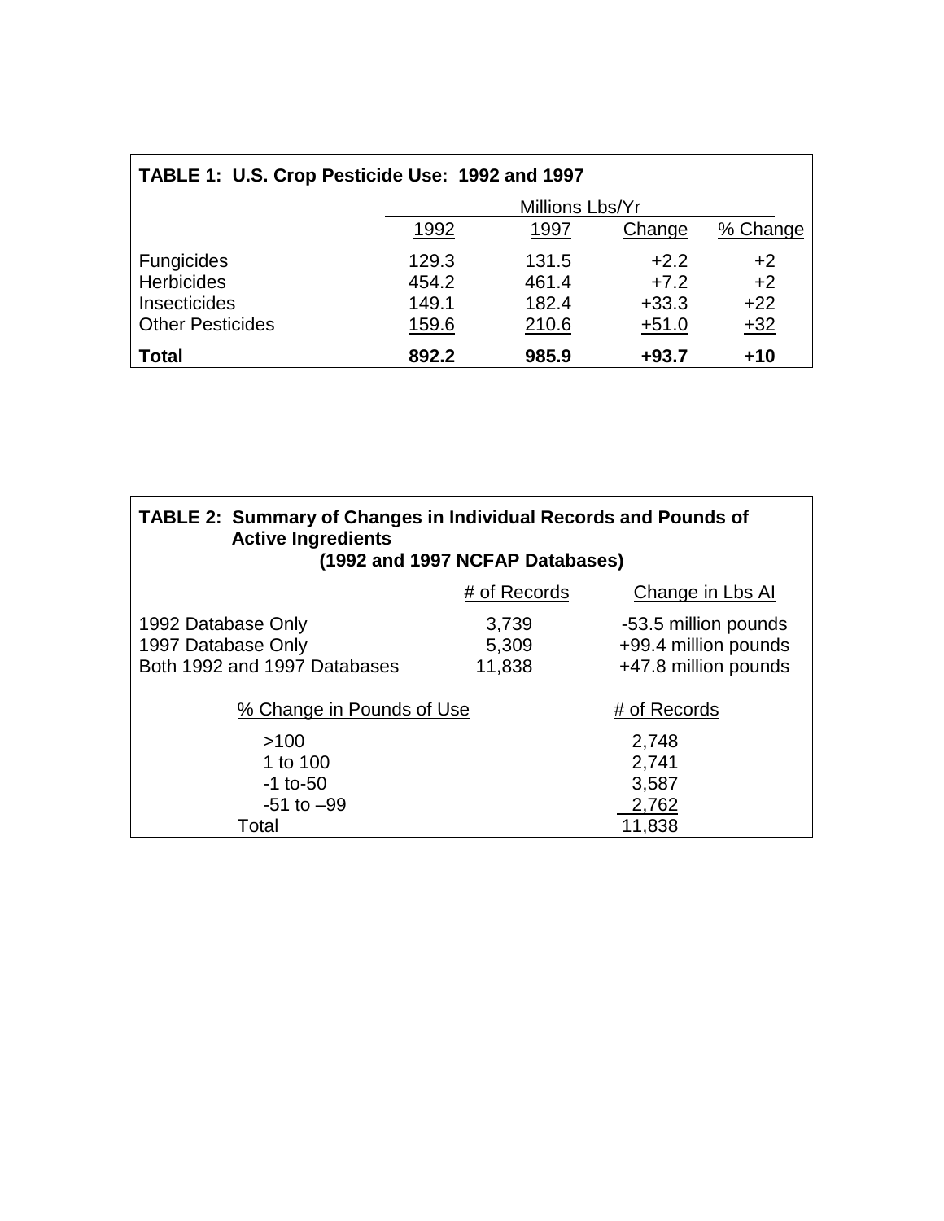**TABLE 1: U.S. Crop Pesticide Use: 1992 and 1997**

| | Millions Lbs/Yr | | | |
|---|---|---|---|---|
| | 1992 | 1997 | Change | % Change |
| Fungicides | 129.3 | 131.5 | +2.2 | +2 |
| Herbicides | 454.2 | 461.4 | +7.2 | +2 |
| Insecticides | 149.1 | 182.4 | +33.3 | +22 |
| Other Pesticides | 159.6 | 210.6 | +51.0 | +32 |
| **Total** | **892.2** | **985.9** | **+93.7** | **+10** |

**TABLE 2: Summary of Changes in Individual Records and Pounds of Active Ingredients (1992 and 1997 NCFAP Databases)**

| | # of Records | Change in Lbs AI |
|---|---|---|
| 1992 Database Only | 3,739 | -53.5 million pounds |
| 1997 Database Only | 5,309 | +99.4 million pounds |
| Both 1992 and 1997 Databases | 11,838 | +47.8 million pounds |

| % Change in Pounds of Use | # of Records |
|---|---|
| >100 | 2,748 |
| 1 to 100 | 2,741 |
| -1 to-50 | 3,587 |
| -51 to –99 | 2,762 |
| Total | 11,838 |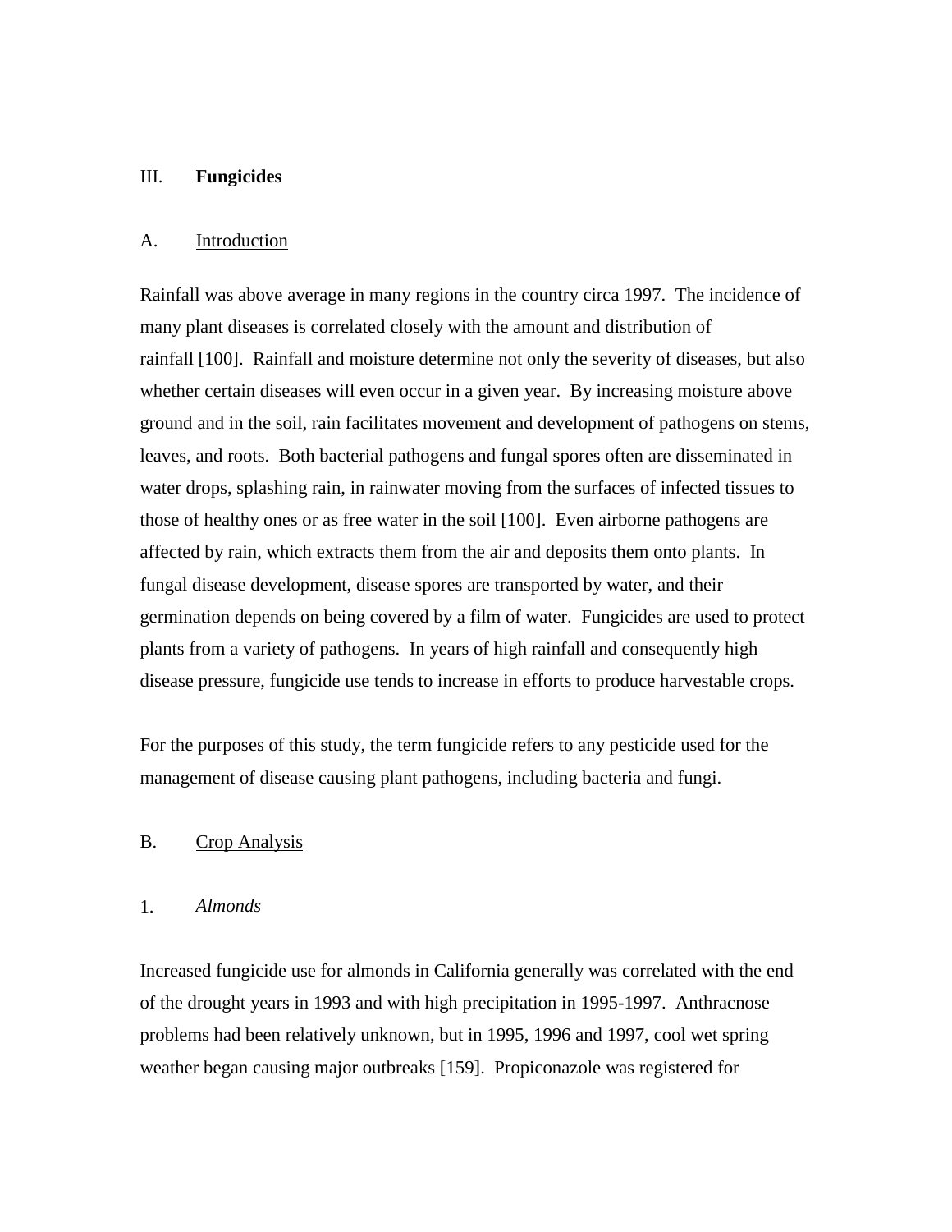## III. **Fungicides**

### A. Introduction

Rainfall was above average in many regions in the country circa 1997. The incidence of many plant diseases is correlated closely with the amount and distribution of rainfall [100]. Rainfall and moisture determine not only the severity of diseases, but also whether certain diseases will even occur in a given year. By increasing moisture above ground and in the soil, rain facilitates movement and development of pathogens on stems, leaves, and roots. Both bacterial pathogens and fungal spores often are disseminated in water drops, splashing rain, in rainwater moving from the surfaces of infected tissues to those of healthy ones or as free water in the soil [100]. Even airborne pathogens are affected by rain, which extracts them from the air and deposits them onto plants. In fungal disease development, disease spores are transported by water, and their germination depends on being covered by a film of water. Fungicides are used to protect plants from a variety of pathogens. In years of high rainfall and consequently high disease pressure, fungicide use tends to increase in efforts to produce harvestable crops.

For the purposes of this study, the term fungicide refers to any pesticide used for the management of disease causing plant pathogens, including bacteria and fungi.

### B. Crop Analysis

#### 1. *Almonds*

Increased fungicide use for almonds in California generally was correlated with the end of the drought years in 1993 and with high precipitation in 1995-1997. Anthracnose problems had been relatively unknown, but in 1995, 1996 and 1997, cool wet spring weather began causing major outbreaks [159]. Propiconazole was registered for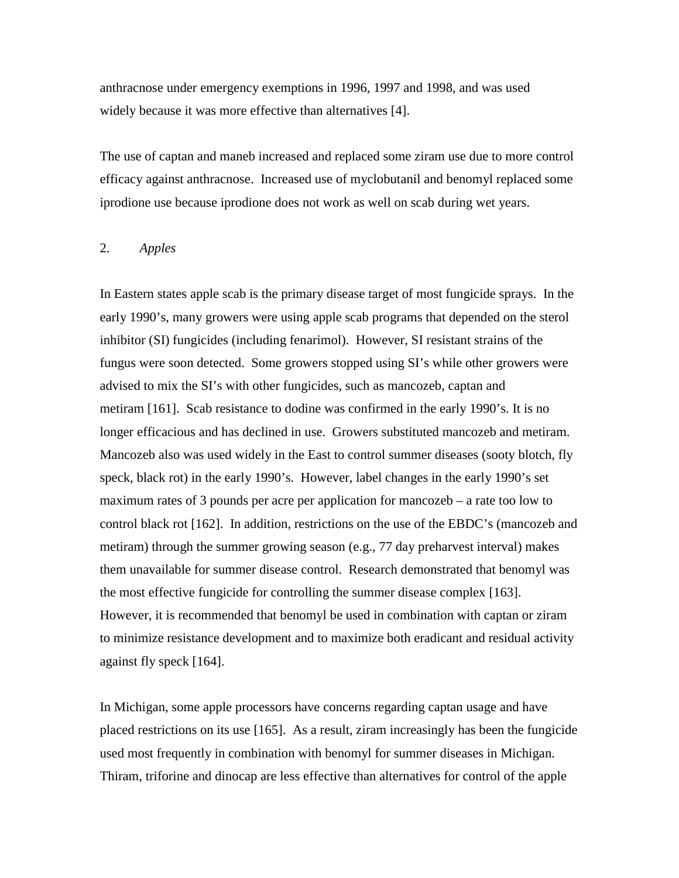anthracnose under emergency exemptions in 1996, 1997 and 1998, and was used widely because it was more effective than alternatives [4].

The use of captan and maneb increased and replaced some ziram use due to more control efficacy against anthracnose. Increased use of myclobutanil and benomyl replaced some iprodione use because iprodione does not work as well on scab during wet years.

2. *Apples*

In Eastern states apple scab is the primary disease target of most fungicide sprays. In the early 1990's, many growers were using apple scab programs that depended on the sterol inhibitor (SI) fungicides (including fenarimol). However, SI resistant strains of the fungus were soon detected. Some growers stopped using SI's while other growers were advised to mix the SI's with other fungicides, such as mancozeb, captan and metiram [161]. Scab resistance to dodine was confirmed in the early 1990's. It is no longer efficacious and has declined in use. Growers substituted mancozeb and metiram. Mancozeb also was used widely in the East to control summer diseases (sooty blotch, fly speck, black rot) in the early 1990's. However, label changes in the early 1990's set maximum rates of 3 pounds per acre per application for mancozeb – a rate too low to control black rot [162]. In addition, restrictions on the use of the EBDC's (mancozeb and metiram) through the summer growing season (e.g., 77 day preharvest interval) makes them unavailable for summer disease control. Research demonstrated that benomyl was the most effective fungicide for controlling the summer disease complex [163]. However, it is recommended that benomyl be used in combination with captan or ziram to minimize resistance development and to maximize both eradicant and residual activity against fly speck [164].

In Michigan, some apple processors have concerns regarding captan usage and have placed restrictions on its use [165]. As a result, ziram increasingly has been the fungicide used most frequently in combination with benomyl for summer diseases in Michigan. Thiram, triforine and dinocap are less effective than alternatives for control of the apple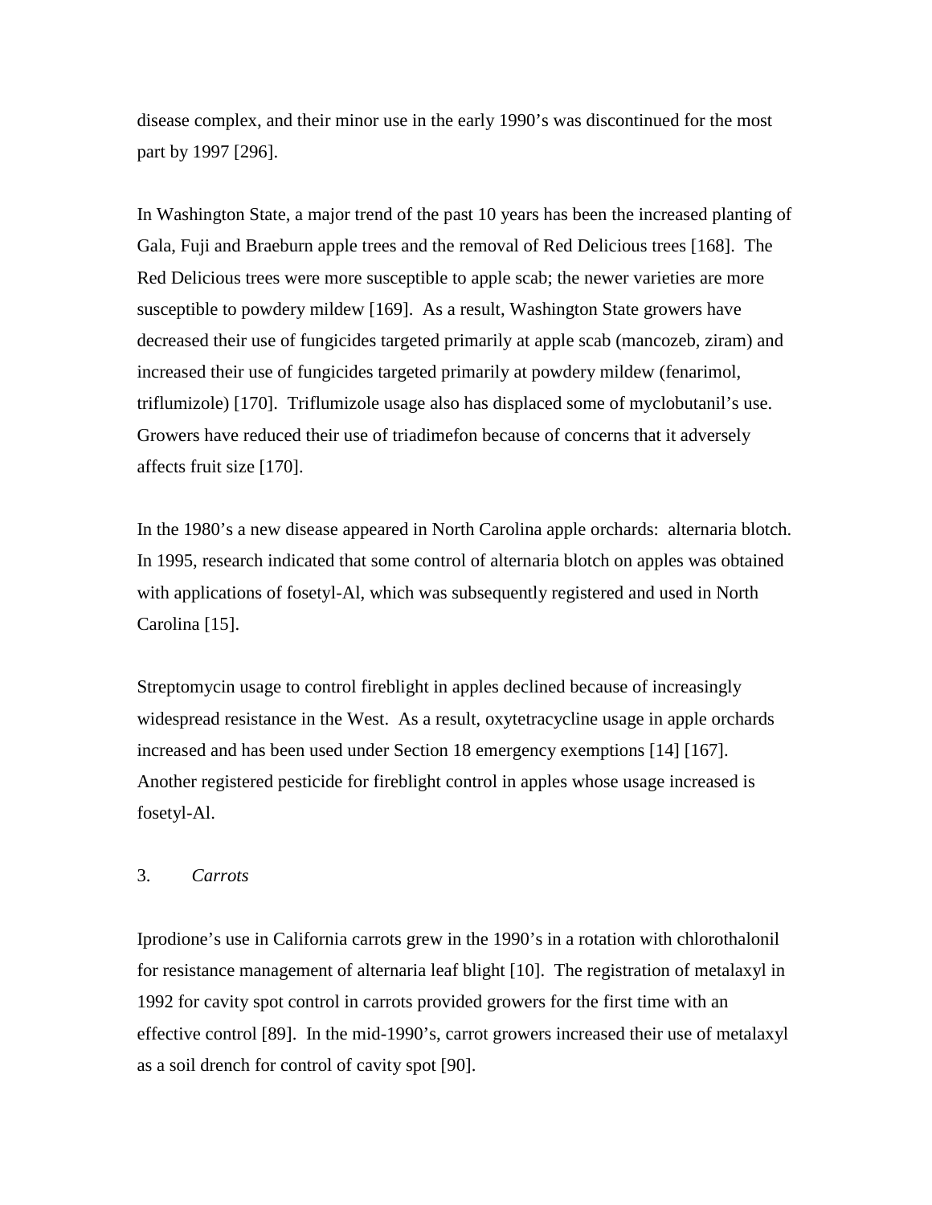disease complex, and their minor use in the early 1990's was discontinued for the most part by 1997 [296].

In Washington State, a major trend of the past 10 years has been the increased planting of Gala, Fuji and Braeburn apple trees and the removal of Red Delicious trees [168]. The Red Delicious trees were more susceptible to apple scab; the newer varieties are more susceptible to powdery mildew [169]. As a result, Washington State growers have decreased their use of fungicides targeted primarily at apple scab (mancozeb, ziram) and increased their use of fungicides targeted primarily at powdery mildew (fenarimol, triflumizole) [170]. Triflumizole usage also has displaced some of myclobutanil's use. Growers have reduced their use of triadimefon because of concerns that it adversely affects fruit size [170].

In the 1980's a new disease appeared in North Carolina apple orchards: alternaria blotch. In 1995, research indicated that some control of alternaria blotch on apples was obtained with applications of fosetyl-Al, which was subsequently registered and used in North Carolina [15].

Streptomycin usage to control fireblight in apples declined because of increasingly widespread resistance in the West. As a result, oxytetracycline usage in apple orchards increased and has been used under Section 18 emergency exemptions [14] [167]. Another registered pesticide for fireblight control in apples whose usage increased is fosetyl-Al.

### 3. *Carrots*

Iprodione's use in California carrots grew in the 1990's in a rotation with chlorothalonil for resistance management of alternaria leaf blight [10]. The registration of metalaxyl in 1992 for cavity spot control in carrots provided growers for the first time with an effective control [89]. In the mid-1990's, carrot growers increased their use of metalaxyl as a soil drench for control of cavity spot [90].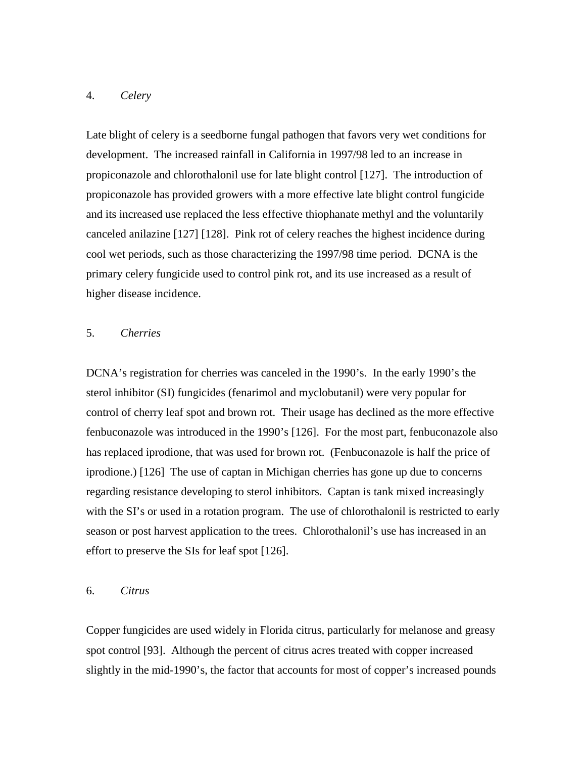### 4. *Celery*

Late blight of celery is a seedborne fungal pathogen that favors very wet conditions for development. The increased rainfall in California in 1997/98 led to an increase in propiconazole and chlorothalonil use for late blight control [127]. The introduction of propiconazole has provided growers with a more effective late blight control fungicide and its increased use replaced the less effective thiophanate methyl and the voluntarily canceled anilazine [127] [128]. Pink rot of celery reaches the highest incidence during cool wet periods, such as those characterizing the 1997/98 time period. DCNA is the primary celery fungicide used to control pink rot, and its use increased as a result of higher disease incidence.

### 5. *Cherries*

DCNA's registration for cherries was canceled in the 1990's. In the early 1990's the sterol inhibitor (SI) fungicides (fenarimol and myclobutanil) were very popular for control of cherry leaf spot and brown rot. Their usage has declined as the more effective fenbuconazole was introduced in the 1990's [126]. For the most part, fenbuconazole also has replaced iprodione, that was used for brown rot. (Fenbuconazole is half the price of iprodione.) [126] The use of captan in Michigan cherries has gone up due to concerns regarding resistance developing to sterol inhibitors. Captan is tank mixed increasingly with the SI's or used in a rotation program. The use of chlorothalonil is restricted to early season or post harvest application to the trees. Chlorothalonil's use has increased in an effort to preserve the SIs for leaf spot [126].

### 6. *Citrus*

Copper fungicides are used widely in Florida citrus, particularly for melanose and greasy spot control [93]. Although the percent of citrus acres treated with copper increased slightly in the mid-1990's, the factor that accounts for most of copper's increased pounds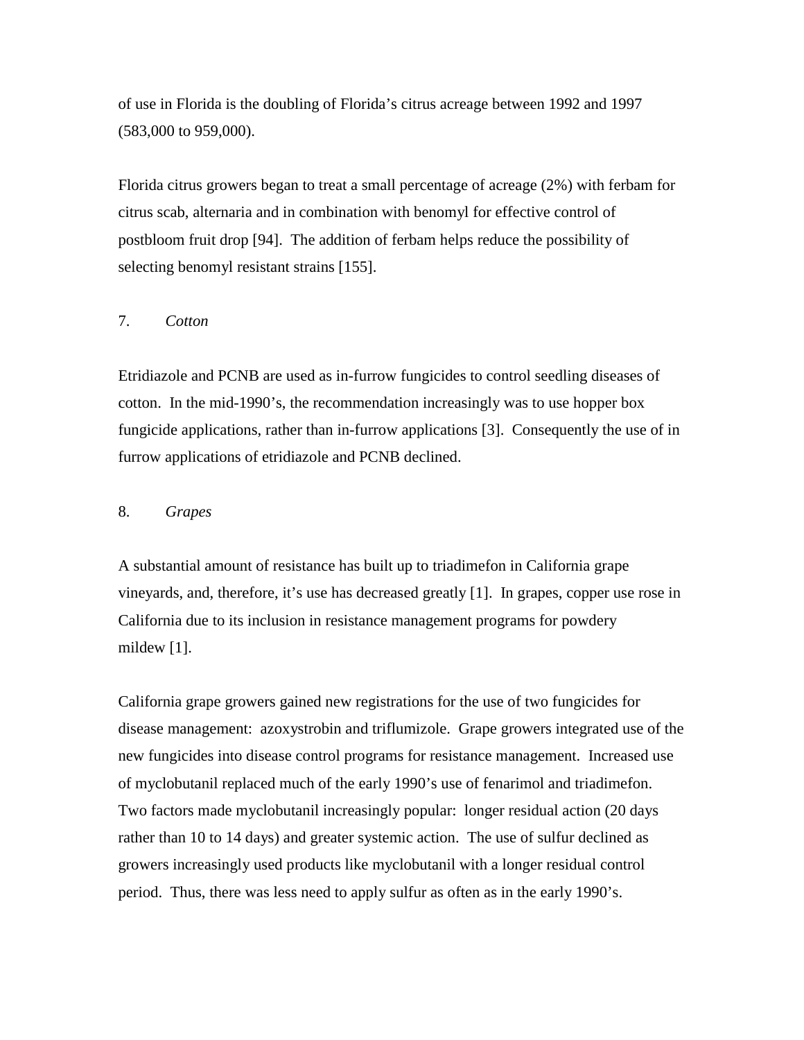of use in Florida is the doubling of Florida's citrus acreage between 1992 and 1997 (583,000 to 959,000).

Florida citrus growers began to treat a small percentage of acreage (2%) with ferbam for citrus scab, alternaria and in combination with benomyl for effective control of postbloom fruit drop [94]. The addition of ferbam helps reduce the possibility of selecting benomyl resistant strains [155].

### 7. *Cotton*

Etridiazole and PCNB are used as in-furrow fungicides to control seedling diseases of cotton. In the mid-1990's, the recommendation increasingly was to use hopper box fungicide applications, rather than in-furrow applications [3]. Consequently the use of in furrow applications of etridiazole and PCNB declined.

### 8. *Grapes*

A substantial amount of resistance has built up to triadimefon in California grape vineyards, and, therefore, it's use has decreased greatly [1]. In grapes, copper use rose in California due to its inclusion in resistance management programs for powdery mildew [1].

California grape growers gained new registrations for the use of two fungicides for disease management: azoxystrobin and triflumizole. Grape growers integrated use of the new fungicides into disease control programs for resistance management. Increased use of myclobutanil replaced much of the early 1990's use of fenarimol and triadimefon. Two factors made myclobutanil increasingly popular: longer residual action (20 days rather than 10 to 14 days) and greater systemic action. The use of sulfur declined as growers increasingly used products like myclobutanil with a longer residual control period. Thus, there was less need to apply sulfur as often as in the early 1990's.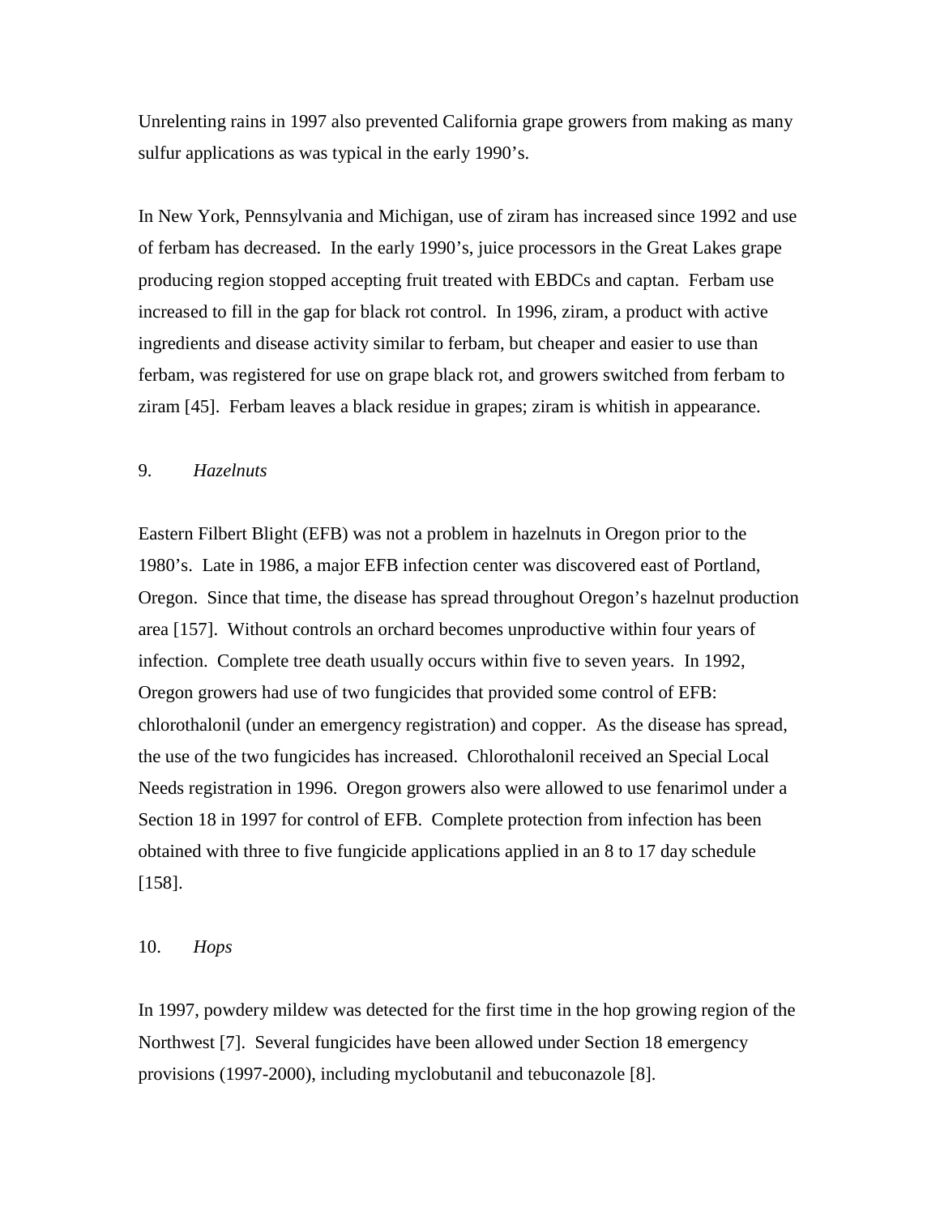Unrelenting rains in 1997 also prevented California grape growers from making as many sulfur applications as was typical in the early 1990's.

In New York, Pennsylvania and Michigan, use of ziram has increased since 1992 and use of ferbam has decreased. In the early 1990's, juice processors in the Great Lakes grape producing region stopped accepting fruit treated with EBDCs and captan. Ferbam use increased to fill in the gap for black rot control. In 1996, ziram, a product with active ingredients and disease activity similar to ferbam, but cheaper and easier to use than ferbam, was registered for use on grape black rot, and growers switched from ferbam to ziram [45]. Ferbam leaves a black residue in grapes; ziram is whitish in appearance.

9. *Hazelnuts*

Eastern Filbert Blight (EFB) was not a problem in hazelnuts in Oregon prior to the 1980's. Late in 1986, a major EFB infection center was discovered east of Portland, Oregon. Since that time, the disease has spread throughout Oregon's hazelnut production area [157]. Without controls an orchard becomes unproductive within four years of infection. Complete tree death usually occurs within five to seven years. In 1992, Oregon growers had use of two fungicides that provided some control of EFB: chlorothalonil (under an emergency registration) and copper. As the disease has spread, the use of the two fungicides has increased. Chlorothalonil received an Special Local Needs registration in 1996. Oregon growers also were allowed to use fenarimol under a Section 18 in 1997 for control of EFB. Complete protection from infection has been obtained with three to five fungicide applications applied in an 8 to 17 day schedule [158].

10. *Hops*

In 1997, powdery mildew was detected for the first time in the hop growing region of the Northwest [7]. Several fungicides have been allowed under Section 18 emergency provisions (1997-2000), including myclobutanil and tebuconazole [8].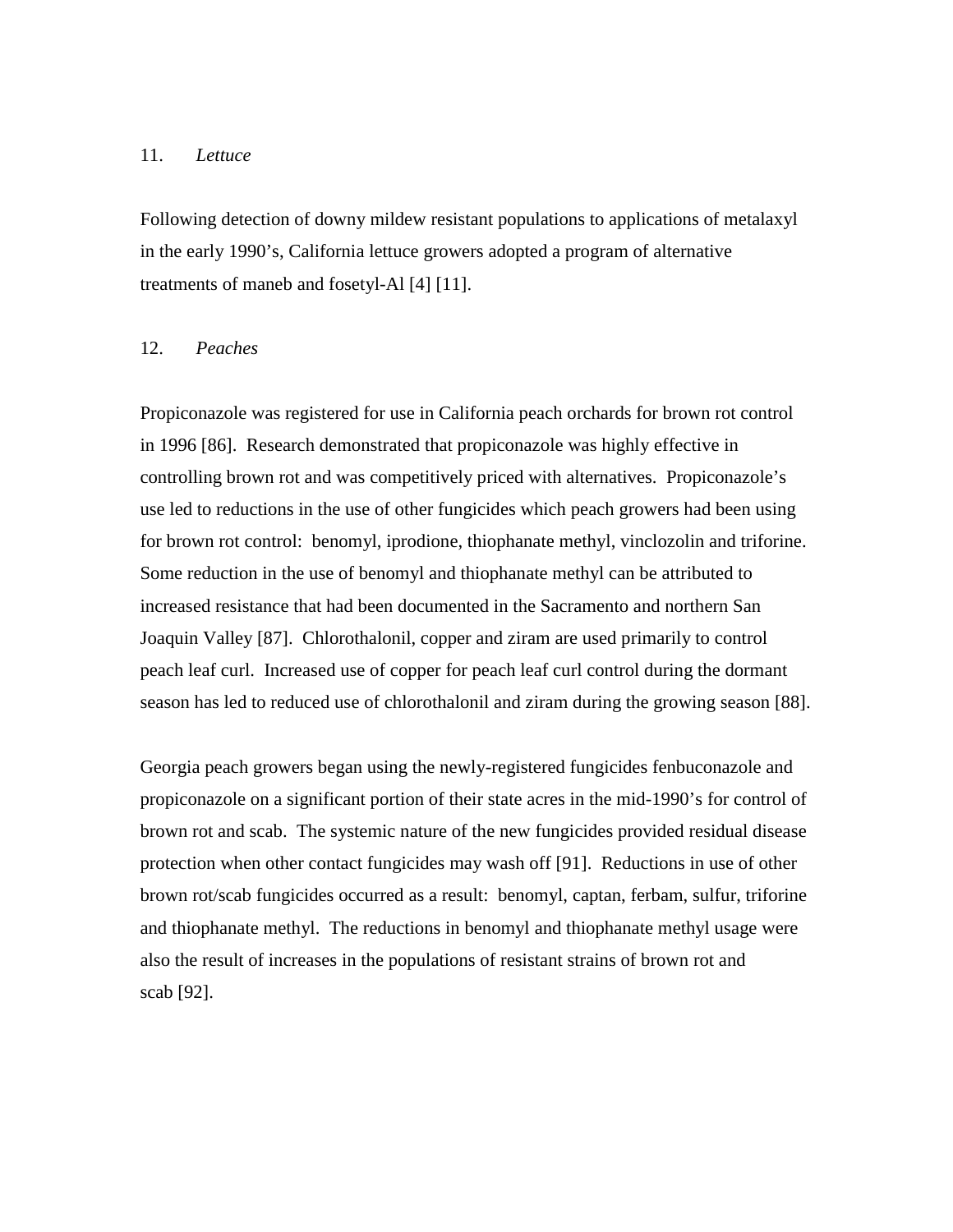### 11. *Lettuce*

Following detection of downy mildew resistant populations to applications of metalaxyl in the early 1990's, California lettuce growers adopted a program of alternative treatments of maneb and fosetyl-Al [4] [11].

### 12. *Peaches*

Propiconazole was registered for use in California peach orchards for brown rot control in 1996 [86]. Research demonstrated that propiconazole was highly effective in controlling brown rot and was competitively priced with alternatives. Propiconazole's use led to reductions in the use of other fungicides which peach growers had been using for brown rot control: benomyl, iprodione, thiophanate methyl, vinclozolin and triforine. Some reduction in the use of benomyl and thiophanate methyl can be attributed to increased resistance that had been documented in the Sacramento and northern San Joaquin Valley [87]. Chlorothalonil, copper and ziram are used primarily to control peach leaf curl. Increased use of copper for peach leaf curl control during the dormant season has led to reduced use of chlorothalonil and ziram during the growing season [88].

Georgia peach growers began using the newly-registered fungicides fenbuconazole and propiconazole on a significant portion of their state acres in the mid-1990's for control of brown rot and scab. The systemic nature of the new fungicides provided residual disease protection when other contact fungicides may wash off [91]. Reductions in use of other brown rot/scab fungicides occurred as a result: benomyl, captan, ferbam, sulfur, triforine and thiophanate methyl. The reductions in benomyl and thiophanate methyl usage were also the result of increases in the populations of resistant strains of brown rot and scab [92].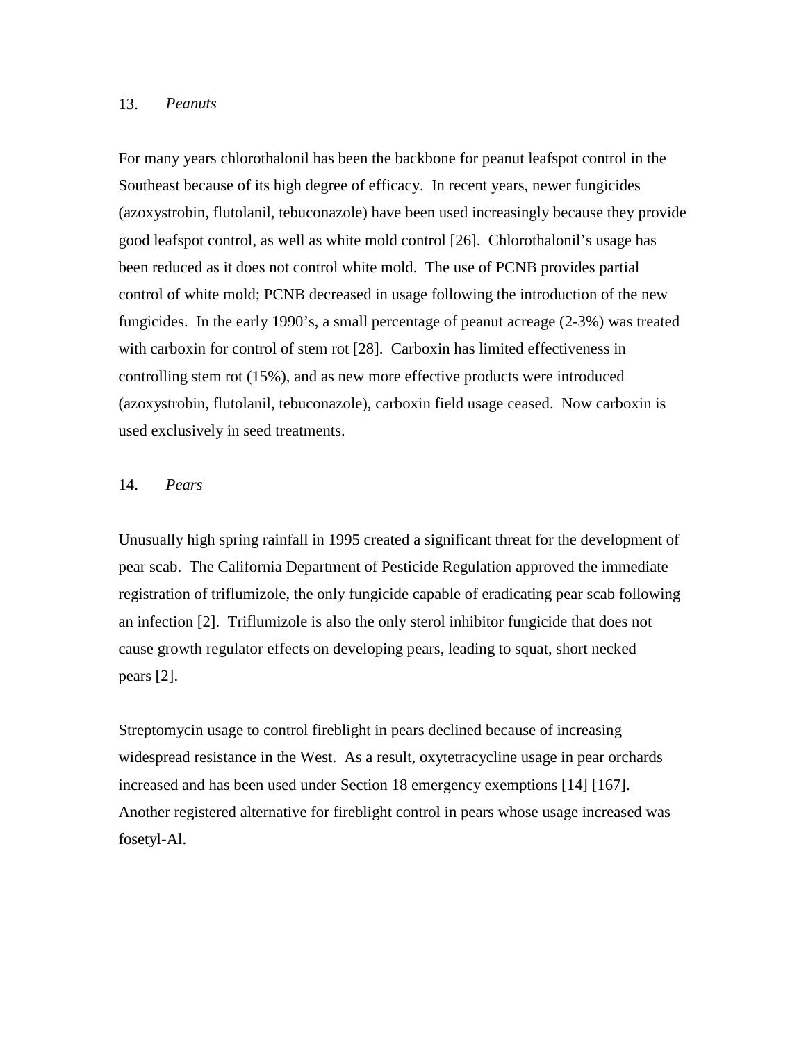### 13. *Peanuts*

For many years chlorothalonil has been the backbone for peanut leafspot control in the Southeast because of its high degree of efficacy. In recent years, newer fungicides (azoxystrobin, flutolanil, tebuconazole) have been used increasingly because they provide good leafspot control, as well as white mold control [26]. Chlorothalonil's usage has been reduced as it does not control white mold. The use of PCNB provides partial control of white mold; PCNB decreased in usage following the introduction of the new fungicides. In the early 1990's, a small percentage of peanut acreage (2-3%) was treated with carboxin for control of stem rot [28]. Carboxin has limited effectiveness in controlling stem rot (15%), and as new more effective products were introduced (azoxystrobin, flutolanil, tebuconazole), carboxin field usage ceased. Now carboxin is used exclusively in seed treatments.

### 14. *Pears*

Unusually high spring rainfall in 1995 created a significant threat for the development of pear scab. The California Department of Pesticide Regulation approved the immediate registration of triflumizole, the only fungicide capable of eradicating pear scab following an infection [2]. Triflumizole is also the only sterol inhibitor fungicide that does not cause growth regulator effects on developing pears, leading to squat, short necked pears [2].

Streptomycin usage to control fireblight in pears declined because of increasing widespread resistance in the West. As a result, oxytetracycline usage in pear orchards increased and has been used under Section 18 emergency exemptions [14] [167]. Another registered alternative for fireblight control in pears whose usage increased was fosetyl-Al.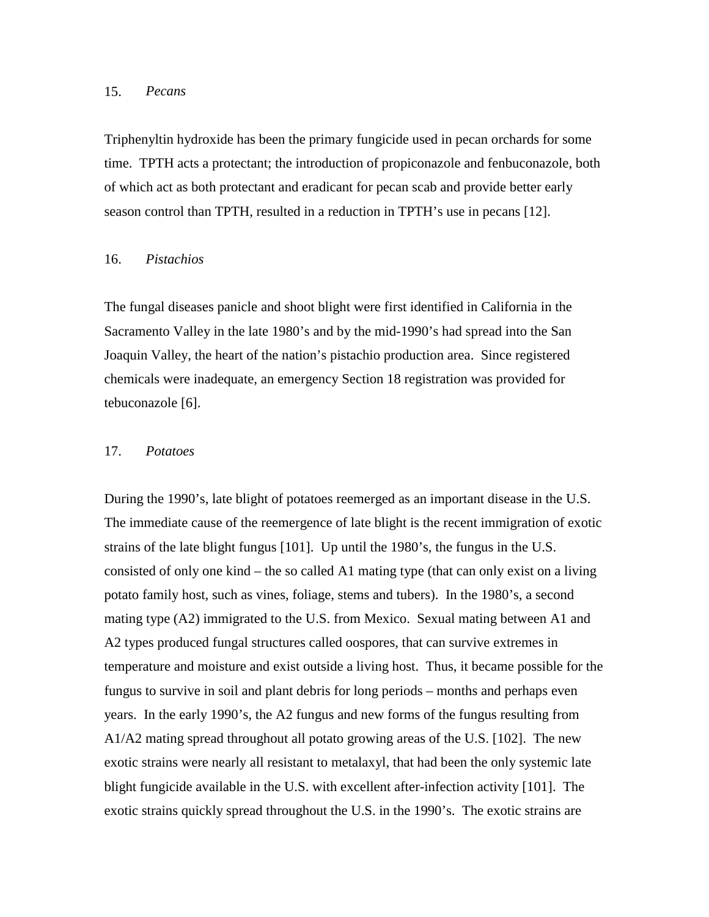### 15. *Pecans*

Triphenyltin hydroxide has been the primary fungicide used in pecan orchards for some time. TPTH acts a protectant; the introduction of propiconazole and fenbuconazole, both of which act as both protectant and eradicant for pecan scab and provide better early season control than TPTH, resulted in a reduction in TPTH's use in pecans [12].

### 16. *Pistachios*

The fungal diseases panicle and shoot blight were first identified in California in the Sacramento Valley in the late 1980's and by the mid-1990's had spread into the San Joaquin Valley, the heart of the nation's pistachio production area. Since registered chemicals were inadequate, an emergency Section 18 registration was provided for tebuconazole [6].

### 17. *Potatoes*

During the 1990's, late blight of potatoes reemerged as an important disease in the U.S. The immediate cause of the reemergence of late blight is the recent immigration of exotic strains of the late blight fungus [101]. Up until the 1980's, the fungus in the U.S. consisted of only one kind – the so called A1 mating type (that can only exist on a living potato family host, such as vines, foliage, stems and tubers). In the 1980's, a second mating type (A2) immigrated to the U.S. from Mexico. Sexual mating between A1 and A2 types produced fungal structures called oospores, that can survive extremes in temperature and moisture and exist outside a living host. Thus, it became possible for the fungus to survive in soil and plant debris for long periods – months and perhaps even years. In the early 1990's, the A2 fungus and new forms of the fungus resulting from A1/A2 mating spread throughout all potato growing areas of the U.S. [102]. The new exotic strains were nearly all resistant to metalaxyl, that had been the only systemic late blight fungicide available in the U.S. with excellent after-infection activity [101]. The exotic strains quickly spread throughout the U.S. in the 1990's. The exotic strains are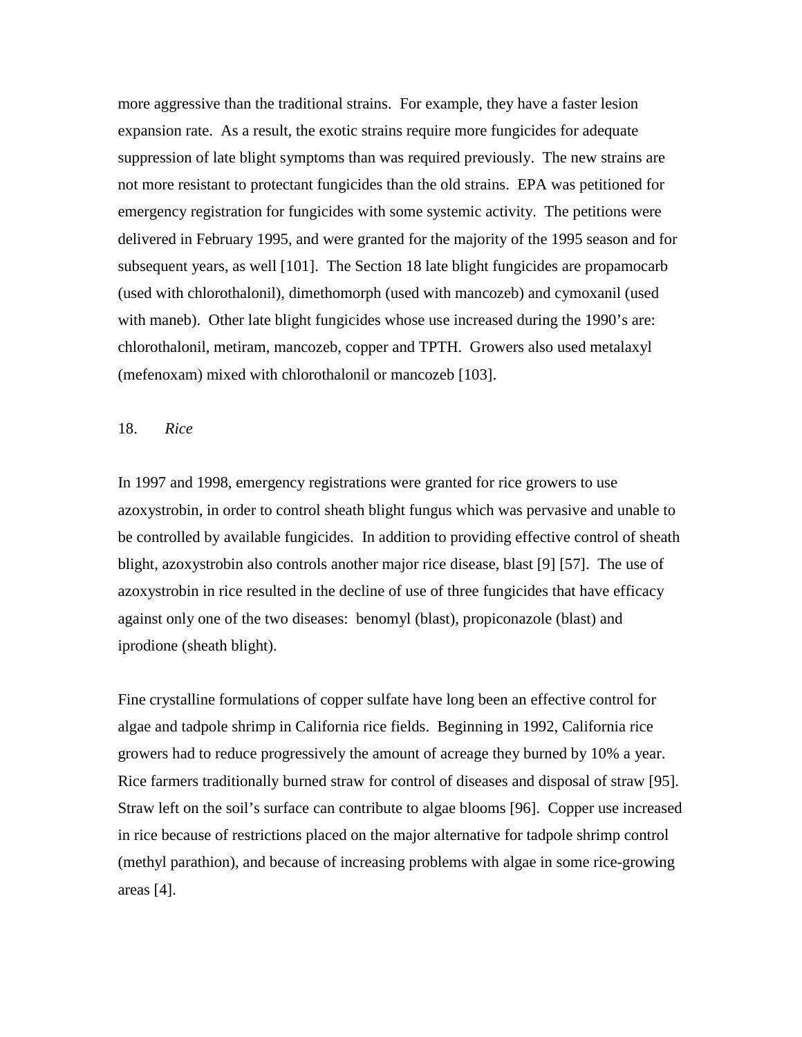more aggressive than the traditional strains. For example, they have a faster lesion expansion rate. As a result, the exotic strains require more fungicides for adequate suppression of late blight symptoms than was required previously. The new strains are not more resistant to protectant fungicides than the old strains. EPA was petitioned for emergency registration for fungicides with some systemic activity. The petitions were delivered in February 1995, and were granted for the majority of the 1995 season and for subsequent years, as well [101]. The Section 18 late blight fungicides are propamocarb (used with chlorothalonil), dimethomorph (used with mancozeb) and cymoxanil (used with maneb). Other late blight fungicides whose use increased during the 1990's are: chlorothalonil, metiram, mancozeb, copper and TPTH. Growers also used metalaxyl (mefenoxam) mixed with chlorothalonil or mancozeb [103].

### 18. *Rice*

In 1997 and 1998, emergency registrations were granted for rice growers to use azoxystrobin, in order to control sheath blight fungus which was pervasive and unable to be controlled by available fungicides. In addition to providing effective control of sheath blight, azoxystrobin also controls another major rice disease, blast [9] [57]. The use of azoxystrobin in rice resulted in the decline of use of three fungicides that have efficacy against only one of the two diseases: benomyl (blast), propiconazole (blast) and iprodione (sheath blight).

Fine crystalline formulations of copper sulfate have long been an effective control for algae and tadpole shrimp in California rice fields. Beginning in 1992, California rice growers had to reduce progressively the amount of acreage they burned by 10% a year. Rice farmers traditionally burned straw for control of diseases and disposal of straw [95]. Straw left on the soil's surface can contribute to algae blooms [96]. Copper use increased in rice because of restrictions placed on the major alternative for tadpole shrimp control (methyl parathion), and because of increasing problems with algae in some rice-growing areas [4].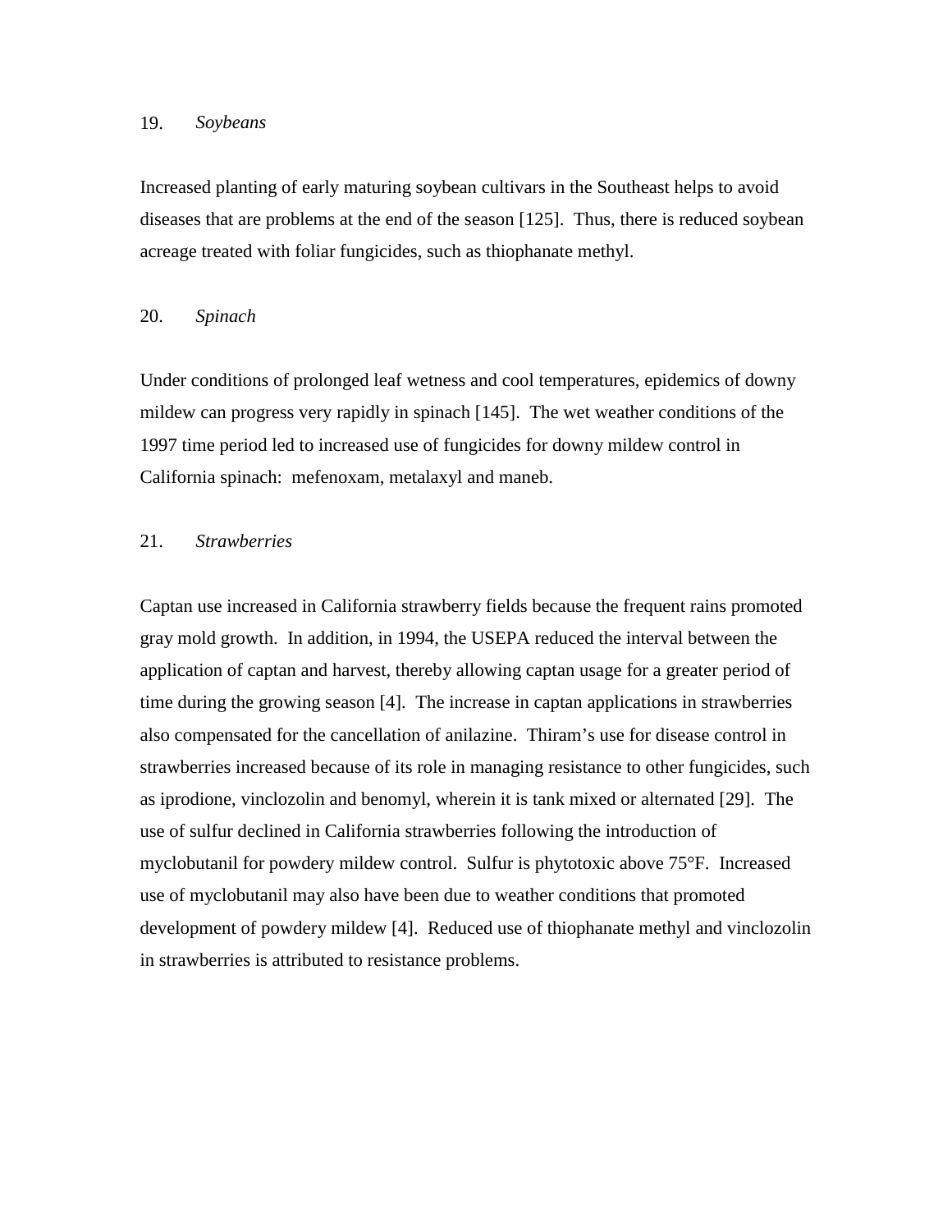19. *Soybeans*

Increased planting of early maturing soybean cultivars in the Southeast helps to avoid diseases that are problems at the end of the season [125]. Thus, there is reduced soybean acreage treated with foliar fungicides, such as thiophanate methyl.

20. *Spinach*

Under conditions of prolonged leaf wetness and cool temperatures, epidemics of downy mildew can progress very rapidly in spinach [145]. The wet weather conditions of the 1997 time period led to increased use of fungicides for downy mildew control in California spinach: mefenoxam, metalaxyl and maneb.

21. *Strawberries*

Captan use increased in California strawberry fields because the frequent rains promoted gray mold growth. In addition, in 1994, the USEPA reduced the interval between the application of captan and harvest, thereby allowing captan usage for a greater period of time during the growing season [4]. The increase in captan applications in strawberries also compensated for the cancellation of anilazine. Thiram's use for disease control in strawberries increased because of its role in managing resistance to other fungicides, such as iprodione, vinclozolin and benomyl, wherein it is tank mixed or alternated [29]. The use of sulfur declined in California strawberries following the introduction of myclobutanil for powdery mildew control. Sulfur is phytotoxic above 75°F. Increased use of myclobutanil may also have been due to weather conditions that promoted development of powdery mildew [4]. Reduced use of thiophanate methyl and vinclozolin in strawberries is attributed to resistance problems.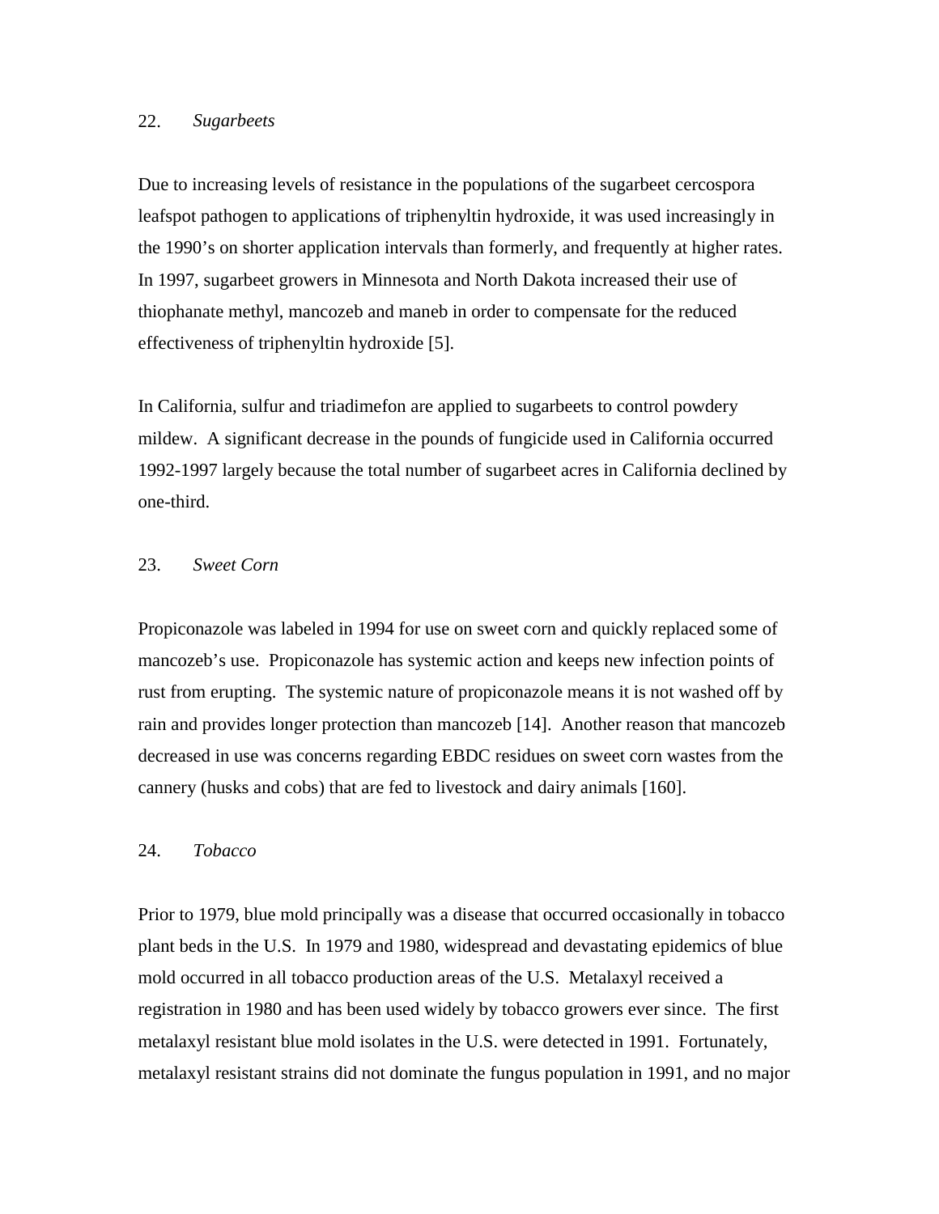### 22. *Sugarbeets*

Due to increasing levels of resistance in the populations of the sugarbeet cercospora leafspot pathogen to applications of triphenyltin hydroxide, it was used increasingly in the 1990's on shorter application intervals than formerly, and frequently at higher rates. In 1997, sugarbeet growers in Minnesota and North Dakota increased their use of thiophanate methyl, mancozeb and maneb in order to compensate for the reduced effectiveness of triphenyltin hydroxide [5].

In California, sulfur and triadimefon are applied to sugarbeets to control powdery mildew. A significant decrease in the pounds of fungicide used in California occurred 1992-1997 largely because the total number of sugarbeet acres in California declined by one-third.

### 23. *Sweet Corn*

Propiconazole was labeled in 1994 for use on sweet corn and quickly replaced some of mancozeb's use. Propiconazole has systemic action and keeps new infection points of rust from erupting. The systemic nature of propiconazole means it is not washed off by rain and provides longer protection than mancozeb [14]. Another reason that mancozeb decreased in use was concerns regarding EBDC residues on sweet corn wastes from the cannery (husks and cobs) that are fed to livestock and dairy animals [160].

### 24. *Tobacco*

Prior to 1979, blue mold principally was a disease that occurred occasionally in tobacco plant beds in the U.S. In 1979 and 1980, widespread and devastating epidemics of blue mold occurred in all tobacco production areas of the U.S. Metalaxyl received a registration in 1980 and has been used widely by tobacco growers ever since. The first metalaxyl resistant blue mold isolates in the U.S. were detected in 1991. Fortunately, metalaxyl resistant strains did not dominate the fungus population in 1991, and no major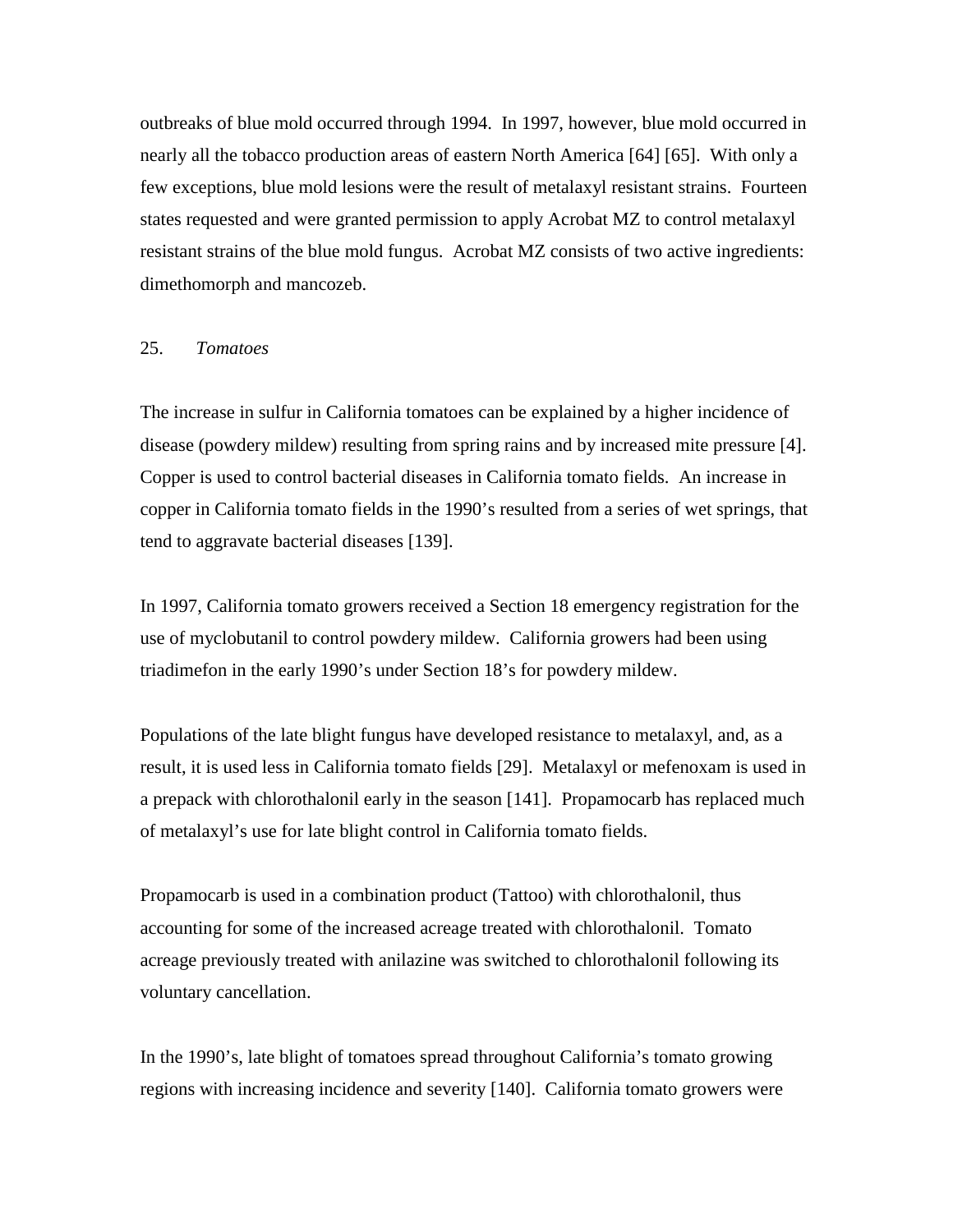outbreaks of blue mold occurred through 1994. In 1997, however, blue mold occurred in nearly all the tobacco production areas of eastern North America [64] [65]. With only a few exceptions, blue mold lesions were the result of metalaxyl resistant strains. Fourteen states requested and were granted permission to apply Acrobat MZ to control metalaxyl resistant strains of the blue mold fungus. Acrobat MZ consists of two active ingredients: dimethomorph and mancozeb.

### 25. *Tomatoes*

The increase in sulfur in California tomatoes can be explained by a higher incidence of disease (powdery mildew) resulting from spring rains and by increased mite pressure [4]. Copper is used to control bacterial diseases in California tomato fields. An increase in copper in California tomato fields in the 1990's resulted from a series of wet springs, that tend to aggravate bacterial diseases [139].

In 1997, California tomato growers received a Section 18 emergency registration for the use of myclobutanil to control powdery mildew. California growers had been using triadimefon in the early 1990's under Section 18's for powdery mildew.

Populations of the late blight fungus have developed resistance to metalaxyl, and, as a result, it is used less in California tomato fields [29]. Metalaxyl or mefenoxam is used in a prepack with chlorothalonil early in the season [141]. Propamocarb has replaced much of metalaxyl's use for late blight control in California tomato fields.

Propamocarb is used in a combination product (Tattoo) with chlorothalonil, thus accounting for some of the increased acreage treated with chlorothalonil. Tomato acreage previously treated with anilazine was switched to chlorothalonil following its voluntary cancellation.

In the 1990's, late blight of tomatoes spread throughout California's tomato growing regions with increasing incidence and severity [140]. California tomato growers were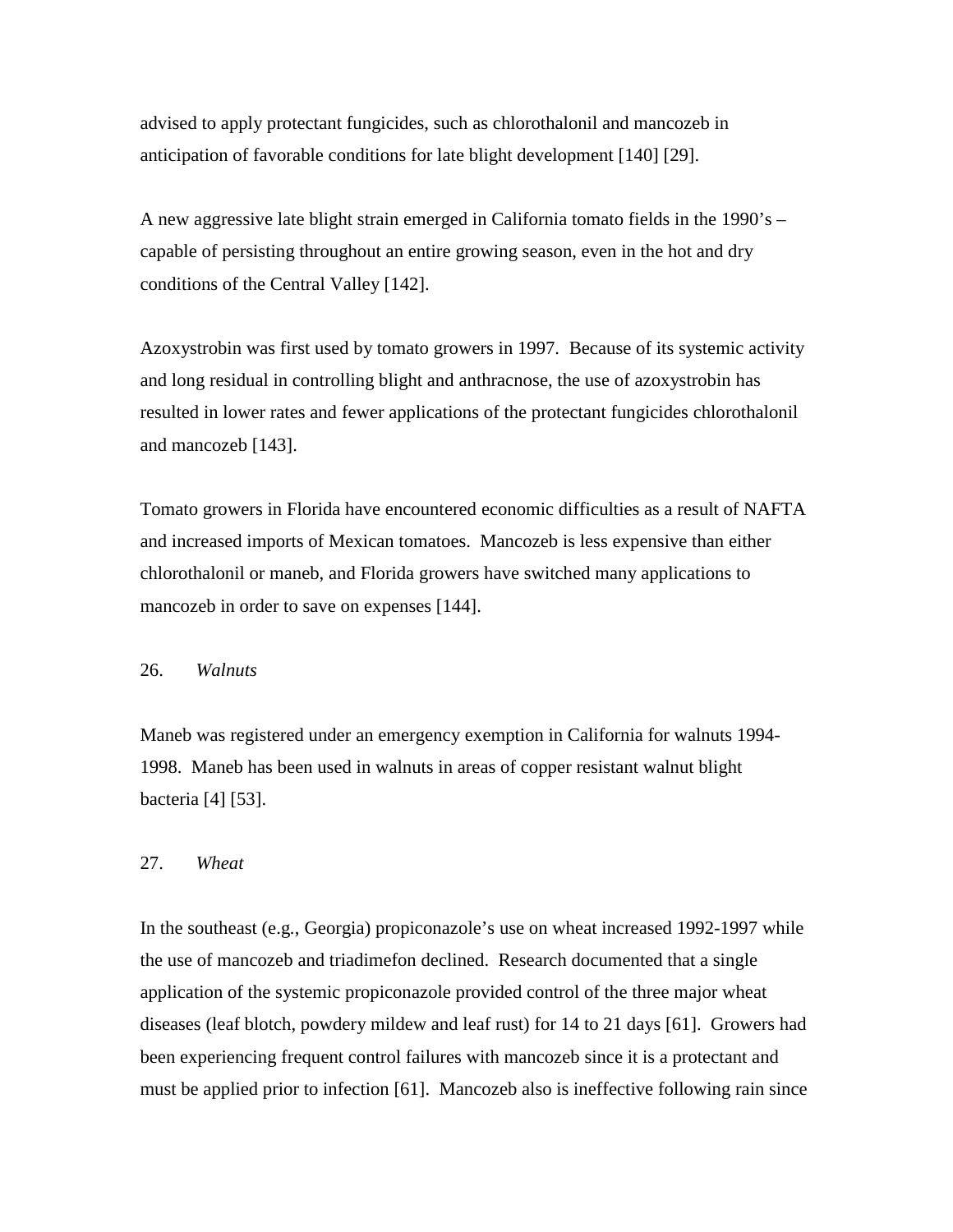advised to apply protectant fungicides, such as chlorothalonil and mancozeb in anticipation of favorable conditions for late blight development [140] [29].

A new aggressive late blight strain emerged in California tomato fields in the 1990's – capable of persisting throughout an entire growing season, even in the hot and dry conditions of the Central Valley [142].

Azoxystrobin was first used by tomato growers in 1997. Because of its systemic activity and long residual in controlling blight and anthracnose, the use of azoxystrobin has resulted in lower rates and fewer applications of the protectant fungicides chlorothalonil and mancozeb [143].

Tomato growers in Florida have encountered economic difficulties as a result of NAFTA and increased imports of Mexican tomatoes. Mancozeb is less expensive than either chlorothalonil or maneb, and Florida growers have switched many applications to mancozeb in order to save on expenses [144].

### 26. *Walnuts*

Maneb was registered under an emergency exemption in California for walnuts 1994-1998. Maneb has been used in walnuts in areas of copper resistant walnut blight bacteria [4] [53].

### 27. *Wheat*

In the southeast (e.g., Georgia) propiconazole's use on wheat increased 1992-1997 while the use of mancozeb and triadimefon declined. Research documented that a single application of the systemic propiconazole provided control of the three major wheat diseases (leaf blotch, powdery mildew and leaf rust) for 14 to 21 days [61]. Growers had been experiencing frequent control failures with mancozeb since it is a protectant and must be applied prior to infection [61]. Mancozeb also is ineffective following rain since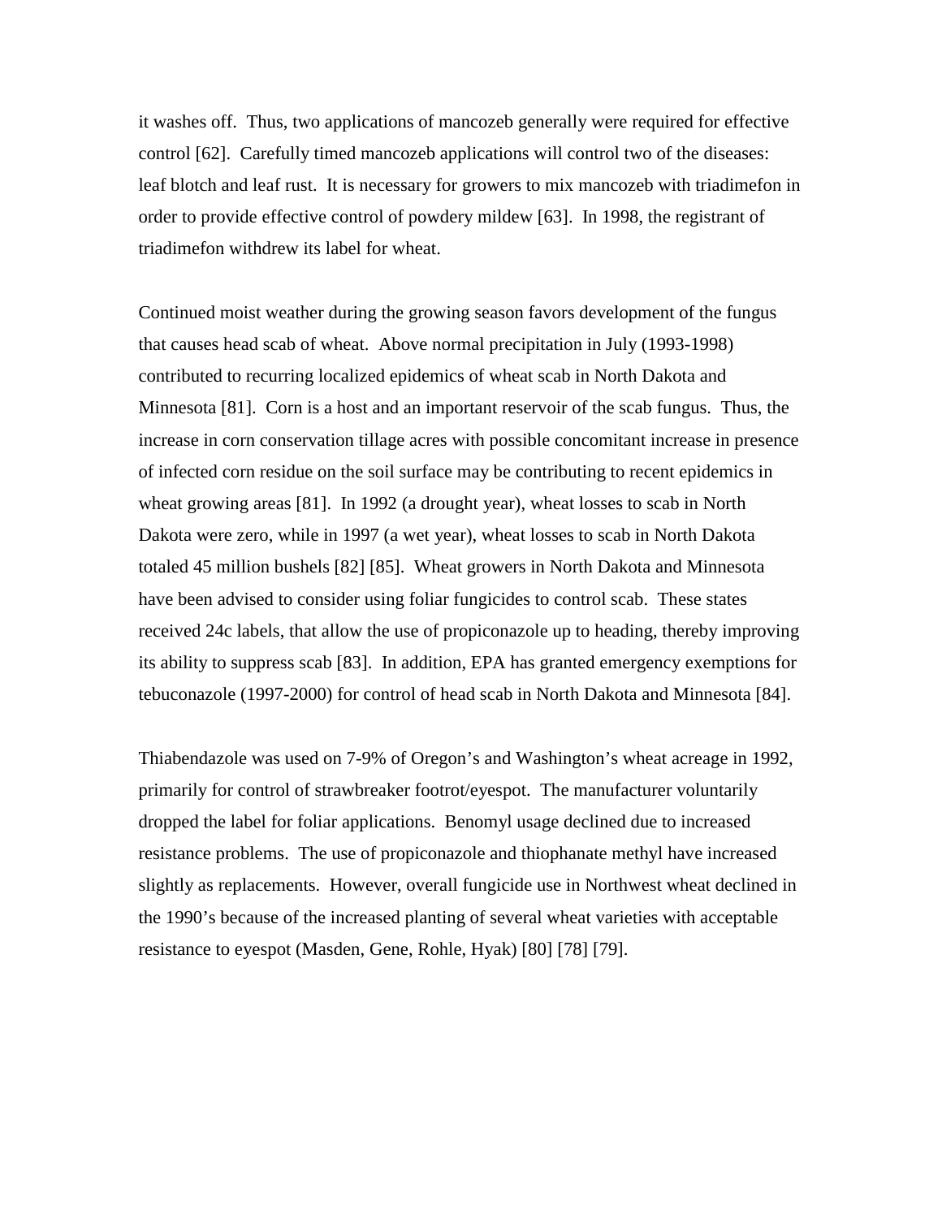it washes off. Thus, two applications of mancozeb generally were required for effective control [62]. Carefully timed mancozeb applications will control two of the diseases: leaf blotch and leaf rust. It is necessary for growers to mix mancozeb with triadimefon in order to provide effective control of powdery mildew [63]. In 1998, the registrant of triadimefon withdrew its label for wheat.

Continued moist weather during the growing season favors development of the fungus that causes head scab of wheat. Above normal precipitation in July (1993-1998) contributed to recurring localized epidemics of wheat scab in North Dakota and Minnesota [81]. Corn is a host and an important reservoir of the scab fungus. Thus, the increase in corn conservation tillage acres with possible concomitant increase in presence of infected corn residue on the soil surface may be contributing to recent epidemics in wheat growing areas [81]. In 1992 (a drought year), wheat losses to scab in North Dakota were zero, while in 1997 (a wet year), wheat losses to scab in North Dakota totaled 45 million bushels [82] [85]. Wheat growers in North Dakota and Minnesota have been advised to consider using foliar fungicides to control scab. These states received 24c labels, that allow the use of propiconazole up to heading, thereby improving its ability to suppress scab [83]. In addition, EPA has granted emergency exemptions for tebuconazole (1997-2000) for control of head scab in North Dakota and Minnesota [84].

Thiabendazole was used on 7-9% of Oregon's and Washington's wheat acreage in 1992, primarily for control of strawbreaker footrot/eyespot. The manufacturer voluntarily dropped the label for foliar applications. Benomyl usage declined due to increased resistance problems. The use of propiconazole and thiophanate methyl have increased slightly as replacements. However, overall fungicide use in Northwest wheat declined in the 1990's because of the increased planting of several wheat varieties with acceptable resistance to eyespot (Masden, Gene, Rohle, Hyak) [80] [78] [79].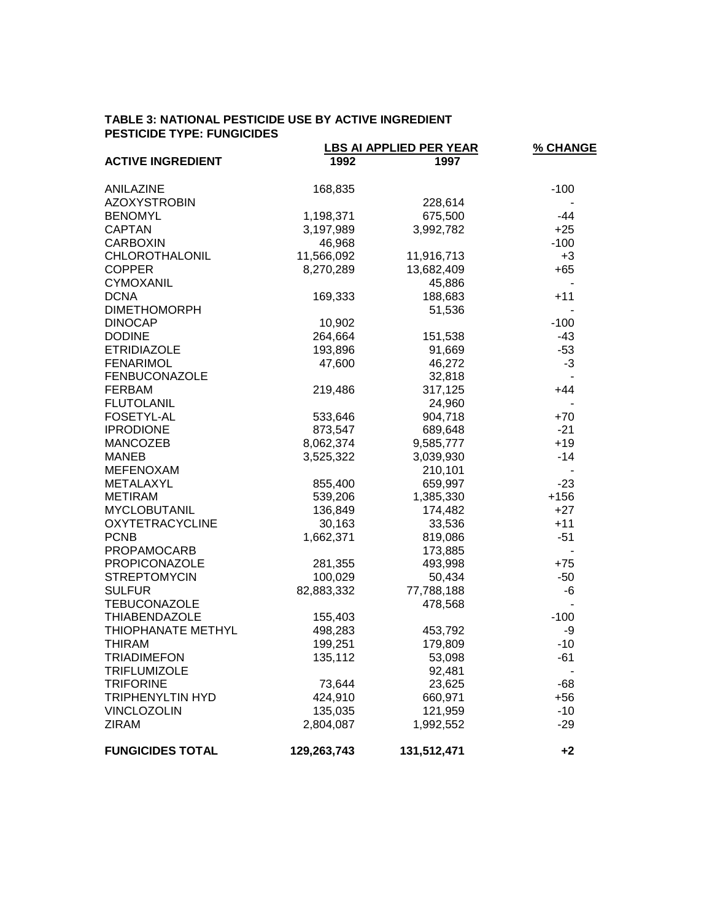**TABLE 3: NATIONAL PESTICIDE USE BY ACTIVE INGREDIENT**
**PESTICIDE TYPE: FUNGICIDES**

| ACTIVE INGREDIENT | LBS AI APPLIED PER YEAR | | % CHANGE |
|---|---|---|---|
| | 1992 | 1997 | |
| ANILAZINE | 168,835 | | -100 |
| AZOXYSTROBIN | | 228,614 | - |
| BENOMYL | 1,198,371 | 675,500 | -44 |
| CAPTAN | 3,197,989 | 3,992,782 | +25 |
| CARBOXIN | 46,968 | | -100 |
| CHLOROTHALONIL | 11,566,092 | 11,916,713 | +3 |
| COPPER | 8,270,289 | 13,682,409 | +65 |
| CYMOXANIL | | 45,886 | - |
| DCNA | 169,333 | 188,683 | +11 |
| DIMETHOMORPH | | 51,536 | - |
| DINOCAP | 10,902 | | -100 |
| DODINE | 264,664 | 151,538 | -43 |
| ETRIDIAZOLE | 193,896 | 91,669 | -53 |
| FENARIMOL | 47,600 | 46,272 | -3 |
| FENBUCONAZOLE | | 32,818 | - |
| FERBAM | 219,486 | 317,125 | +44 |
| FLUTOLANIL | | 24,960 | - |
| FOSETYL-AL | 533,646 | 904,718 | +70 |
| IPRODIONE | 873,547 | 689,648 | -21 |
| MANCOZEB | 8,062,374 | 9,585,777 | +19 |
| MANEB | 3,525,322 | 3,039,930 | -14 |
| MEFENOXAM | | 210,101 | - |
| METALAXYL | 855,400 | 659,997 | -23 |
| METIRAM | 539,206 | 1,385,330 | +156 |
| MYCLOBUTANIL | 136,849 | 174,482 | +27 |
| OXYTETRACYCLINE | 30,163 | 33,536 | +11 |
| PCNB | 1,662,371 | 819,086 | -51 |
| PROPAMOCARB | | 173,885 | - |
| PROPICONAZOLE | 281,355 | 493,998 | +75 |
| STREPTOMYCIN | 100,029 | 50,434 | -50 |
| SULFUR | 82,883,332 | 77,788,188 | -6 |
| TEBUCONAZOLE | | 478,568 | - |
| THIABENDAZOLE | 155,403 | | -100 |
| THIOPHANATE METHYL | 498,283 | 453,792 | -9 |
| THIRAM | 199,251 | 179,809 | -10 |
| TRIADIMEFON | 135,112 | 53,098 | -61 |
| TRIFLUMIZOLE | | 92,481 | - |
| TRIFORINE | 73,644 | 23,625 | -68 |
| TRIPHENYLTIN HYD | 424,910 | 660,971 | +56 |
| VINCLOZOLIN | 135,035 | 121,959 | -10 |
| ZIRAM | 2,804,087 | 1,992,552 | -29 |
| **FUNGICIDES TOTAL** | **129,263,743** | **131,512,471** | **+2** |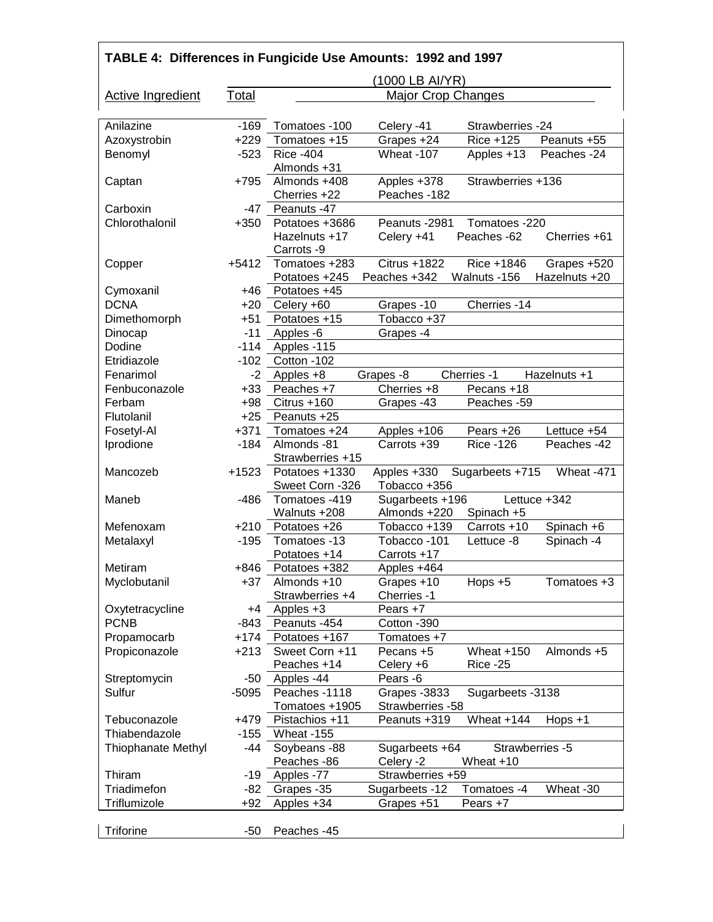## TABLE 4: Differences in Fungicide Use Amounts: 1992 and 1997

| Active Ingredient | Total | Major Crop Changes (1000 LB AI/YR) |
|---|---|---|
| Anilazine | -169 | Tomatoes -100, Celery -41, Strawberries -24 |
| Azoxystrobin | +229 | Tomatoes +15, Grapes +24, Rice +125, Peanuts +55 |
| Benomyl | -523 | Rice -404, Wheat -107, Apples +13, Peaches -24, Almonds +31 |
| Captan | +795 | Almonds +408, Apples +378, Strawberries +136, Cherries +22, Peaches -182 |
| Carboxin | -47 | Peanuts -47 |
| Chlorothalonil | +350 | Potatoes +3686, Peanuts -2981, Tomatoes -220, Hazelnuts +17, Celery +41, Peaches -62, Cherries +61, Carrots -9 |
| Copper | +5412 | Tomatoes +283, Citrus +1822, Rice +1846, Grapes +520, Potatoes +245, Peaches +342, Walnuts -156, Hazelnuts +20 |
| Cymoxanil | +46 | Potatoes +45 |
| DCNA | +20 | Celery +60, Grapes -10, Cherries -14 |
| Dimethomorph | +51 | Potatoes +15, Tobacco +37 |
| Dinocap | -11 | Apples -6, Grapes -4 |
| Dodine | -114 | Apples -115 |
| Etridiazole | -102 | Cotton -102 |
| Fenarimol | -2 | Apples +8, Grapes -8, Cherries -1, Hazelnuts +1 |
| Fenbuconazole | +33 | Peaches +7, Cherries +8, Pecans +18 |
| Ferbam | +98 | Citrus +160, Grapes -43, Peaches -59 |
| Flutolanil | +25 | Peanuts +25 |
| Fosetyl-Al | +371 | Tomatoes +24, Apples +106, Pears +26, Lettuce +54 |
| Iprodione | -184 | Almonds -81, Carrots +39, Rice -126, Peaches -42, Strawberries +15 |
| Mancozeb | +1523 | Potatoes +1330, Apples +330, Sugarbeets +715, Wheat -471, Sweet Corn -326, Tobacco +356 |
| Maneb | -486 | Tomatoes -419, Sugarbeets +196, Lettuce +342, Walnuts +208, Almonds +220, Spinach +5 |
| Mefenoxam | +210 | Potatoes +26, Tobacco +139, Carrots +10, Spinach +6 |
| Metalaxyl | -195 | Tomatoes -13, Tobacco -101, Lettuce -8, Spinach -4, Potatoes +14, Carrots +17 |
| Metiram | +846 | Potatoes +382, Apples +464 |
| Myclobutanil | +37 | Almonds +10, Grapes +10, Hops +5, Tomatoes +3, Strawberries +4, Cherries -1 |
| Oxytetracycline | +4 | Apples +3, Pears +7 |
| PCNB | -843 | Peanuts -454, Cotton -390 |
| Propamocarb | +174 | Potatoes +167, Tomatoes +7 |
| Propiconazole | +213 | Sweet Corn +11, Pecans +5, Wheat +150, Almonds +5, Peaches +14, Celery +6, Rice -25 |
| Streptomycin | -50 | Apples -44, Pears -6 |
| Sulfur | -5095 | Peaches -1118, Grapes -3833, Sugarbeets -3138, Tomatoes +1905, Strawberries -58 |
| Tebuconazole | +479 | Pistachios +11, Peanuts +319, Wheat +144, Hops +1 |
| Thiabendazole | -155 | Wheat -155 |
| Thiophanate Methyl | -44 | Soybeans -88, Sugarbeets +64, Strawberries -5, Peaches -86, Celery -2, Wheat +10 |
| Thiram | -19 | Apples -77, Strawberries +59 |
| Triadimefon | -82 | Grapes -35, Sugarbeets -12, Tomatoes -4, Wheat -30 |
| Triflumizole | +92 | Apples +34, Grapes +51, Pears +7 |
| Triforine | -50 | Peaches -45 |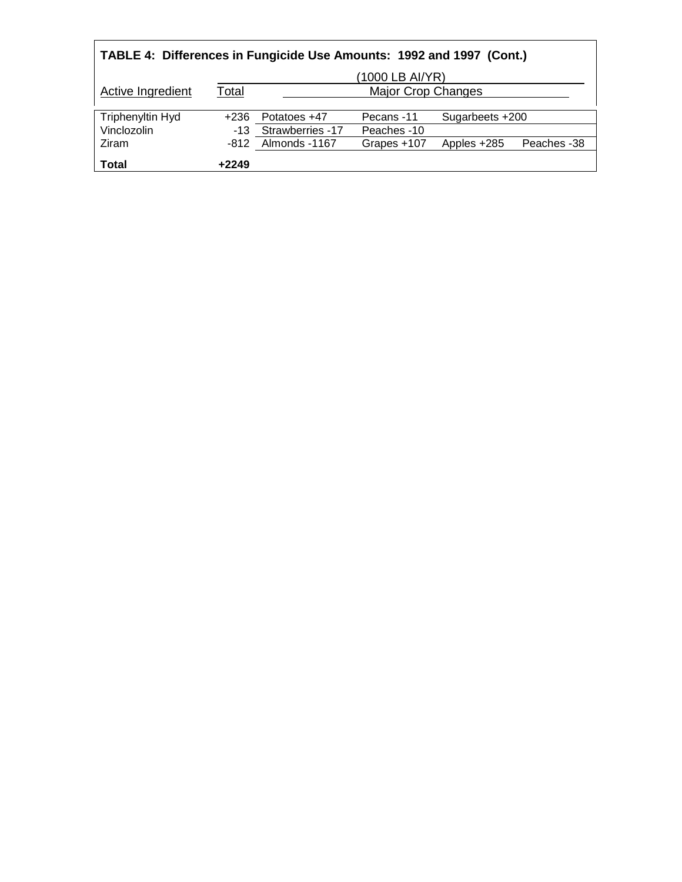**TABLE 4: Differences in Fungicide Use Amounts: 1992 and 1997 (Cont.)**

| Active Ingredient | Total | (1000 LB AI/YR) Major Crop Changes | | | |
|---|---|---|---|---|---|
| Triphenyltin Hyd | +236 | Potatoes +47 | Pecans -11 | Sugarbeets +200 | |
| Vinclozolin | -13 | Strawberries -17 | Peaches -10 | | |
| Ziram | -812 | Almonds -1167 | Grapes +107 | Apples +285 | Peaches -38 |
| **Total** | **+2249** | | | | |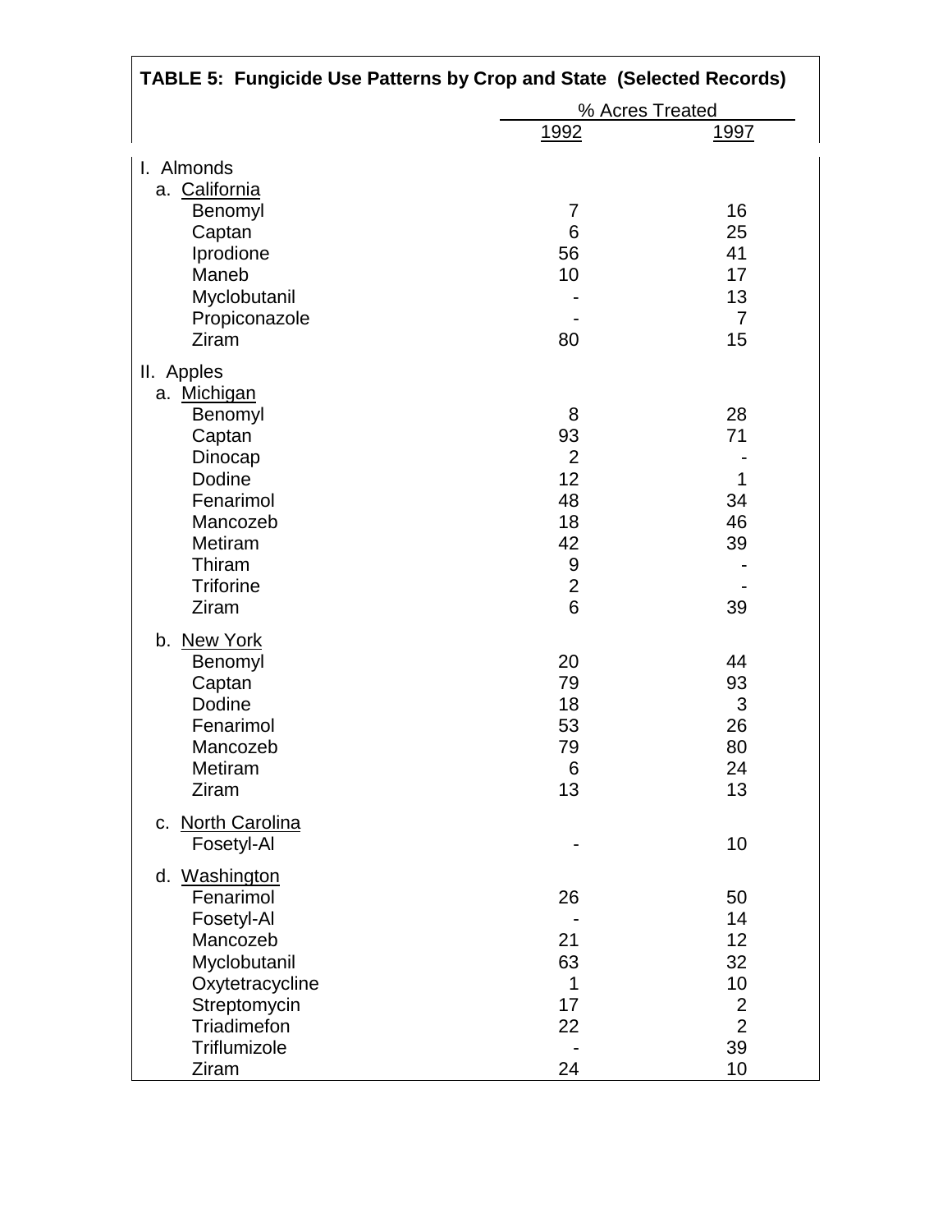**TABLE 5: Fungicide Use Patterns by Crop and State (Selected Records)**

| | % Acres Treated | |
|---|---|---|
| | 1992 | 1997 |
| **I. Almonds** | | |
| a. California | | |
| Benomyl | 7 | 16 |
| Captan | 6 | 25 |
| Iprodione | 56 | 41 |
| Maneb | 10 | 17 |
| Myclobutanil | - | 13 |
| Propiconazole | - | 7 |
| Ziram | 80 | 15 |
| **II. Apples** | | |
| a. Michigan | | |
| Benomyl | 8 | 28 |
| Captan | 93 | 71 |
| Dinocap | 2 | - |
| Dodine | 12 | 1 |
| Fenarimol | 48 | 34 |
| Mancozeb | 18 | 46 |
| Metiram | 42 | 39 |
| Thiram | 9 | - |
| Triforine | 2 | - |
| Ziram | 6 | 39 |
| b. New York | | |
| Benomyl | 20 | 44 |
| Captan | 79 | 93 |
| Dodine | 18 | 3 |
| Fenarimol | 53 | 26 |
| Mancozeb | 79 | 80 |
| Metiram | 6 | 24 |
| Ziram | 13 | 13 |
| c. North Carolina | | |
| Fosetyl-Al | - | 10 |
| d. Washington | | |
| Fenarimol | 26 | 50 |
| Fosetyl-Al | - | 14 |
| Mancozeb | 21 | 12 |
| Myclobutanil | 63 | 32 |
| Oxytetracycline | 1 | 10 |
| Streptomycin | 17 | 2 |
| Triadimefon | 22 | 2 |
| Triflumizole | - | 39 |
| Ziram | 24 | 10 |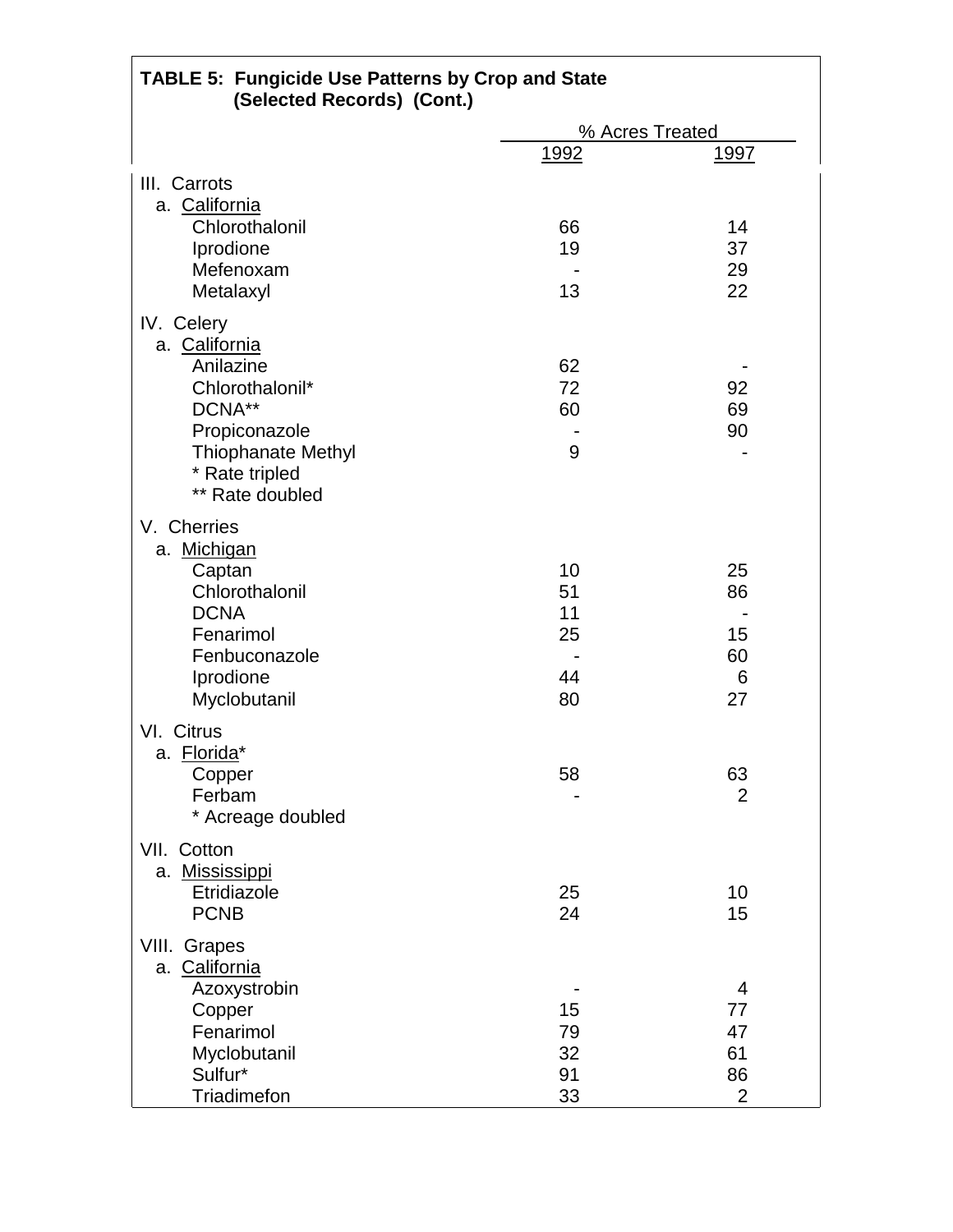**TABLE 5: Fungicide Use Patterns by Crop and State (Selected Records) (Cont.)**

| | % Acres Treated | |
|---|---|---|
| | 1992 | 1997 |
| **III. Carrots** | | |
| a. California | | |
| Chlorothalonil | 66 | 14 |
| Iprodione | 19 | 37 |
| Mefenoxam | - | 29 |
| Metalaxyl | 13 | 22 |
| **IV. Celery** | | |
| a. California | | |
| Anilazine | 62 | - |
| Chlorothalonil* | 72 | 92 |
| DCNA** | 60 | 69 |
| Propiconazole | - | 90 |
| Thiophanate Methyl | 9 | - |
| * Rate tripled | | |
| ** Rate doubled | | |
| **V. Cherries** | | |
| a. Michigan | | |
| Captan | 10 | 25 |
| Chlorothalonil | 51 | 86 |
| DCNA | 11 | - |
| Fenarimol | 25 | 15 |
| Fenbuconazole | - | 60 |
| Iprodione | 44 | 6 |
| Myclobutanil | 80 | 27 |
| **VI. Citrus** | | |
| a. Florida* | | |
| Copper | 58 | 63 |
| Ferbam | - | 2 |
| * Acreage doubled | | |
| **VII. Cotton** | | |
| a. Mississippi | | |
| Etridiazole | 25 | 10 |
| PCNB | 24 | 15 |
| **VIII. Grapes** | | |
| a. California | | |
| Azoxystrobin | - | 4 |
| Copper | 15 | 77 |
| Fenarimol | 79 | 47 |
| Myclobutanil | 32 | 61 |
| Sulfur* | 91 | 86 |
| Triadimefon | 33 | 2 |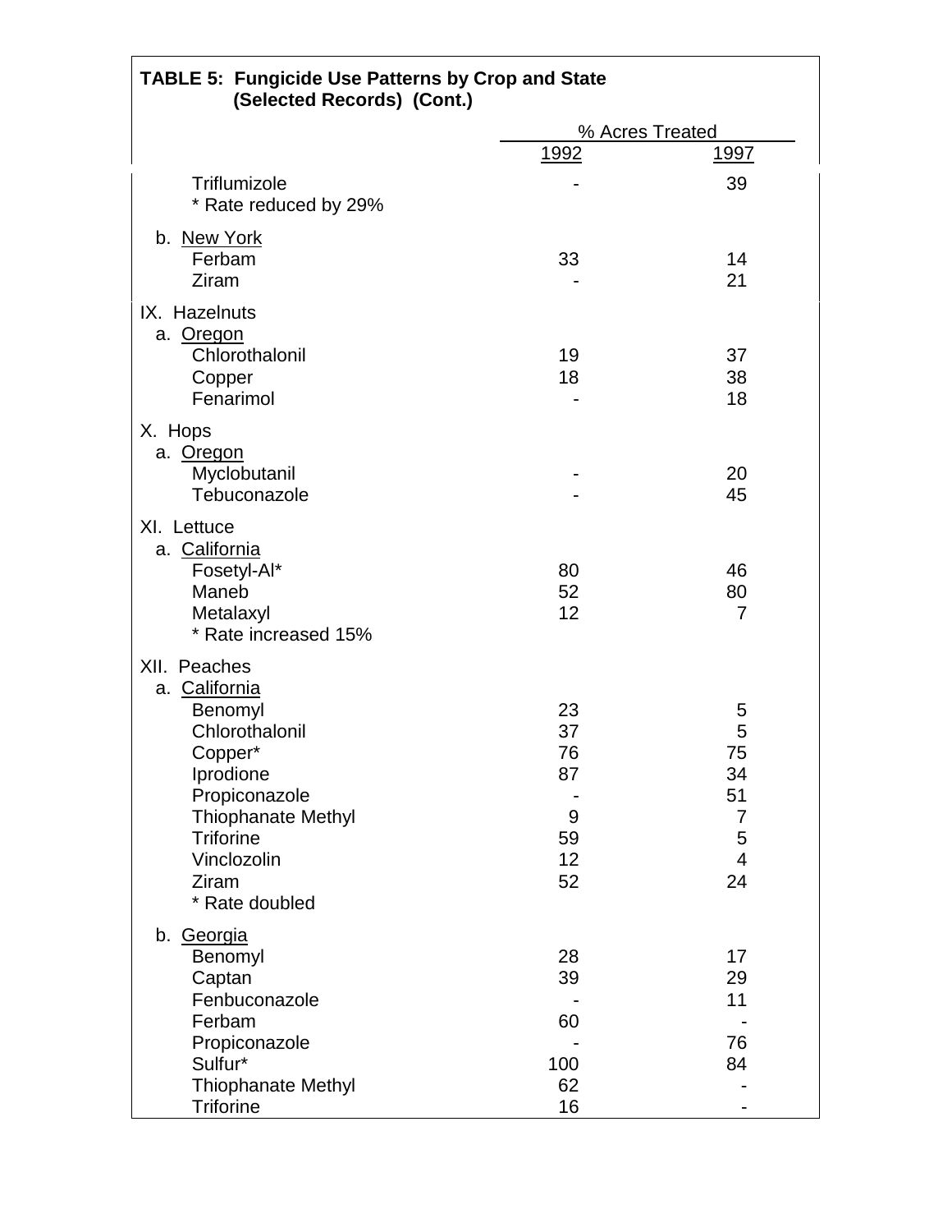**TABLE 5: Fungicide Use Patterns by Crop and State (Selected Records) (Cont.)**

| | % Acres Treated | |
|---|---|---|
| | 1992 | 1997 |
| Triflumizole | - | 39 |
| * Rate reduced by 29% | | |
| b. New York | | |
| Ferbam | 33 | 14 |
| Ziram | - | 21 |
| IX. Hazelnuts | | |
| a. Oregon | | |
| Chlorothalonil | 19 | 37 |
| Copper | 18 | 38 |
| Fenarimol | - | 18 |
| X. Hops | | |
| a. Oregon | | |
| Myclobutanil | - | 20 |
| Tebuconazole | - | 45 |
| XI. Lettuce | | |
| a. California | | |
| Fosetyl-Al* | 80 | 46 |
| Maneb | 52 | 80 |
| Metalaxyl | 12 | 7 |
| * Rate increased 15% | | |
| XII. Peaches | | |
| a. California | | |
| Benomyl | 23 | 5 |
| Chlorothalonil | 37 | 5 |
| Copper* | 76 | 75 |
| Iprodione | 87 | 34 |
| Propiconazole | - | 51 |
| Thiophanate Methyl | 9 | 7 |
| Triforine | 59 | 5 |
| Vinclozolin | 12 | 4 |
| Ziram | 52 | 24 |
| * Rate doubled | | |
| b. Georgia | | |
| Benomyl | 28 | 17 |
| Captan | 39 | 29 |
| Fenbuconazole | - | 11 |
| Ferbam | 60 | - |
| Propiconazole | - | 76 |
| Sulfur* | 100 | 84 |
| Thiophanate Methyl | 62 | - |
| Triforine | 16 | - |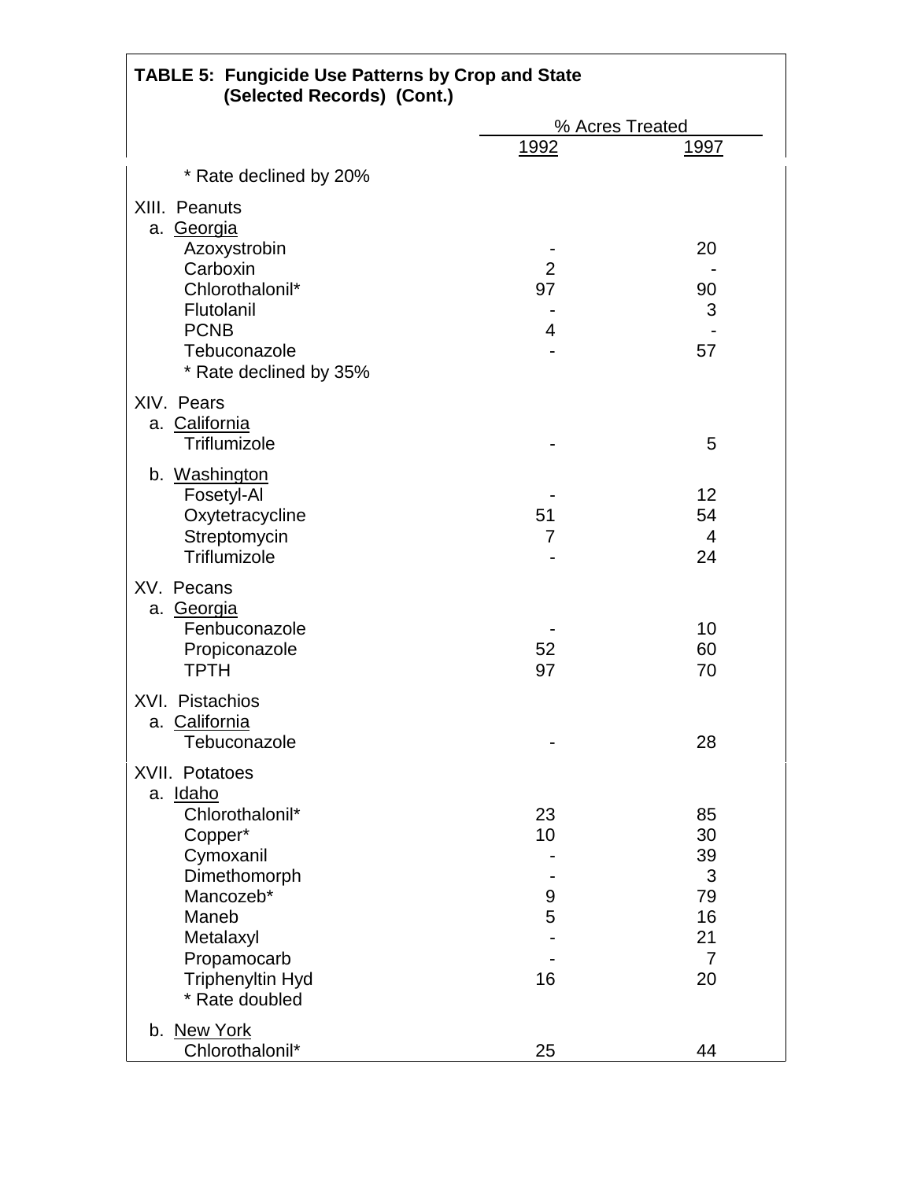**TABLE 5: Fungicide Use Patterns by Crop and State (Selected Records) (Cont.)**

| | % Acres Treated | |
|---|---|---|
| | 1992 | 1997 |
| * Rate declined by 20% | | |
| **XIII. Peanuts** | | |
| a. Georgia | | |
| Azoxystrobin | - | 20 |
| Carboxin | 2 | - |
| Chlorothalonil* | 97 | 90 |
| Flutolanil | - | 3 |
| PCNB | 4 | - |
| Tebuconazole | - | 57 |
| * Rate declined by 35% | | |
| **XIV. Pears** | | |
| a. California | | |
| Triflumizole | - | 5 |
| b. Washington | | |
| Fosetyl-Al | - | 12 |
| Oxytetracycline | 51 | 54 |
| Streptomycin | 7 | 4 |
| Triflumizole | - | 24 |
| **XV. Pecans** | | |
| a. Georgia | | |
| Fenbuconazole | - | 10 |
| Propiconazole | 52 | 60 |
| TPTH | 97 | 70 |
| **XVI. Pistachios** | | |
| a. California | | |
| Tebuconazole | - | 28 |
| **XVII. Potatoes** | | |
| a. Idaho | | |
| Chlorothalonil* | 23 | 85 |
| Copper* | 10 | 30 |
| Cymoxanil | - | 39 |
| Dimethomorph | - | 3 |
| Mancozeb* | 9 | 79 |
| Maneb | 5 | 16 |
| Metalaxyl | - | 21 |
| Propamocarb | - | 7 |
| Triphenyltin Hyd | 16 | 20 |
| * Rate doubled | | |
| b. New York | | |
| Chlorothalonil* | 25 | 44 |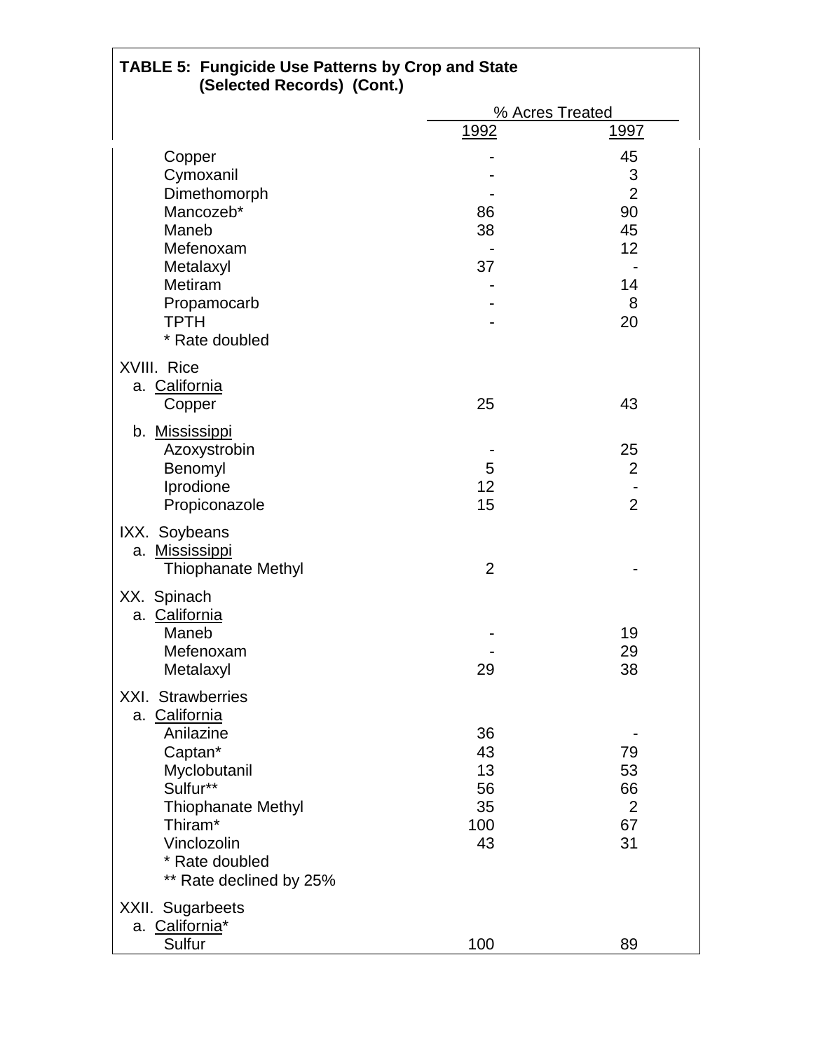**TABLE 5: Fungicide Use Patterns by Crop and State (Selected Records) (Cont.)**

| | % Acres Treated | |
|---|---|---|
| | 1992 | 1997 |
| Copper | - | 45 |
| Cymoxanil | - | 3 |
| Dimethomorph | - | 2 |
| Mancozeb* | 86 | 90 |
| Maneb | 38 | 45 |
| Mefenoxam | - | 12 |
| Metalaxyl | 37 | - |
| Metiram | - | 14 |
| Propamocarb | - | 8 |
| TPTH | - | 20 |
| * Rate doubled | | |
| XVIII. Rice | | |
| a. California | | |
| Copper | 25 | 43 |
| b. Mississippi | | |
| Azoxystrobin | - | 25 |
| Benomyl | 5 | 2 |
| Iprodione | 12 | - |
| Propiconazole | 15 | 2 |
| IXX. Soybeans | | |
| a. Mississippi | | |
| Thiophanate Methyl | 2 | - |
| XX. Spinach | | |
| a. California | | |
| Maneb | - | 19 |
| Mefenoxam | - | 29 |
| Metalaxyl | 29 | 38 |
| XXI. Strawberries | | |
| a. California | | |
| Anilazine | 36 | - |
| Captan* | 43 | 79 |
| Myclobutanil | 13 | 53 |
| Sulfur** | 56 | 66 |
| Thiophanate Methyl | 35 | 2 |
| Thiram* | 100 | 67 |
| Vinclozolin | 43 | 31 |
| * Rate doubled | | |
| ** Rate declined by 25% | | |
| XXII. Sugarbeets | | |
| a. California* | | |
| Sulfur | 100 | 89 |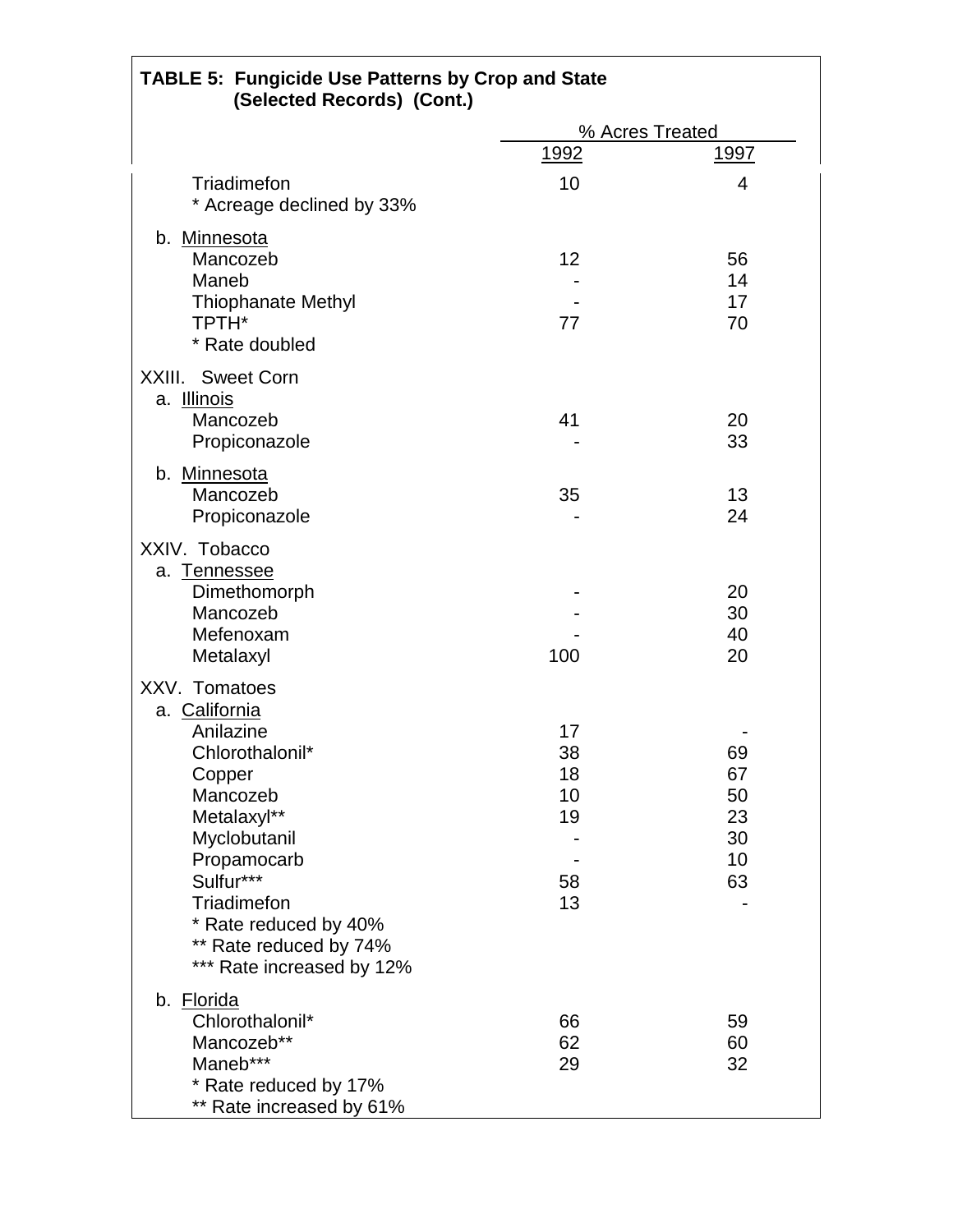**TABLE 5: Fungicide Use Patterns by Crop and State (Selected Records) (Cont.)**

| | % Acres Treated | |
|---|---|---|
| | 1992 | 1997 |
| Triadimefon | 10 | 4 |
| * Acreage declined by 33% | | |
| b. Minnesota | | |
| Mancozeb | 12 | 56 |
| Maneb | - | 14 |
| Thiophanate Methyl | - | 17 |
| TPTH* | 77 | 70 |
| * Rate doubled | | |
| XXIII. Sweet Corn | | |
| a. Illinois | | |
| Mancozeb | 41 | 20 |
| Propiconazole | - | 33 |
| b. Minnesota | | |
| Mancozeb | 35 | 13 |
| Propiconazole | - | 24 |
| XXIV. Tobacco | | |
| a. Tennessee | | |
| Dimethomorph | - | 20 |
| Mancozeb | - | 30 |
| Mefenoxam | - | 40 |
| Metalaxyl | 100 | 20 |
| XXV. Tomatoes | | |
| a. California | | |
| Anilazine | 17 | - |
| Chlorothalonil* | 38 | 69 |
| Copper | 18 | 67 |
| Mancozeb | 10 | 50 |
| Metalaxyl** | 19 | 23 |
| Myclobutanil | - | 30 |
| Propamocarb | - | 10 |
| Sulfur*** | 58 | 63 |
| Triadimefon | 13 | - |
| * Rate reduced by 40% | | |
| ** Rate reduced by 74% | | |
| *** Rate increased by 12% | | |
| b. Florida | | |
| Chlorothalonil* | 66 | 59 |
| Mancozeb** | 62 | 60 |
| Maneb*** | 29 | 32 |
| * Rate reduced by 17% | | |
| ** Rate increased by 61% | | |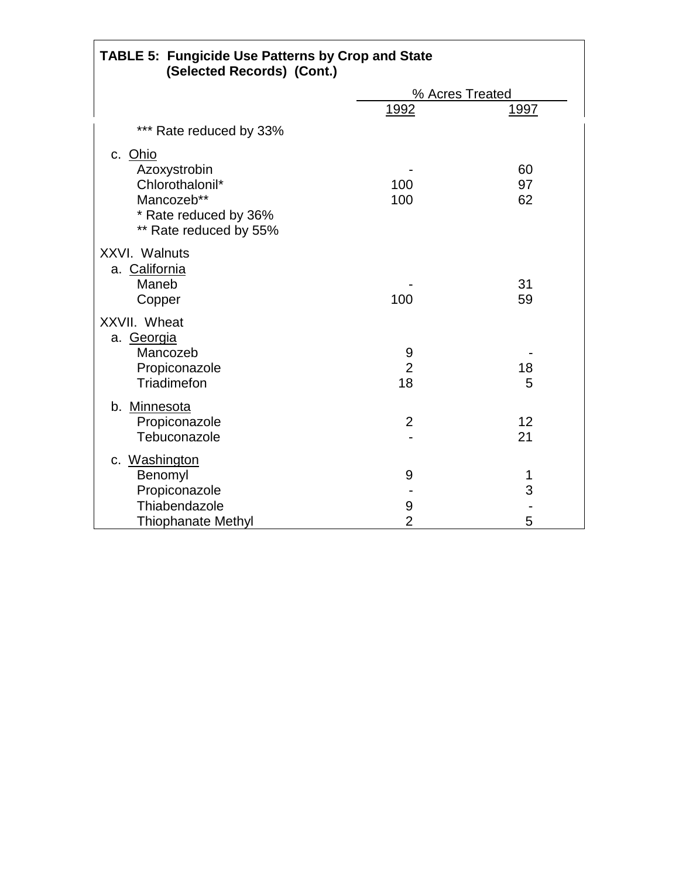**TABLE 5: Fungicide Use Patterns by Crop and State (Selected Records) (Cont.)**

| | % Acres Treated | |
|---|---|---|
| | 1992 | 1997 |
| *** Rate reduced by 33% | | |
| c. Ohio | | |
| Azoxystrobin | - | 60 |
| Chlorothalonil* | 100 | 97 |
| Mancozeb** | 100 | 62 |
| * Rate reduced by 36% | | |
| ** Rate reduced by 55% | | |
| XXVI. Walnuts | | |
| a. California | | |
| Maneb | - | 31 |
| Copper | 100 | 59 |
| XXVII. Wheat | | |
| a. Georgia | | |
| Mancozeb | 9 | - |
| Propiconazole | 2 | 18 |
| Triadimefon | 18 | 5 |
| b. Minnesota | | |
| Propiconazole | 2 | 12 |
| Tebuconazole | - | 21 |
| c. Washington | | |
| Benomyl | 9 | 1 |
| Propiconazole | - | 3 |
| Thiabendazole | 9 | - |
| Thiophanate Methyl | 2 | 5 |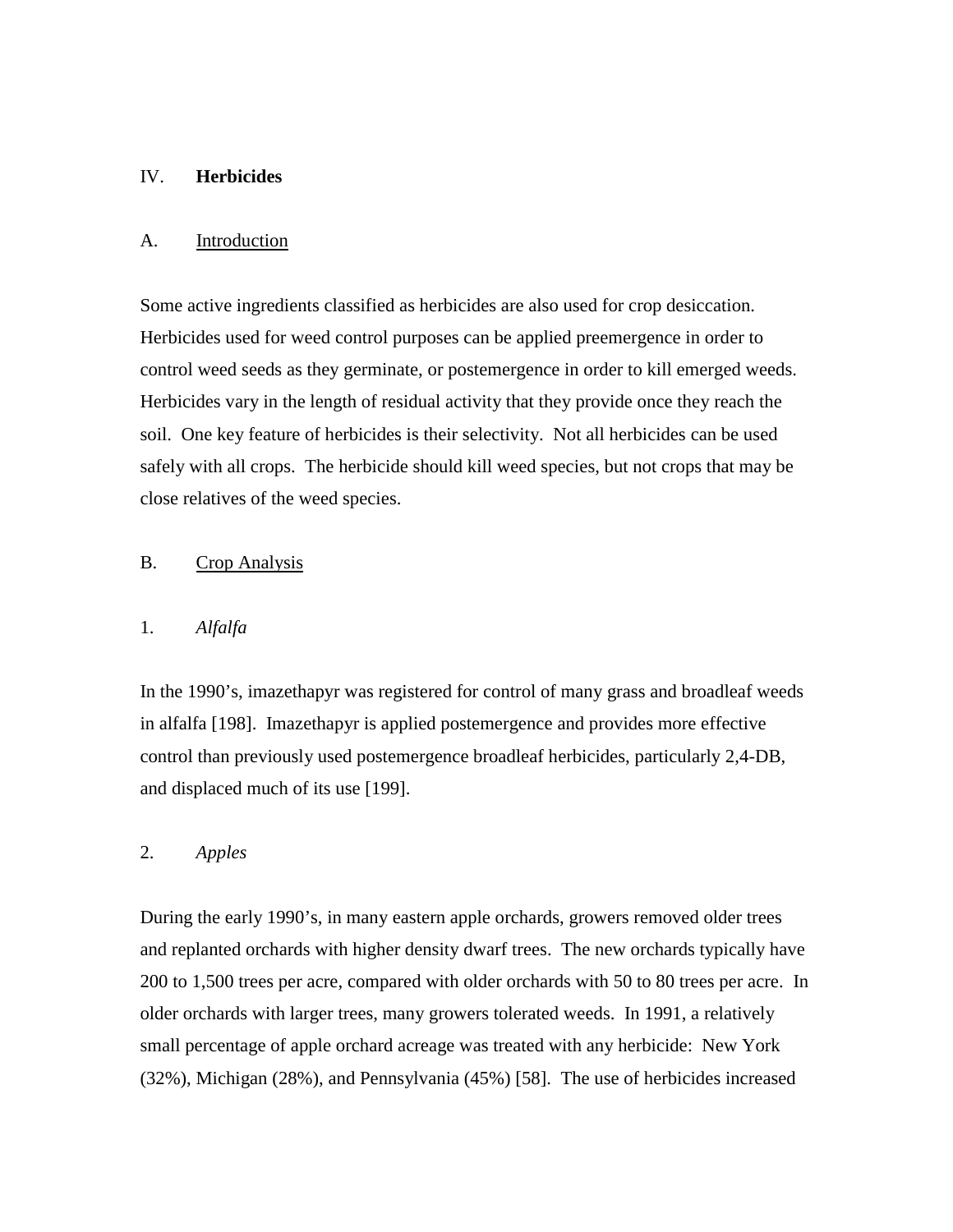## IV. **Herbicides**

### A. Introduction

Some active ingredients classified as herbicides are also used for crop desiccation. Herbicides used for weed control purposes can be applied preemergence in order to control weed seeds as they germinate, or postemergence in order to kill emerged weeds. Herbicides vary in the length of residual activity that they provide once they reach the soil. One key feature of herbicides is their selectivity. Not all herbicides can be used safely with all crops. The herbicide should kill weed species, but not crops that may be close relatives of the weed species.

### B. Crop Analysis

#### 1. *Alfalfa*

In the 1990's, imazethapyr was registered for control of many grass and broadleaf weeds in alfalfa [198]. Imazethapyr is applied postemergence and provides more effective control than previously used postemergence broadleaf herbicides, particularly 2,4-DB, and displaced much of its use [199].

#### 2. *Apples*

During the early 1990's, in many eastern apple orchards, growers removed older trees and replanted orchards with higher density dwarf trees. The new orchards typically have 200 to 1,500 trees per acre, compared with older orchards with 50 to 80 trees per acre. In older orchards with larger trees, many growers tolerated weeds. In 1991, a relatively small percentage of apple orchard acreage was treated with any herbicide: New York (32%), Michigan (28%), and Pennsylvania (45%) [58]. The use of herbicides increased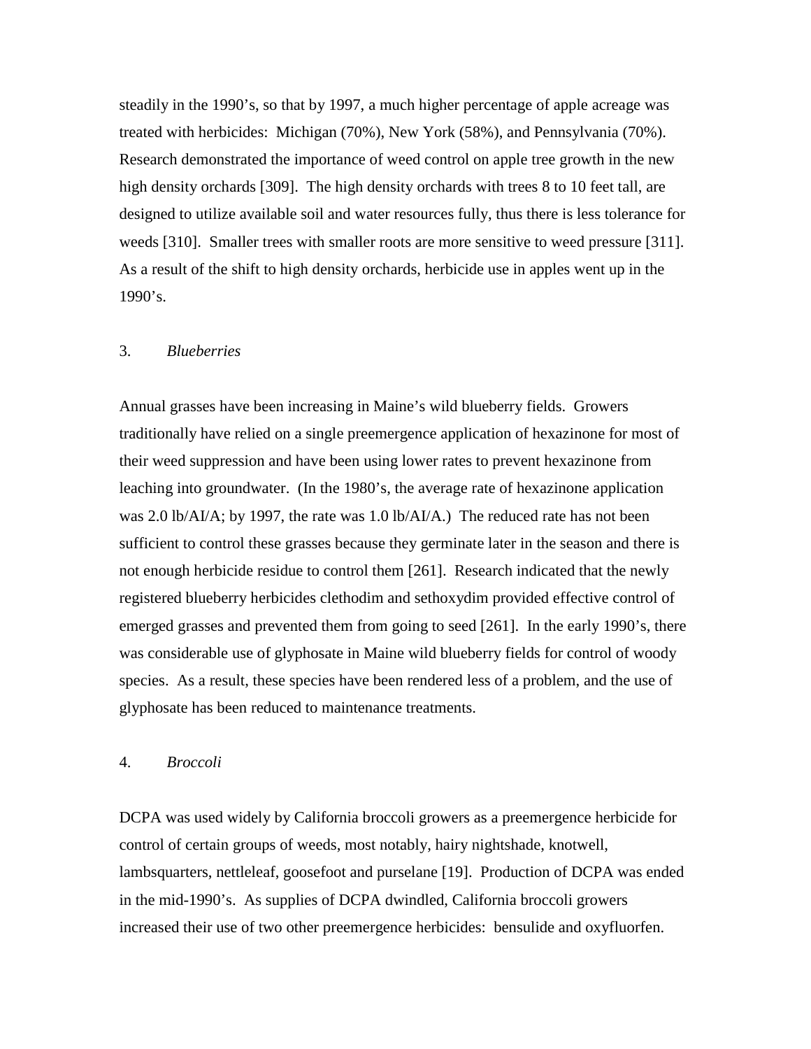steadily in the 1990's, so that by 1997, a much higher percentage of apple acreage was treated with herbicides: Michigan (70%), New York (58%), and Pennsylvania (70%). Research demonstrated the importance of weed control on apple tree growth in the new high density orchards [309]. The high density orchards with trees 8 to 10 feet tall, are designed to utilize available soil and water resources fully, thus there is less tolerance for weeds [310]. Smaller trees with smaller roots are more sensitive to weed pressure [311]. As a result of the shift to high density orchards, herbicide use in apples went up in the 1990's.

### 3. *Blueberries*

Annual grasses have been increasing in Maine's wild blueberry fields. Growers traditionally have relied on a single preemergence application of hexazinone for most of their weed suppression and have been using lower rates to prevent hexazinone from leaching into groundwater. (In the 1980's, the average rate of hexazinone application was 2.0 lb/AI/A; by 1997, the rate was 1.0 lb/AI/A.) The reduced rate has not been sufficient to control these grasses because they germinate later in the season and there is not enough herbicide residue to control them [261]. Research indicated that the newly registered blueberry herbicides clethodim and sethoxydim provided effective control of emerged grasses and prevented them from going to seed [261]. In the early 1990's, there was considerable use of glyphosate in Maine wild blueberry fields for control of woody species. As a result, these species have been rendered less of a problem, and the use of glyphosate has been reduced to maintenance treatments.

### 4. *Broccoli*

DCPA was used widely by California broccoli growers as a preemergence herbicide for control of certain groups of weeds, most notably, hairy nightshade, knotwell, lambsquarters, nettleleaf, goosefoot and purselane [19]. Production of DCPA was ended in the mid-1990's. As supplies of DCPA dwindled, California broccoli growers increased their use of two other preemergence herbicides: bensulide and oxyfluorfen.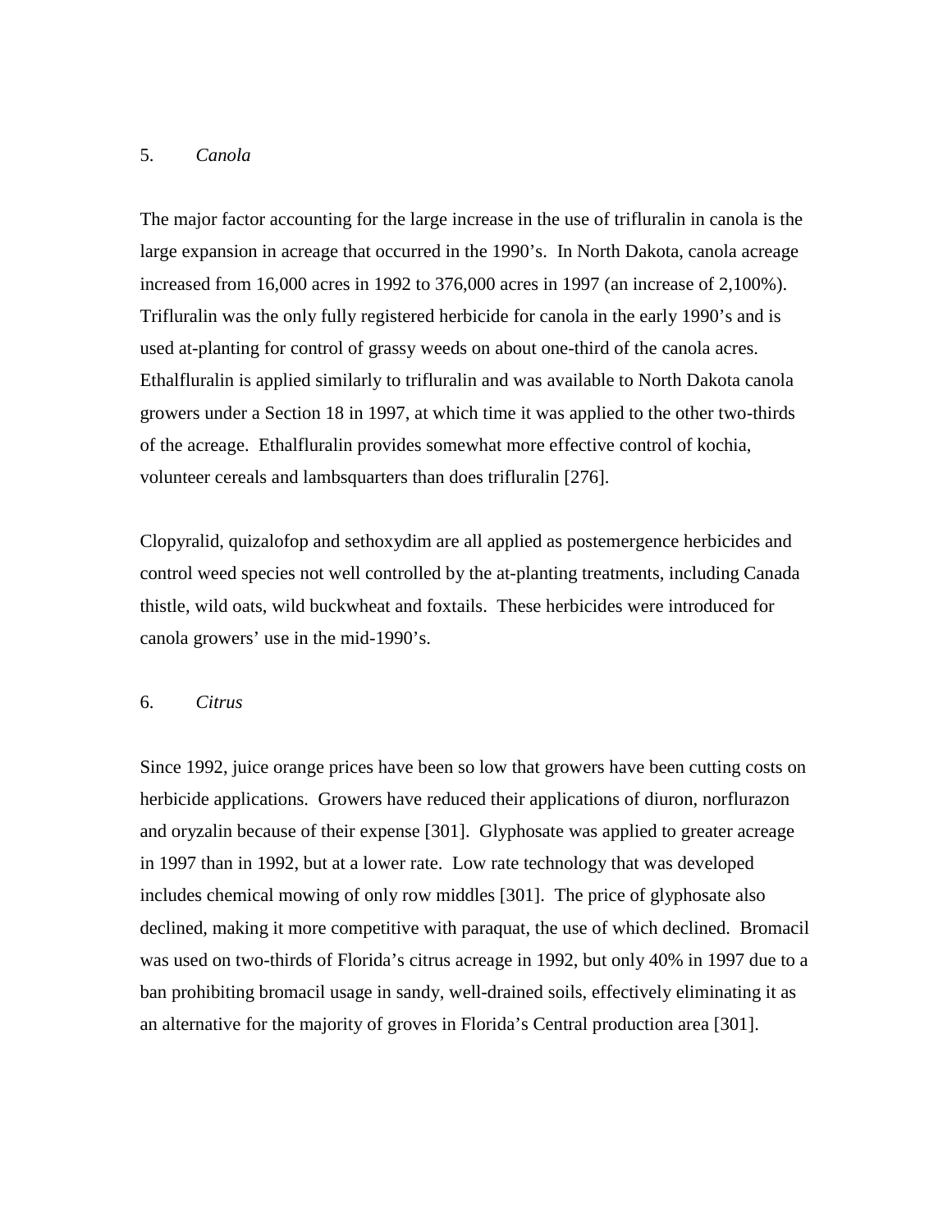### 5. *Canola*

The major factor accounting for the large increase in the use of trifluralin in canola is the large expansion in acreage that occurred in the 1990's. In North Dakota, canola acreage increased from 16,000 acres in 1992 to 376,000 acres in 1997 (an increase of 2,100%). Trifluralin was the only fully registered herbicide for canola in the early 1990's and is used at-planting for control of grassy weeds on about one-third of the canola acres. Ethalfluralin is applied similarly to trifluralin and was available to North Dakota canola growers under a Section 18 in 1997, at which time it was applied to the other two-thirds of the acreage. Ethalfluralin provides somewhat more effective control of kochia, volunteer cereals and lambsquarters than does trifluralin [276].

Clopyralid, quizalofop and sethoxydim are all applied as postemergence herbicides and control weed species not well controlled by the at-planting treatments, including Canada thistle, wild oats, wild buckwheat and foxtails. These herbicides were introduced for canola growers' use in the mid-1990's.

### 6. *Citrus*

Since 1992, juice orange prices have been so low that growers have been cutting costs on herbicide applications. Growers have reduced their applications of diuron, norflurazon and oryzalin because of their expense [301]. Glyphosate was applied to greater acreage in 1997 than in 1992, but at a lower rate. Low rate technology that was developed includes chemical mowing of only row middles [301]. The price of glyphosate also declined, making it more competitive with paraquat, the use of which declined. Bromacil was used on two-thirds of Florida's citrus acreage in 1992, but only 40% in 1997 due to a ban prohibiting bromacil usage in sandy, well-drained soils, effectively eliminating it as an alternative for the majority of groves in Florida's Central production area [301].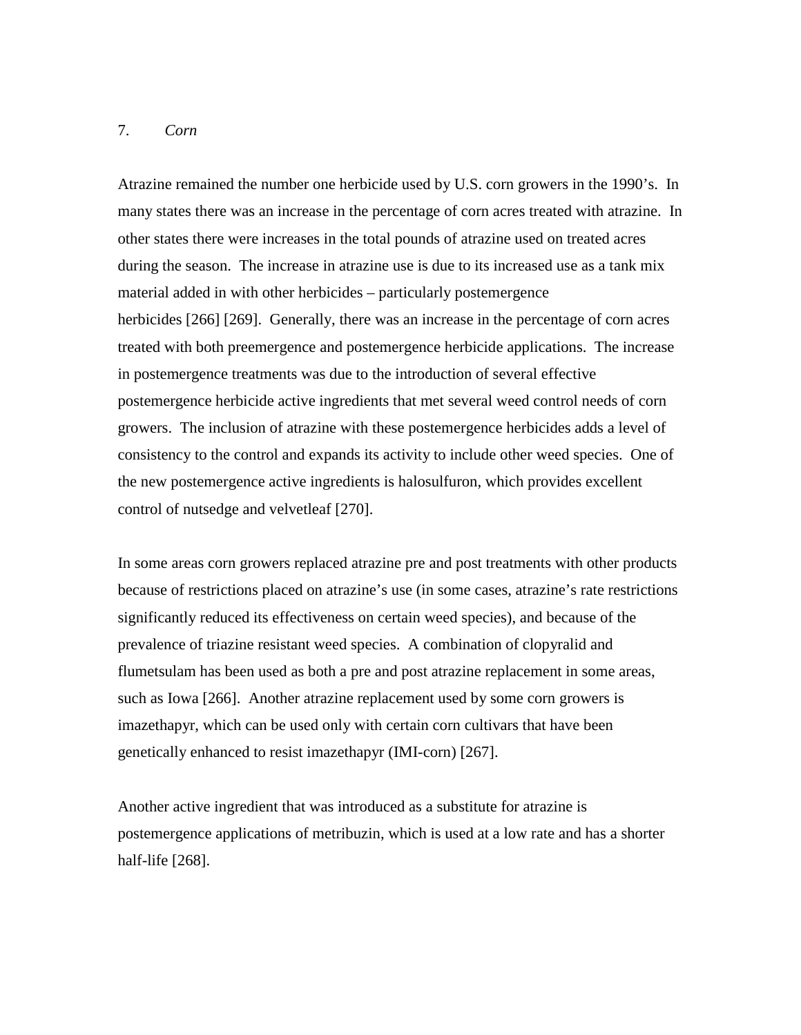### 7. *Corn*

Atrazine remained the number one herbicide used by U.S. corn growers in the 1990's. In many states there was an increase in the percentage of corn acres treated with atrazine. In other states there were increases in the total pounds of atrazine used on treated acres during the season. The increase in atrazine use is due to its increased use as a tank mix material added in with other herbicides – particularly postemergence herbicides [266] [269]. Generally, there was an increase in the percentage of corn acres treated with both preemergence and postemergence herbicide applications. The increase in postemergence treatments was due to the introduction of several effective postemergence herbicide active ingredients that met several weed control needs of corn growers. The inclusion of atrazine with these postemergence herbicides adds a level of consistency to the control and expands its activity to include other weed species. One of the new postemergence active ingredients is halosulfuron, which provides excellent control of nutsedge and velvetleaf [270].

In some areas corn growers replaced atrazine pre and post treatments with other products because of restrictions placed on atrazine's use (in some cases, atrazine's rate restrictions significantly reduced its effectiveness on certain weed species), and because of the prevalence of triazine resistant weed species. A combination of clopyralid and flumetsulam has been used as both a pre and post atrazine replacement in some areas, such as Iowa [266]. Another atrazine replacement used by some corn growers is imazethapyr, which can be used only with certain corn cultivars that have been genetically enhanced to resist imazethapyr (IMI-corn) [267].

Another active ingredient that was introduced as a substitute for atrazine is postemergence applications of metribuzin, which is used at a low rate and has a shorter half-life [268].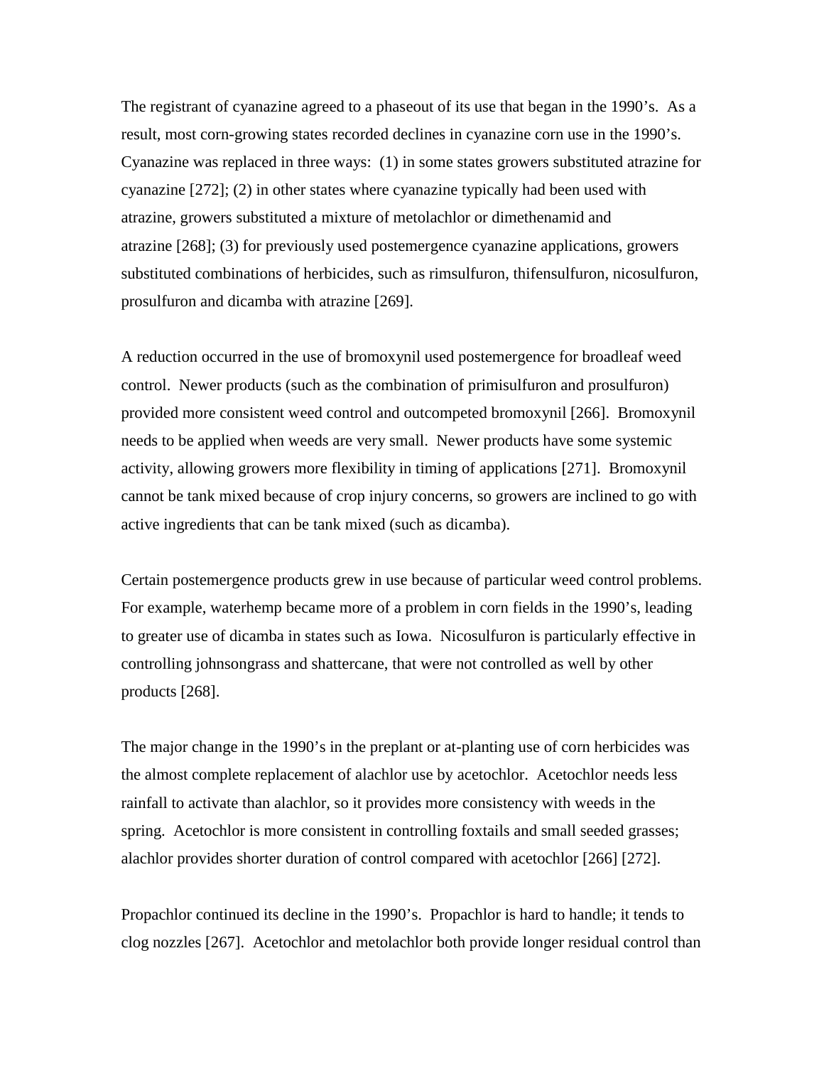The registrant of cyanazine agreed to a phaseout of its use that began in the 1990's. As a result, most corn-growing states recorded declines in cyanazine corn use in the 1990's. Cyanazine was replaced in three ways: (1) in some states growers substituted atrazine for cyanazine [272]; (2) in other states where cyanazine typically had been used with atrazine, growers substituted a mixture of metolachlor or dimethenamid and atrazine [268]; (3) for previously used postemergence cyanazine applications, growers substituted combinations of herbicides, such as rimsulfuron, thifensulfuron, nicosulfuron, prosulfuron and dicamba with atrazine [269].

A reduction occurred in the use of bromoxynil used postemergence for broadleaf weed control. Newer products (such as the combination of primisulfuron and prosulfuron) provided more consistent weed control and outcompeted bromoxynil [266]. Bromoxynil needs to be applied when weeds are very small. Newer products have some systemic activity, allowing growers more flexibility in timing of applications [271]. Bromoxynil cannot be tank mixed because of crop injury concerns, so growers are inclined to go with active ingredients that can be tank mixed (such as dicamba).

Certain postemergence products grew in use because of particular weed control problems. For example, waterhemp became more of a problem in corn fields in the 1990's, leading to greater use of dicamba in states such as Iowa. Nicosulfuron is particularly effective in controlling johnsongrass and shattercane, that were not controlled as well by other products [268].

The major change in the 1990's in the preplant or at-planting use of corn herbicides was the almost complete replacement of alachlor use by acetochlor. Acetochlor needs less rainfall to activate than alachlor, so it provides more consistency with weeds in the spring. Acetochlor is more consistent in controlling foxtails and small seeded grasses; alachlor provides shorter duration of control compared with acetochlor [266] [272].

Propachlor continued its decline in the 1990's. Propachlor is hard to handle; it tends to clog nozzles [267]. Acetochlor and metolachlor both provide longer residual control than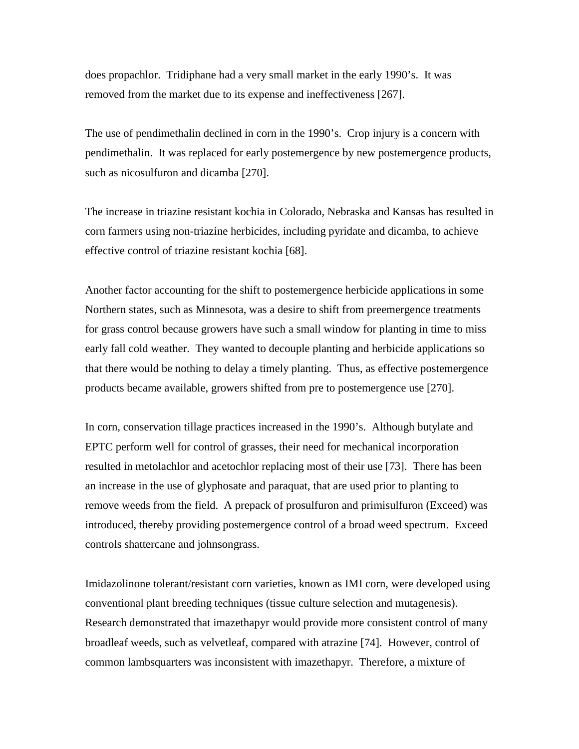does propachlor. Tridiphane had a very small market in the early 1990's. It was removed from the market due to its expense and ineffectiveness [267].

The use of pendimethalin declined in corn in the 1990's. Crop injury is a concern with pendimethalin. It was replaced for early postemergence by new postemergence products, such as nicosulfuron and dicamba [270].

The increase in triazine resistant kochia in Colorado, Nebraska and Kansas has resulted in corn farmers using non-triazine herbicides, including pyridate and dicamba, to achieve effective control of triazine resistant kochia [68].

Another factor accounting for the shift to postemergence herbicide applications in some Northern states, such as Minnesota, was a desire to shift from preemergence treatments for grass control because growers have such a small window for planting in time to miss early fall cold weather. They wanted to decouple planting and herbicide applications so that there would be nothing to delay a timely planting. Thus, as effective postemergence products became available, growers shifted from pre to postemergence use [270].

In corn, conservation tillage practices increased in the 1990's. Although butylate and EPTC perform well for control of grasses, their need for mechanical incorporation resulted in metolachlor and acetochlor replacing most of their use [73]. There has been an increase in the use of glyphosate and paraquat, that are used prior to planting to remove weeds from the field. A prepack of prosulfuron and primisulfuron (Exceed) was introduced, thereby providing postemergence control of a broad weed spectrum. Exceed controls shattercane and johnsongrass.

Imidazolinone tolerant/resistant corn varieties, known as IMI corn, were developed using conventional plant breeding techniques (tissue culture selection and mutagenesis). Research demonstrated that imazethapyr would provide more consistent control of many broadleaf weeds, such as velvetleaf, compared with atrazine [74]. However, control of common lambsquarters was inconsistent with imazethapyr. Therefore, a mixture of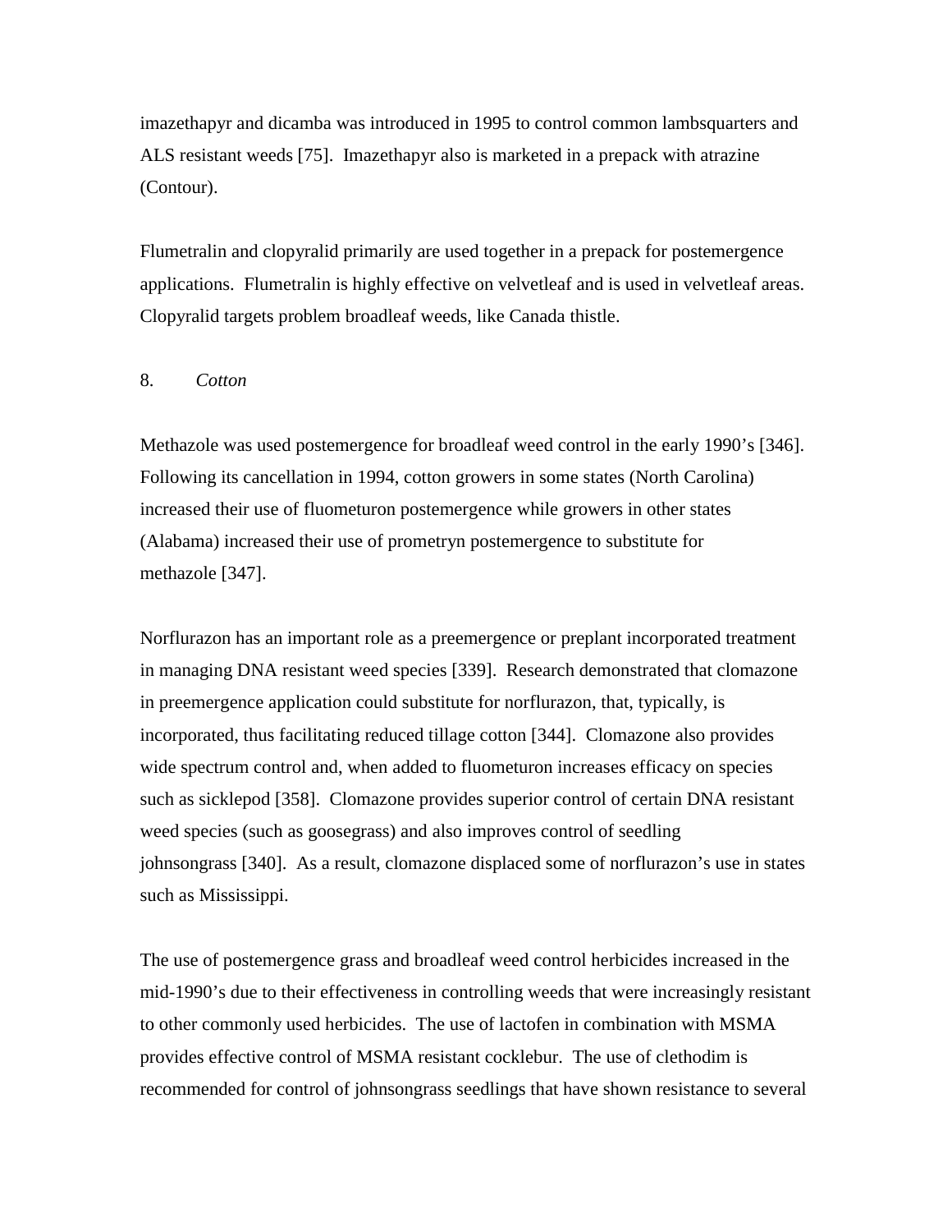imazethapyr and dicamba was introduced in 1995 to control common lambsquarters and ALS resistant weeds [75]. Imazethapyr also is marketed in a prepack with atrazine (Contour).

Flumetralin and clopyralid primarily are used together in a prepack for postemergence applications. Flumetralin is highly effective on velvetleaf and is used in velvetleaf areas. Clopyralid targets problem broadleaf weeds, like Canada thistle.

### 8. *Cotton*

Methazole was used postemergence for broadleaf weed control in the early 1990's [346]. Following its cancellation in 1994, cotton growers in some states (North Carolina) increased their use of fluometuron postemergence while growers in other states (Alabama) increased their use of prometryn postemergence to substitute for methazole [347].

Norflurazon has an important role as a preemergence or preplant incorporated treatment in managing DNA resistant weed species [339]. Research demonstrated that clomazone in preemergence application could substitute for norflurazon, that, typically, is incorporated, thus facilitating reduced tillage cotton [344]. Clomazone also provides wide spectrum control and, when added to fluometuron increases efficacy on species such as sicklepod [358]. Clomazone provides superior control of certain DNA resistant weed species (such as goosegrass) and also improves control of seedling johnsongrass [340]. As a result, clomazone displaced some of norflurazon's use in states such as Mississippi.

The use of postemergence grass and broadleaf weed control herbicides increased in the mid-1990's due to their effectiveness in controlling weeds that were increasingly resistant to other commonly used herbicides. The use of lactofen in combination with MSMA provides effective control of MSMA resistant cocklebur. The use of clethodim is recommended for control of johnsongrass seedlings that have shown resistance to several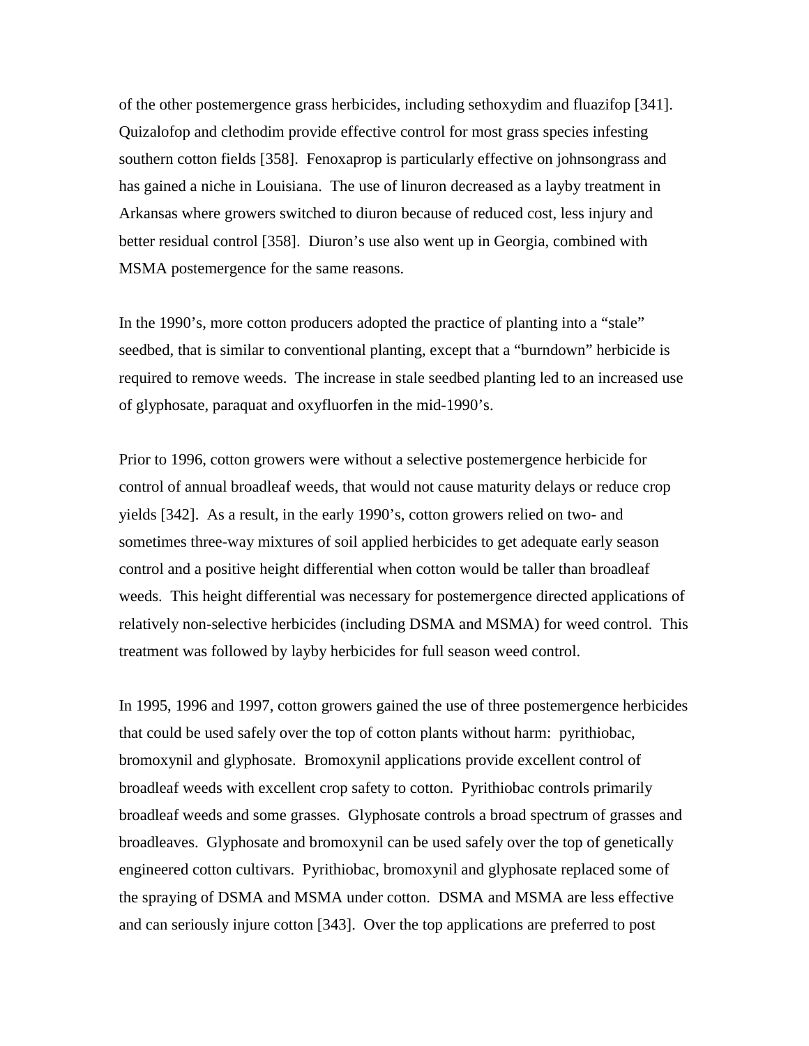of the other postemergence grass herbicides, including sethoxydim and fluazifop [341]. Quizalofop and clethodim provide effective control for most grass species infesting southern cotton fields [358]. Fenoxaprop is particularly effective on johnsongrass and has gained a niche in Louisiana. The use of linuron decreased as a layby treatment in Arkansas where growers switched to diuron because of reduced cost, less injury and better residual control [358]. Diuron's use also went up in Georgia, combined with MSMA postemergence for the same reasons.

In the 1990's, more cotton producers adopted the practice of planting into a "stale" seedbed, that is similar to conventional planting, except that a "burndown" herbicide is required to remove weeds. The increase in stale seedbed planting led to an increased use of glyphosate, paraquat and oxyfluorfen in the mid-1990's.

Prior to 1996, cotton growers were without a selective postemergence herbicide for control of annual broadleaf weeds, that would not cause maturity delays or reduce crop yields [342]. As a result, in the early 1990's, cotton growers relied on two- and sometimes three-way mixtures of soil applied herbicides to get adequate early season control and a positive height differential when cotton would be taller than broadleaf weeds. This height differential was necessary for postemergence directed applications of relatively non-selective herbicides (including DSMA and MSMA) for weed control. This treatment was followed by layby herbicides for full season weed control.

In 1995, 1996 and 1997, cotton growers gained the use of three postemergence herbicides that could be used safely over the top of cotton plants without harm: pyrithiobac, bromoxynil and glyphosate. Bromoxynil applications provide excellent control of broadleaf weeds with excellent crop safety to cotton. Pyrithiobac controls primarily broadleaf weeds and some grasses. Glyphosate controls a broad spectrum of grasses and broadleaves. Glyphosate and bromoxynil can be used safely over the top of genetically engineered cotton cultivars. Pyrithiobac, bromoxynil and glyphosate replaced some of the spraying of DSMA and MSMA under cotton. DSMA and MSMA are less effective and can seriously injure cotton [343]. Over the top applications are preferred to post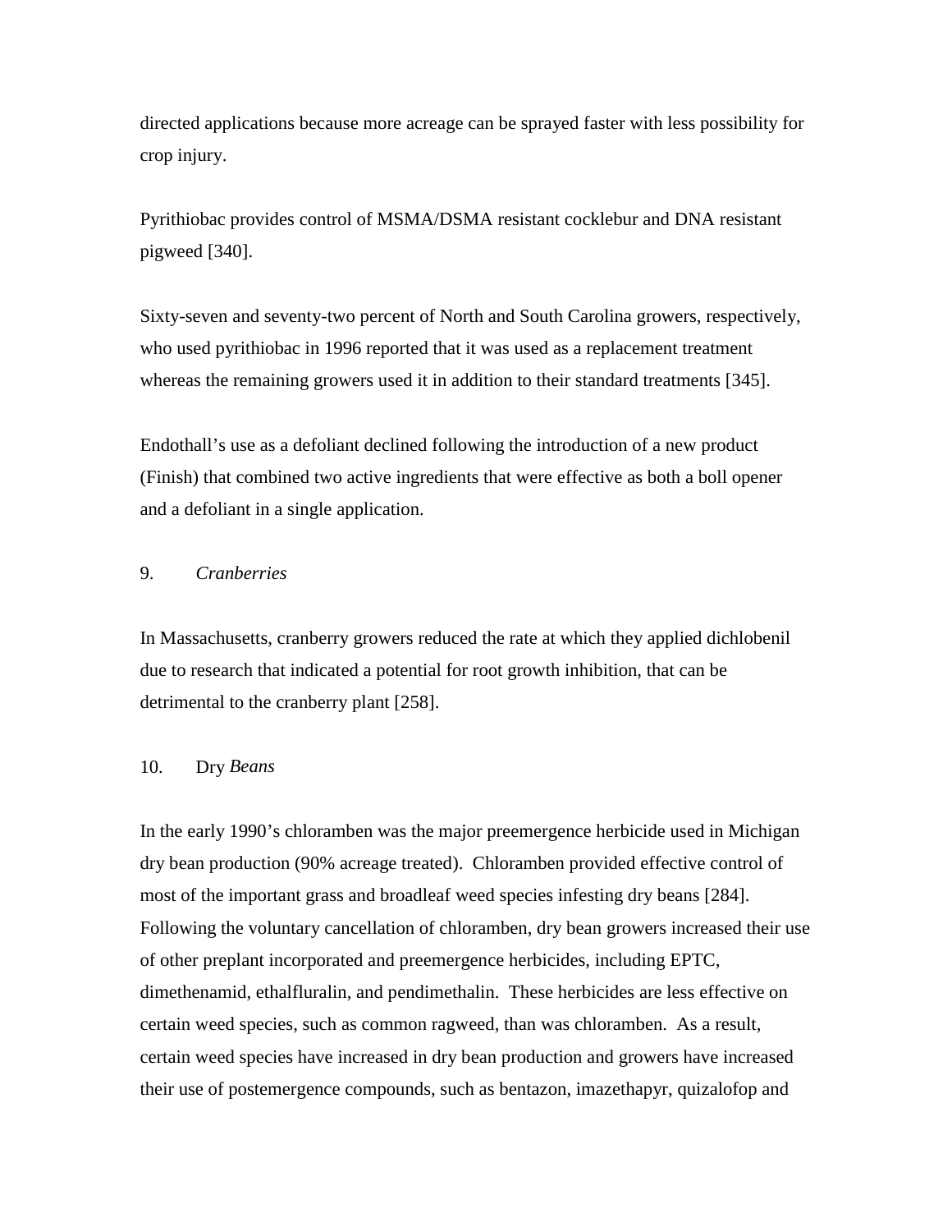directed applications because more acreage can be sprayed faster with less possibility for crop injury.

Pyrithiobac provides control of MSMA/DSMA resistant cocklebur and DNA resistant pigweed [340].

Sixty-seven and seventy-two percent of North and South Carolina growers, respectively, who used pyrithiobac in 1996 reported that it was used as a replacement treatment whereas the remaining growers used it in addition to their standard treatments [345].

Endothall's use as a defoliant declined following the introduction of a new product (Finish) that combined two active ingredients that were effective as both a boll opener and a defoliant in a single application.

### 9. *Cranberries*

In Massachusetts, cranberry growers reduced the rate at which they applied dichlobenil due to research that indicated a potential for root growth inhibition, that can be detrimental to the cranberry plant [258].

### 10. Dry *Beans*

In the early 1990's chloramben was the major preemergence herbicide used in Michigan dry bean production (90% acreage treated). Chloramben provided effective control of most of the important grass and broadleaf weed species infesting dry beans [284]. Following the voluntary cancellation of chloramben, dry bean growers increased their use of other preplant incorporated and preemergence herbicides, including EPTC, dimethenamid, ethalfluralin, and pendimethalin. These herbicides are less effective on certain weed species, such as common ragweed, than was chloramben. As a result, certain weed species have increased in dry bean production and growers have increased their use of postemergence compounds, such as bentazon, imazethapyr, quizalofop and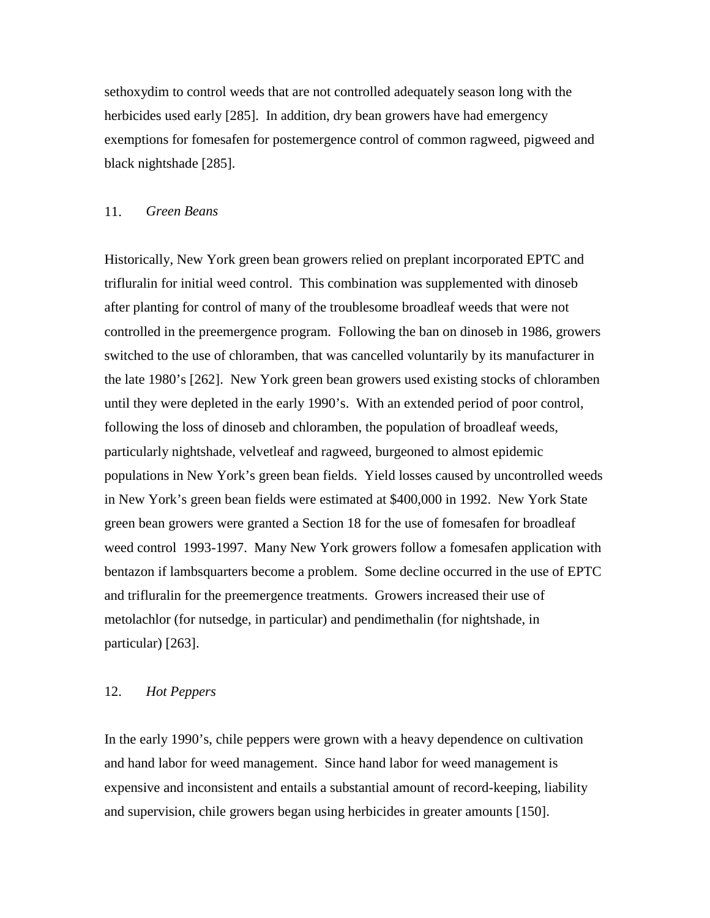sethoxydim to control weeds that are not controlled adequately season long with the herbicides used early [285]. In addition, dry bean growers have had emergency exemptions for fomesafen for postemergence control of common ragweed, pigweed and black nightshade [285].

### 11. *Green Beans*

Historically, New York green bean growers relied on preplant incorporated EPTC and trifluralin for initial weed control. This combination was supplemented with dinoseb after planting for control of many of the troublesome broadleaf weeds that were not controlled in the preemergence program. Following the ban on dinoseb in 1986, growers switched to the use of chloramben, that was cancelled voluntarily by its manufacturer in the late 1980's [262]. New York green bean growers used existing stocks of chloramben until they were depleted in the early 1990's. With an extended period of poor control, following the loss of dinoseb and chloramben, the population of broadleaf weeds, particularly nightshade, velvetleaf and ragweed, burgeoned to almost epidemic populations in New York's green bean fields. Yield losses caused by uncontrolled weeds in New York's green bean fields were estimated at $400,000 in 1992. New York State green bean growers were granted a Section 18 for the use of fomesafen for broadleaf weed control 1993-1997. Many New York growers follow a fomesafen application with bentazon if lambsquarters become a problem. Some decline occurred in the use of EPTC and trifluralin for the preemergence treatments. Growers increased their use of metolachlor (for nutsedge, in particular) and pendimethalin (for nightshade, in particular) [263].

### 12. *Hot Peppers*

In the early 1990's, chile peppers were grown with a heavy dependence on cultivation and hand labor for weed management. Since hand labor for weed management is expensive and inconsistent and entails a substantial amount of record-keeping, liability and supervision, chile growers began using herbicides in greater amounts [150].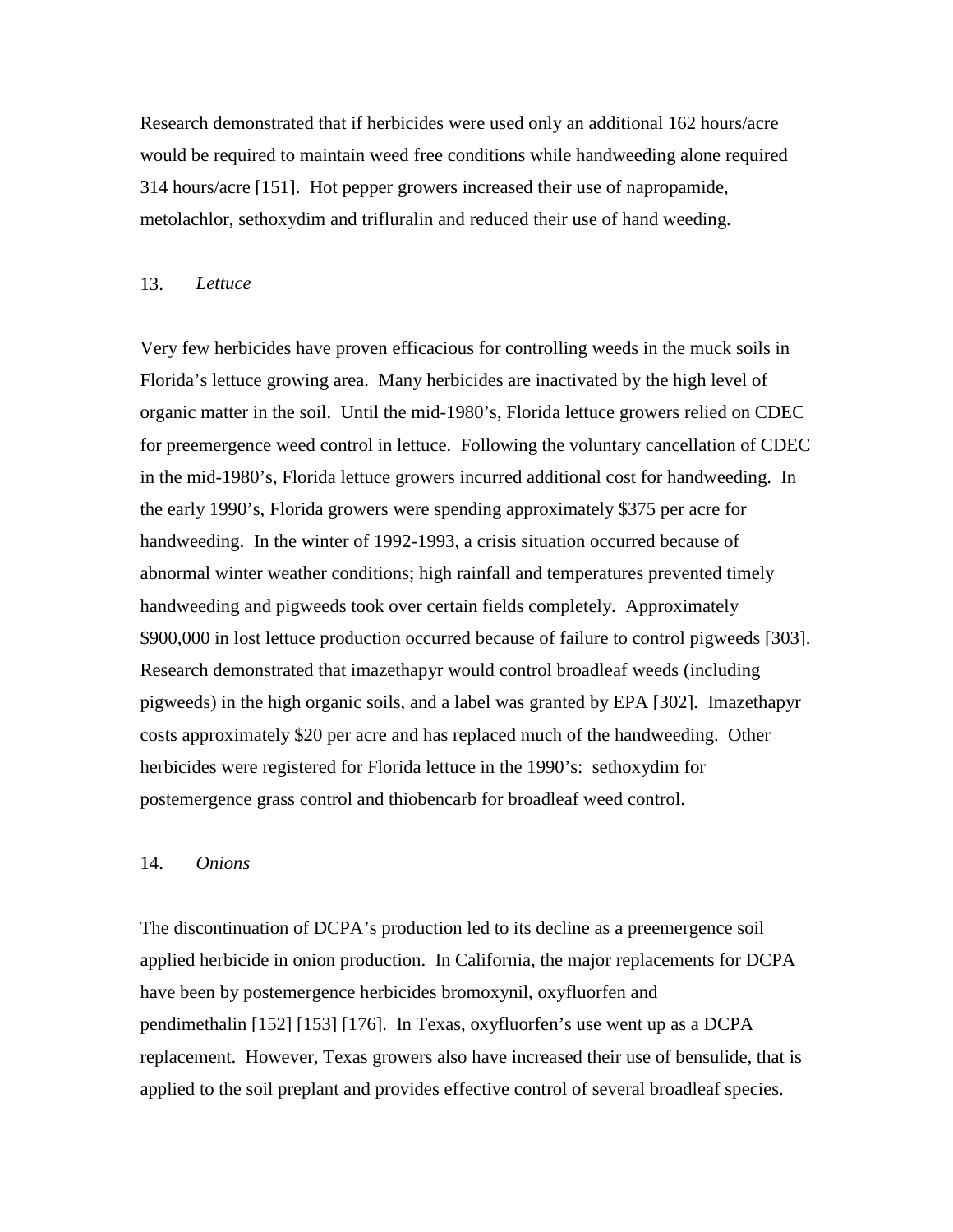Research demonstrated that if herbicides were used only an additional 162 hours/acre would be required to maintain weed free conditions while handweeding alone required 314 hours/acre [151]. Hot pepper growers increased their use of napropamide, metolachlor, sethoxydim and trifluralin and reduced their use of hand weeding.

13. *Lettuce*

Very few herbicides have proven efficacious for controlling weeds in the muck soils in Florida's lettuce growing area. Many herbicides are inactivated by the high level of organic matter in the soil. Until the mid-1980's, Florida lettuce growers relied on CDEC for preemergence weed control in lettuce. Following the voluntary cancellation of CDEC in the mid-1980's, Florida lettuce growers incurred additional cost for handweeding. In the early 1990's, Florida growers were spending approximately $375 per acre for handweeding. In the winter of 1992-1993, a crisis situation occurred because of abnormal winter weather conditions; high rainfall and temperatures prevented timely handweeding and pigweeds took over certain fields completely. Approximately $900,000 in lost lettuce production occurred because of failure to control pigweeds [303]. Research demonstrated that imazethapyr would control broadleaf weeds (including pigweeds) in the high organic soils, and a label was granted by EPA [302]. Imazethapyr costs approximately $20 per acre and has replaced much of the handweeding. Other herbicides were registered for Florida lettuce in the 1990's: sethoxydim for postemergence grass control and thiobencarb for broadleaf weed control.

14. *Onions*

The discontinuation of DCPA's production led to its decline as a preemergence soil applied herbicide in onion production. In California, the major replacements for DCPA have been by postemergence herbicides bromoxynil, oxyfluorfen and pendimethalin [152] [153] [176]. In Texas, oxyfluorfen's use went up as a DCPA replacement. However, Texas growers also have increased their use of bensulide, that is applied to the soil preplant and provides effective control of several broadleaf species.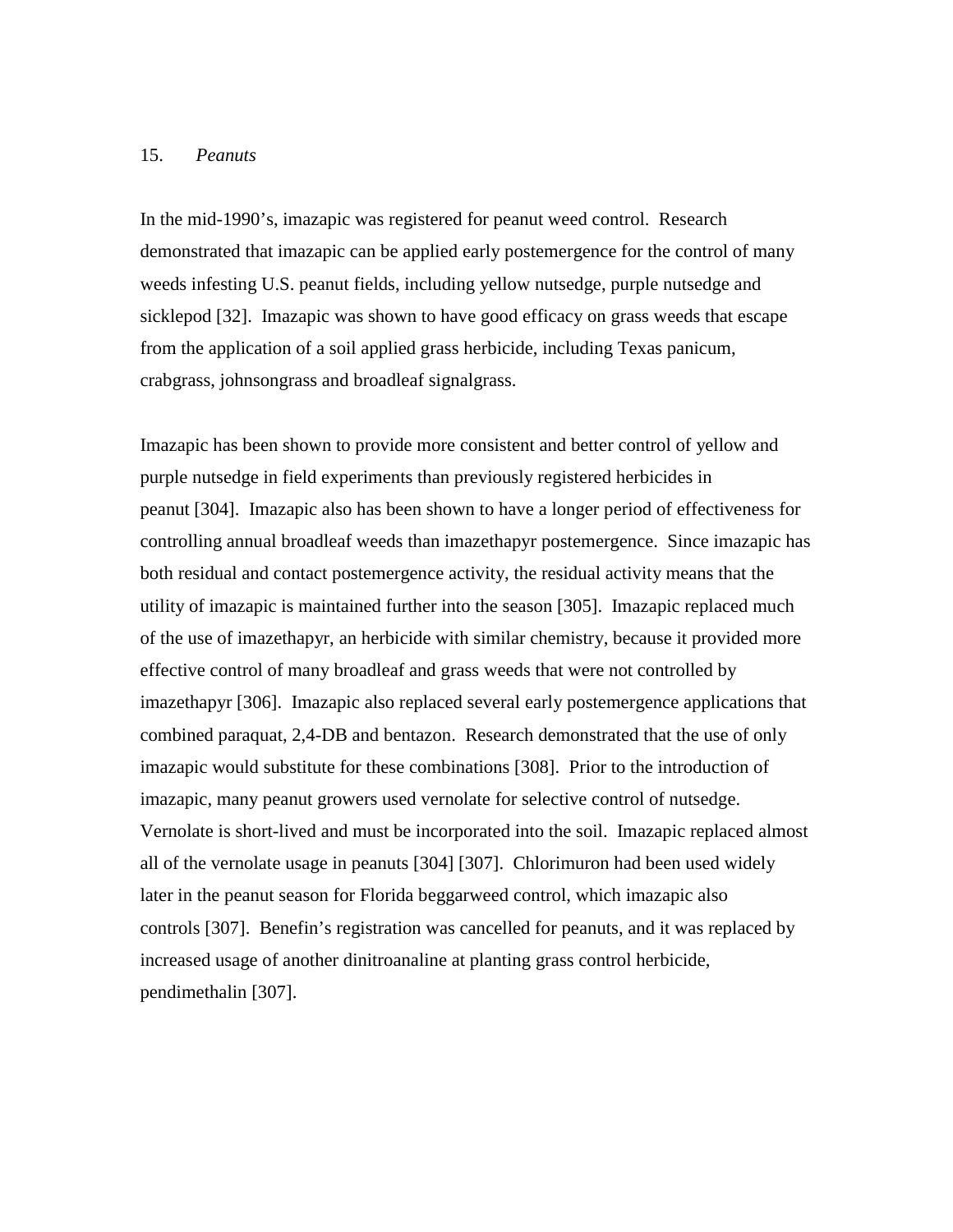## 15. *Peanuts*

In the mid-1990's, imazapic was registered for peanut weed control. Research demonstrated that imazapic can be applied early postemergence for the control of many weeds infesting U.S. peanut fields, including yellow nutsedge, purple nutsedge and sicklepod [32]. Imazapic was shown to have good efficacy on grass weeds that escape from the application of a soil applied grass herbicide, including Texas panicum, crabgrass, johnsongrass and broadleaf signalgrass.

Imazapic has been shown to provide more consistent and better control of yellow and purple nutsedge in field experiments than previously registered herbicides in peanut [304]. Imazapic also has been shown to have a longer period of effectiveness for controlling annual broadleaf weeds than imazethapyr postemergence. Since imazapic has both residual and contact postemergence activity, the residual activity means that the utility of imazapic is maintained further into the season [305]. Imazapic replaced much of the use of imazethapyr, an herbicide with similar chemistry, because it provided more effective control of many broadleaf and grass weeds that were not controlled by imazethapyr [306]. Imazapic also replaced several early postemergence applications that combined paraquat, 2,4-DB and bentazon. Research demonstrated that the use of only imazapic would substitute for these combinations [308]. Prior to the introduction of imazapic, many peanut growers used vernolate for selective control of nutsedge. Vernolate is short-lived and must be incorporated into the soil. Imazapic replaced almost all of the vernolate usage in peanuts [304] [307]. Chlorimuron had been used widely later in the peanut season for Florida beggarweed control, which imazapic also controls [307]. Benefin's registration was cancelled for peanuts, and it was replaced by increased usage of another dinitroanaline at planting grass control herbicide, pendimethalin [307].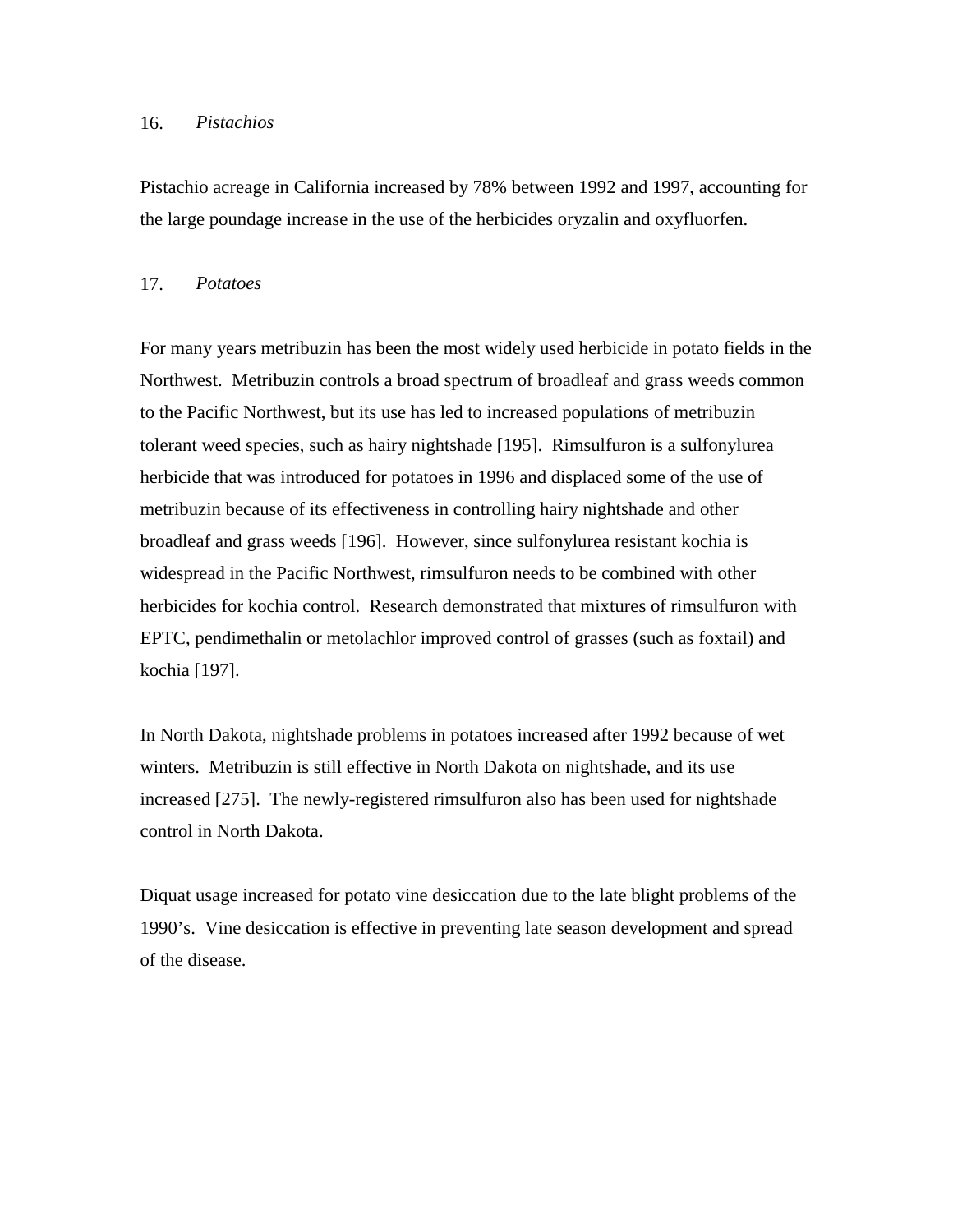### 16. *Pistachios*

Pistachio acreage in California increased by 78% between 1992 and 1997, accounting for the large poundage increase in the use of the herbicides oryzalin and oxyfluorfen.

### 17. *Potatoes*

For many years metribuzin has been the most widely used herbicide in potato fields in the Northwest. Metribuzin controls a broad spectrum of broadleaf and grass weeds common to the Pacific Northwest, but its use has led to increased populations of metribuzin tolerant weed species, such as hairy nightshade [195]. Rimsulfuron is a sulfonylurea herbicide that was introduced for potatoes in 1996 and displaced some of the use of metribuzin because of its effectiveness in controlling hairy nightshade and other broadleaf and grass weeds [196]. However, since sulfonylurea resistant kochia is widespread in the Pacific Northwest, rimsulfuron needs to be combined with other herbicides for kochia control. Research demonstrated that mixtures of rimsulfuron with EPTC, pendimethalin or metolachlor improved control of grasses (such as foxtail) and kochia [197].

In North Dakota, nightshade problems in potatoes increased after 1992 because of wet winters. Metribuzin is still effective in North Dakota on nightshade, and its use increased [275]. The newly-registered rimsulfuron also has been used for nightshade control in North Dakota.

Diquat usage increased for potato vine desiccation due to the late blight problems of the 1990's. Vine desiccation is effective in preventing late season development and spread of the disease.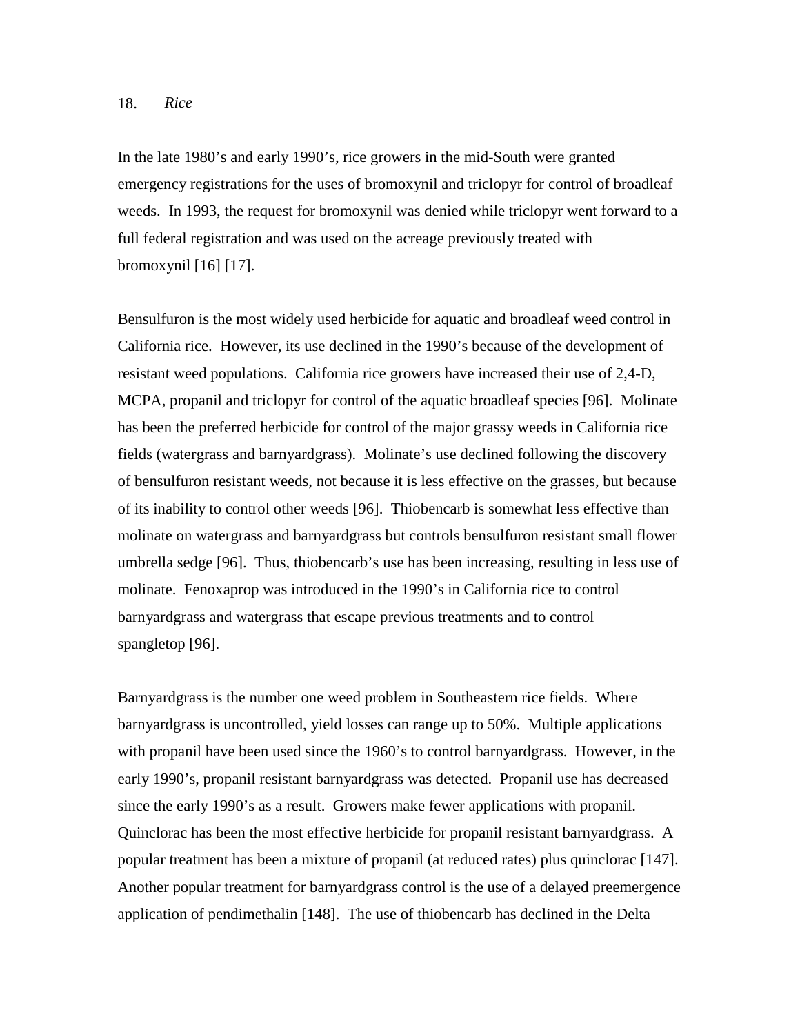## 18. *Rice*

In the late 1980's and early 1990's, rice growers in the mid-South were granted emergency registrations for the uses of bromoxynil and triclopyr for control of broadleaf weeds. In 1993, the request for bromoxynil was denied while triclopyr went forward to a full federal registration and was used on the acreage previously treated with bromoxynil [16] [17].

Bensulfuron is the most widely used herbicide for aquatic and broadleaf weed control in California rice. However, its use declined in the 1990's because of the development of resistant weed populations. California rice growers have increased their use of 2,4-D, MCPA, propanil and triclopyr for control of the aquatic broadleaf species [96]. Molinate has been the preferred herbicide for control of the major grassy weeds in California rice fields (watergrass and barnyardgrass). Molinate's use declined following the discovery of bensulfuron resistant weeds, not because it is less effective on the grasses, but because of its inability to control other weeds [96]. Thiobencarb is somewhat less effective than molinate on watergrass and barnyardgrass but controls bensulfuron resistant small flower umbrella sedge [96]. Thus, thiobencarb's use has been increasing, resulting in less use of molinate. Fenoxaprop was introduced in the 1990's in California rice to control barnyardgrass and watergrass that escape previous treatments and to control spangletop [96].

Barnyardgrass is the number one weed problem in Southeastern rice fields. Where barnyardgrass is uncontrolled, yield losses can range up to 50%. Multiple applications with propanil have been used since the 1960's to control barnyardgrass. However, in the early 1990's, propanil resistant barnyardgrass was detected. Propanil use has decreased since the early 1990's as a result. Growers make fewer applications with propanil. Quinclorac has been the most effective herbicide for propanil resistant barnyardgrass. A popular treatment has been a mixture of propanil (at reduced rates) plus quinclorac [147]. Another popular treatment for barnyardgrass control is the use of a delayed preemergence application of pendimethalin [148]. The use of thiobencarb has declined in the Delta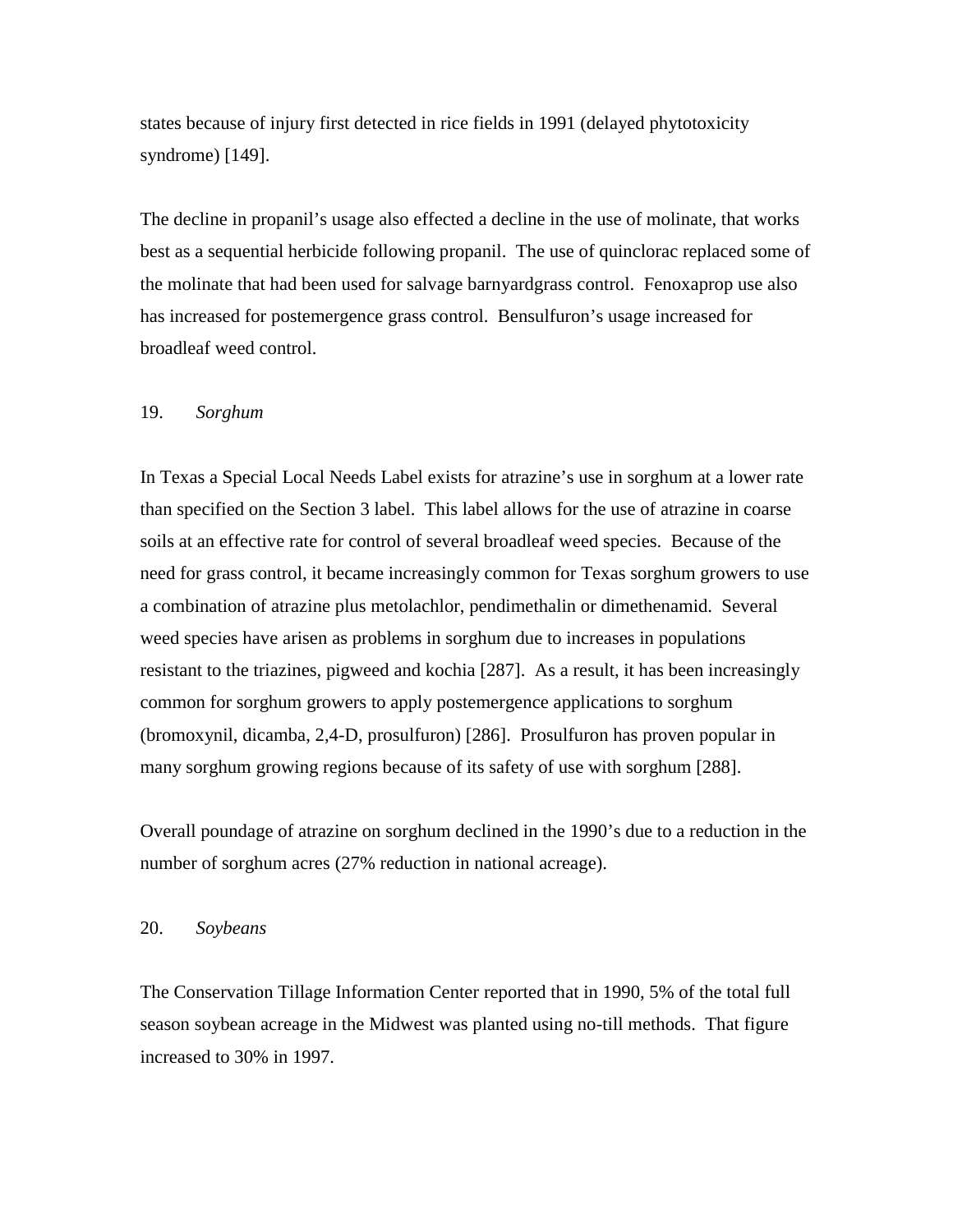states because of injury first detected in rice fields in 1991 (delayed phytotoxicity syndrome) [149].

The decline in propanil's usage also effected a decline in the use of molinate, that works best as a sequential herbicide following propanil. The use of quinclorac replaced some of the molinate that had been used for salvage barnyardgrass control. Fenoxaprop use also has increased for postemergence grass control. Bensulfuron's usage increased for broadleaf weed control.

### 19. *Sorghum*

In Texas a Special Local Needs Label exists for atrazine's use in sorghum at a lower rate than specified on the Section 3 label. This label allows for the use of atrazine in coarse soils at an effective rate for control of several broadleaf weed species. Because of the need for grass control, it became increasingly common for Texas sorghum growers to use a combination of atrazine plus metolachlor, pendimethalin or dimethenamid. Several weed species have arisen as problems in sorghum due to increases in populations resistant to the triazines, pigweed and kochia [287]. As a result, it has been increasingly common for sorghum growers to apply postemergence applications to sorghum (bromoxynil, dicamba, 2,4-D, prosulfuron) [286]. Prosulfuron has proven popular in many sorghum growing regions because of its safety of use with sorghum [288].

Overall poundage of atrazine on sorghum declined in the 1990's due to a reduction in the number of sorghum acres (27% reduction in national acreage).

### 20. *Soybeans*

The Conservation Tillage Information Center reported that in 1990, 5% of the total full season soybean acreage in the Midwest was planted using no-till methods. That figure increased to 30% in 1997.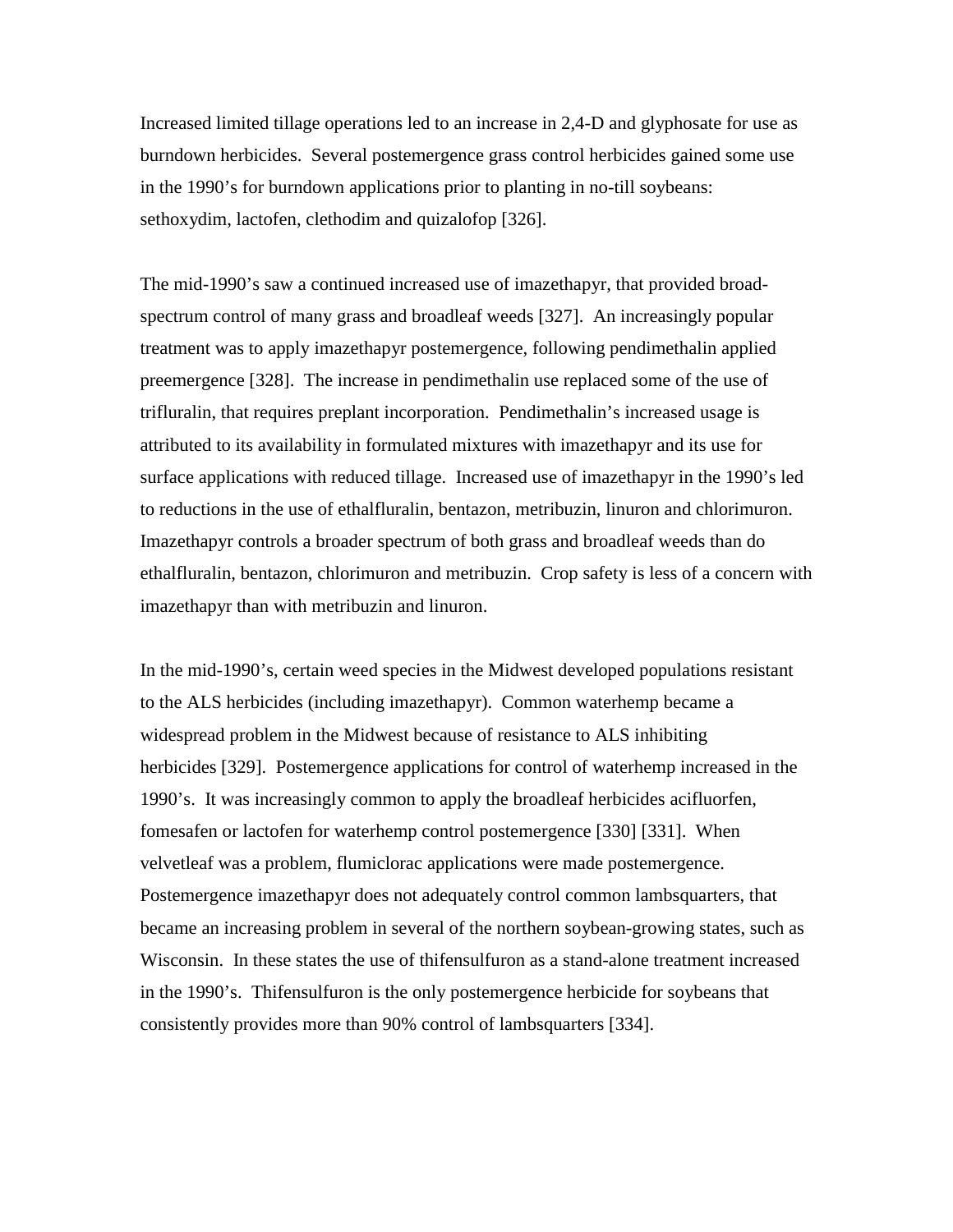Increased limited tillage operations led to an increase in 2,4-D and glyphosate for use as burndown herbicides. Several postemergence grass control herbicides gained some use in the 1990's for burndown applications prior to planting in no-till soybeans: sethoxydim, lactofen, clethodim and quizalofop [326].

The mid-1990's saw a continued increased use of imazethapyr, that provided broad-spectrum control of many grass and broadleaf weeds [327]. An increasingly popular treatment was to apply imazethapyr postemergence, following pendimethalin applied preemergence [328]. The increase in pendimethalin use replaced some of the use of trifluralin, that requires preplant incorporation. Pendimethalin's increased usage is attributed to its availability in formulated mixtures with imazethapyr and its use for surface applications with reduced tillage. Increased use of imazethapyr in the 1990's led to reductions in the use of ethalfluralin, bentazon, metribuzin, linuron and chlorimuron. Imazethapyr controls a broader spectrum of both grass and broadleaf weeds than do ethalfluralin, bentazon, chlorimuron and metribuzin. Crop safety is less of a concern with imazethapyr than with metribuzin and linuron.

In the mid-1990's, certain weed species in the Midwest developed populations resistant to the ALS herbicides (including imazethapyr). Common waterhemp became a widespread problem in the Midwest because of resistance to ALS inhibiting herbicides [329]. Postemergence applications for control of waterhemp increased in the 1990's. It was increasingly common to apply the broadleaf herbicides acifluorfen, fomesafen or lactofen for waterhemp control postemergence [330] [331]. When velvetleaf was a problem, flumiclorac applications were made postemergence. Postemergence imazethapyr does not adequately control common lambsquarters, that became an increasing problem in several of the northern soybean-growing states, such as Wisconsin. In these states the use of thifensulfuron as a stand-alone treatment increased in the 1990's. Thifensulfuron is the only postemergence herbicide for soybeans that consistently provides more than 90% control of lambsquarters [334].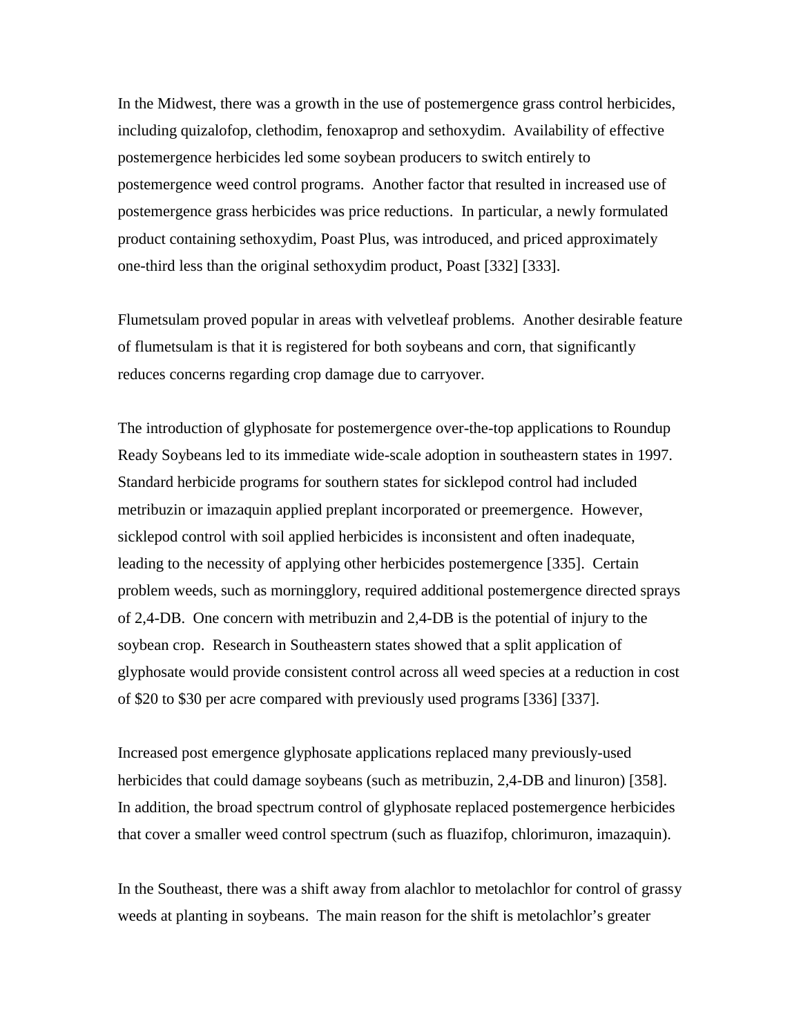In the Midwest, there was a growth in the use of postemergence grass control herbicides, including quizalofop, clethodim, fenoxaprop and sethoxydim. Availability of effective postemergence herbicides led some soybean producers to switch entirely to postemergence weed control programs. Another factor that resulted in increased use of postemergence grass herbicides was price reductions. In particular, a newly formulated product containing sethoxydim, Poast Plus, was introduced, and priced approximately one-third less than the original sethoxydim product, Poast [332] [333].

Flumetsulam proved popular in areas with velvetleaf problems. Another desirable feature of flumetsulam is that it is registered for both soybeans and corn, that significantly reduces concerns regarding crop damage due to carryover.

The introduction of glyphosate for postemergence over-the-top applications to Roundup Ready Soybeans led to its immediate wide-scale adoption in southeastern states in 1997. Standard herbicide programs for southern states for sicklepod control had included metribuzin or imazaquin applied preplant incorporated or preemergence. However, sicklepod control with soil applied herbicides is inconsistent and often inadequate, leading to the necessity of applying other herbicides postemergence [335]. Certain problem weeds, such as morningglory, required additional postemergence directed sprays of 2,4-DB. One concern with metribuzin and 2,4-DB is the potential of injury to the soybean crop. Research in Southeastern states showed that a split application of glyphosate would provide consistent control across all weed species at a reduction in cost of $20 to $30 per acre compared with previously used programs [336] [337].

Increased post emergence glyphosate applications replaced many previously-used herbicides that could damage soybeans (such as metribuzin, 2,4-DB and linuron) [358]. In addition, the broad spectrum control of glyphosate replaced postemergence herbicides that cover a smaller weed control spectrum (such as fluazifop, chlorimuron, imazaquin).

In the Southeast, there was a shift away from alachlor to metolachlor for control of grassy weeds at planting in soybeans. The main reason for the shift is metolachlor's greater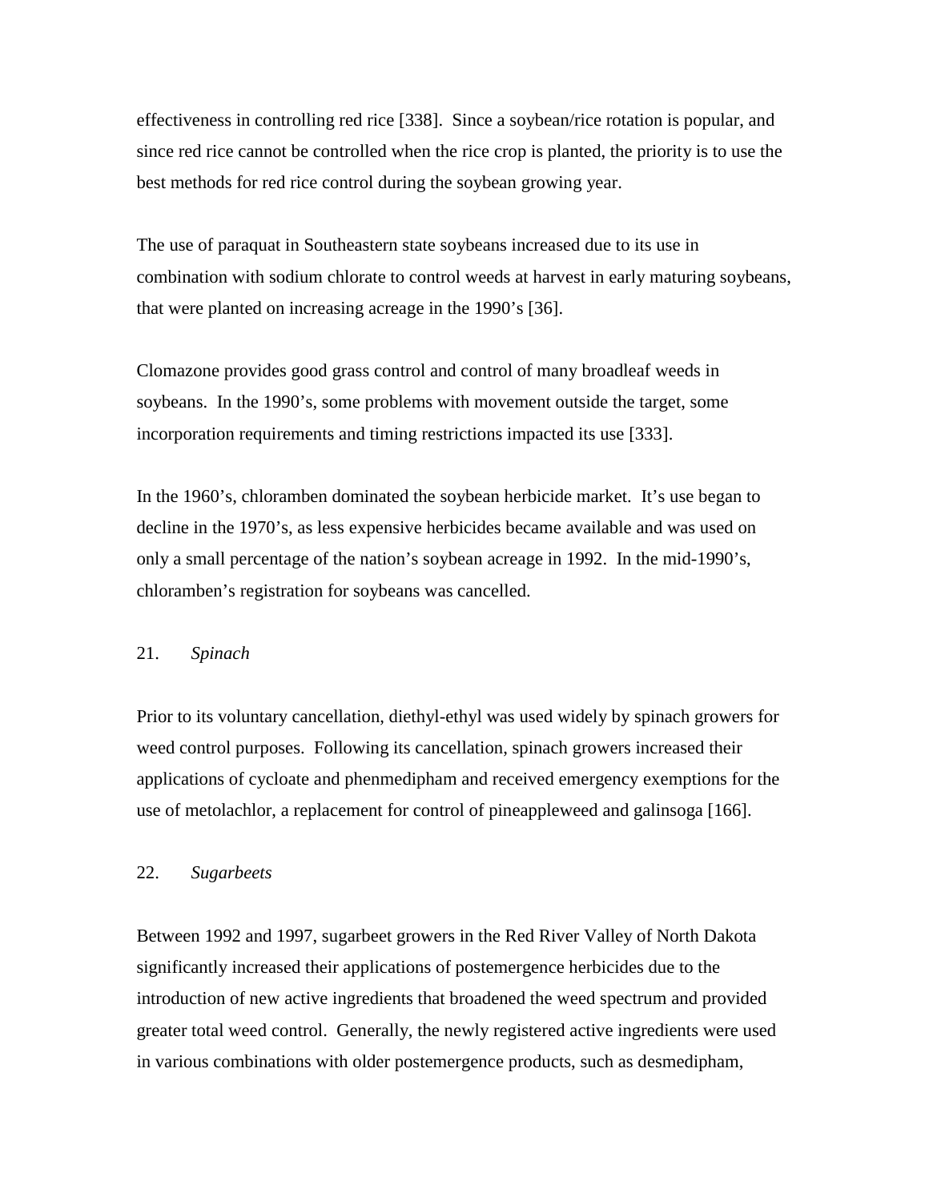effectiveness in controlling red rice [338]. Since a soybean/rice rotation is popular, and since red rice cannot be controlled when the rice crop is planted, the priority is to use the best methods for red rice control during the soybean growing year.

The use of paraquat in Southeastern state soybeans increased due to its use in combination with sodium chlorate to control weeds at harvest in early maturing soybeans, that were planted on increasing acreage in the 1990's [36].

Clomazone provides good grass control and control of many broadleaf weeds in soybeans. In the 1990's, some problems with movement outside the target, some incorporation requirements and timing restrictions impacted its use [333].

In the 1960's, chloramben dominated the soybean herbicide market. It's use began to decline in the 1970's, as less expensive herbicides became available and was used on only a small percentage of the nation's soybean acreage in 1992. In the mid-1990's, chloramben's registration for soybeans was cancelled.

21. *Spinach*

Prior to its voluntary cancellation, diethyl-ethyl was used widely by spinach growers for weed control purposes. Following its cancellation, spinach growers increased their applications of cycloate and phenmedipham and received emergency exemptions for the use of metolachlor, a replacement for control of pineappleweed and galinsoga [166].

22. *Sugarbeets*

Between 1992 and 1997, sugarbeet growers in the Red River Valley of North Dakota significantly increased their applications of postemergence herbicides due to the introduction of new active ingredients that broadened the weed spectrum and provided greater total weed control. Generally, the newly registered active ingredients were used in various combinations with older postemergence products, such as desmedipham,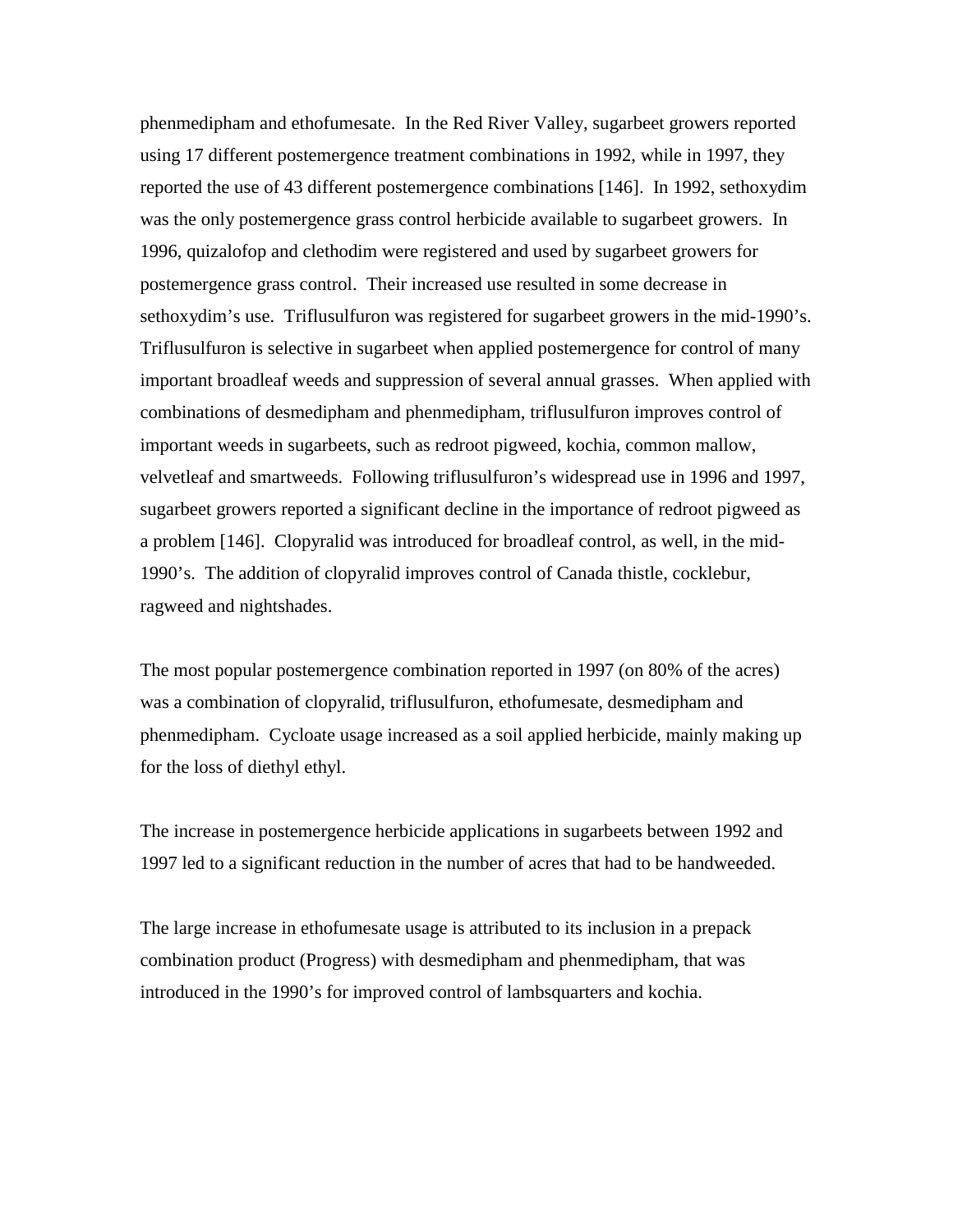phenmedipham and ethofumesate. In the Red River Valley, sugarbeet growers reported using 17 different postemergence treatment combinations in 1992, while in 1997, they reported the use of 43 different postemergence combinations [146]. In 1992, sethoxydim was the only postemergence grass control herbicide available to sugarbeet growers. In 1996, quizalofop and clethodim were registered and used by sugarbeet growers for postemergence grass control. Their increased use resulted in some decrease in sethoxydim's use. Triflusulfuron was registered for sugarbeet growers in the mid-1990's. Triflusulfuron is selective in sugarbeet when applied postemergence for control of many important broadleaf weeds and suppression of several annual grasses. When applied with combinations of desmedipham and phenmedipham, triflusulfuron improves control of important weeds in sugarbeets, such as redroot pigweed, kochia, common mallow, velvetleaf and smartweeds. Following triflusulfuron's widespread use in 1996 and 1997, sugarbeet growers reported a significant decline in the importance of redroot pigweed as a problem [146]. Clopyralid was introduced for broadleaf control, as well, in the mid-1990's. The addition of clopyralid improves control of Canada thistle, cocklebur, ragweed and nightshades.

The most popular postemergence combination reported in 1997 (on 80% of the acres) was a combination of clopyralid, triflusulfuron, ethofumesate, desmedipham and phenmedipham. Cycloate usage increased as a soil applied herbicide, mainly making up for the loss of diethyl ethyl.

The increase in postemergence herbicide applications in sugarbeets between 1992 and 1997 led to a significant reduction in the number of acres that had to be handweeded.

The large increase in ethofumesate usage is attributed to its inclusion in a prepack combination product (Progress) with desmedipham and phenmedipham, that was introduced in the 1990's for improved control of lambsquarters and kochia.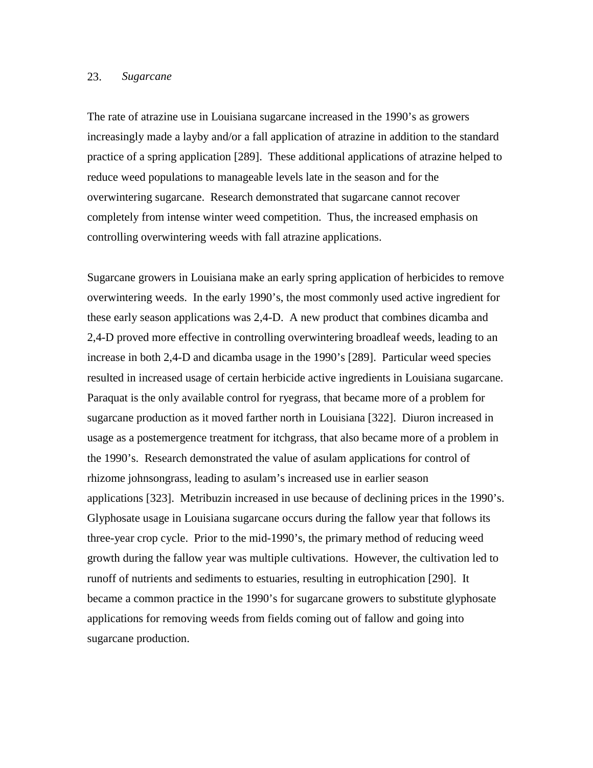## 23. *Sugarcane*

The rate of atrazine use in Louisiana sugarcane increased in the 1990's as growers increasingly made a layby and/or a fall application of atrazine in addition to the standard practice of a spring application [289]. These additional applications of atrazine helped to reduce weed populations to manageable levels late in the season and for the overwintering sugarcane. Research demonstrated that sugarcane cannot recover completely from intense winter weed competition. Thus, the increased emphasis on controlling overwintering weeds with fall atrazine applications.

Sugarcane growers in Louisiana make an early spring application of herbicides to remove overwintering weeds. In the early 1990's, the most commonly used active ingredient for these early season applications was 2,4-D. A new product that combines dicamba and 2,4-D proved more effective in controlling overwintering broadleaf weeds, leading to an increase in both 2,4-D and dicamba usage in the 1990's [289]. Particular weed species resulted in increased usage of certain herbicide active ingredients in Louisiana sugarcane. Paraquat is the only available control for ryegrass, that became more of a problem for sugarcane production as it moved farther north in Louisiana [322]. Diuron increased in usage as a postemergence treatment for itchgrass, that also became more of a problem in the 1990's. Research demonstrated the value of asulam applications for control of rhizome johnsongrass, leading to asulam's increased use in earlier season applications [323]. Metribuzin increased in use because of declining prices in the 1990's. Glyphosate usage in Louisiana sugarcane occurs during the fallow year that follows its three-year crop cycle. Prior to the mid-1990's, the primary method of reducing weed growth during the fallow year was multiple cultivations. However, the cultivation led to runoff of nutrients and sediments to estuaries, resulting in eutrophication [290]. It became a common practice in the 1990's for sugarcane growers to substitute glyphosate applications for removing weeds from fields coming out of fallow and going into sugarcane production.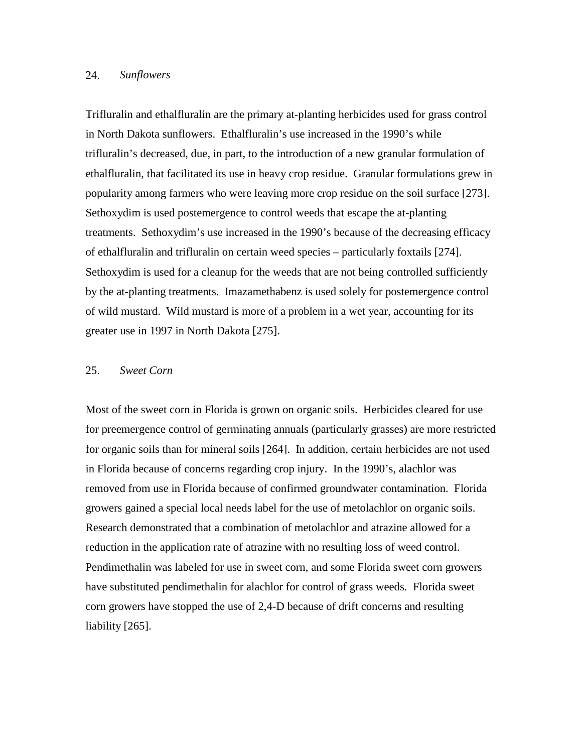### 24. *Sunflowers*

Trifluralin and ethalfluralin are the primary at-planting herbicides used for grass control in North Dakota sunflowers. Ethalfluralin's use increased in the 1990's while trifluralin's decreased, due, in part, to the introduction of a new granular formulation of ethalfluralin, that facilitated its use in heavy crop residue. Granular formulations grew in popularity among farmers who were leaving more crop residue on the soil surface [273]. Sethoxydim is used postemergence to control weeds that escape the at-planting treatments. Sethoxydim's use increased in the 1990's because of the decreasing efficacy of ethalfluralin and trifluralin on certain weed species – particularly foxtails [274]. Sethoxydim is used for a cleanup for the weeds that are not being controlled sufficiently by the at-planting treatments. Imazamethabenz is used solely for postemergence control of wild mustard. Wild mustard is more of a problem in a wet year, accounting for its greater use in 1997 in North Dakota [275].

### 25. *Sweet Corn*

Most of the sweet corn in Florida is grown on organic soils. Herbicides cleared for use for preemergence control of germinating annuals (particularly grasses) are more restricted for organic soils than for mineral soils [264]. In addition, certain herbicides are not used in Florida because of concerns regarding crop injury. In the 1990's, alachlor was removed from use in Florida because of confirmed groundwater contamination. Florida growers gained a special local needs label for the use of metolachlor on organic soils. Research demonstrated that a combination of metolachlor and atrazine allowed for a reduction in the application rate of atrazine with no resulting loss of weed control. Pendimethalin was labeled for use in sweet corn, and some Florida sweet corn growers have substituted pendimethalin for alachlor for control of grass weeds. Florida sweet corn growers have stopped the use of 2,4-D because of drift concerns and resulting liability [265].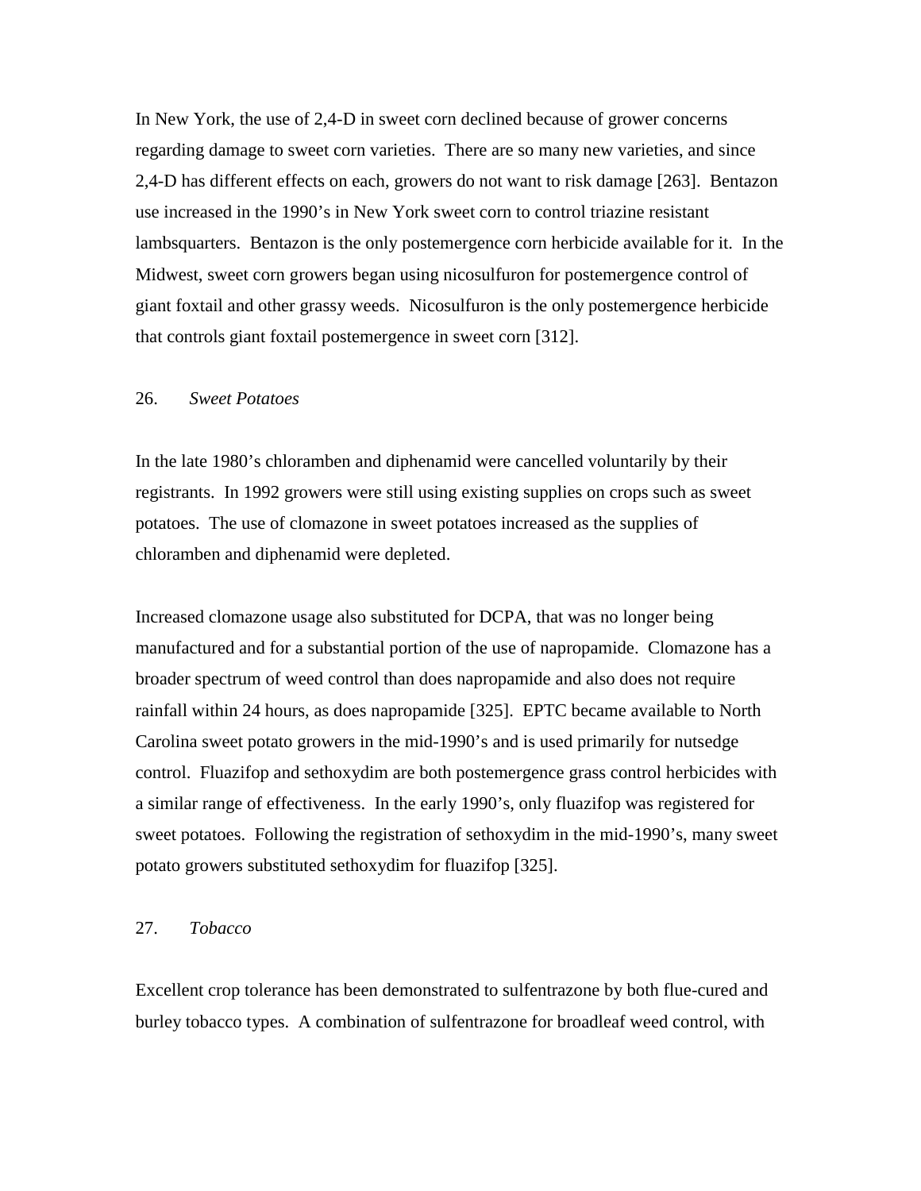In New York, the use of 2,4-D in sweet corn declined because of grower concerns regarding damage to sweet corn varieties. There are so many new varieties, and since 2,4-D has different effects on each, growers do not want to risk damage [263]. Bentazon use increased in the 1990's in New York sweet corn to control triazine resistant lambsquarters. Bentazon is the only postemergence corn herbicide available for it. In the Midwest, sweet corn growers began using nicosulfuron for postemergence control of giant foxtail and other grassy weeds. Nicosulfuron is the only postemergence herbicide that controls giant foxtail postemergence in sweet corn [312].

### 26. *Sweet Potatoes*

In the late 1980's chloramben and diphenamid were cancelled voluntarily by their registrants. In 1992 growers were still using existing supplies on crops such as sweet potatoes. The use of clomazone in sweet potatoes increased as the supplies of chloramben and diphenamid were depleted.

Increased clomazone usage also substituted for DCPA, that was no longer being manufactured and for a substantial portion of the use of napropamide. Clomazone has a broader spectrum of weed control than does napropamide and also does not require rainfall within 24 hours, as does napropamide [325]. EPTC became available to North Carolina sweet potato growers in the mid-1990's and is used primarily for nutsedge control. Fluazifop and sethoxydim are both postemergence grass control herbicides with a similar range of effectiveness. In the early 1990's, only fluazifop was registered for sweet potatoes. Following the registration of sethoxydim in the mid-1990's, many sweet potato growers substituted sethoxydim for fluazifop [325].

### 27. *Tobacco*

Excellent crop tolerance has been demonstrated to sulfentrazone by both flue-cured and burley tobacco types. A combination of sulfentrazone for broadleaf weed control, with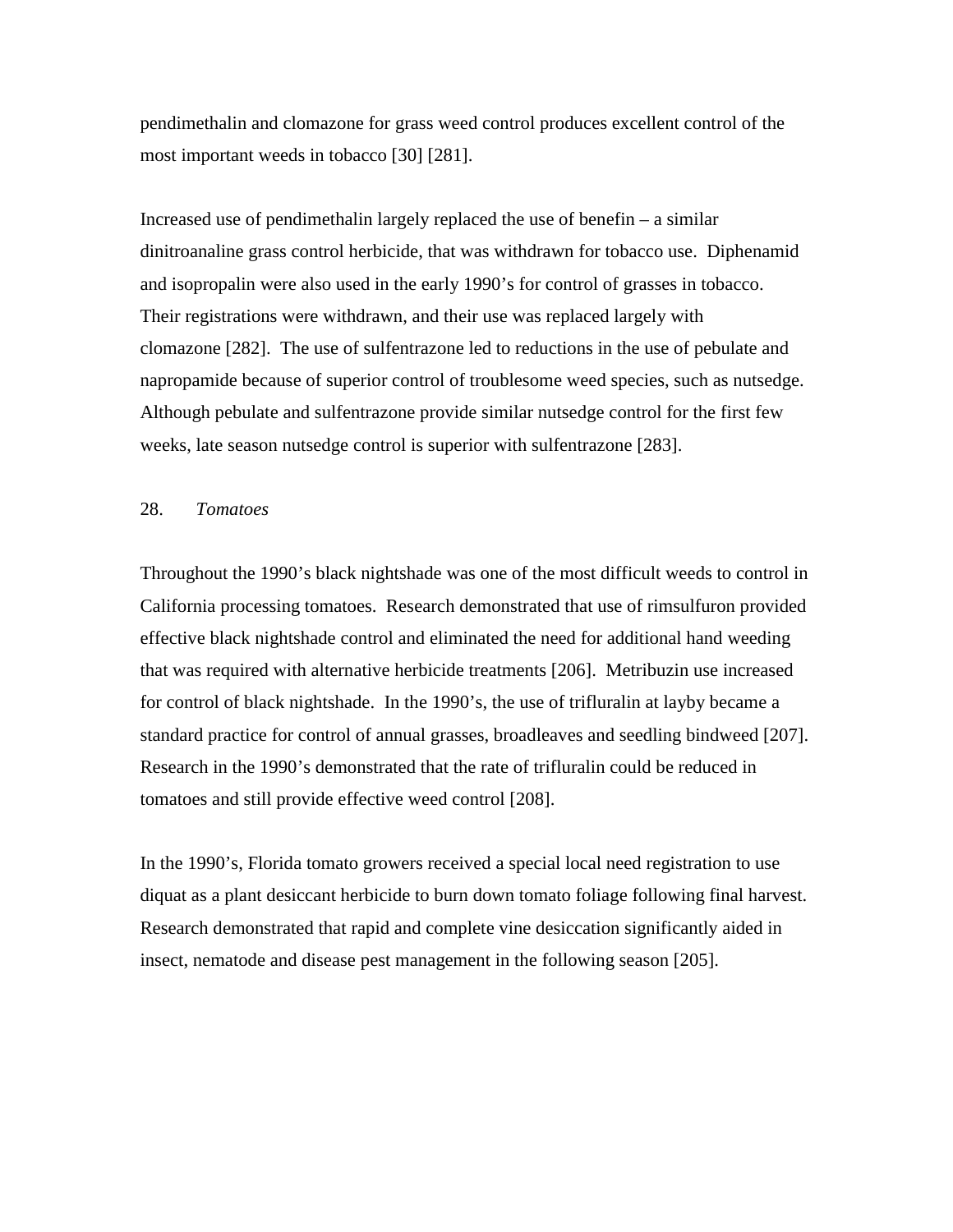pendimethalin and clomazone for grass weed control produces excellent control of the most important weeds in tobacco [30] [281].

Increased use of pendimethalin largely replaced the use of benefin – a similar dinitroanaline grass control herbicide, that was withdrawn for tobacco use. Diphenamid and isopropalin were also used in the early 1990's for control of grasses in tobacco. Their registrations were withdrawn, and their use was replaced largely with clomazone [282]. The use of sulfentrazone led to reductions in the use of pebulate and napropamide because of superior control of troublesome weed species, such as nutsedge. Although pebulate and sulfentrazone provide similar nutsedge control for the first few weeks, late season nutsedge control is superior with sulfentrazone [283].

## 28. *Tomatoes*

Throughout the 1990's black nightshade was one of the most difficult weeds to control in California processing tomatoes. Research demonstrated that use of rimsulfuron provided effective black nightshade control and eliminated the need for additional hand weeding that was required with alternative herbicide treatments [206]. Metribuzin use increased for control of black nightshade. In the 1990's, the use of trifluralin at layby became a standard practice for control of annual grasses, broadleaves and seedling bindweed [207]. Research in the 1990's demonstrated that the rate of trifluralin could be reduced in tomatoes and still provide effective weed control [208].

In the 1990's, Florida tomato growers received a special local need registration to use diquat as a plant desiccant herbicide to burn down tomato foliage following final harvest. Research demonstrated that rapid and complete vine desiccation significantly aided in insect, nematode and disease pest management in the following season [205].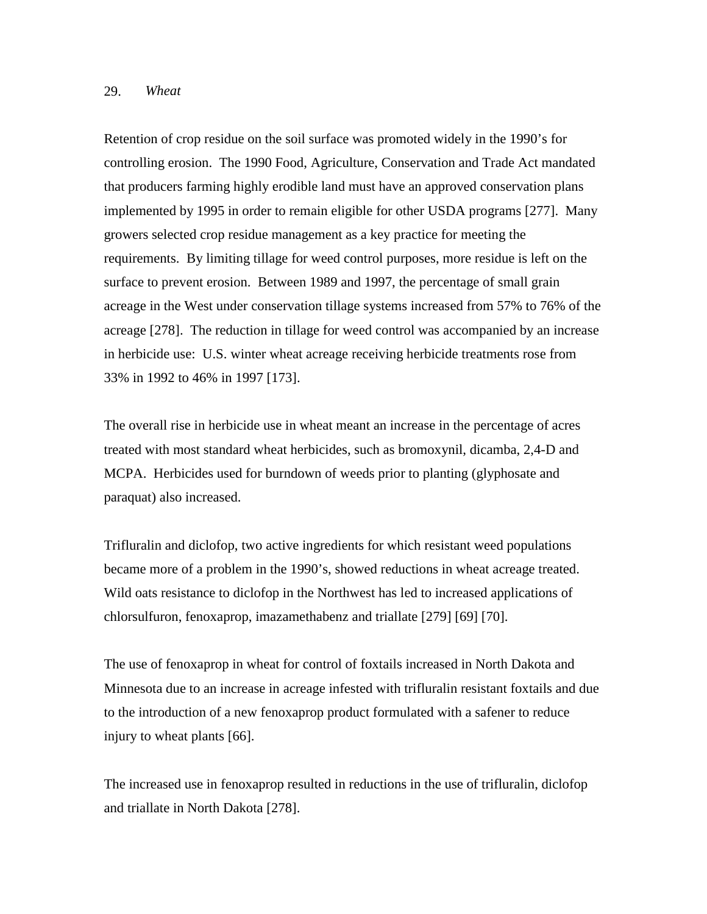## 29. *Wheat*

Retention of crop residue on the soil surface was promoted widely in the 1990's for controlling erosion. The 1990 Food, Agriculture, Conservation and Trade Act mandated that producers farming highly erodible land must have an approved conservation plans implemented by 1995 in order to remain eligible for other USDA programs [277]. Many growers selected crop residue management as a key practice for meeting the requirements. By limiting tillage for weed control purposes, more residue is left on the surface to prevent erosion. Between 1989 and 1997, the percentage of small grain acreage in the West under conservation tillage systems increased from 57% to 76% of the acreage [278]. The reduction in tillage for weed control was accompanied by an increase in herbicide use: U.S. winter wheat acreage receiving herbicide treatments rose from 33% in 1992 to 46% in 1997 [173].

The overall rise in herbicide use in wheat meant an increase in the percentage of acres treated with most standard wheat herbicides, such as bromoxynil, dicamba, 2,4-D and MCPA. Herbicides used for burndown of weeds prior to planting (glyphosate and paraquat) also increased.

Trifluralin and diclofop, two active ingredients for which resistant weed populations became more of a problem in the 1990's, showed reductions in wheat acreage treated. Wild oats resistance to diclofop in the Northwest has led to increased applications of chlorsulfuron, fenoxaprop, imazamethabenz and triallate [279] [69] [70].

The use of fenoxaprop in wheat for control of foxtails increased in North Dakota and Minnesota due to an increase in acreage infested with trifluralin resistant foxtails and due to the introduction of a new fenoxaprop product formulated with a safener to reduce injury to wheat plants [66].

The increased use in fenoxaprop resulted in reductions in the use of trifluralin, diclofop and triallate in North Dakota [278].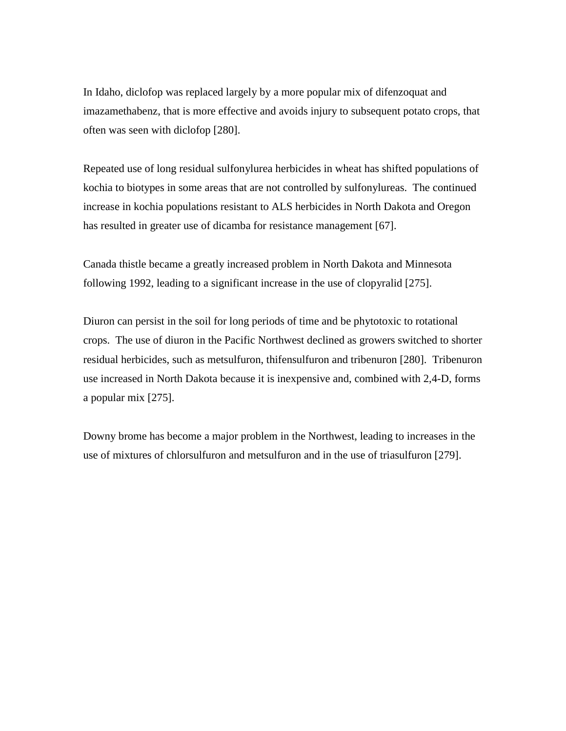In Idaho, diclofop was replaced largely by a more popular mix of difenzoquat and imazamethabenz, that is more effective and avoids injury to subsequent potato crops, that often was seen with diclofop [280].

Repeated use of long residual sulfonylurea herbicides in wheat has shifted populations of kochia to biotypes in some areas that are not controlled by sulfonylureas. The continued increase in kochia populations resistant to ALS herbicides in North Dakota and Oregon has resulted in greater use of dicamba for resistance management [67].

Canada thistle became a greatly increased problem in North Dakota and Minnesota following 1992, leading to a significant increase in the use of clopyralid [275].

Diuron can persist in the soil for long periods of time and be phytotoxic to rotational crops. The use of diuron in the Pacific Northwest declined as growers switched to shorter residual herbicides, such as metsulfuron, thifensulfuron and tribenuron [280]. Tribenuron use increased in North Dakota because it is inexpensive and, combined with 2,4-D, forms a popular mix [275].

Downy brome has become a major problem in the Northwest, leading to increases in the use of mixtures of chlorsulfuron and metsulfuron and in the use of triasulfuron [279].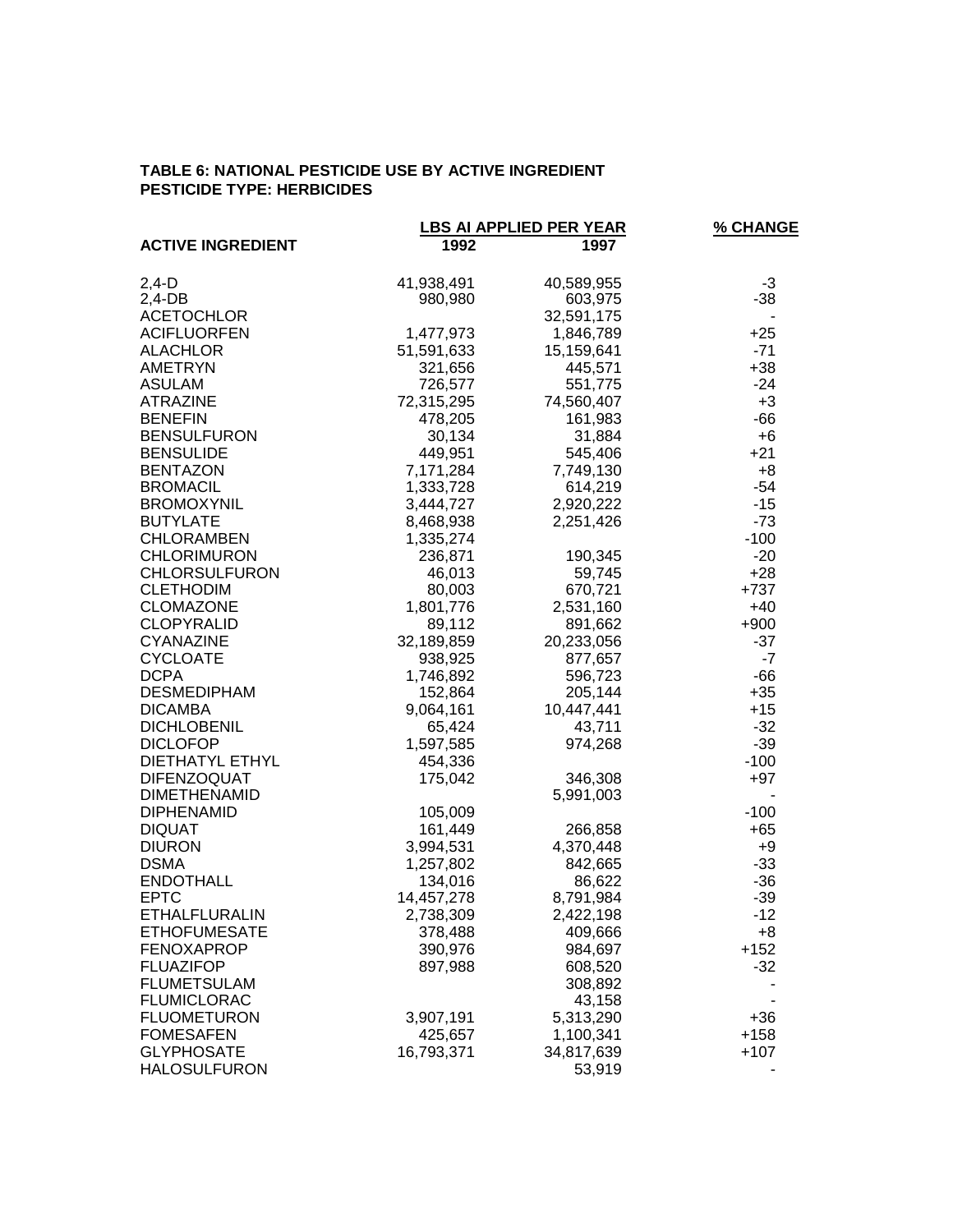**TABLE 6: NATIONAL PESTICIDE USE BY ACTIVE INGREDIENT**
**PESTICIDE TYPE: HERBICIDES**

| ACTIVE INGREDIENT | LBS AI APPLIED PER YEAR | | % CHANGE |
|---|---|---|---|
| | 1992 | 1997 | |
| 2,4-D | 41,938,491 | 40,589,955 | -3 |
| 2,4-DB | 980,980 | 603,975 | -38 |
| ACETOCHLOR | | 32,591,175 | - |
| ACIFLUORFEN | 1,477,973 | 1,846,789 | +25 |
| ALACHLOR | 51,591,633 | 15,159,641 | -71 |
| AMETRYN | 321,656 | 445,571 | +38 |
| ASULAM | 726,577 | 551,775 | -24 |
| ATRAZINE | 72,315,295 | 74,560,407 | +3 |
| BENEFIN | 478,205 | 161,983 | -66 |
| BENSULFURON | 30,134 | 31,884 | +6 |
| BENSULIDE | 449,951 | 545,406 | +21 |
| BENTAZON | 7,171,284 | 7,749,130 | +8 |
| BROMACIL | 1,333,728 | 614,219 | -54 |
| BROMOXYNIL | 3,444,727 | 2,920,222 | -15 |
| BUTYLATE | 8,468,938 | 2,251,426 | -73 |
| CHLORAMBEN | 1,335,274 | | -100 |
| CHLORIMURON | 236,871 | 190,345 | -20 |
| CHLORSULFURON | 46,013 | 59,745 | +28 |
| CLETHODIM | 80,003 | 670,721 | +737 |
| CLOMAZONE | 1,801,776 | 2,531,160 | +40 |
| CLOPYRALID | 89,112 | 891,662 | +900 |
| CYANAZINE | 32,189,859 | 20,233,056 | -37 |
| CYCLOATE | 938,925 | 877,657 | -7 |
| DCPA | 1,746,892 | 596,723 | -66 |
| DESMEDIPHAM | 152,864 | 205,144 | +35 |
| DICAMBA | 9,064,161 | 10,447,441 | +15 |
| DICHLOBENIL | 65,424 | 43,711 | -32 |
| DICLOFOP | 1,597,585 | 974,268 | -39 |
| DIETHATYL ETHYL | 454,336 | | -100 |
| DIFENZOQUAT | 175,042 | 346,308 | +97 |
| DIMETHENAMID | | 5,991,003 | - |
| DIPHENAMID | 105,009 | | -100 |
| DIQUAT | 161,449 | 266,858 | +65 |
| DIURON | 3,994,531 | 4,370,448 | +9 |
| DSMA | 1,257,802 | 842,665 | -33 |
| ENDOTHALL | 134,016 | 86,622 | -36 |
| EPTC | 14,457,278 | 8,791,984 | -39 |
| ETHALFLURALIN | 2,738,309 | 2,422,198 | -12 |
| ETHOFUMESATE | 378,488 | 409,666 | +8 |
| FENOXAPROP | 390,976 | 984,697 | +152 |
| FLUAZIFOP | 897,988 | 608,520 | -32 |
| FLUMETSULAM | | 308,892 | - |
| FLUMICLORAC | | 43,158 | - |
| FLUOMETURON | 3,907,191 | 5,313,290 | +36 |
| FOMESAFEN | 425,657 | 1,100,341 | +158 |
| GLYPHOSATE | 16,793,371 | 34,817,639 | +107 |
| HALOSULFURON | | 53,919 | - |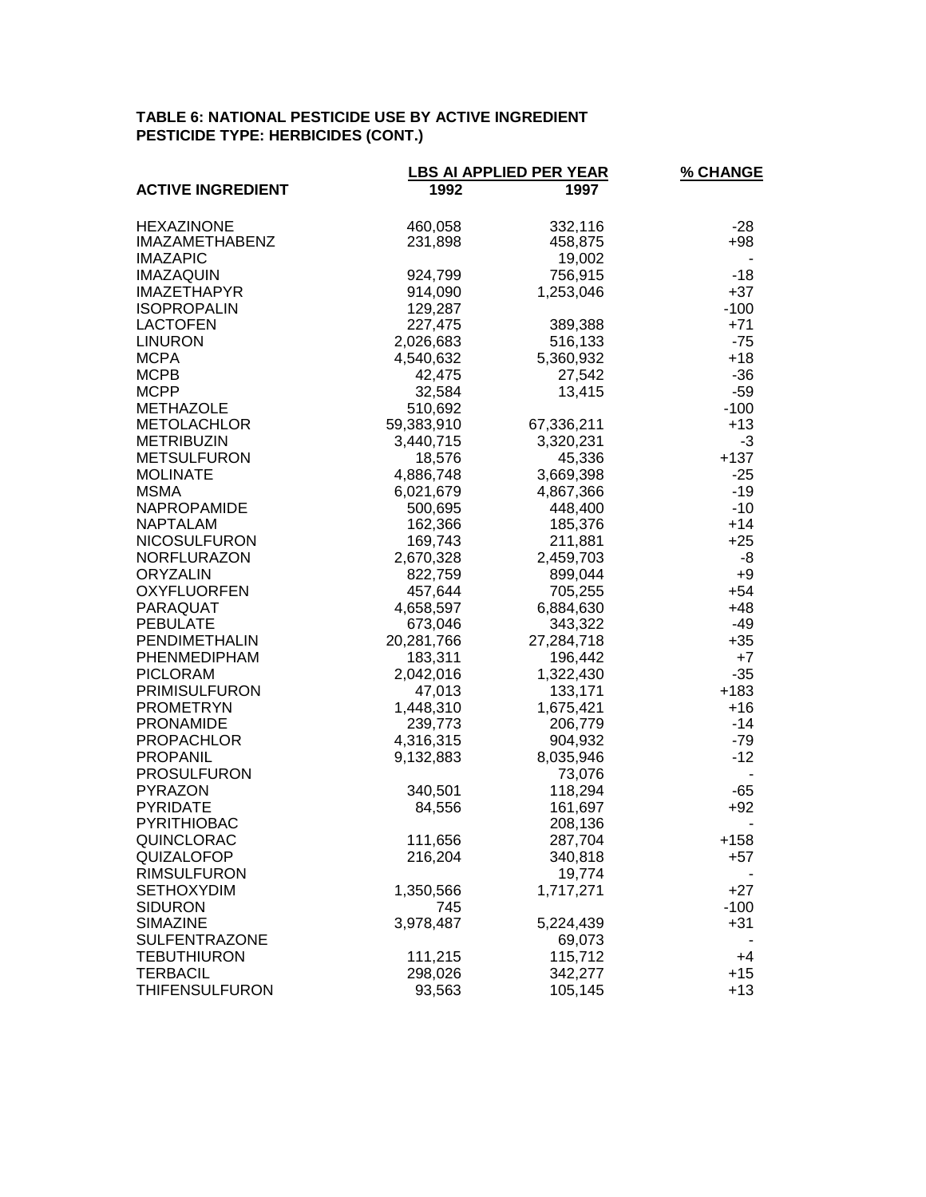**TABLE 6: NATIONAL PESTICIDE USE BY ACTIVE INGREDIENT**
**PESTICIDE TYPE: HERBICIDES (CONT.)**

| ACTIVE INGREDIENT | LBS AI APPLIED PER YEAR 1992 | 1997 | % CHANGE |
|---|---|---|---|
| HEXAZINONE | 460,058 | 332,116 | -28 |
| IMAZAMETHABENZ | 231,898 | 458,875 | +98 |
| IMAZAPIC | | 19,002 | - |
| IMAZAQUIN | 924,799 | 756,915 | -18 |
| IMAZETHAPYR | 914,090 | 1,253,046 | +37 |
| ISOPROPALIN | 129,287 | | -100 |
| LACTOFEN | 227,475 | 389,388 | +71 |
| LINURON | 2,026,683 | 516,133 | -75 |
| MCPA | 4,540,632 | 5,360,932 | +18 |
| MCPB | 42,475 | 27,542 | -36 |
| MCPP | 32,584 | 13,415 | -59 |
| METHAZOLE | 510,692 | | -100 |
| METOLACHLOR | 59,383,910 | 67,336,211 | +13 |
| METRIBUZIN | 3,440,715 | 3,320,231 | -3 |
| METSULFURON | 18,576 | 45,336 | +137 |
| MOLINATE | 4,886,748 | 3,669,398 | -25 |
| MSMA | 6,021,679 | 4,867,366 | -19 |
| NAPROPAMIDE | 500,695 | 448,400 | -10 |
| NAPTALAM | 162,366 | 185,376 | +14 |
| NICOSULFURON | 169,743 | 211,881 | +25 |
| NORFLURAZON | 2,670,328 | 2,459,703 | -8 |
| ORYZALIN | 822,759 | 899,044 | +9 |
| OXYFLUORFEN | 457,644 | 705,255 | +54 |
| PARAQUAT | 4,658,597 | 6,884,630 | +48 |
| PEBULATE | 673,046 | 343,322 | -49 |
| PENDIMETHALIN | 20,281,766 | 27,284,718 | +35 |
| PHENMEDIPHAM | 183,311 | 196,442 | +7 |
| PICLORAM | 2,042,016 | 1,322,430 | -35 |
| PRIMISULFURON | 47,013 | 133,171 | +183 |
| PROMETRYN | 1,448,310 | 1,675,421 | +16 |
| PRONAMIDE | 239,773 | 206,779 | -14 |
| PROPACHLOR | 4,316,315 | 904,932 | -79 |
| PROPANIL | 9,132,883 | 8,035,946 | -12 |
| PROSULFURON | | 73,076 | - |
| PYRAZON | 340,501 | 118,294 | -65 |
| PYRIDATE | 84,556 | 161,697 | +92 |
| PYRITHIOBAC | | 208,136 | - |
| QUINCLORAC | 111,656 | 287,704 | +158 |
| QUIZALOFOP | 216,204 | 340,818 | +57 |
| RIMSULFURON | | 19,774 | - |
| SETHOXYDIM | 1,350,566 | 1,717,271 | +27 |
| SIDURON | 745 | | -100 |
| SIMAZINE | 3,978,487 | 5,224,439 | +31 |
| SULFENTRAZONE | | 69,073 | - |
| TEBUTHIURON | 111,215 | 115,712 | +4 |
| TERBACIL | 298,026 | 342,277 | +15 |
| THIFENSULFURON | 93,563 | 105,145 | +13 |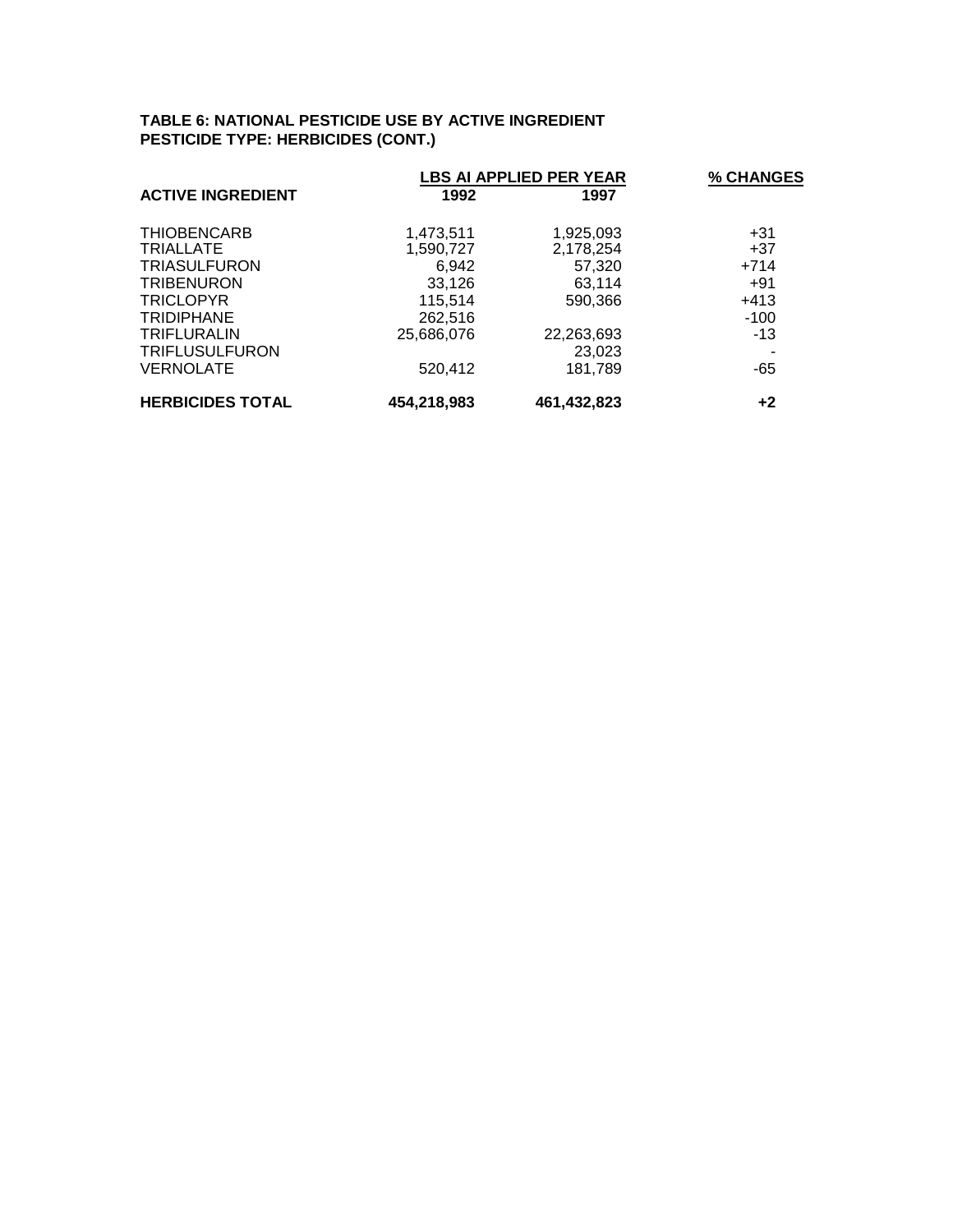**TABLE 6: NATIONAL PESTICIDE USE BY ACTIVE INGREDIENT**
**PESTICIDE TYPE: HERBICIDES (CONT.)**

| | LBS AI APPLIED PER YEAR | | % CHANGES |
|---|---|---|---|
| **ACTIVE INGREDIENT** | **1992** | **1997** | |
| THIOBENCARB | 1,473,511 | 1,925,093 | +31 |
| TRIALLATE | 1,590,727 | 2,178,254 | +37 |
| TRIASULFURON | 6,942 | 57,320 | +714 |
| TRIBENURON | 33,126 | 63,114 | +91 |
| TRICLOPYR | 115,514 | 590,366 | +413 |
| TRIDIPHANE | 262,516 | | -100 |
| TRIFLURALIN | 25,686,076 | 22,263,693 | -13 |
| TRIFLUSULFURON | | 23,023 | - |
| VERNOLATE | 520,412 | 181,789 | -65 |
| **HERBICIDES TOTAL** | **454,218,983** | **461,432,823** | **+2** |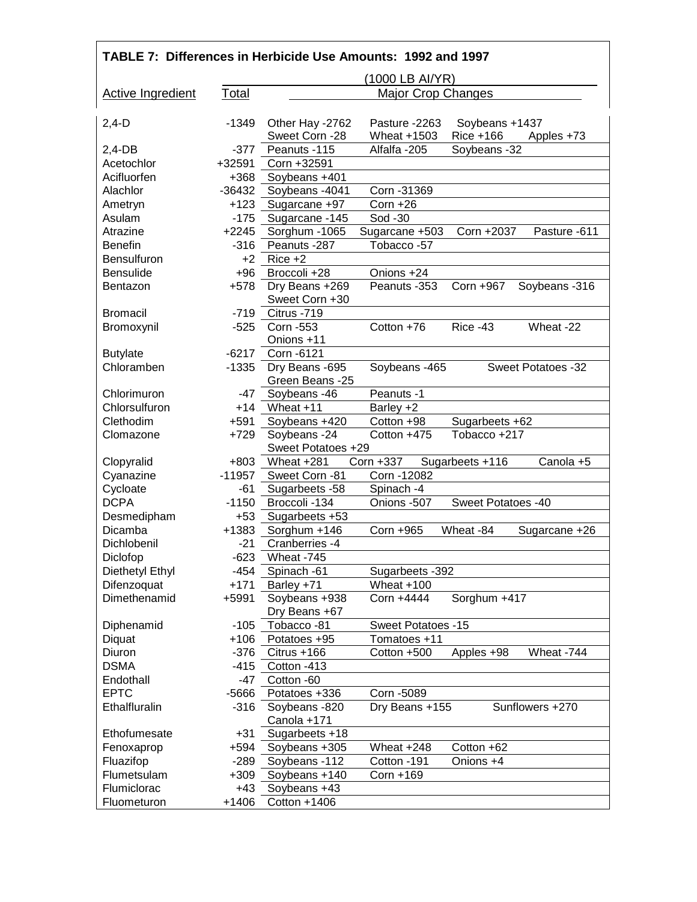## TABLE 7: Differences in Herbicide Use Amounts: 1992 and 1997

(1000 LB AI/YR)

| Active Ingredient | Total | Major Crop Changes |
|---|---|---|
| 2,4-D | -1349 | Other Hay -2762   Pasture -2263   Soybeans +1437   Sweet Corn -28   Wheat +1503   Rice +166   Apples +73 |
| 2,4-DB | -377 | Peanuts -115   Alfalfa -205   Soybeans -32 |
| Acetochlor | +32591 | Corn +32591 |
| Acifluorfen | +368 | Soybeans +401 |
| Alachlor | -36432 | Soybeans -4041   Corn -31369 |
| Ametryn | +123 | Sugarcane +97   Corn +26 |
| Asulam | -175 | Sugarcane -145   Sod -30 |
| Atrazine | +2245 | Sorghum -1065   Sugarcane +503   Corn +2037   Pasture -611 |
| Benefin | -316 | Peanuts -287   Tobacco -57 |
| Bensulfuron | +2 | Rice +2 |
| Bensulide | +96 | Broccoli +28   Onions +24 |
| Bentazon | +578 | Dry Beans +269   Peanuts -353   Corn +967   Soybeans -316   Sweet Corn +30 |
| Bromacil | -719 | Citrus -719 |
| Bromoxynil | -525 | Corn -553   Cotton +76   Rice -43   Wheat -22   Onions +11 |
| Butylate | -6217 | Corn -6121 |
| Chloramben | -1335 | Dry Beans -695   Soybeans -465   Sweet Potatoes -32   Green Beans -25 |
| Chlorimuron | -47 | Soybeans -46   Peanuts -1 |
| Chlorsulfuron | +14 | Wheat +11   Barley +2 |
| Clethodim | +591 | Soybeans +420   Cotton +98   Sugarbeets +62 |
| Clomazone | +729 | Soybeans -24   Cotton +475   Tobacco +217   Sweet Potatoes +29 |
| Clopyralid | +803 | Wheat +281   Corn +337   Sugarbeets +116   Canola +5 |
| Cyanazine | -11957 | Sweet Corn -81   Corn -12082 |
| Cycloate | -61 | Sugarbeets -58   Spinach -4 |
| DCPA | -1150 | Broccoli -134   Onions -507   Sweet Potatoes -40 |
| Desmedipham | +53 | Sugarbeets +53 |
| Dicamba | +1383 | Sorghum +146   Corn +965   Wheat -84   Sugarcane +26 |
| Dichlobenil | -21 | Cranberries -4 |
| Diclofop | -623 | Wheat -745 |
| Diethetyl Ethyl | -454 | Spinach -61   Sugarbeets -392 |
| Difenzoquat | +171 | Barley +71   Wheat +100 |
| Dimethenamid | +5991 | Soybeans +938   Corn +4444   Sorghum +417   Dry Beans +67 |
| Diphenamid | -105 | Tobacco -81   Sweet Potatoes -15 |
| Diquat | +106 | Potatoes +95   Tomatoes +11 |
| Diuron | -376 | Citrus +166   Cotton +500   Apples +98   Wheat -744 |
| DSMA | -415 | Cotton -413 |
| Endothall | -47 | Cotton -60 |
| EPTC | -5666 | Potatoes +336   Corn -5089 |
| Ethalfluralin | -316 | Soybeans -820   Dry Beans +155   Sunflowers +270   Canola +171 |
| Ethofumesate | +31 | Sugarbeets +18 |
| Fenoxaprop | +594 | Soybeans +305   Wheat +248   Cotton +62 |
| Fluazifop | -289 | Soybeans -112   Cotton -191   Onions +4 |
| Flumetsulam | +309 | Soybeans +140   Corn +169 |
| Flumiclorac | +43 | Soybeans +43 |
| Fluometuron | +1406 | Cotton +1406 |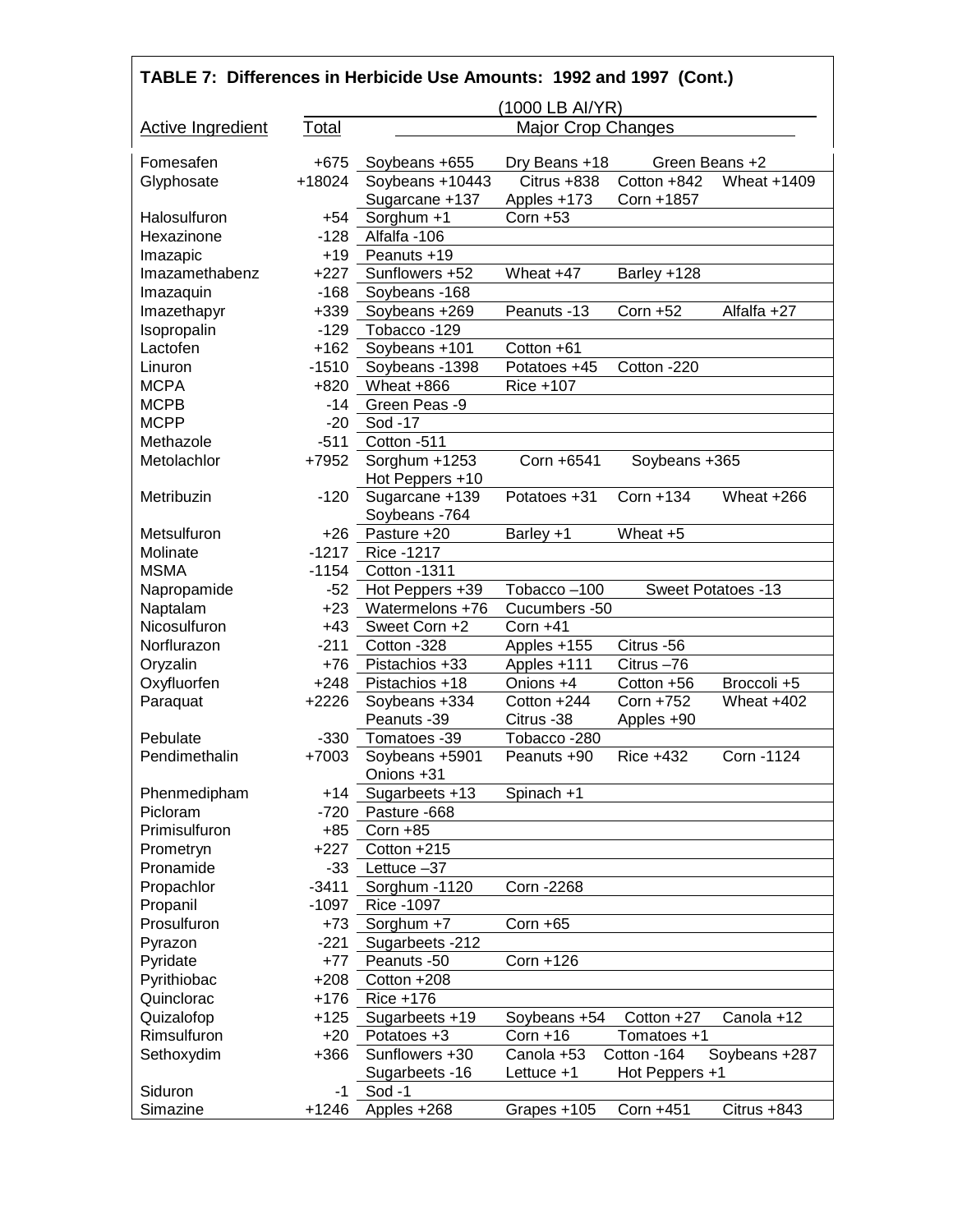## TABLE 7: Differences in Herbicide Use Amounts: 1992 and 1997 (Cont.)

| Active Ingredient | Total | Major Crop Changes (1000 LB AI/YR) | | | |
|---|---|---|---|---|---|
| Fomesafen | +675 | Soybeans +655 | Dry Beans +18 | Green Beans +2 | |
| Glyphosate | +18024 | Soybeans +10443 | Citrus +838 | Cotton +842 | Wheat +1409 |
| | | Sugarcane +137 | Apples +173 | Corn +1857 | |
| Halosulfuron | +54 | Sorghum +1 | Corn +53 | | |
| Hexazinone | -128 | Alfalfa -106 | | | |
| Imazapic | +19 | Peanuts +19 | | | |
| Imazamethabenz | +227 | Sunflowers +52 | Wheat +47 | Barley +128 | |
| Imazaquin | -168 | Soybeans -168 | | | |
| Imazethapyr | +339 | Soybeans +269 | Peanuts -13 | Corn +52 | Alfalfa +27 |
| Isopropalin | -129 | Tobacco -129 | | | |
| Lactofen | +162 | Soybeans +101 | Cotton +61 | | |
| Linuron | -1510 | Soybeans -1398 | Potatoes +45 | Cotton -220 | |
| MCPA | +820 | Wheat +866 | Rice +107 | | |
| MCPB | -14 | Green Peas -9 | | | |
| MCPP | -20 | Sod -17 | | | |
| Methazole | -511 | Cotton -511 | | | |
| Metolachlor | +7952 | Sorghum +1253 | Corn +6541 | Soybeans +365 | |
| | | Hot Peppers +10 | | | |
| Metribuzin | -120 | Sugarcane +139 | Potatoes +31 | Corn +134 | Wheat +266 |
| | | Soybeans -764 | | | |
| Metsulfuron | +26 | Pasture +20 | Barley +1 | Wheat +5 | |
| Molinate | -1217 | Rice -1217 | | | |
| MSMA | -1154 | Cotton -1311 | | | |
| Napropamide | -52 | Hot Peppers +39 | Tobacco –100 | Sweet Potatoes -13 | |
| Naptalam | +23 | Watermelons +76 | Cucumbers -50 | | |
| Nicosulfuron | +43 | Sweet Corn +2 | Corn +41 | | |
| Norflurazon | -211 | Cotton -328 | Apples +155 | Citrus -56 | |
| Oryzalin | +76 | Pistachios +33 | Apples +111 | Citrus –76 | |
| Oxyfluorfen | +248 | Pistachios +18 | Onions +4 | Cotton +56 | Broccoli +5 |
| Paraquat | +2226 | Soybeans +334 | Cotton +244 | Corn +752 | Wheat +402 |
| | | Peanuts -39 | Citrus -38 | Apples +90 | |
| Pebulate | -330 | Tomatoes -39 | Tobacco -280 | | |
| Pendimethalin | +7003 | Soybeans +5901 | Peanuts +90 | Rice +432 | Corn -1124 |
| | | Onions +31 | | | |
| Phenmedipham | +14 | Sugarbeets +13 | Spinach +1 | | |
| Picloram | -720 | Pasture -668 | | | |
| Primisulfuron | +85 | Corn +85 | | | |
| Prometryn | +227 | Cotton +215 | | | |
| Pronamide | -33 | Lettuce –37 | | | |
| Propachlor | -3411 | Sorghum -1120 | Corn -2268 | | |
| Propanil | -1097 | Rice -1097 | | | |
| Prosulfuron | +73 | Sorghum +7 | Corn +65 | | |
| Pyrazon | -221 | Sugarbeets -212 | | | |
| Pyridate | +77 | Peanuts -50 | Corn +126 | | |
| Pyrithiobac | +208 | Cotton +208 | | | |
| Quinclorac | +176 | Rice +176 | | | |
| Quizalofop | +125 | Sugarbeets +19 | Soybeans +54 | Cotton +27 | Canola +12 |
| Rimsulfuron | +20 | Potatoes +3 | Corn +16 | Tomatoes +1 | |
| Sethoxydim | +366 | Sunflowers +30 | Canola +53 | Cotton -164 | Soybeans +287 |
| | | Sugarbeets -16 | Lettuce +1 | Hot Peppers +1 | |
| Siduron | -1 | Sod -1 | | | |
| Simazine | +1246 | Apples +268 | Grapes +105 | Corn +451 | Citrus +843 |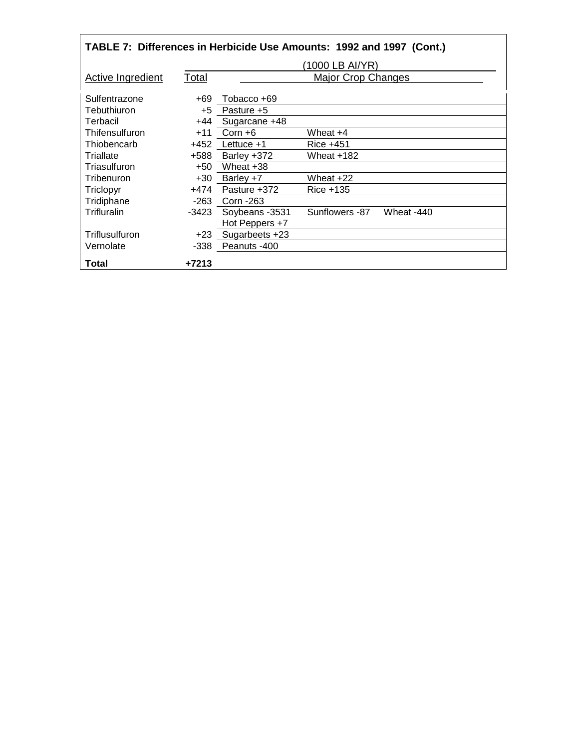**TABLE 7: Differences in Herbicide Use Amounts: 1992 and 1997 (Cont.)**

| Active Ingredient | Total | Major Crop Changes | | |
|---|---|---|---|---|
| | (1000 LB AI/YR) | | | |
| Sulfentrazone | +69 | Tobacco +69 | | |
| Tebuthiuron | +5 | Pasture +5 | | |
| Terbacil | +44 | Sugarcane +48 | | |
| Thifensulfuron | +11 | Corn +6 | Wheat +4 | |
| Thiobencarb | +452 | Lettuce +1 | Rice +451 | |
| Triallate | +588 | Barley +372 | Wheat +182 | |
| Triasulfuron | +50 | Wheat +38 | | |
| Tribenuron | +30 | Barley +7 | Wheat +22 | |
| Triclopyr | +474 | Pasture +372 | Rice +135 | |
| Tridiphane | -263 | Corn -263 | | |
| Trifluralin | -3423 | Soybeans -3531<br>Hot Peppers +7 | Sunflowers -87 | Wheat -440 |
| Triflusulfuron | +23 | Sugarbeets +23 | | |
| Vernolate | -338 | Peanuts -400 | | |
| **Total** | **+7213** | | | |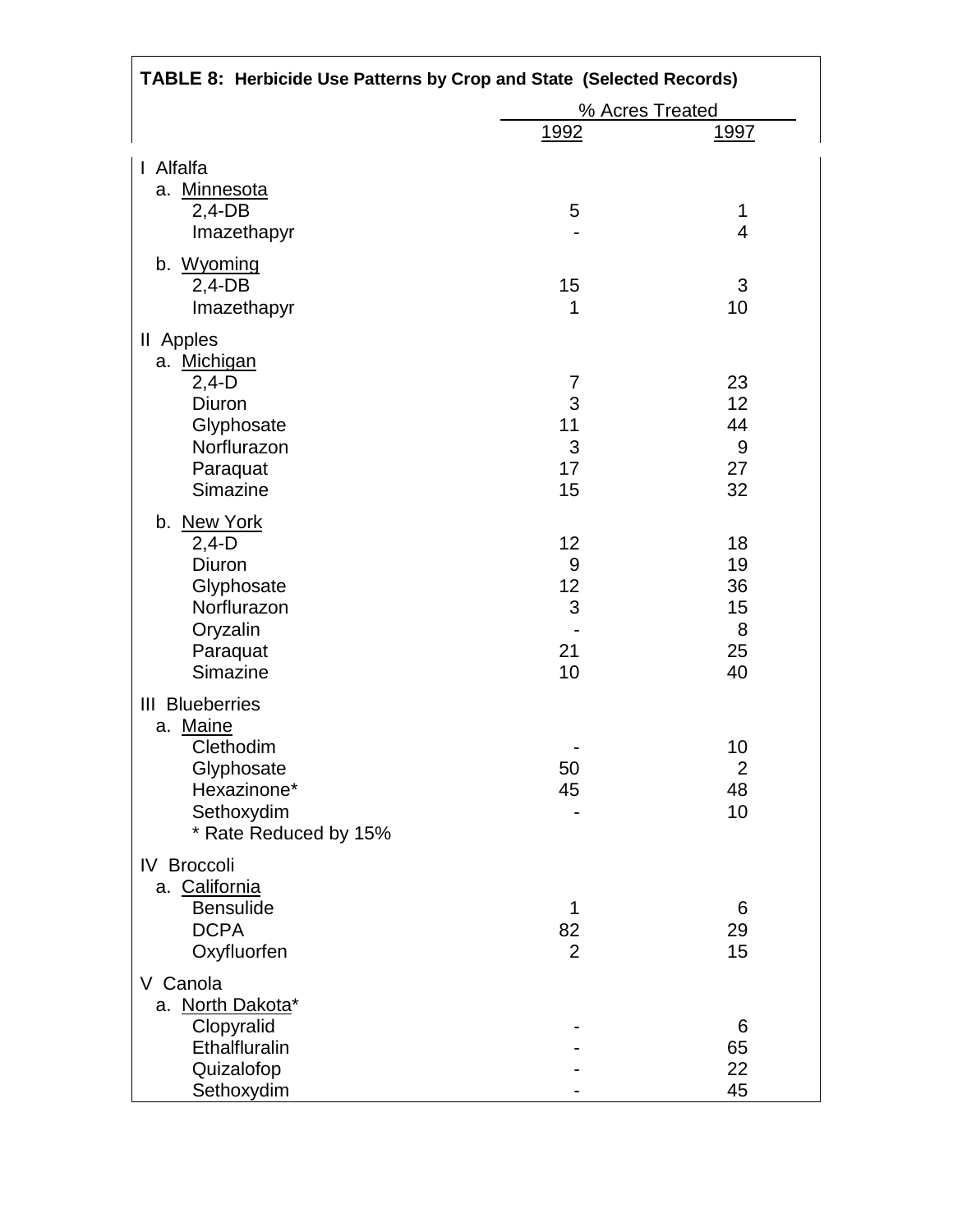**TABLE 8: Herbicide Use Patterns by Crop and State (Selected Records)**

| | % Acres Treated | |
|---|---|---|
| | 1992 | 1997 |
| **I Alfalfa** | | |
| a. Minnesota | | |
| 2,4-DB | 5 | 1 |
| Imazethapyr | - | 4 |
| b. Wyoming | | |
| 2,4-DB | 15 | 3 |
| Imazethapyr | 1 | 10 |
| **II Apples** | | |
| a. Michigan | | |
| 2,4-D | 7 | 23 |
| Diuron | 3 | 12 |
| Glyphosate | 11 | 44 |
| Norflurazon | 3 | 9 |
| Paraquat | 17 | 27 |
| Simazine | 15 | 32 |
| b. New York | | |
| 2,4-D | 12 | 18 |
| Diuron | 9 | 19 |
| Glyphosate | 12 | 36 |
| Norflurazon | 3 | 15 |
| Oryzalin | - | 8 |
| Paraquat | 21 | 25 |
| Simazine | 10 | 40 |
| **III Blueberries** | | |
| a. Maine | | |
| Clethodim | - | 10 |
| Glyphosate | 50 | 2 |
| Hexazinone* | 45 | 48 |
| Sethoxydim | - | 10 |
| * Rate Reduced by 15% | | |
| **IV Broccoli** | | |
| a. California | | |
| Bensulide | 1 | 6 |
| DCPA | 82 | 29 |
| Oxyfluorfen | 2 | 15 |
| **V Canola** | | |
| a. North Dakota* | | |
| Clopyralid | - | 6 |
| Ethalfluralin | - | 65 |
| Quizalofop | - | 22 |
| Sethoxydim | - | 45 |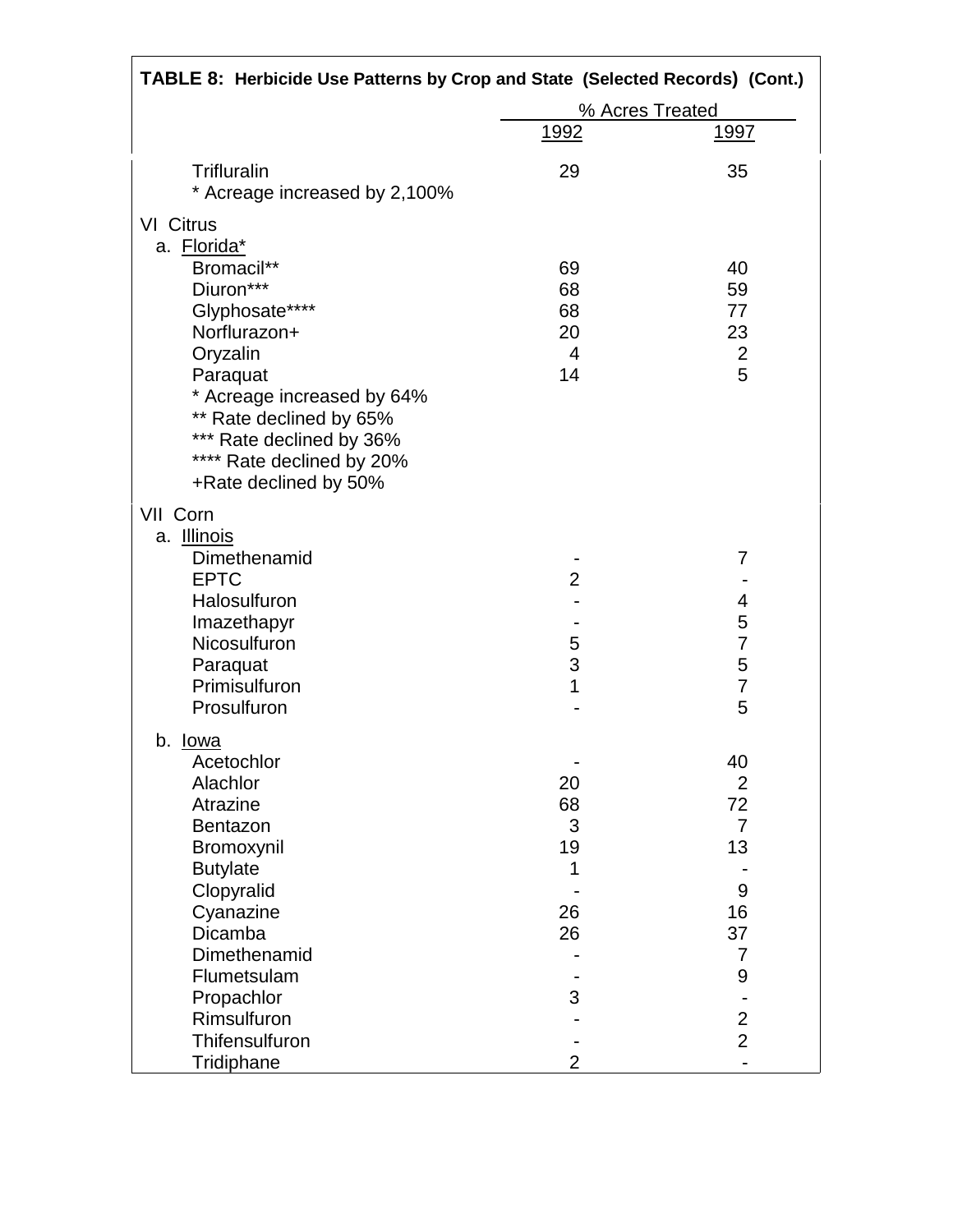**TABLE 8: Herbicide Use Patterns by Crop and State (Selected Records) (Cont.)**

| | % Acres Treated | |
|---|---|---|
| | 1992 | 1997 |
| Trifluralin | 29 | 35 |
| * Acreage increased by 2,100% | | |
| **VI Citrus** | | |
| a. Florida* | | |
| Bromacil** | 69 | 40 |
| Diuron*** | 68 | 59 |
| Glyphosate**** | 68 | 77 |
| Norflurazon+ | 20 | 23 |
| Oryzalin | 4 | 2 |
| Paraquat | 14 | 5 |
| * Acreage increased by 64% | | |
| ** Rate declined by 65% | | |
| *** Rate declined by 36% | | |
| **** Rate declined by 20% | | |
| +Rate declined by 50% | | |
| **VII Corn** | | |
| a. Illinois | | |
| Dimethenamid | - | 7 |
| EPTC | 2 | - |
| Halosulfuron | - | 4 |
| Imazethapyr | - | 5 |
| Nicosulfuron | 5 | 7 |
| Paraquat | 3 | 5 |
| Primisulfuron | 1 | 7 |
| Prosulfuron | - | 5 |
| b. Iowa | | |
| Acetochlor | - | 40 |
| Alachlor | 20 | 2 |
| Atrazine | 68 | 72 |
| Bentazon | 3 | 7 |
| Bromoxynil | 19 | 13 |
| Butylate | 1 | - |
| Clopyralid | - | 9 |
| Cyanazine | 26 | 16 |
| Dicamba | 26 | 37 |
| Dimethenamid | - | 7 |
| Flumetsulam | - | 9 |
| Propachlor | 3 | - |
| Rimsulfuron | - | 2 |
| Thifensulfuron | - | 2 |
| Tridiphane | 2 | - |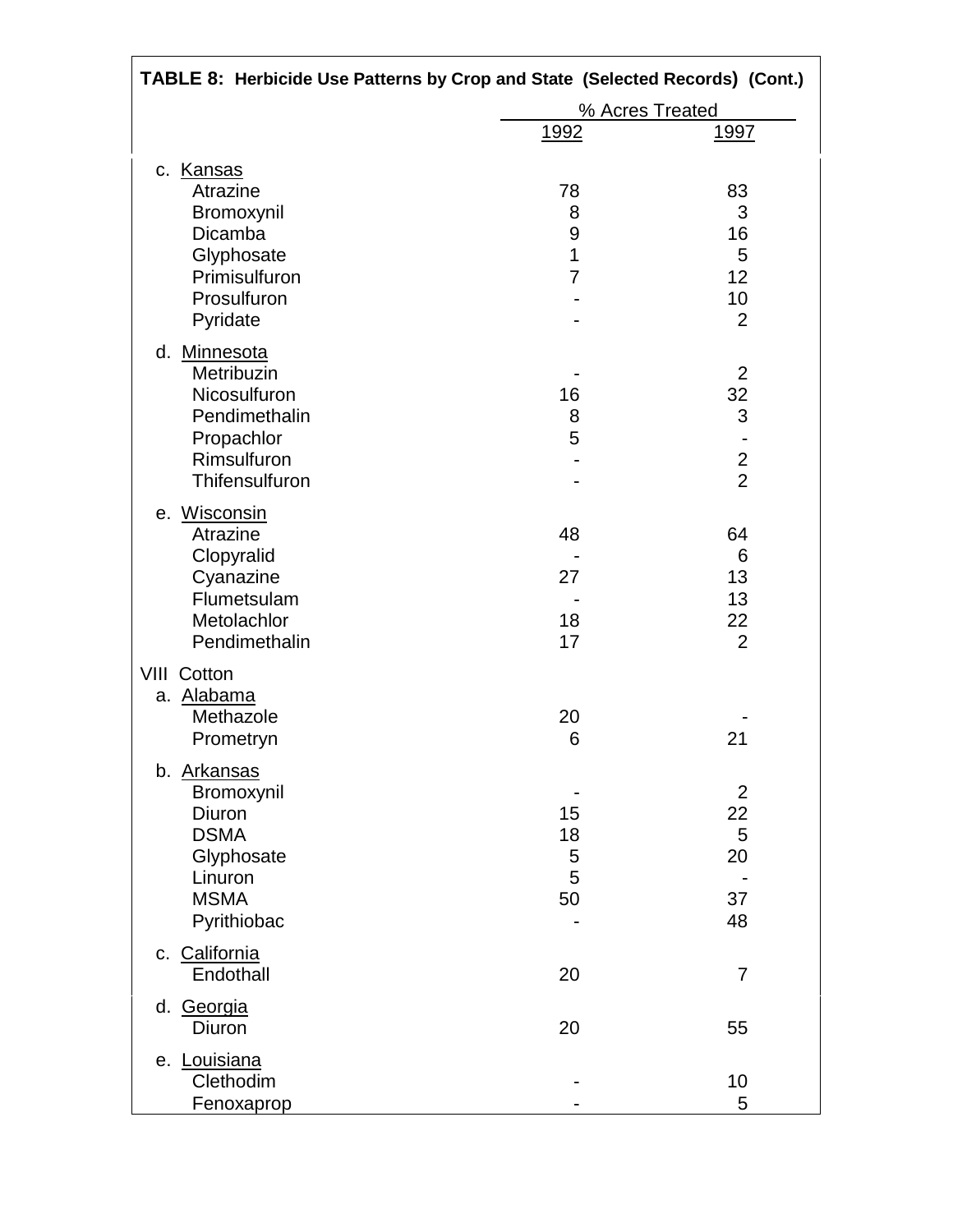**TABLE 8: Herbicide Use Patterns by Crop and State (Selected Records) (Cont.)**

| | % Acres Treated | |
|---|---|---|
| | 1992 | 1997 |
| c. Kansas | | |
| Atrazine | 78 | 83 |
| Bromoxynil | 8 | 3 |
| Dicamba | 9 | 16 |
| Glyphosate | 1 | 5 |
| Primisulfuron | 7 | 12 |
| Prosulfuron | - | 10 |
| Pyridate | - | 2 |
| d. Minnesota | | |
| Metribuzin | - | 2 |
| Nicosulfuron | 16 | 32 |
| Pendimethalin | 8 | 3 |
| Propachlor | 5 | - |
| Rimsulfuron | - | 2 |
| Thifensulfuron | - | 2 |
| e. Wisconsin | | |
| Atrazine | 48 | 64 |
| Clopyralid | - | 6 |
| Cyanazine | 27 | 13 |
| Flumetsulam | - | 13 |
| Metolachlor | 18 | 22 |
| Pendimethalin | 17 | 2 |
| VIII Cotton | | |
| a. Alabama | | |
| Methazole | 20 | - |
| Prometryn | 6 | 21 |
| b. Arkansas | | |
| Bromoxynil | - | 2 |
| Diuron | 15 | 22 |
| DSMA | 18 | 5 |
| Glyphosate | 5 | 20 |
| Linuron | 5 | - |
| MSMA | 50 | 37 |
| Pyrithiobac | - | 48 |
| c. California | | |
| Endothall | 20 | 7 |
| d. Georgia | | |
| Diuron | 20 | 55 |
| e. Louisiana | | |
| Clethodim | - | 10 |
| Fenoxaprop | - | 5 |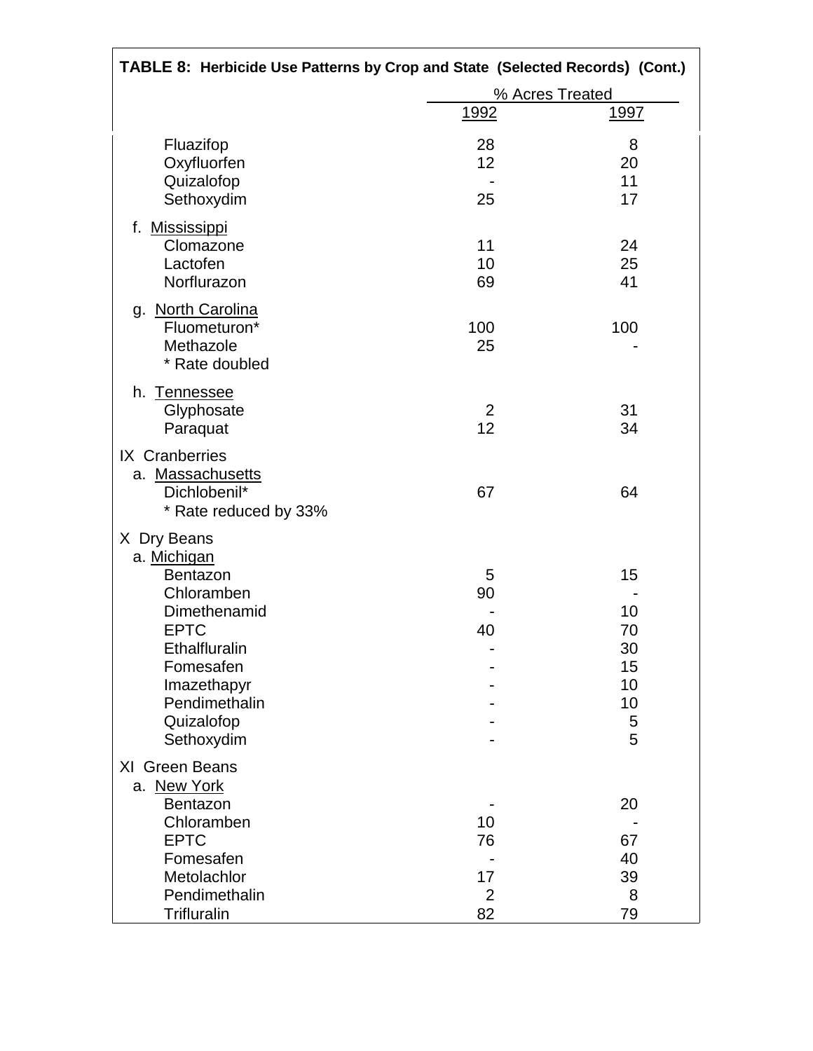**TABLE 8: Herbicide Use Patterns by Crop and State (Selected Records) (Cont.)**

| | % Acres Treated | |
|---|---|---|
| | 1992 | 1997 |
| Fluazifop | 28 | 8 |
| Oxyfluorfen | 12 | 20 |
| Quizalofop | - | 11 |
| Sethoxydim | 25 | 17 |
| f. Mississippi | | |
| Clomazone | 11 | 24 |
| Lactofen | 10 | 25 |
| Norflurazon | 69 | 41 |
| g. North Carolina | | |
| Fluometuron* | 100 | 100 |
| Methazole | 25 | - |
| * Rate doubled | | |
| h. Tennessee | | |
| Glyphosate | 2 | 31 |
| Paraquat | 12 | 34 |
| IX Cranberries | | |
| a. Massachusetts | | |
| Dichlobenil* | 67 | 64 |
| * Rate reduced by 33% | | |
| X Dry Beans | | |
| a. Michigan | | |
| Bentazon | 5 | 15 |
| Chloramben | 90 | - |
| Dimethenamid | - | 10 |
| EPTC | 40 | 70 |
| Ethalfluralin | - | 30 |
| Fomesafen | - | 15 |
| Imazethapyr | - | 10 |
| Pendimethalin | - | 10 |
| Quizalofop | - | 5 |
| Sethoxydim | - | 5 |
| XI Green Beans | | |
| a. New York | | |
| Bentazon | - | 20 |
| Chloramben | 10 | - |
| EPTC | 76 | 67 |
| Fomesafen | - | 40 |
| Metolachlor | 17 | 39 |
| Pendimethalin | 2 | 8 |
| Trifluralin | 82 | 79 |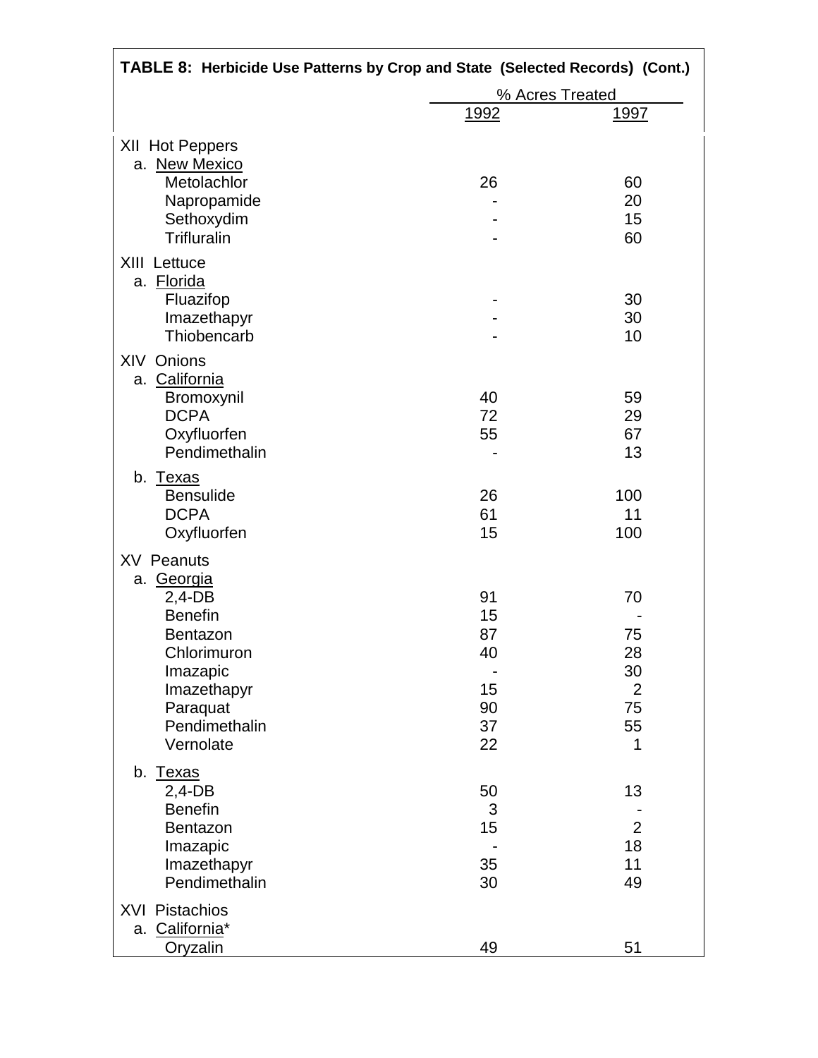**TABLE 8: Herbicide Use Patterns by Crop and State (Selected Records) (Cont.)**

| | % Acres Treated | |
|---|---|---|
| | 1992 | 1997 |
| **XII Hot Peppers** | | |
| a. New Mexico | | |
| Metolachlor | 26 | 60 |
| Napropamide | - | 20 |
| Sethoxydim | - | 15 |
| Trifluralin | - | 60 |
| **XIII Lettuce** | | |
| a. Florida | | |
| Fluazifop | - | 30 |
| Imazethapyr | - | 30 |
| Thiobencarb | - | 10 |
| **XIV Onions** | | |
| a. California | | |
| Bromoxynil | 40 | 59 |
| DCPA | 72 | 29 |
| Oxyfluorfen | 55 | 67 |
| Pendimethalin | - | 13 |
| b. Texas | | |
| Bensulide | 26 | 100 |
| DCPA | 61 | 11 |
| Oxyfluorfen | 15 | 100 |
| **XV Peanuts** | | |
| a. Georgia | | |
| 2,4-DB | 91 | 70 |
| Benefin | 15 | - |
| Bentazon | 87 | 75 |
| Chlorimuron | 40 | 28 |
| Imazapic | - | 30 |
| Imazethapyr | 15 | 2 |
| Paraquat | 90 | 75 |
| Pendimethalin | 37 | 55 |
| Vernolate | 22 | 1 |
| b. Texas | | |
| 2,4-DB | 50 | 13 |
| Benefin | 3 | - |
| Bentazon | 15 | 2 |
| Imazapic | - | 18 |
| Imazethapyr | 35 | 11 |
| Pendimethalin | 30 | 49 |
| **XVI Pistachios** | | |
| a. California* | | |
| Oryzalin | 49 | 51 |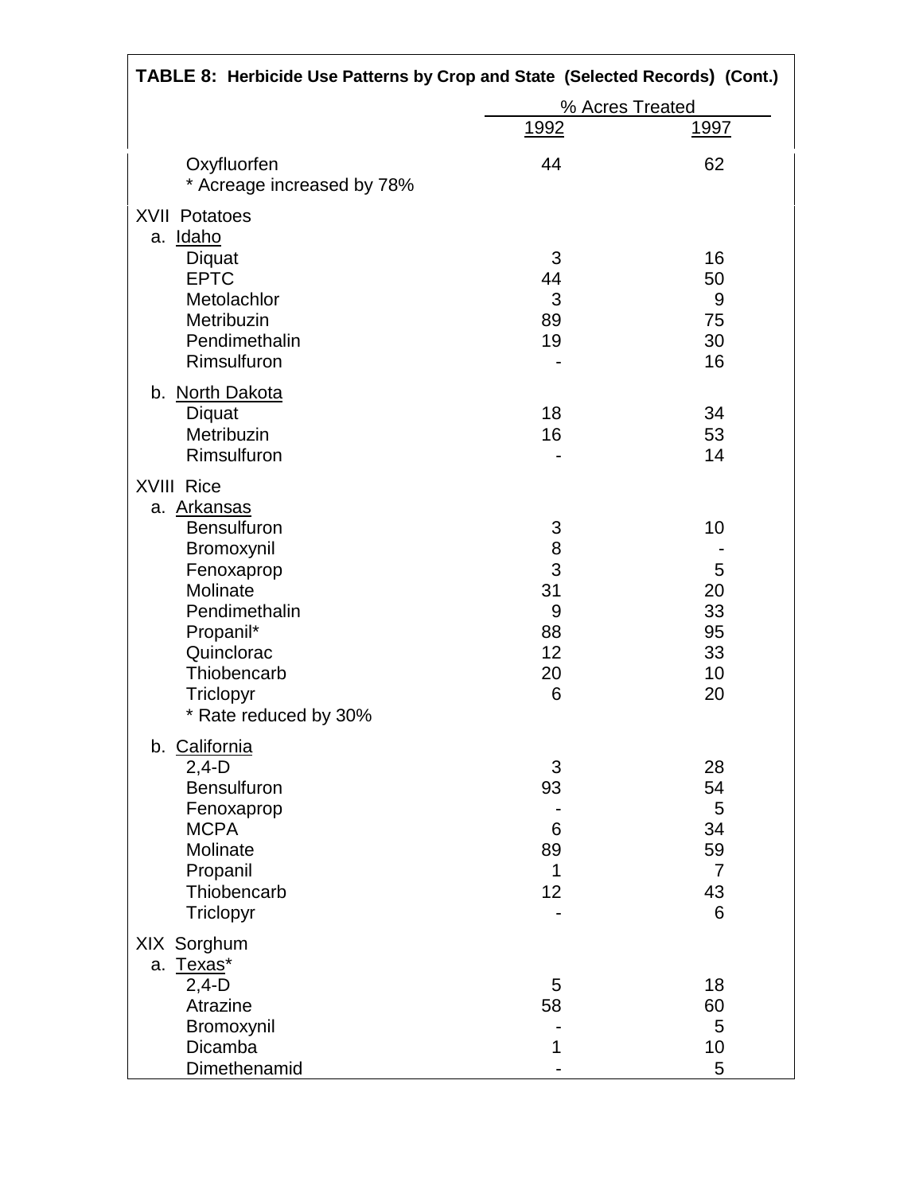**TABLE 8: Herbicide Use Patterns by Crop and State (Selected Records) (Cont.)**

| | % Acres Treated | |
|---|---|---|
| | 1992 | 1997 |
| Oxyfluorfen | 44 | 62 |
| * Acreage increased by 78% | | |
| **XVII Potatoes** | | |
| a. Idaho | | |
| Diquat | 3 | 16 |
| EPTC | 44 | 50 |
| Metolachlor | 3 | 9 |
| Metribuzin | 89 | 75 |
| Pendimethalin | 19 | 30 |
| Rimsulfuron | - | 16 |
| b. North Dakota | | |
| Diquat | 18 | 34 |
| Metribuzin | 16 | 53 |
| Rimsulfuron | - | 14 |
| **XVIII Rice** | | |
| a. Arkansas | | |
| Bensulfuron | 3 | 10 |
| Bromoxynil | 8 | - |
| Fenoxaprop | 3 | 5 |
| Molinate | 31 | 20 |
| Pendimethalin | 9 | 33 |
| Propanil* | 88 | 95 |
| Quinclorac | 12 | 33 |
| Thiobencarb | 20 | 10 |
| Triclopyr | 6 | 20 |
| * Rate reduced by 30% | | |
| b. California | | |
| 2,4-D | 3 | 28 |
| Bensulfuron | 93 | 54 |
| Fenoxaprop | - | 5 |
| MCPA | 6 | 34 |
| Molinate | 89 | 59 |
| Propanil | 1 | 7 |
| Thiobencarb | 12 | 43 |
| Triclopyr | - | 6 |
| **XIX Sorghum** | | |
| a. Texas* | | |
| 2,4-D | 5 | 18 |
| Atrazine | 58 | 60 |
| Bromoxynil | - | 5 |
| Dicamba | 1 | 10 |
| Dimethenamid | - | 5 |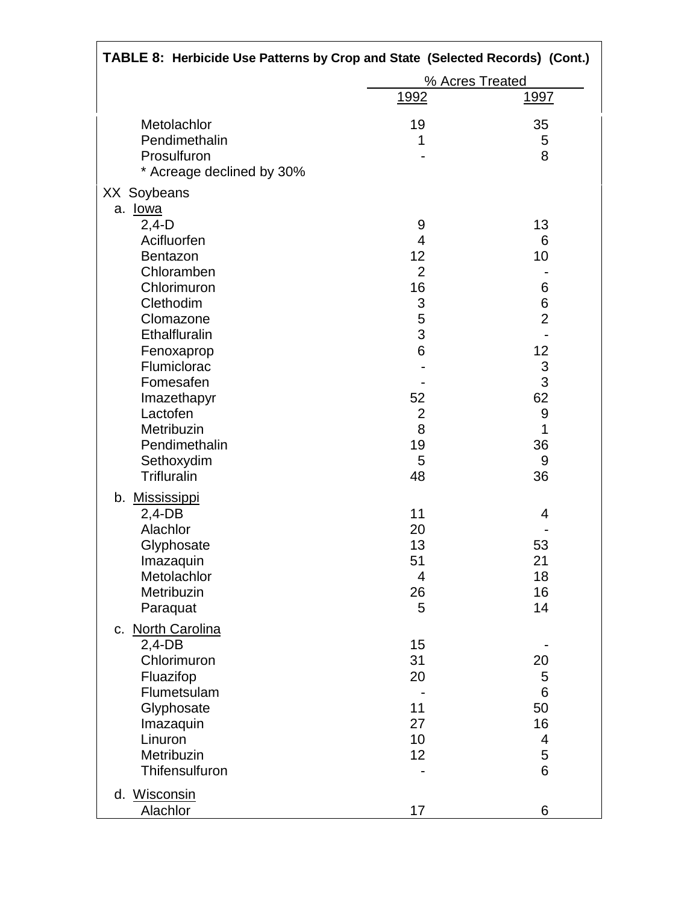**TABLE 8: Herbicide Use Patterns by Crop and State (Selected Records) (Cont.)**

| | % Acres Treated | |
|---|---|---|
| | 1992 | 1997 |
| Metolachlor | 19 | 35 |
| Pendimethalin | 1 | 5 |
| Prosulfuron | - | 8 |
| * Acreage declined by 30% | | |
| XX Soybeans | | |
| a. Iowa | | |
| 2,4-D | 9 | 13 |
| Acifluorfen | 4 | 6 |
| Bentazon | 12 | 10 |
| Chloramben | 2 | - |
| Chlorimuron | 16 | 6 |
| Clethodim | 3 | 6 |
| Clomazone | 5 | 2 |
| Ethalfluralin | 3 | - |
| Fenoxaprop | 6 | 12 |
| Flumiclorac | - | 3 |
| Fomesafen | - | 3 |
| Imazethapyr | 52 | 62 |
| Lactofen | 2 | 9 |
| Metribuzin | 8 | 1 |
| Pendimethalin | 19 | 36 |
| Sethoxydim | 5 | 9 |
| Trifluralin | 48 | 36 |
| b. Mississippi | | |
| 2,4-DB | 11 | 4 |
| Alachlor | 20 | - |
| Glyphosate | 13 | 53 |
| Imazaquin | 51 | 21 |
| Metolachlor | 4 | 18 |
| Metribuzin | 26 | 16 |
| Paraquat | 5 | 14 |
| c. North Carolina | | |
| 2,4-DB | 15 | - |
| Chlorimuron | 31 | 20 |
| Fluazifop | 20 | 5 |
| Flumetsulam | - | 6 |
| Glyphosate | 11 | 50 |
| Imazaquin | 27 | 16 |
| Linuron | 10 | 4 |
| Metribuzin | 12 | 5 |
| Thifensulfuron | - | 6 |
| d. Wisconsin | | |
| Alachlor | 17 | 6 |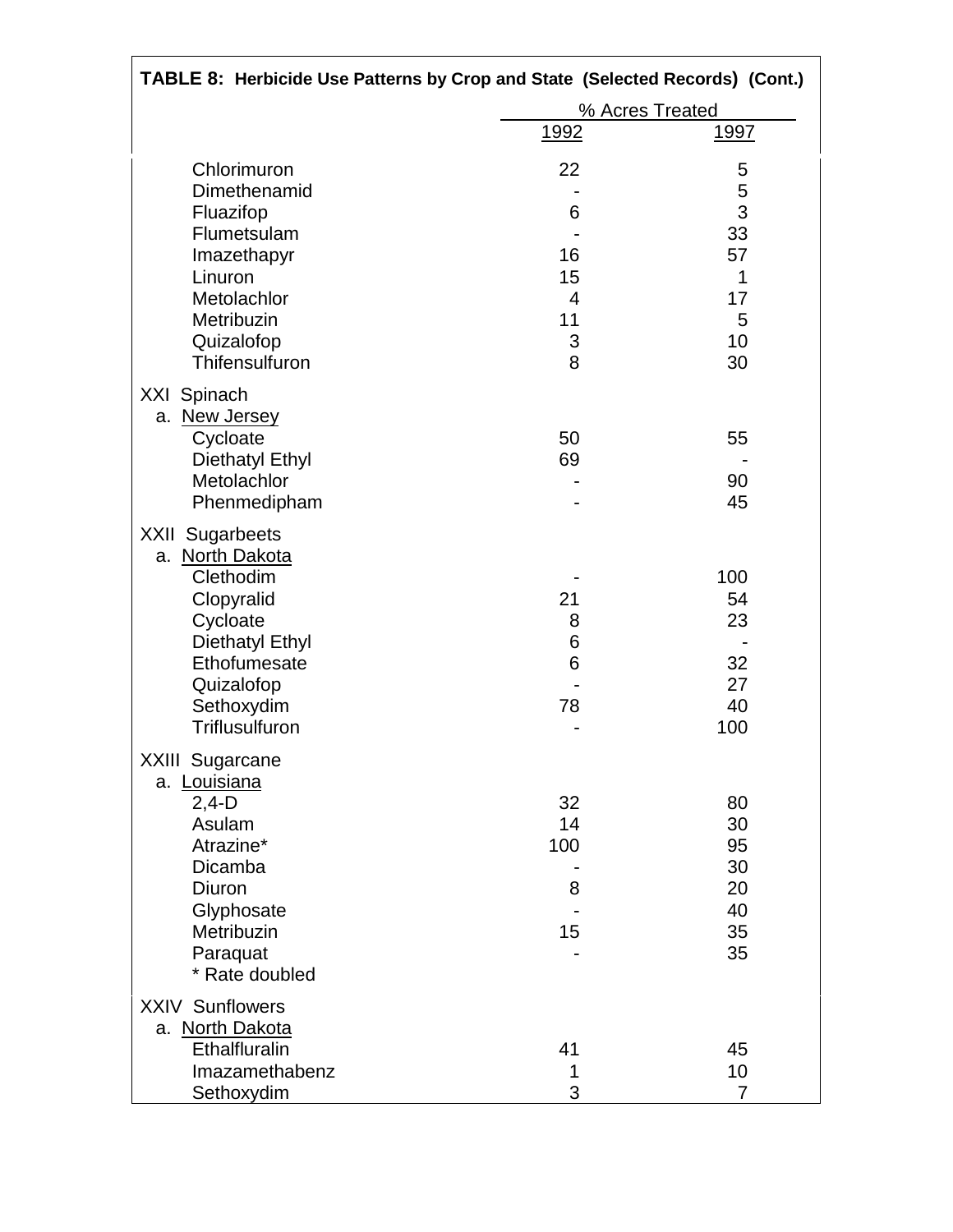**TABLE 8: Herbicide Use Patterns by Crop and State (Selected Records) (Cont.)**

| | % Acres Treated | |
|---|---|---|
| | 1992 | 1997 |
| Chlorimuron | 22 | 5 |
| Dimethenamid | - | 5 |
| Fluazifop | 6 | 3 |
| Flumetsulam | - | 33 |
| Imazethapyr | 16 | 57 |
| Linuron | 15 | 1 |
| Metolachlor | 4 | 17 |
| Metribuzin | 11 | 5 |
| Quizalofop | 3 | 10 |
| Thifensulfuron | 8 | 30 |
| XXI Spinach | | |
| a. New Jersey | | |
| Cycloate | 50 | 55 |
| Diethatyl Ethyl | 69 | - |
| Metolachlor | - | 90 |
| Phenmedipham | - | 45 |
| XXII Sugarbeets | | |
| a. North Dakota | | |
| Clethodim | - | 100 |
| Clopyralid | 21 | 54 |
| Cycloate | 8 | 23 |
| Diethatyl Ethyl | 6 | - |
| Ethofumesate | 6 | 32 |
| Quizalofop | - | 27 |
| Sethoxydim | 78 | 40 |
| Triflusulfuron | - | 100 |
| XXIII Sugarcane | | |
| a. Louisiana | | |
| 2,4-D | 32 | 80 |
| Asulam | 14 | 30 |
| Atrazine* | 100 | 95 |
| Dicamba | - | 30 |
| Diuron | 8 | 20 |
| Glyphosate | - | 40 |
| Metribuzin | 15 | 35 |
| Paraquat | - | 35 |
| * Rate doubled | | |
| XXIV Sunflowers | | |
| a. North Dakota | | |
| Ethalfluralin | 41 | 45 |
| Imazamethabenz | 1 | 10 |
| Sethoxydim | 3 | 7 |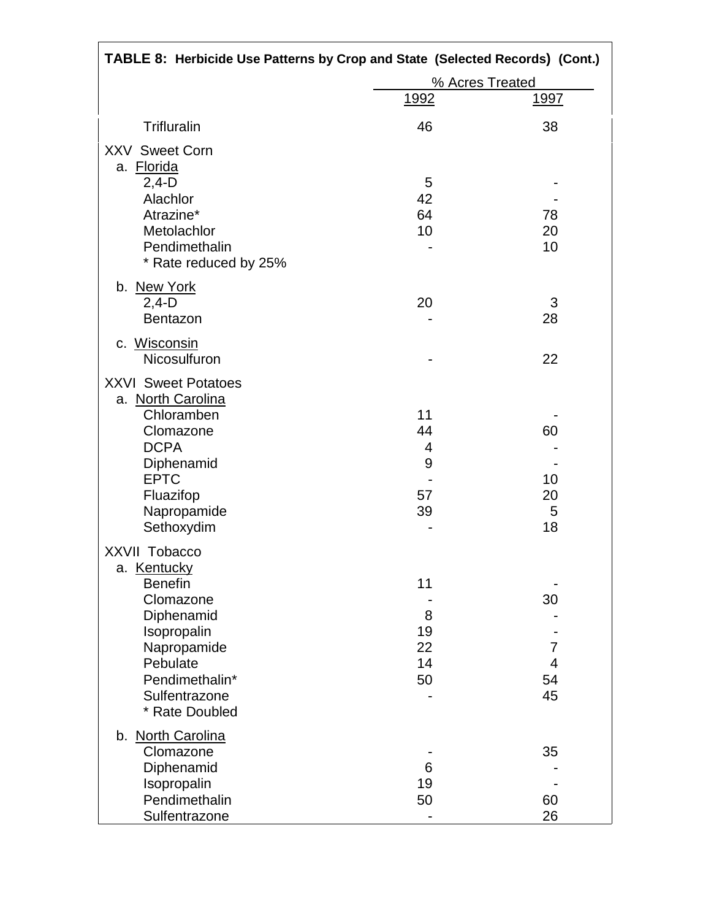**TABLE 8: Herbicide Use Patterns by Crop and State (Selected Records) (Cont.)**

| | % Acres Treated | |
|---|---|---|
| | 1992 | 1997 |
| Trifluralin | 46 | 38 |
| **XXV Sweet Corn** | | |
| a. Florida | | |
| 2,4-D | 5 | - |
| Alachlor | 42 | - |
| Atrazine* | 64 | 78 |
| Metolachlor | 10 | 20 |
| Pendimethalin | - | 10 |
| * Rate reduced by 25% | | |
| b. New York | | |
| 2,4-D | 20 | 3 |
| Bentazon | - | 28 |
| c. Wisconsin | | |
| Nicosulfuron | - | 22 |
| **XXVI Sweet Potatoes** | | |
| a. North Carolina | | |
| Chloramben | 11 | - |
| Clomazone | 44 | 60 |
| DCPA | 4 | - |
| Diphenamid | 9 | - |
| EPTC | - | 10 |
| Fluazifop | 57 | 20 |
| Napropamide | 39 | 5 |
| Sethoxydim | - | 18 |
| **XXVII Tobacco** | | |
| a. Kentucky | | |
| Benefin | 11 | - |
| Clomazone | - | 30 |
| Diphenamid | 8 | - |
| Isopropalin | 19 | - |
| Napropamide | 22 | 7 |
| Pebulate | 14 | 4 |
| Pendimethalin* | 50 | 54 |
| Sulfentrazone | - | 45 |
| * Rate Doubled | | |
| b. North Carolina | | |
| Clomazone | - | 35 |
| Diphenamid | 6 | - |
| Isopropalin | 19 | - |
| Pendimethalin | 50 | 60 |
| Sulfentrazone | - | 26 |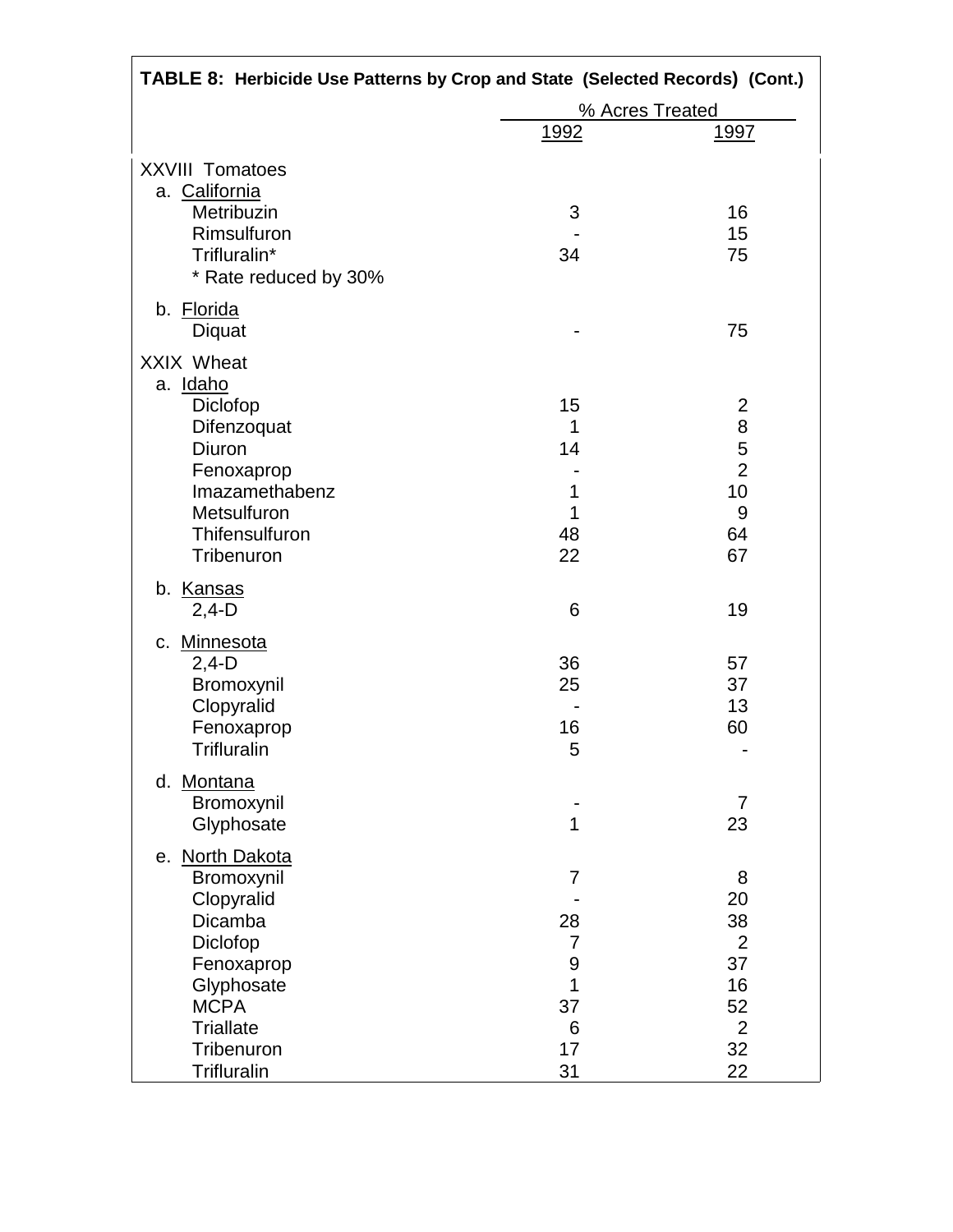**TABLE 8: Herbicide Use Patterns by Crop and State (Selected Records) (Cont.)**

| | % Acres Treated | |
|---|---|---|
| | 1992 | 1997 |
| **XXVIII Tomatoes** | | |
| a. California | | |
| Metribuzin | 3 | 16 |
| Rimsulfuron | - | 15 |
| Trifluralin* | 34 | 75 |
| * Rate reduced by 30% | | |
| b. Florida | | |
| Diquat | - | 75 |
| **XXIX Wheat** | | |
| a. Idaho | | |
| Diclofop | 15 | 2 |
| Difenzoquat | 1 | 8 |
| Diuron | 14 | 5 |
| Fenoxaprop | - | 2 |
| Imazamethabenz | 1 | 10 |
| Metsulfuron | 1 | 9 |
| Thifensulfuron | 48 | 64 |
| Tribenuron | 22 | 67 |
| b. Kansas | | |
| 2,4-D | 6 | 19 |
| c. Minnesota | | |
| 2,4-D | 36 | 57 |
| Bromoxynil | 25 | 37 |
| Clopyralid | - | 13 |
| Fenoxaprop | 16 | 60 |
| Trifluralin | 5 | - |
| d. Montana | | |
| Bromoxynil | - | 7 |
| Glyphosate | 1 | 23 |
| e. North Dakota | | |
| Bromoxynil | 7 | 8 |
| Clopyralid | - | 20 |
| Dicamba | 28 | 38 |
| Diclofop | 7 | 2 |
| Fenoxaprop | 9 | 37 |
| Glyphosate | 1 | 16 |
| MCPA | 37 | 52 |
| Triallate | 6 | 2 |
| Tribenuron | 17 | 32 |
| Trifluralin | 31 | 22 |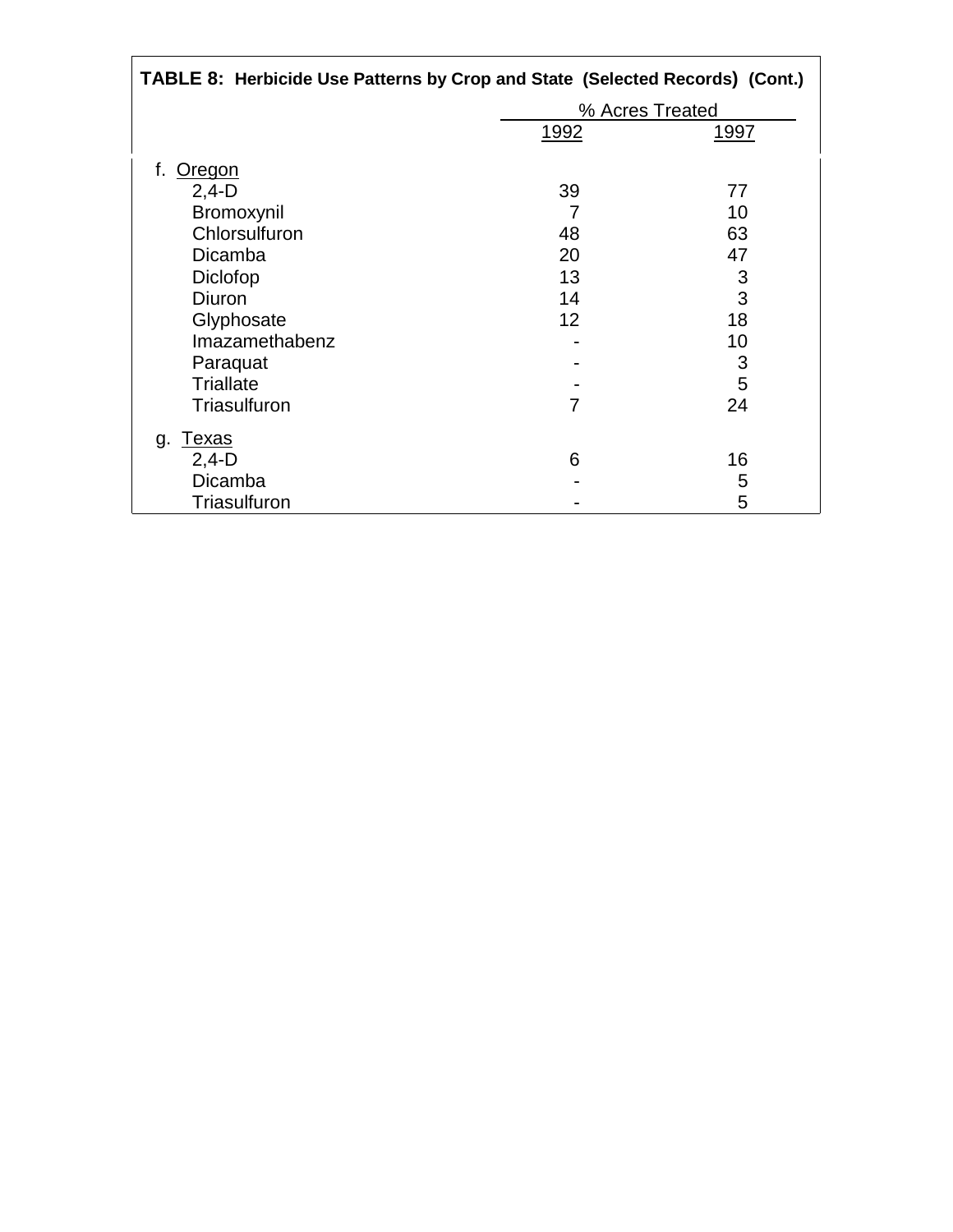**TABLE 8: Herbicide Use Patterns by Crop and State (Selected Records) (Cont.)**

| | % Acres Treated | |
|---|---|---|
| | 1992 | 1997 |
| f. Oregon | | |
| 2,4-D | 39 | 77 |
| Bromoxynil | 7 | 10 |
| Chlorsulfuron | 48 | 63 |
| Dicamba | 20 | 47 |
| Diclofop | 13 | 3 |
| Diuron | 14 | 3 |
| Glyphosate | 12 | 18 |
| Imazamethabenz | - | 10 |
| Paraquat | - | 3 |
| Triallate | - | 5 |
| Triasulfuron | 7 | 24 |
| g. Texas | | |
| 2,4-D | 6 | 16 |
| Dicamba | - | 5 |
| Triasulfuron | - | 5 |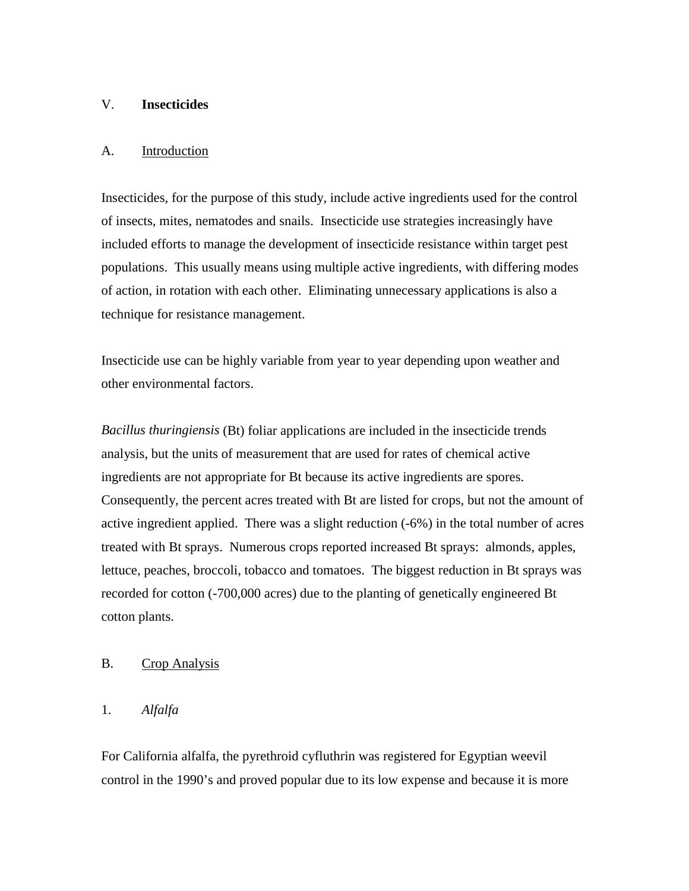## V. **Insecticides**

### A. Introduction

Insecticides, for the purpose of this study, include active ingredients used for the control of insects, mites, nematodes and snails. Insecticide use strategies increasingly have included efforts to manage the development of insecticide resistance within target pest populations. This usually means using multiple active ingredients, with differing modes of action, in rotation with each other. Eliminating unnecessary applications is also a technique for resistance management.

Insecticide use can be highly variable from year to year depending upon weather and other environmental factors.

*Bacillus thuringiensis* (Bt) foliar applications are included in the insecticide trends analysis, but the units of measurement that are used for rates of chemical active ingredients are not appropriate for Bt because its active ingredients are spores. Consequently, the percent acres treated with Bt are listed for crops, but not the amount of active ingredient applied. There was a slight reduction (-6%) in the total number of acres treated with Bt sprays. Numerous crops reported increased Bt sprays: almonds, apples, lettuce, peaches, broccoli, tobacco and tomatoes. The biggest reduction in Bt sprays was recorded for cotton (-700,000 acres) due to the planting of genetically engineered Bt cotton plants.

### B. Crop Analysis

#### 1. *Alfalfa*

For California alfalfa, the pyrethroid cyfluthrin was registered for Egyptian weevil control in the 1990's and proved popular due to its low expense and because it is more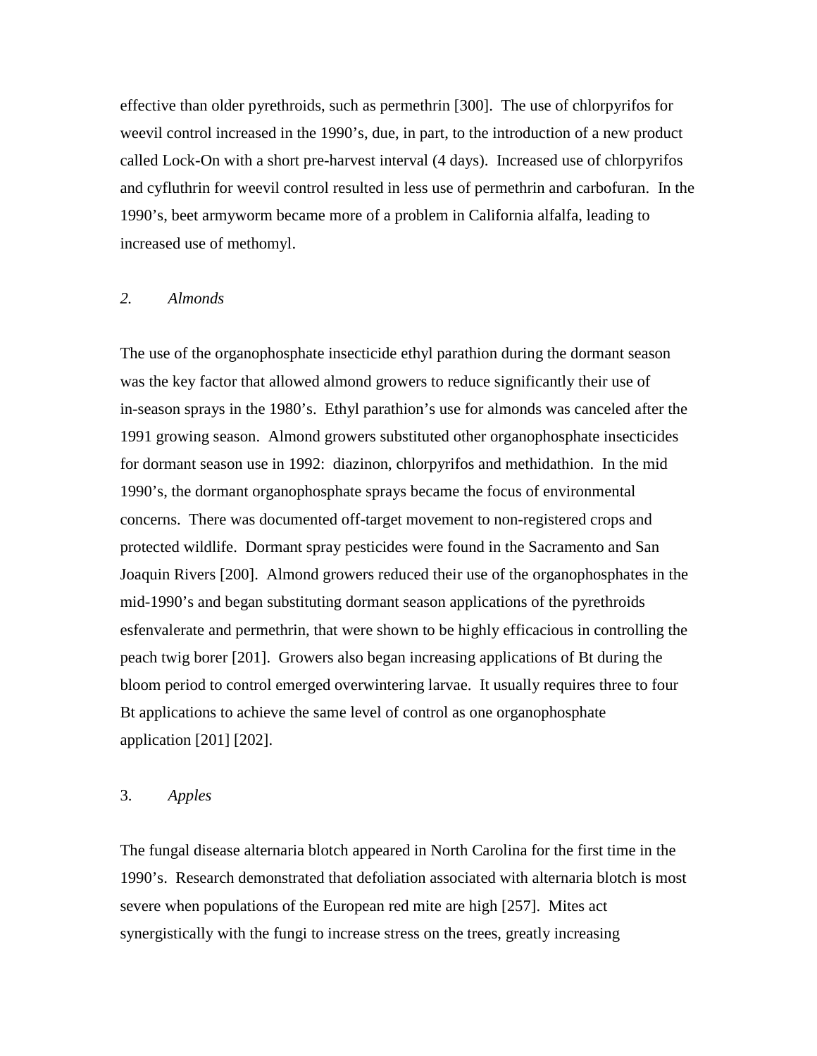effective than older pyrethroids, such as permethrin [300]. The use of chlorpyrifos for weevil control increased in the 1990's, due, in part, to the introduction of a new product called Lock-On with a short pre-harvest interval (4 days). Increased use of chlorpyrifos and cyfluthrin for weevil control resulted in less use of permethrin and carbofuran. In the 1990's, beet armyworm became more of a problem in California alfalfa, leading to increased use of methomyl.

### *2. Almonds*

The use of the organophosphate insecticide ethyl parathion during the dormant season was the key factor that allowed almond growers to reduce significantly their use of in-season sprays in the 1980's. Ethyl parathion's use for almonds was canceled after the 1991 growing season. Almond growers substituted other organophosphate insecticides for dormant season use in 1992: diazinon, chlorpyrifos and methidathion. In the mid 1990's, the dormant organophosphate sprays became the focus of environmental concerns. There was documented off-target movement to non-registered crops and protected wildlife. Dormant spray pesticides were found in the Sacramento and San Joaquin Rivers [200]. Almond growers reduced their use of the organophosphates in the mid-1990's and began substituting dormant season applications of the pyrethroids esfenvalerate and permethrin, that were shown to be highly efficacious in controlling the peach twig borer [201]. Growers also began increasing applications of Bt during the bloom period to control emerged overwintering larvae. It usually requires three to four Bt applications to achieve the same level of control as one organophosphate application [201] [202].

### 3. *Apples*

The fungal disease alternaria blotch appeared in North Carolina for the first time in the 1990's. Research demonstrated that defoliation associated with alternaria blotch is most severe when populations of the European red mite are high [257]. Mites act synergistically with the fungi to increase stress on the trees, greatly increasing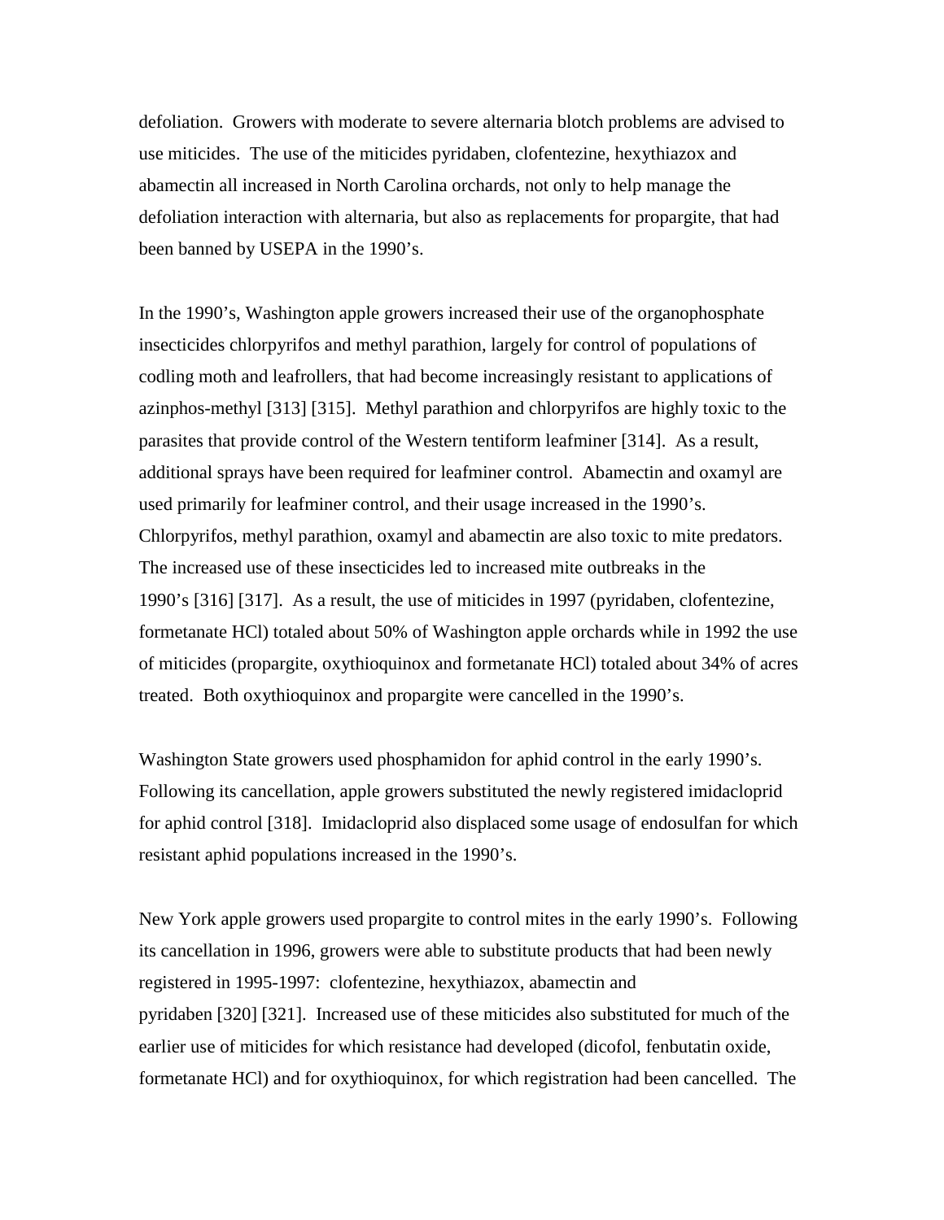defoliation. Growers with moderate to severe alternaria blotch problems are advised to use miticides. The use of the miticides pyridaben, clofentezine, hexythiazox and abamectin all increased in North Carolina orchards, not only to help manage the defoliation interaction with alternaria, but also as replacements for propargite, that had been banned by USEPA in the 1990's.

In the 1990's, Washington apple growers increased their use of the organophosphate insecticides chlorpyrifos and methyl parathion, largely for control of populations of codling moth and leafrollers, that had become increasingly resistant to applications of azinphos-methyl [313] [315]. Methyl parathion and chlorpyrifos are highly toxic to the parasites that provide control of the Western tentiform leafminer [314]. As a result, additional sprays have been required for leafminer control. Abamectin and oxamyl are used primarily for leafminer control, and their usage increased in the 1990's. Chlorpyrifos, methyl parathion, oxamyl and abamectin are also toxic to mite predators. The increased use of these insecticides led to increased mite outbreaks in the 1990's [316] [317]. As a result, the use of miticides in 1997 (pyridaben, clofentezine, formetanate HCl) totaled about 50% of Washington apple orchards while in 1992 the use of miticides (propargite, oxythioquinox and formetanate HCl) totaled about 34% of acres treated. Both oxythioquinox and propargite were cancelled in the 1990's.

Washington State growers used phosphamidon for aphid control in the early 1990's. Following its cancellation, apple growers substituted the newly registered imidacloprid for aphid control [318]. Imidacloprid also displaced some usage of endosulfan for which resistant aphid populations increased in the 1990's.

New York apple growers used propargite to control mites in the early 1990's. Following its cancellation in 1996, growers were able to substitute products that had been newly registered in 1995-1997: clofentezine, hexythiazox, abamectin and pyridaben [320] [321]. Increased use of these miticides also substituted for much of the earlier use of miticides for which resistance had developed (dicofol, fenbutatin oxide, formetanate HCl) and for oxythioquinox, for which registration had been cancelled. The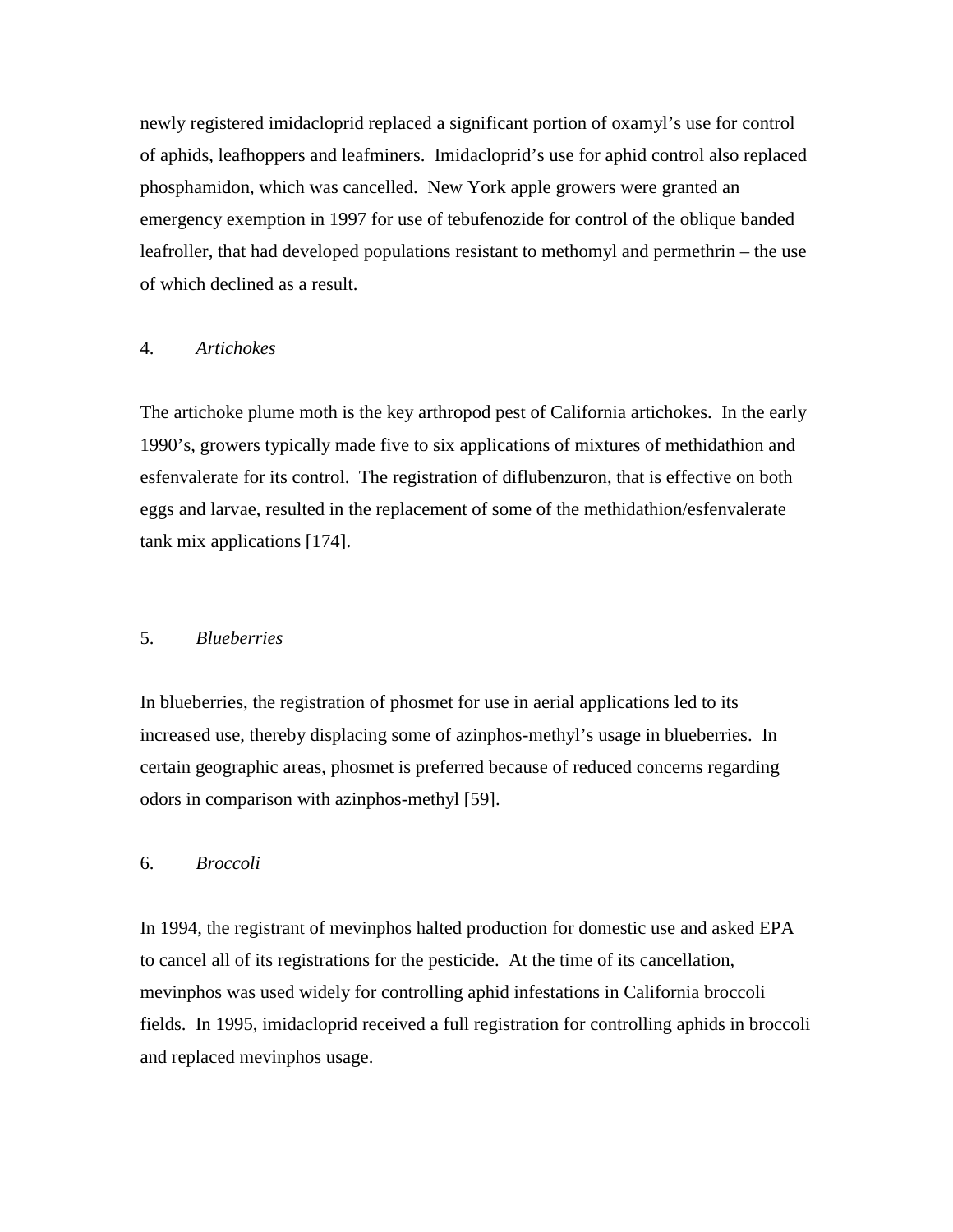newly registered imidacloprid replaced a significant portion of oxamyl's use for control of aphids, leafhoppers and leafminers. Imidacloprid's use for aphid control also replaced phosphamidon, which was cancelled. New York apple growers were granted an emergency exemption in 1997 for use of tebufenozide for control of the oblique banded leafroller, that had developed populations resistant to methomyl and permethrin – the use of which declined as a result.

### 4. *Artichokes*

The artichoke plume moth is the key arthropod pest of California artichokes. In the early 1990's, growers typically made five to six applications of mixtures of methidathion and esfenvalerate for its control. The registration of diflubenzuron, that is effective on both eggs and larvae, resulted in the replacement of some of the methidathion/esfenvalerate tank mix applications [174].

### 5. *Blueberries*

In blueberries, the registration of phosmet for use in aerial applications led to its increased use, thereby displacing some of azinphos-methyl's usage in blueberries. In certain geographic areas, phosmet is preferred because of reduced concerns regarding odors in comparison with azinphos-methyl [59].

### 6. *Broccoli*

In 1994, the registrant of mevinphos halted production for domestic use and asked EPA to cancel all of its registrations for the pesticide. At the time of its cancellation, mevinphos was used widely for controlling aphid infestations in California broccoli fields. In 1995, imidacloprid received a full registration for controlling aphids in broccoli and replaced mevinphos usage.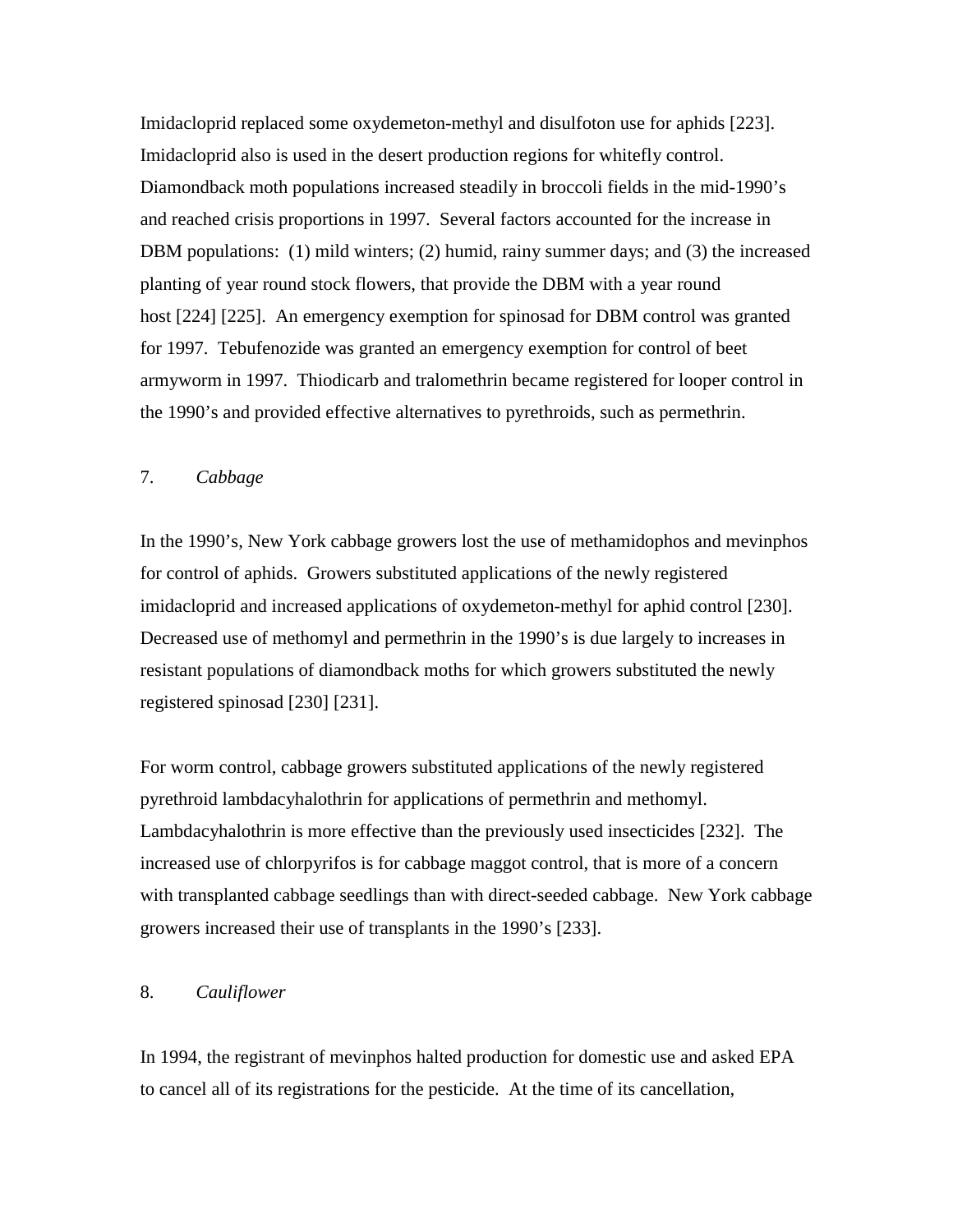Imidacloprid replaced some oxydemeton-methyl and disulfoton use for aphids [223]. Imidacloprid also is used in the desert production regions for whitefly control. Diamondback moth populations increased steadily in broccoli fields in the mid-1990's and reached crisis proportions in 1997. Several factors accounted for the increase in DBM populations: (1) mild winters; (2) humid, rainy summer days; and (3) the increased planting of year round stock flowers, that provide the DBM with a year round host [224] [225]. An emergency exemption for spinosad for DBM control was granted for 1997. Tebufenozide was granted an emergency exemption for control of beet armyworm in 1997. Thiodicarb and tralomethrin became registered for looper control in the 1990's and provided effective alternatives to pyrethroids, such as permethrin.

### 7. *Cabbage*

In the 1990's, New York cabbage growers lost the use of methamidophos and mevinphos for control of aphids. Growers substituted applications of the newly registered imidacloprid and increased applications of oxydemeton-methyl for aphid control [230]. Decreased use of methomyl and permethrin in the 1990's is due largely to increases in resistant populations of diamondback moths for which growers substituted the newly registered spinosad [230] [231].

For worm control, cabbage growers substituted applications of the newly registered pyrethroid lambdacyhalothrin for applications of permethrin and methomyl. Lambdacyhalothrin is more effective than the previously used insecticides [232]. The increased use of chlorpyrifos is for cabbage maggot control, that is more of a concern with transplanted cabbage seedlings than with direct-seeded cabbage. New York cabbage growers increased their use of transplants in the 1990's [233].

### 8. *Cauliflower*

In 1994, the registrant of mevinphos halted production for domestic use and asked EPA to cancel all of its registrations for the pesticide. At the time of its cancellation,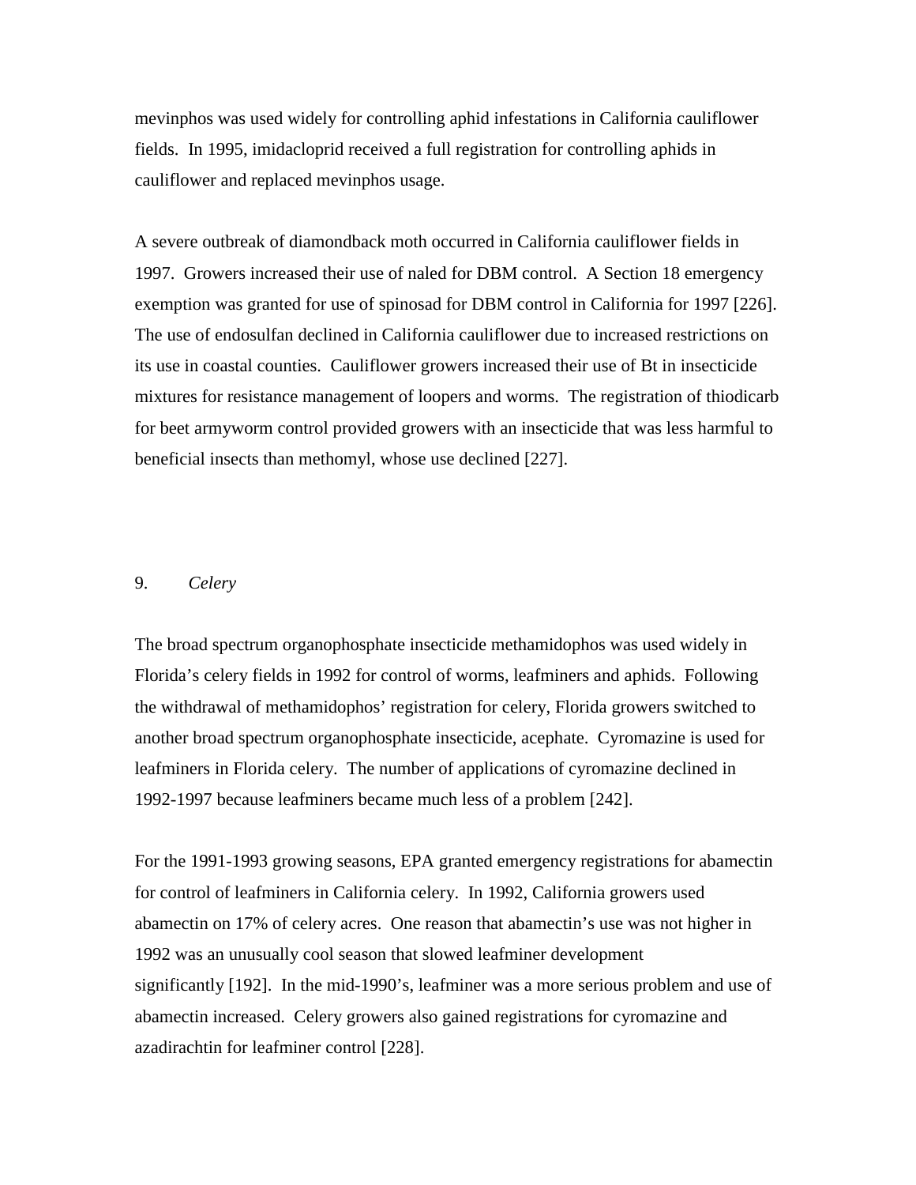mevinphos was used widely for controlling aphid infestations in California cauliflower fields. In 1995, imidacloprid received a full registration for controlling aphids in cauliflower and replaced mevinphos usage.

A severe outbreak of diamondback moth occurred in California cauliflower fields in 1997. Growers increased their use of naled for DBM control. A Section 18 emergency exemption was granted for use of spinosad for DBM control in California for 1997 [226]. The use of endosulfan declined in California cauliflower due to increased restrictions on its use in coastal counties. Cauliflower growers increased their use of Bt in insecticide mixtures for resistance management of loopers and worms. The registration of thiodicarb for beet armyworm control provided growers with an insecticide that was less harmful to beneficial insects than methomyl, whose use declined [227].

### 9. *Celery*

The broad spectrum organophosphate insecticide methamidophos was used widely in Florida's celery fields in 1992 for control of worms, leafminers and aphids. Following the withdrawal of methamidophos' registration for celery, Florida growers switched to another broad spectrum organophosphate insecticide, acephate. Cyromazine is used for leafminers in Florida celery. The number of applications of cyromazine declined in 1992-1997 because leafminers became much less of a problem [242].

For the 1991-1993 growing seasons, EPA granted emergency registrations for abamectin for control of leafminers in California celery. In 1992, California growers used abamectin on 17% of celery acres. One reason that abamectin's use was not higher in 1992 was an unusually cool season that slowed leafminer development significantly [192]. In the mid-1990's, leafminer was a more serious problem and use of abamectin increased. Celery growers also gained registrations for cyromazine and azadirachtin for leafminer control [228].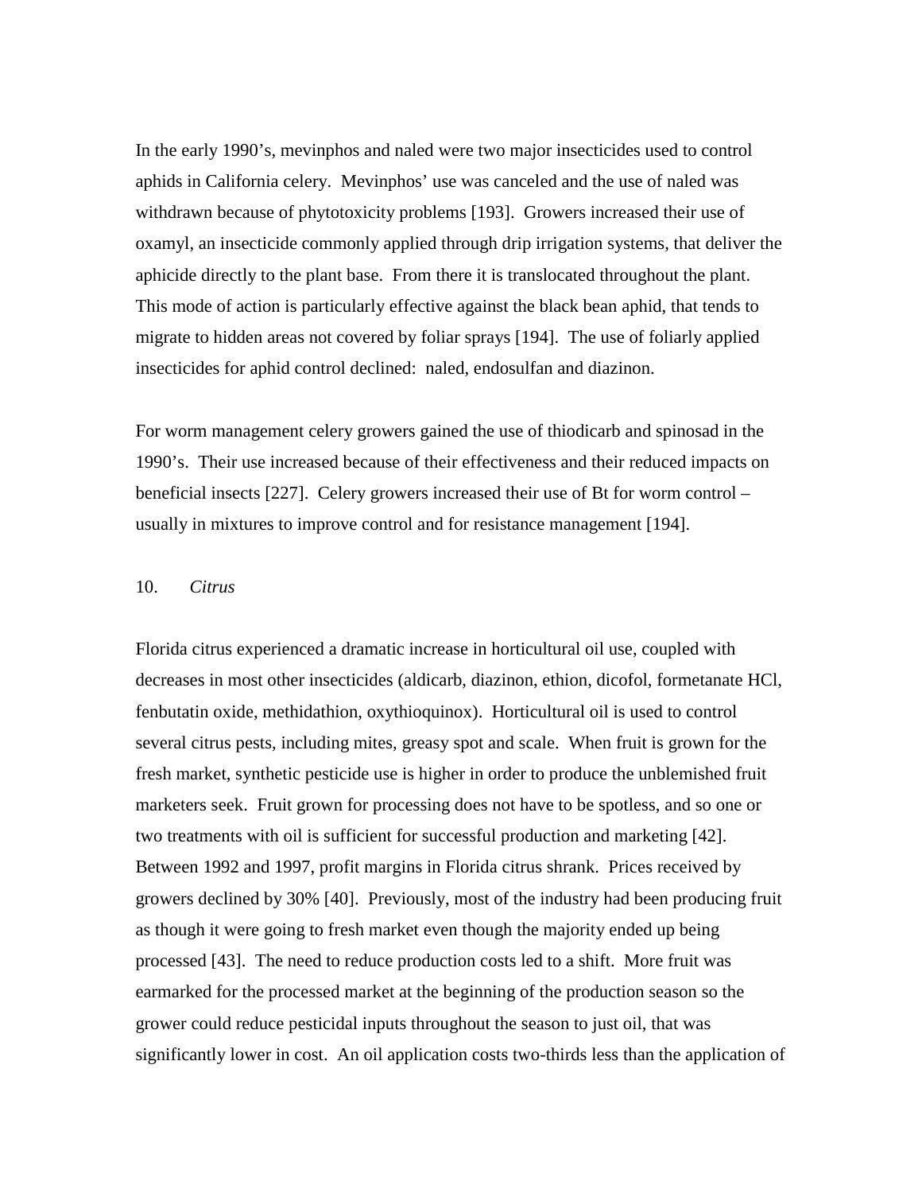In the early 1990's, mevinphos and naled were two major insecticides used to control aphids in California celery. Mevinphos' use was canceled and the use of naled was withdrawn because of phytotoxicity problems [193]. Growers increased their use of oxamyl, an insecticide commonly applied through drip irrigation systems, that deliver the aphicide directly to the plant base. From there it is translocated throughout the plant. This mode of action is particularly effective against the black bean aphid, that tends to migrate to hidden areas not covered by foliar sprays [194]. The use of foliarly applied insecticides for aphid control declined: naled, endosulfan and diazinon.

For worm management celery growers gained the use of thiodicarb and spinosad in the 1990's. Their use increased because of their effectiveness and their reduced impacts on beneficial insects [227]. Celery growers increased their use of Bt for worm control – usually in mixtures to improve control and for resistance management [194].

### 10. *Citrus*

Florida citrus experienced a dramatic increase in horticultural oil use, coupled with decreases in most other insecticides (aldicarb, diazinon, ethion, dicofol, formetanate HCl, fenbutatin oxide, methidathion, oxythioquinox). Horticultural oil is used to control several citrus pests, including mites, greasy spot and scale. When fruit is grown for the fresh market, synthetic pesticide use is higher in order to produce the unblemished fruit marketers seek. Fruit grown for processing does not have to be spotless, and so one or two treatments with oil is sufficient for successful production and marketing [42]. Between 1992 and 1997, profit margins in Florida citrus shrank. Prices received by growers declined by 30% [40]. Previously, most of the industry had been producing fruit as though it were going to fresh market even though the majority ended up being processed [43]. The need to reduce production costs led to a shift. More fruit was earmarked for the processed market at the beginning of the production season so the grower could reduce pesticidal inputs throughout the season to just oil, that was significantly lower in cost. An oil application costs two-thirds less than the application of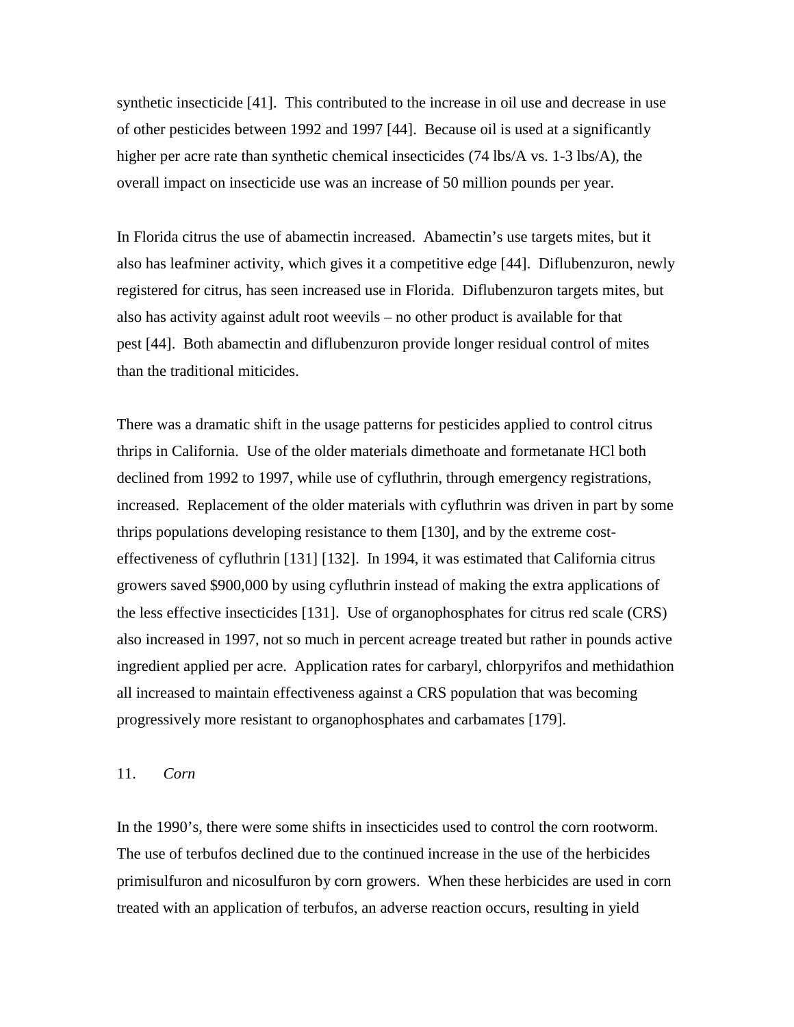synthetic insecticide [41]. This contributed to the increase in oil use and decrease in use of other pesticides between 1992 and 1997 [44]. Because oil is used at a significantly higher per acre rate than synthetic chemical insecticides (74 lbs/A vs. 1-3 lbs/A), the overall impact on insecticide use was an increase of 50 million pounds per year.

In Florida citrus the use of abamectin increased. Abamectin's use targets mites, but it also has leafminer activity, which gives it a competitive edge [44]. Diflubenzuron, newly registered for citrus, has seen increased use in Florida. Diflubenzuron targets mites, but also has activity against adult root weevils – no other product is available for that pest [44]. Both abamectin and diflubenzuron provide longer residual control of mites than the traditional miticides.

There was a dramatic shift in the usage patterns for pesticides applied to control citrus thrips in California. Use of the older materials dimethoate and formetanate HCl both declined from 1992 to 1997, while use of cyfluthrin, through emergency registrations, increased. Replacement of the older materials with cyfluthrin was driven in part by some thrips populations developing resistance to them [130], and by the extreme cost-effectiveness of cyfluthrin [131] [132]. In 1994, it was estimated that California citrus growers saved $900,000 by using cyfluthrin instead of making the extra applications of the less effective insecticides [131]. Use of organophosphates for citrus red scale (CRS) also increased in 1997, not so much in percent acreage treated but rather in pounds active ingredient applied per acre. Application rates for carbaryl, chlorpyrifos and methidathion all increased to maintain effectiveness against a CRS population that was becoming progressively more resistant to organophosphates and carbamates [179].

### 11. *Corn*

In the 1990's, there were some shifts in insecticides used to control the corn rootworm. The use of terbufos declined due to the continued increase in the use of the herbicides primisulfuron and nicosulfuron by corn growers. When these herbicides are used in corn treated with an application of terbufos, an adverse reaction occurs, resulting in yield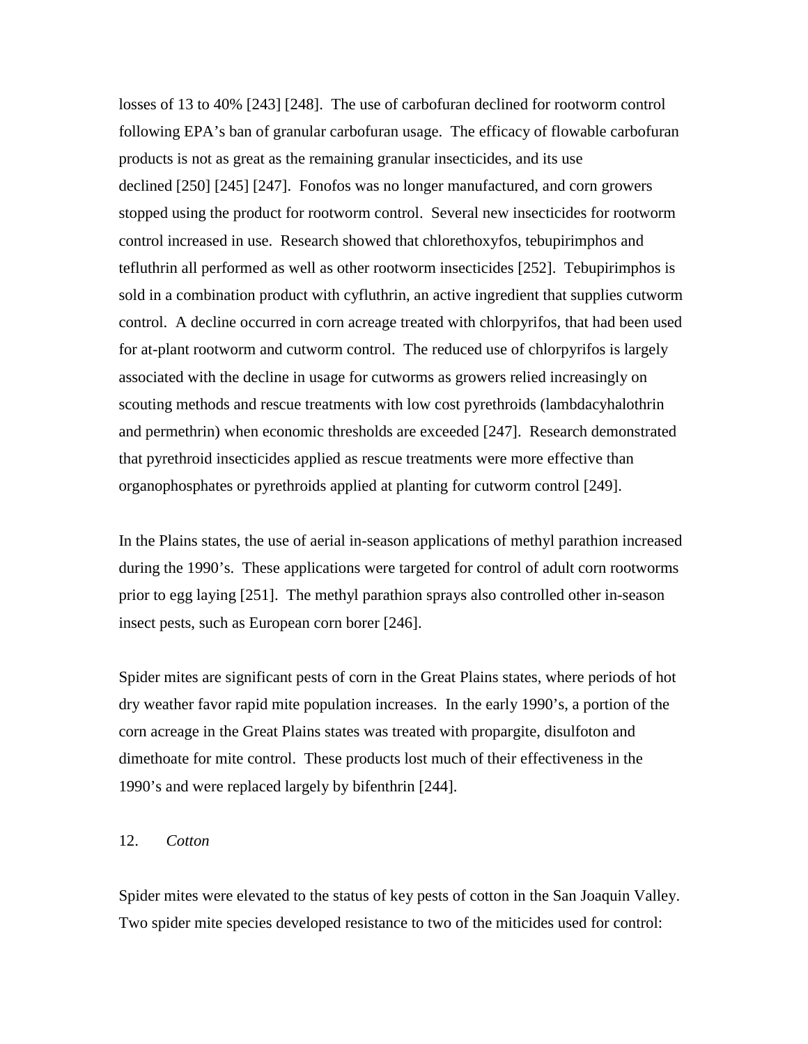losses of 13 to 40% [243] [248]. The use of carbofuran declined for rootworm control following EPA's ban of granular carbofuran usage. The efficacy of flowable carbofuran products is not as great as the remaining granular insecticides, and its use declined [250] [245] [247]. Fonofos was no longer manufactured, and corn growers stopped using the product for rootworm control. Several new insecticides for rootworm control increased in use. Research showed that chlorethoxyfos, tebupirimphos and tefluthrin all performed as well as other rootworm insecticides [252]. Tebupirimphos is sold in a combination product with cyfluthrin, an active ingredient that supplies cutworm control. A decline occurred in corn acreage treated with chlorpyrifos, that had been used for at-plant rootworm and cutworm control. The reduced use of chlorpyrifos is largely associated with the decline in usage for cutworms as growers relied increasingly on scouting methods and rescue treatments with low cost pyrethroids (lambdacyhalothrin and permethrin) when economic thresholds are exceeded [247]. Research demonstrated that pyrethroid insecticides applied as rescue treatments were more effective than organophosphates or pyrethroids applied at planting for cutworm control [249].

In the Plains states, the use of aerial in-season applications of methyl parathion increased during the 1990's. These applications were targeted for control of adult corn rootworms prior to egg laying [251]. The methyl parathion sprays also controlled other in-season insect pests, such as European corn borer [246].

Spider mites are significant pests of corn in the Great Plains states, where periods of hot dry weather favor rapid mite population increases. In the early 1990's, a portion of the corn acreage in the Great Plains states was treated with propargite, disulfoton and dimethoate for mite control. These products lost much of their effectiveness in the 1990's and were replaced largely by bifenthrin [244].

## 12. *Cotton*

Spider mites were elevated to the status of key pests of cotton in the San Joaquin Valley. Two spider mite species developed resistance to two of the miticides used for control: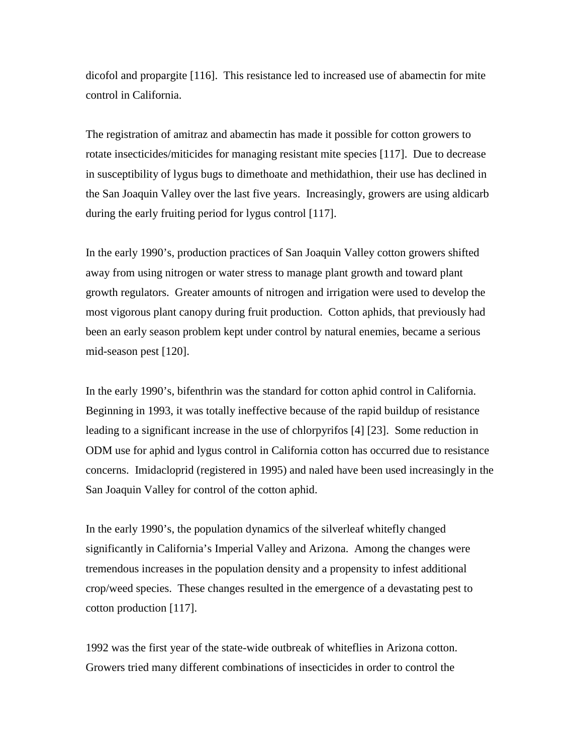dicofol and propargite [116]. This resistance led to increased use of abamectin for mite control in California.

The registration of amitraz and abamectin has made it possible for cotton growers to rotate insecticides/miticides for managing resistant mite species [117]. Due to decrease in susceptibility of lygus bugs to dimethoate and methidathion, their use has declined in the San Joaquin Valley over the last five years. Increasingly, growers are using aldicarb during the early fruiting period for lygus control [117].

In the early 1990's, production practices of San Joaquin Valley cotton growers shifted away from using nitrogen or water stress to manage plant growth and toward plant growth regulators. Greater amounts of nitrogen and irrigation were used to develop the most vigorous plant canopy during fruit production. Cotton aphids, that previously had been an early season problem kept under control by natural enemies, became a serious mid-season pest [120].

In the early 1990's, bifenthrin was the standard for cotton aphid control in California. Beginning in 1993, it was totally ineffective because of the rapid buildup of resistance leading to a significant increase in the use of chlorpyrifos [4] [23]. Some reduction in ODM use for aphid and lygus control in California cotton has occurred due to resistance concerns. Imidacloprid (registered in 1995) and naled have been used increasingly in the San Joaquin Valley for control of the cotton aphid.

In the early 1990's, the population dynamics of the silverleaf whitefly changed significantly in California's Imperial Valley and Arizona. Among the changes were tremendous increases in the population density and a propensity to infest additional crop/weed species. These changes resulted in the emergence of a devastating pest to cotton production [117].

1992 was the first year of the state-wide outbreak of whiteflies in Arizona cotton. Growers tried many different combinations of insecticides in order to control the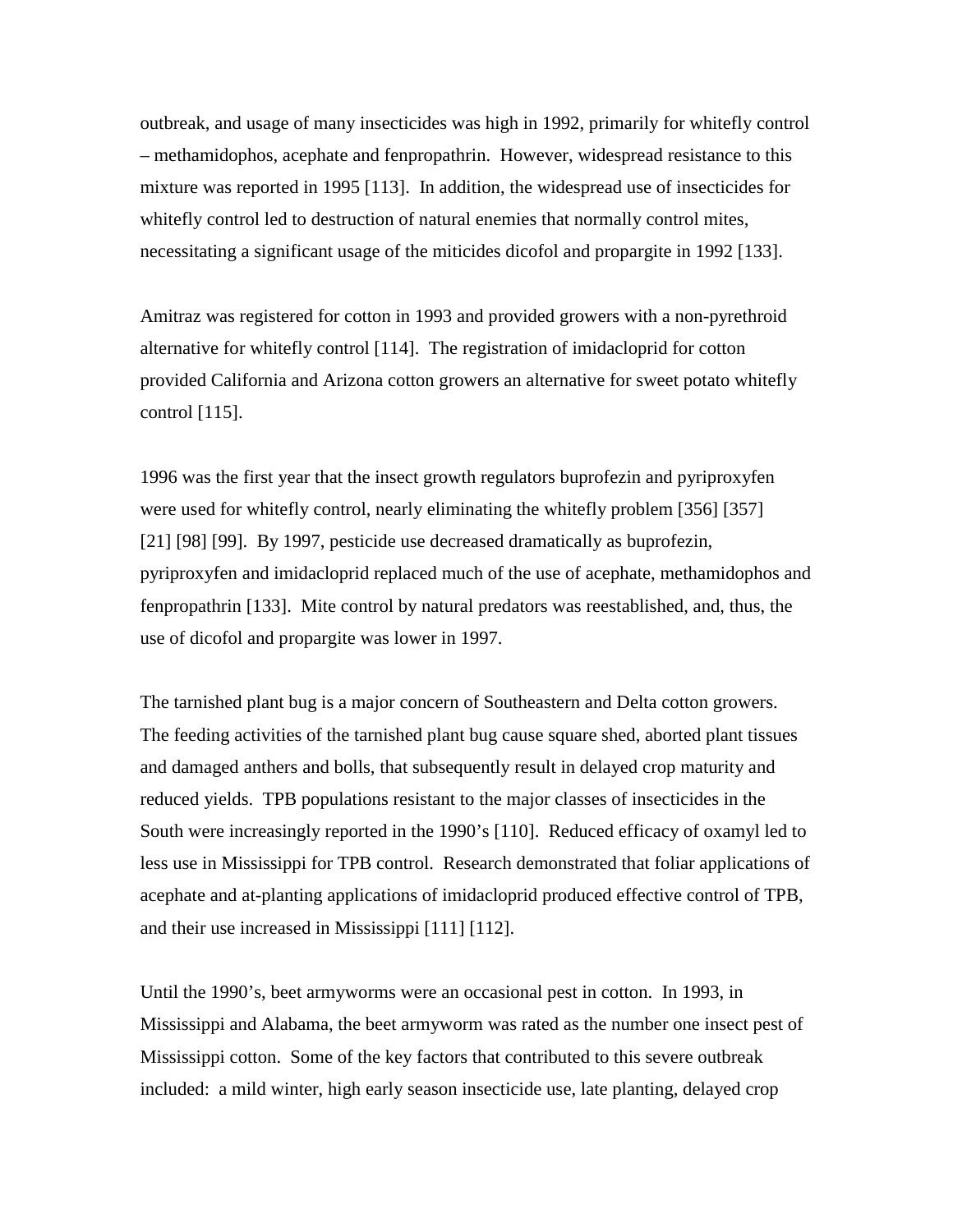outbreak, and usage of many insecticides was high in 1992, primarily for whitefly control – methamidophos, acephate and fenpropathrin. However, widespread resistance to this mixture was reported in 1995 [113]. In addition, the widespread use of insecticides for whitefly control led to destruction of natural enemies that normally control mites, necessitating a significant usage of the miticides dicofol and propargite in 1992 [133].

Amitraz was registered for cotton in 1993 and provided growers with a non-pyrethroid alternative for whitefly control [114]. The registration of imidacloprid for cotton provided California and Arizona cotton growers an alternative for sweet potato whitefly control [115].

1996 was the first year that the insect growth regulators buprofezin and pyriproxyfen were used for whitefly control, nearly eliminating the whitefly problem [356] [357] [21] [98] [99]. By 1997, pesticide use decreased dramatically as buprofezin, pyriproxyfen and imidacloprid replaced much of the use of acephate, methamidophos and fenpropathrin [133]. Mite control by natural predators was reestablished, and, thus, the use of dicofol and propargite was lower in 1997.

The tarnished plant bug is a major concern of Southeastern and Delta cotton growers. The feeding activities of the tarnished plant bug cause square shed, aborted plant tissues and damaged anthers and bolls, that subsequently result in delayed crop maturity and reduced yields. TPB populations resistant to the major classes of insecticides in the South were increasingly reported in the 1990's [110]. Reduced efficacy of oxamyl led to less use in Mississippi for TPB control. Research demonstrated that foliar applications of acephate and at-planting applications of imidacloprid produced effective control of TPB, and their use increased in Mississippi [111] [112].

Until the 1990's, beet armyworms were an occasional pest in cotton. In 1993, in Mississippi and Alabama, the beet armyworm was rated as the number one insect pest of Mississippi cotton. Some of the key factors that contributed to this severe outbreak included: a mild winter, high early season insecticide use, late planting, delayed crop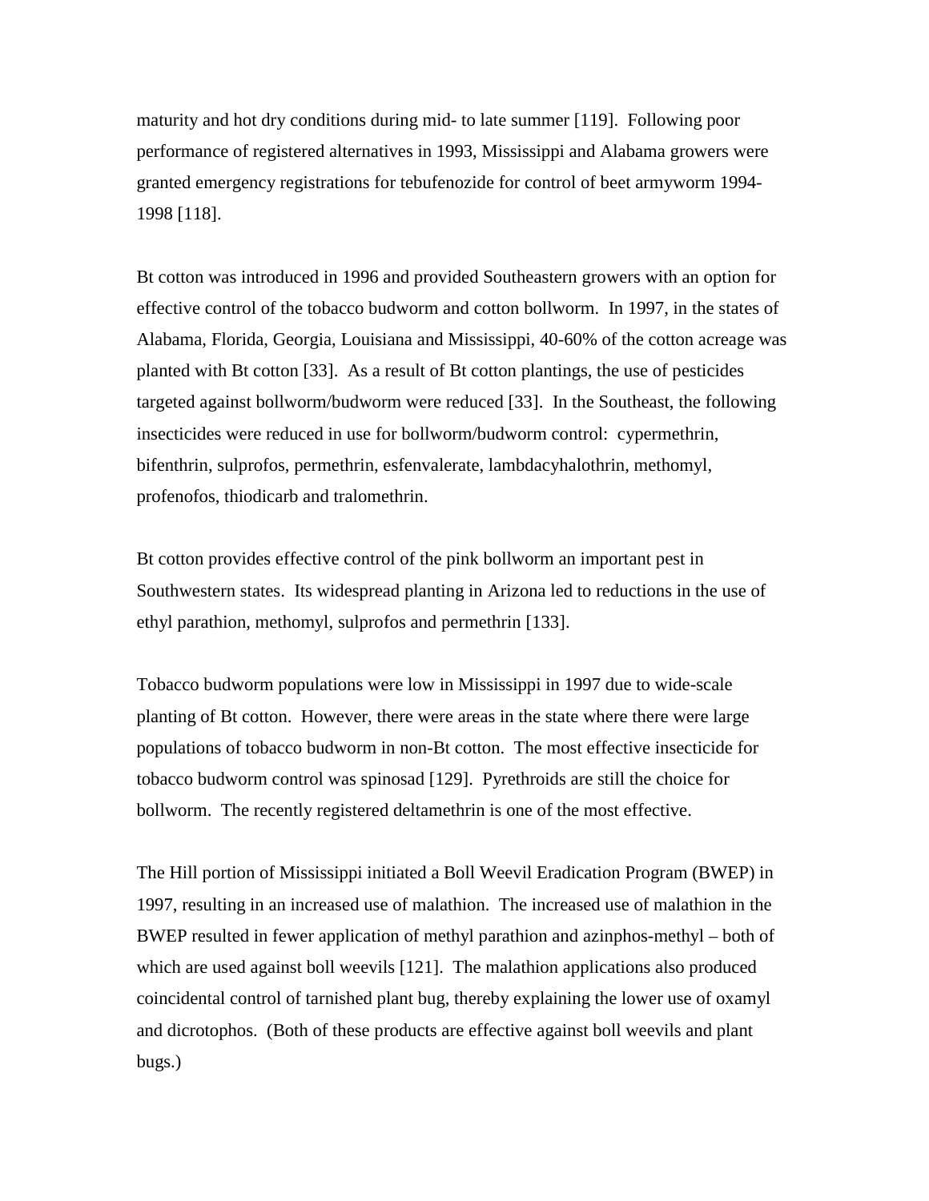maturity and hot dry conditions during mid- to late summer [119]. Following poor performance of registered alternatives in 1993, Mississippi and Alabama growers were granted emergency registrations for tebufenozide for control of beet armyworm 1994-1998 [118].

Bt cotton was introduced in 1996 and provided Southeastern growers with an option for effective control of the tobacco budworm and cotton bollworm. In 1997, in the states of Alabama, Florida, Georgia, Louisiana and Mississippi, 40-60% of the cotton acreage was planted with Bt cotton [33]. As a result of Bt cotton plantings, the use of pesticides targeted against bollworm/budworm were reduced [33]. In the Southeast, the following insecticides were reduced in use for bollworm/budworm control: cypermethrin, bifenthrin, sulprofos, permethrin, esfenvalerate, lambdacyhalothrin, methomyl, profenofos, thiodicarb and tralomethrin.

Bt cotton provides effective control of the pink bollworm an important pest in Southwestern states. Its widespread planting in Arizona led to reductions in the use of ethyl parathion, methomyl, sulprofos and permethrin [133].

Tobacco budworm populations were low in Mississippi in 1997 due to wide-scale planting of Bt cotton. However, there were areas in the state where there were large populations of tobacco budworm in non-Bt cotton. The most effective insecticide for tobacco budworm control was spinosad [129]. Pyrethroids are still the choice for bollworm. The recently registered deltamethrin is one of the most effective.

The Hill portion of Mississippi initiated a Boll Weevil Eradication Program (BWEP) in 1997, resulting in an increased use of malathion. The increased use of malathion in the BWEP resulted in fewer application of methyl parathion and azinphos-methyl – both of which are used against boll weevils [121]. The malathion applications also produced coincidental control of tarnished plant bug, thereby explaining the lower use of oxamyl and dicrotophos. (Both of these products are effective against boll weevils and plant bugs.)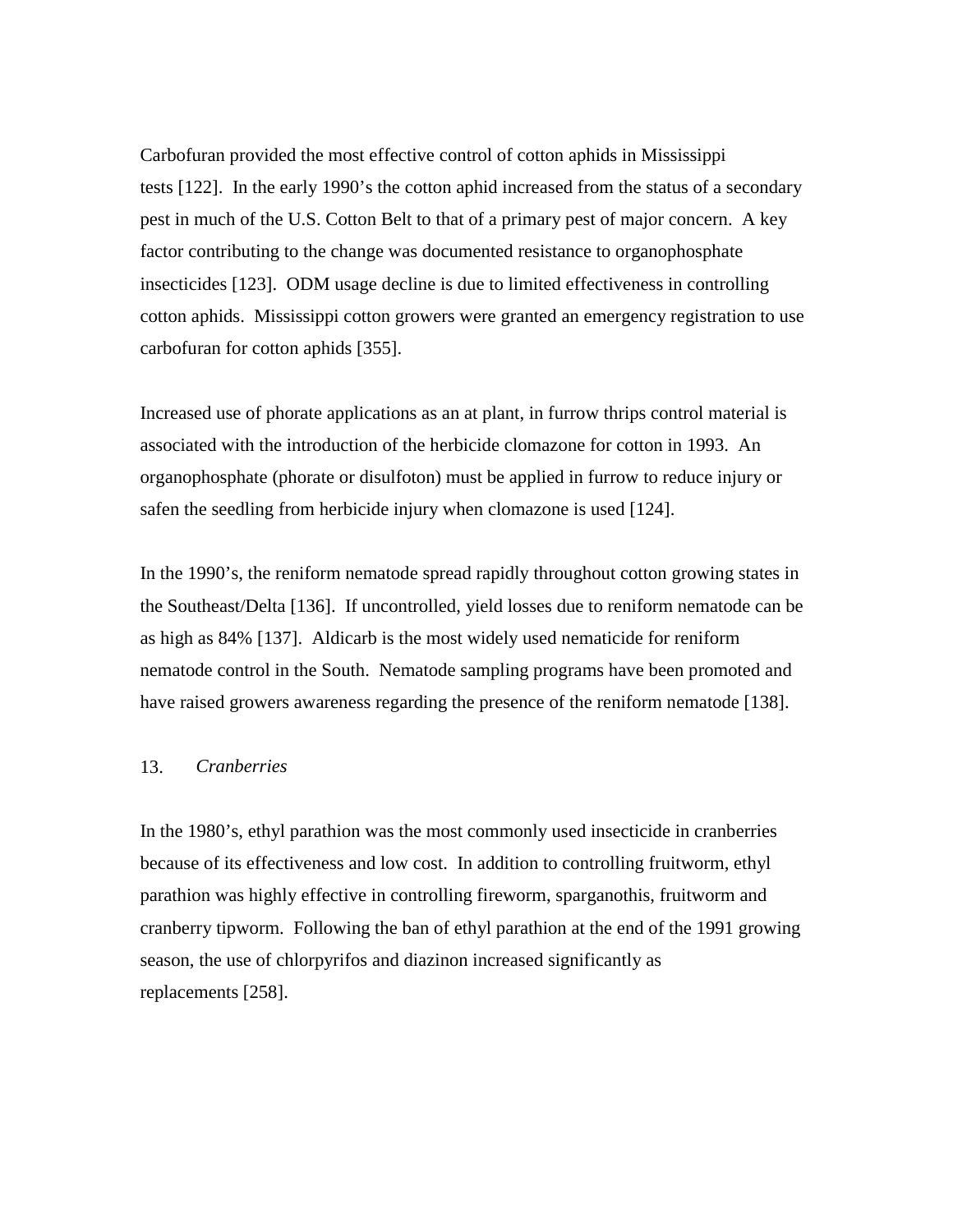Carbofuran provided the most effective control of cotton aphids in Mississippi tests [122]. In the early 1990's the cotton aphid increased from the status of a secondary pest in much of the U.S. Cotton Belt to that of a primary pest of major concern. A key factor contributing to the change was documented resistance to organophosphate insecticides [123]. ODM usage decline is due to limited effectiveness in controlling cotton aphids. Mississippi cotton growers were granted an emergency registration to use carbofuran for cotton aphids [355].

Increased use of phorate applications as an at plant, in furrow thrips control material is associated with the introduction of the herbicide clomazone for cotton in 1993. An organophosphate (phorate or disulfoton) must be applied in furrow to reduce injury or safen the seedling from herbicide injury when clomazone is used [124].

In the 1990's, the reniform nematode spread rapidly throughout cotton growing states in the Southeast/Delta [136]. If uncontrolled, yield losses due to reniform nematode can be as high as 84% [137]. Aldicarb is the most widely used nematicide for reniform nematode control in the South. Nematode sampling programs have been promoted and have raised growers awareness regarding the presence of the reniform nematode [138].

13. *Cranberries*

In the 1980's, ethyl parathion was the most commonly used insecticide in cranberries because of its effectiveness and low cost. In addition to controlling fruitworm, ethyl parathion was highly effective in controlling fireworm, sparganothis, fruitworm and cranberry tipworm. Following the ban of ethyl parathion at the end of the 1991 growing season, the use of chlorpyrifos and diazinon increased significantly as replacements [258].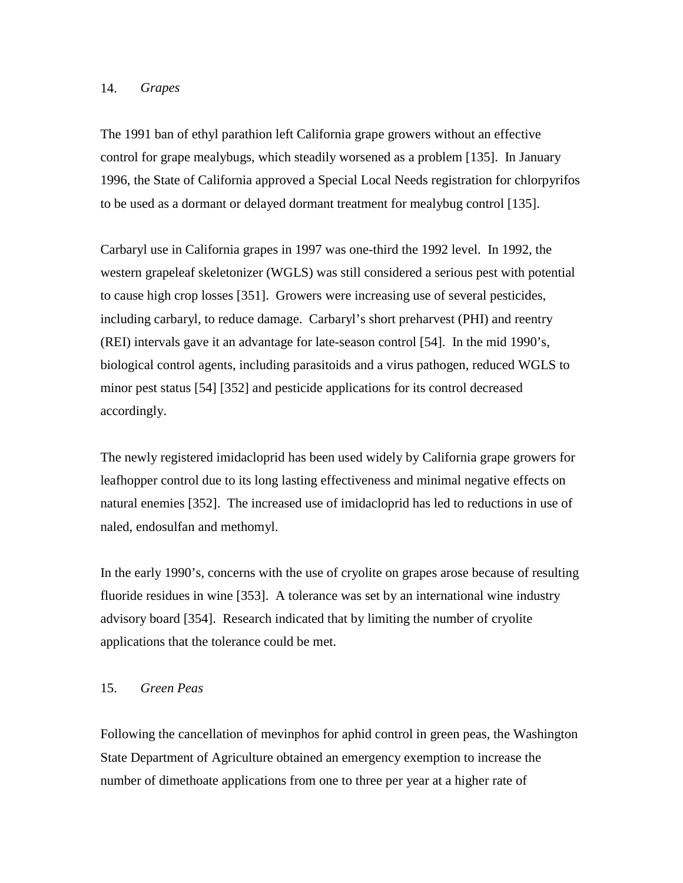### 14. *Grapes*

The 1991 ban of ethyl parathion left California grape growers without an effective control for grape mealybugs, which steadily worsened as a problem [135]. In January 1996, the State of California approved a Special Local Needs registration for chlorpyrifos to be used as a dormant or delayed dormant treatment for mealybug control [135].

Carbaryl use in California grapes in 1997 was one-third the 1992 level. In 1992, the western grapeleaf skeletonizer (WGLS) was still considered a serious pest with potential to cause high crop losses [351]. Growers were increasing use of several pesticides, including carbaryl, to reduce damage. Carbaryl's short preharvest (PHI) and reentry (REI) intervals gave it an advantage for late-season control [54]. In the mid 1990's, biological control agents, including parasitoids and a virus pathogen, reduced WGLS to minor pest status [54] [352] and pesticide applications for its control decreased accordingly.

The newly registered imidacloprid has been used widely by California grape growers for leafhopper control due to its long lasting effectiveness and minimal negative effects on natural enemies [352]. The increased use of imidacloprid has led to reductions in use of naled, endosulfan and methomyl.

In the early 1990's, concerns with the use of cryolite on grapes arose because of resulting fluoride residues in wine [353]. A tolerance was set by an international wine industry advisory board [354]. Research indicated that by limiting the number of cryolite applications that the tolerance could be met.

### 15. *Green Peas*

Following the cancellation of mevinphos for aphid control in green peas, the Washington State Department of Agriculture obtained an emergency exemption to increase the number of dimethoate applications from one to three per year at a higher rate of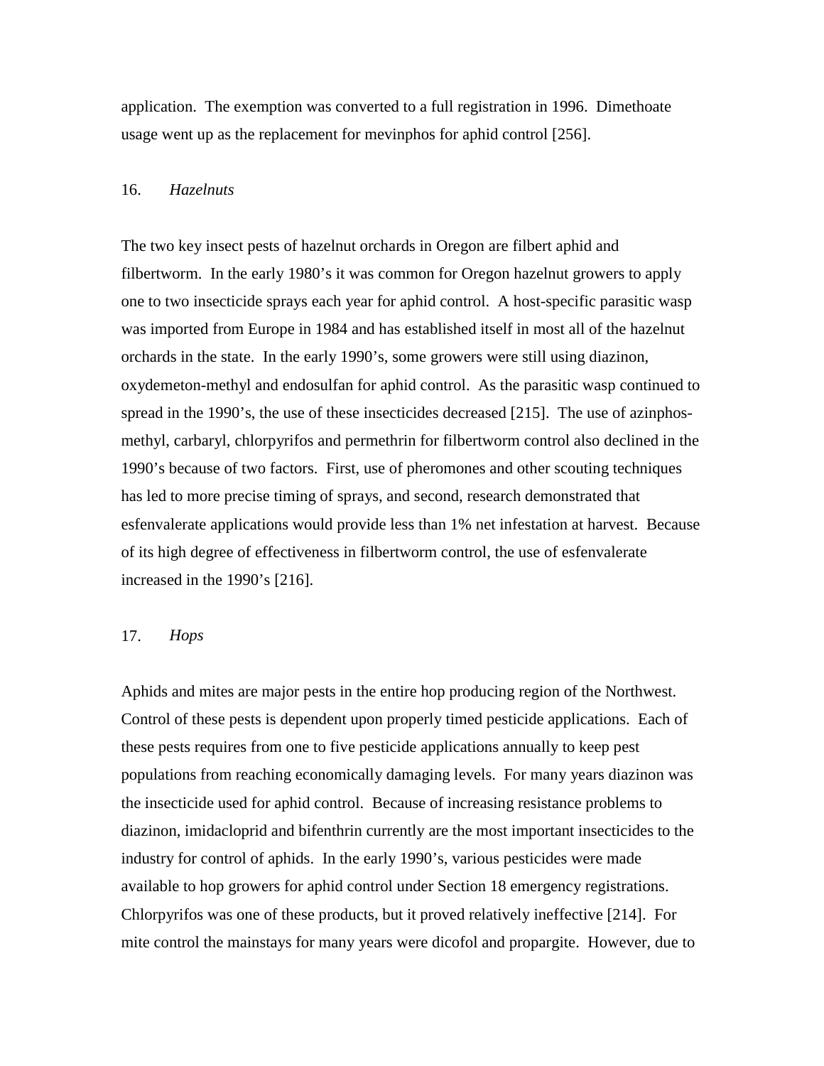application. The exemption was converted to a full registration in 1996. Dimethoate usage went up as the replacement for mevinphos for aphid control [256].

### 16. *Hazelnuts*

The two key insect pests of hazelnut orchards in Oregon are filbert aphid and filbertworm. In the early 1980's it was common for Oregon hazelnut growers to apply one to two insecticide sprays each year for aphid control. A host-specific parasitic wasp was imported from Europe in 1984 and has established itself in most all of the hazelnut orchards in the state. In the early 1990's, some growers were still using diazinon, oxydemeton-methyl and endosulfan for aphid control. As the parasitic wasp continued to spread in the 1990's, the use of these insecticides decreased [215]. The use of azinphos-methyl, carbaryl, chlorpyrifos and permethrin for filbertworm control also declined in the 1990's because of two factors. First, use of pheromones and other scouting techniques has led to more precise timing of sprays, and second, research demonstrated that esfenvalerate applications would provide less than 1% net infestation at harvest. Because of its high degree of effectiveness in filbertworm control, the use of esfenvalerate increased in the 1990's [216].

### 17. *Hops*

Aphids and mites are major pests in the entire hop producing region of the Northwest. Control of these pests is dependent upon properly timed pesticide applications. Each of these pests requires from one to five pesticide applications annually to keep pest populations from reaching economically damaging levels. For many years diazinon was the insecticide used for aphid control. Because of increasing resistance problems to diazinon, imidacloprid and bifenthrin currently are the most important insecticides to the industry for control of aphids. In the early 1990's, various pesticides were made available to hop growers for aphid control under Section 18 emergency registrations. Chlorpyrifos was one of these products, but it proved relatively ineffective [214]. For mite control the mainstays for many years were dicofol and propargite. However, due to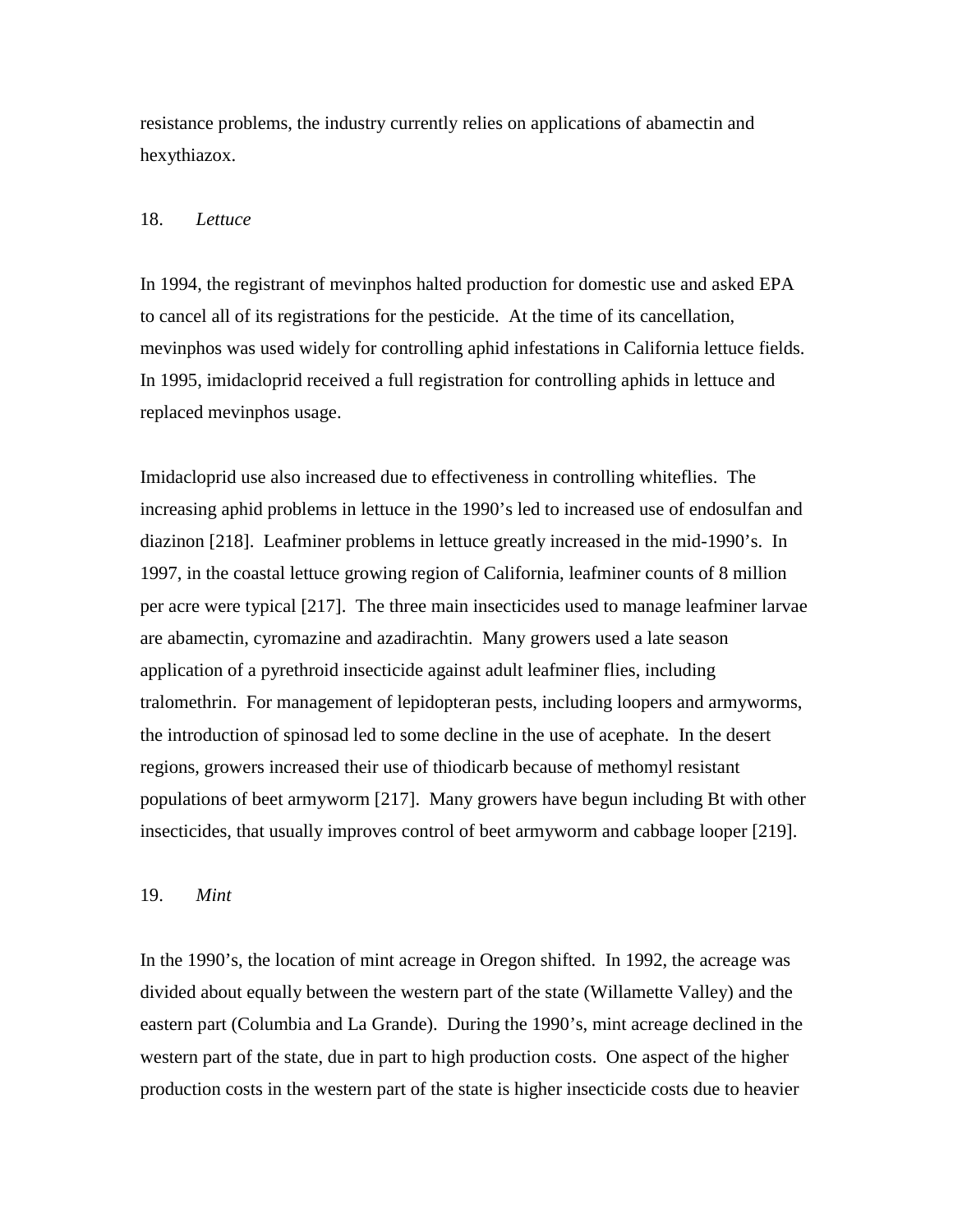resistance problems, the industry currently relies on applications of abamectin and hexythiazox.

### 18. *Lettuce*

In 1994, the registrant of mevinphos halted production for domestic use and asked EPA to cancel all of its registrations for the pesticide. At the time of its cancellation, mevinphos was used widely for controlling aphid infestations in California lettuce fields. In 1995, imidacloprid received a full registration for controlling aphids in lettuce and replaced mevinphos usage.

Imidacloprid use also increased due to effectiveness in controlling whiteflies. The increasing aphid problems in lettuce in the 1990's led to increased use of endosulfan and diazinon [218]. Leafminer problems in lettuce greatly increased in the mid-1990's. In 1997, in the coastal lettuce growing region of California, leafminer counts of 8 million per acre were typical [217]. The three main insecticides used to manage leafminer larvae are abamectin, cyromazine and azadirachtin. Many growers used a late season application of a pyrethroid insecticide against adult leafminer flies, including tralomethrin. For management of lepidopteran pests, including loopers and armyworms, the introduction of spinosad led to some decline in the use of acephate. In the desert regions, growers increased their use of thiodicarb because of methomyl resistant populations of beet armyworm [217]. Many growers have begun including Bt with other insecticides, that usually improves control of beet armyworm and cabbage looper [219].

### 19. *Mint*

In the 1990's, the location of mint acreage in Oregon shifted. In 1992, the acreage was divided about equally between the western part of the state (Willamette Valley) and the eastern part (Columbia and La Grande). During the 1990's, mint acreage declined in the western part of the state, due in part to high production costs. One aspect of the higher production costs in the western part of the state is higher insecticide costs due to heavier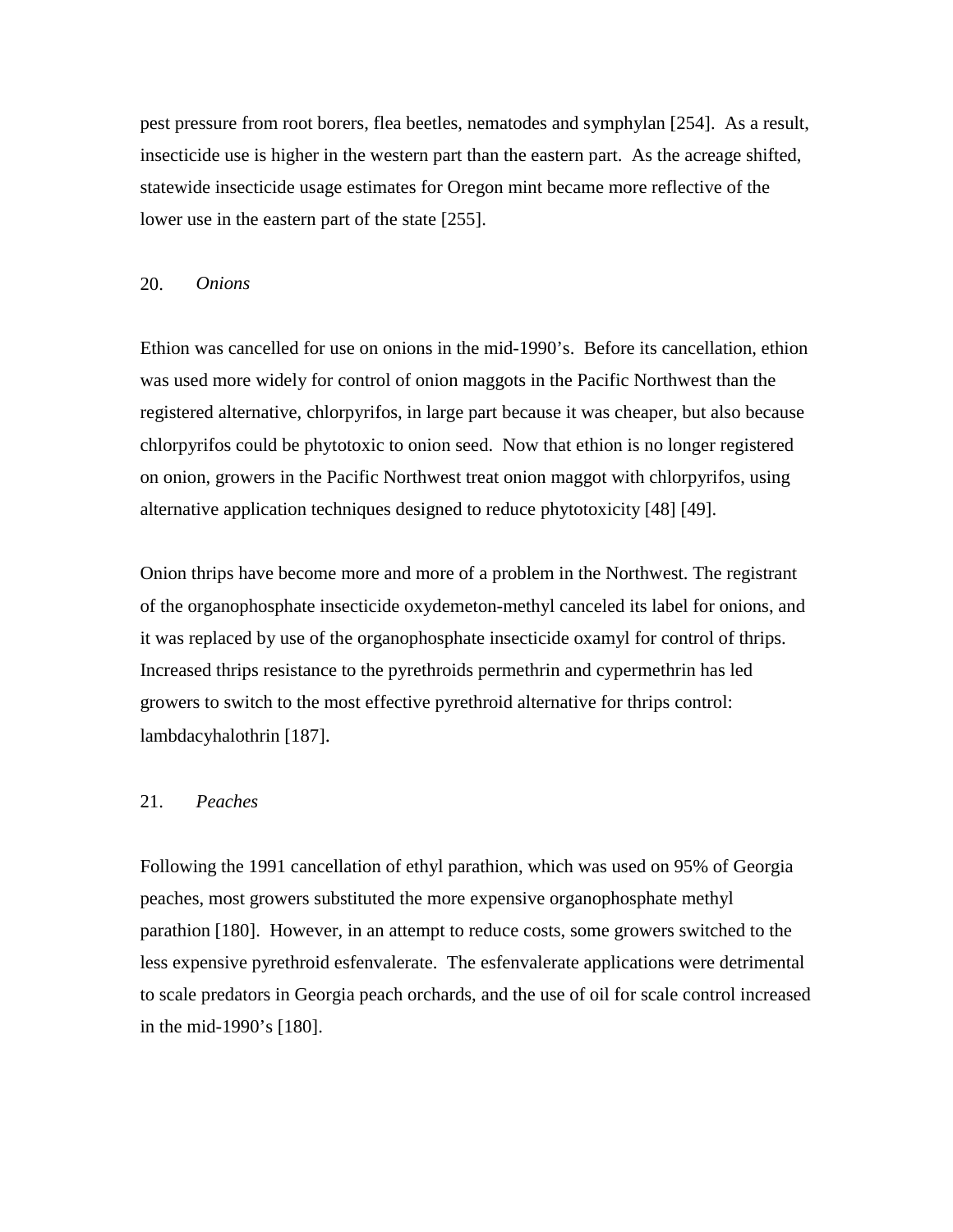pest pressure from root borers, flea beetles, nematodes and symphylan [254]. As a result, insecticide use is higher in the western part than the eastern part. As the acreage shifted, statewide insecticide usage estimates for Oregon mint became more reflective of the lower use in the eastern part of the state [255].

### 20. *Onions*

Ethion was cancelled for use on onions in the mid-1990's. Before its cancellation, ethion was used more widely for control of onion maggots in the Pacific Northwest than the registered alternative, chlorpyrifos, in large part because it was cheaper, but also because chlorpyrifos could be phytotoxic to onion seed. Now that ethion is no longer registered on onion, growers in the Pacific Northwest treat onion maggot with chlorpyrifos, using alternative application techniques designed to reduce phytotoxicity [48] [49].

Onion thrips have become more and more of a problem in the Northwest. The registrant of the organophosphate insecticide oxydemeton-methyl canceled its label for onions, and it was replaced by use of the organophosphate insecticide oxamyl for control of thrips. Increased thrips resistance to the pyrethroids permethrin and cypermethrin has led growers to switch to the most effective pyrethroid alternative for thrips control: lambdacyhalothrin [187].

### 21. *Peaches*

Following the 1991 cancellation of ethyl parathion, which was used on 95% of Georgia peaches, most growers substituted the more expensive organophosphate methyl parathion [180]. However, in an attempt to reduce costs, some growers switched to the less expensive pyrethroid esfenvalerate. The esfenvalerate applications were detrimental to scale predators in Georgia peach orchards, and the use of oil for scale control increased in the mid-1990's [180].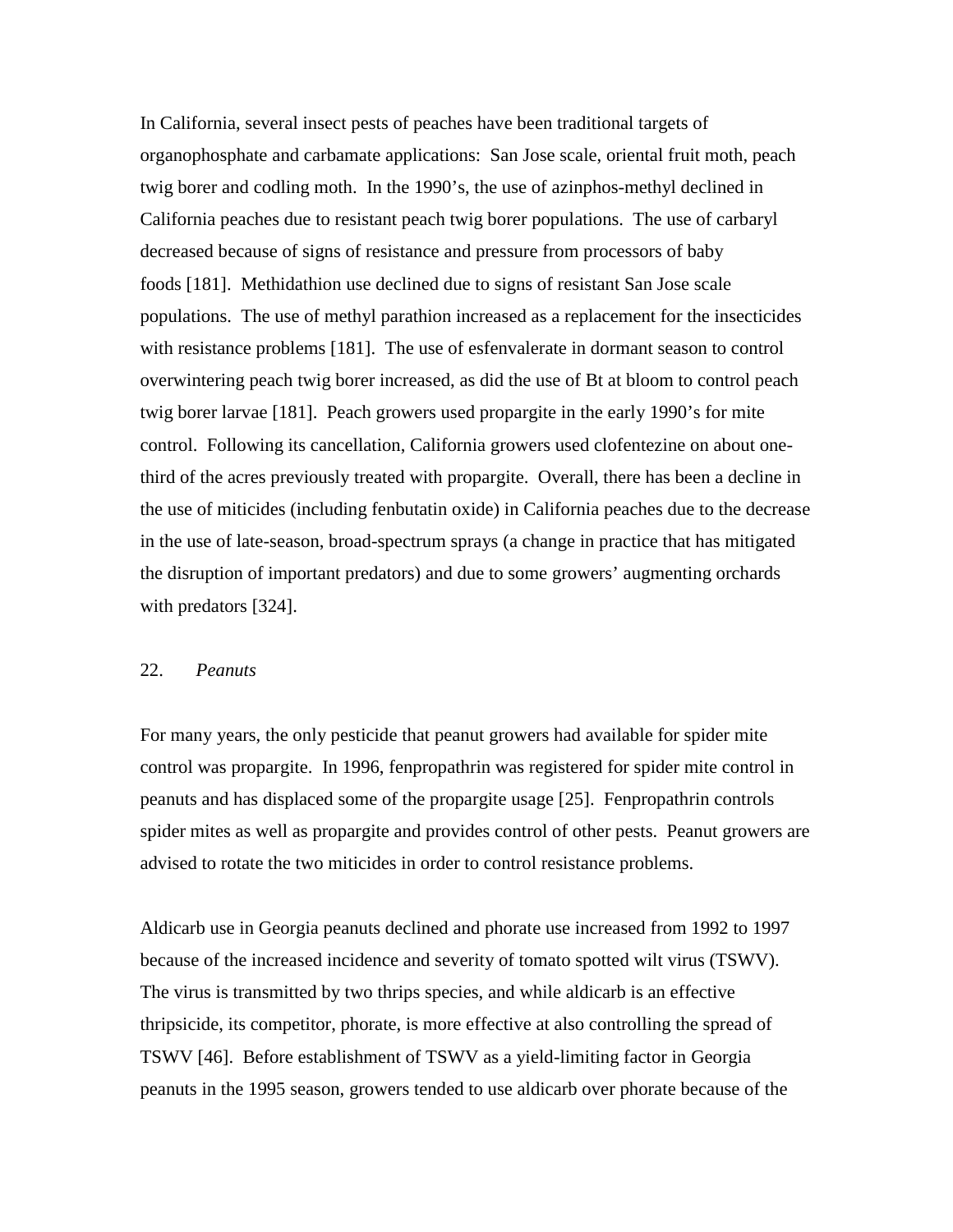In California, several insect pests of peaches have been traditional targets of organophosphate and carbamate applications: San Jose scale, oriental fruit moth, peach twig borer and codling moth. In the 1990's, the use of azinphos-methyl declined in California peaches due to resistant peach twig borer populations. The use of carbaryl decreased because of signs of resistance and pressure from processors of baby foods [181]. Methidathion use declined due to signs of resistant San Jose scale populations. The use of methyl parathion increased as a replacement for the insecticides with resistance problems [181]. The use of esfenvalerate in dormant season to control overwintering peach twig borer increased, as did the use of Bt at bloom to control peach twig borer larvae [181]. Peach growers used propargite in the early 1990's for mite control. Following its cancellation, California growers used clofentezine on about one-third of the acres previously treated with propargite. Overall, there has been a decline in the use of miticides (including fenbutatin oxide) in California peaches due to the decrease in the use of late-season, broad-spectrum sprays (a change in practice that has mitigated the disruption of important predators) and due to some growers' augmenting orchards with predators [324].

## 22. *Peanuts*

For many years, the only pesticide that peanut growers had available for spider mite control was propargite. In 1996, fenpropathrin was registered for spider mite control in peanuts and has displaced some of the propargite usage [25]. Fenpropathrin controls spider mites as well as propargite and provides control of other pests. Peanut growers are advised to rotate the two miticides in order to control resistance problems.

Aldicarb use in Georgia peanuts declined and phorate use increased from 1992 to 1997 because of the increased incidence and severity of tomato spotted wilt virus (TSWV). The virus is transmitted by two thrips species, and while aldicarb is an effective thripsicide, its competitor, phorate, is more effective at also controlling the spread of TSWV [46]. Before establishment of TSWV as a yield-limiting factor in Georgia peanuts in the 1995 season, growers tended to use aldicarb over phorate because of the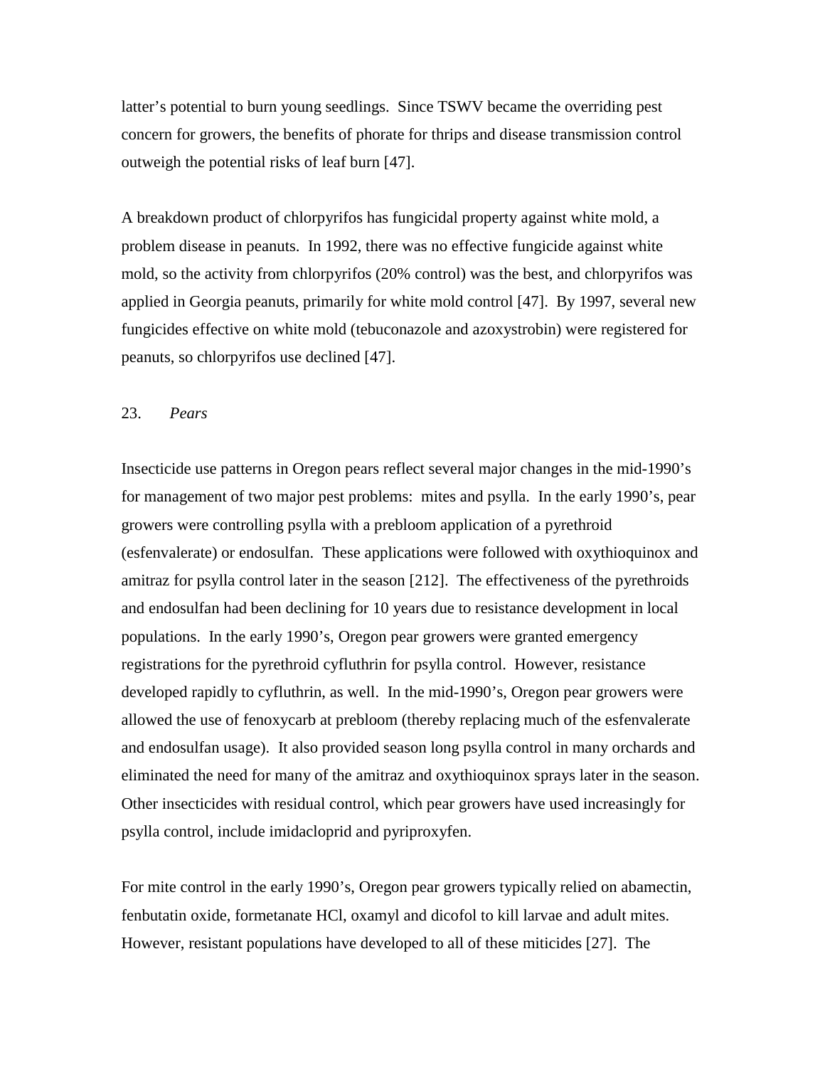latter's potential to burn young seedlings. Since TSWV became the overriding pest concern for growers, the benefits of phorate for thrips and disease transmission control outweigh the potential risks of leaf burn [47].

A breakdown product of chlorpyrifos has fungicidal property against white mold, a problem disease in peanuts. In 1992, there was no effective fungicide against white mold, so the activity from chlorpyrifos (20% control) was the best, and chlorpyrifos was applied in Georgia peanuts, primarily for white mold control [47]. By 1997, several new fungicides effective on white mold (tebuconazole and azoxystrobin) were registered for peanuts, so chlorpyrifos use declined [47].

### 23. *Pears*

Insecticide use patterns in Oregon pears reflect several major changes in the mid-1990's for management of two major pest problems: mites and psylla. In the early 1990's, pear growers were controlling psylla with a prebloom application of a pyrethroid (esfenvalerate) or endosulfan. These applications were followed with oxythioquinox and amitraz for psylla control later in the season [212]. The effectiveness of the pyrethroids and endosulfan had been declining for 10 years due to resistance development in local populations. In the early 1990's, Oregon pear growers were granted emergency registrations for the pyrethroid cyfluthrin for psylla control. However, resistance developed rapidly to cyfluthrin, as well. In the mid-1990's, Oregon pear growers were allowed the use of fenoxycarb at prebloom (thereby replacing much of the esfenvalerate and endosulfan usage). It also provided season long psylla control in many orchards and eliminated the need for many of the amitraz and oxythioquinox sprays later in the season. Other insecticides with residual control, which pear growers have used increasingly for psylla control, include imidacloprid and pyriproxyfen.

For mite control in the early 1990's, Oregon pear growers typically relied on abamectin, fenbutatin oxide, formetanate HCl, oxamyl and dicofol to kill larvae and adult mites. However, resistant populations have developed to all of these miticides [27]. The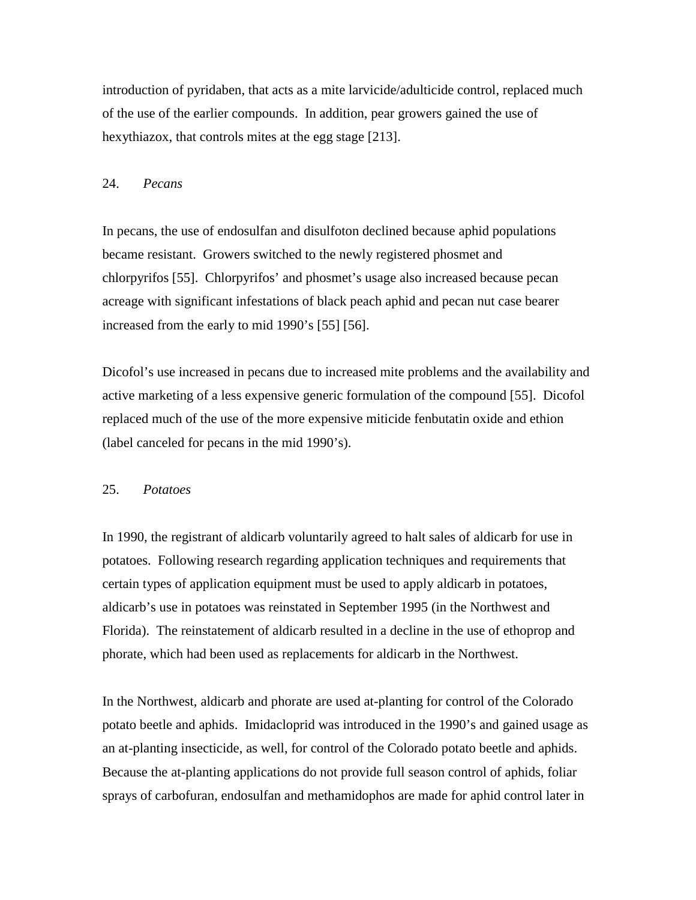introduction of pyridaben, that acts as a mite larvicide/adulticide control, replaced much of the use of the earlier compounds. In addition, pear growers gained the use of hexythiazox, that controls mites at the egg stage [213].

24. *Pecans*

In pecans, the use of endosulfan and disulfoton declined because aphid populations became resistant. Growers switched to the newly registered phosmet and chlorpyrifos [55]. Chlorpyrifos' and phosmet's usage also increased because pecan acreage with significant infestations of black peach aphid and pecan nut case bearer increased from the early to mid 1990's [55] [56].

Dicofol's use increased in pecans due to increased mite problems and the availability and active marketing of a less expensive generic formulation of the compound [55]. Dicofol replaced much of the use of the more expensive miticide fenbutatin oxide and ethion (label canceled for pecans in the mid 1990's).

25. *Potatoes*

In 1990, the registrant of aldicarb voluntarily agreed to halt sales of aldicarb for use in potatoes. Following research regarding application techniques and requirements that certain types of application equipment must be used to apply aldicarb in potatoes, aldicarb's use in potatoes was reinstated in September 1995 (in the Northwest and Florida). The reinstatement of aldicarb resulted in a decline in the use of ethoprop and phorate, which had been used as replacements for aldicarb in the Northwest.

In the Northwest, aldicarb and phorate are used at-planting for control of the Colorado potato beetle and aphids. Imidacloprid was introduced in the 1990's and gained usage as an at-planting insecticide, as well, for control of the Colorado potato beetle and aphids. Because the at-planting applications do not provide full season control of aphids, foliar sprays of carbofuran, endosulfan and methamidophos are made for aphid control later in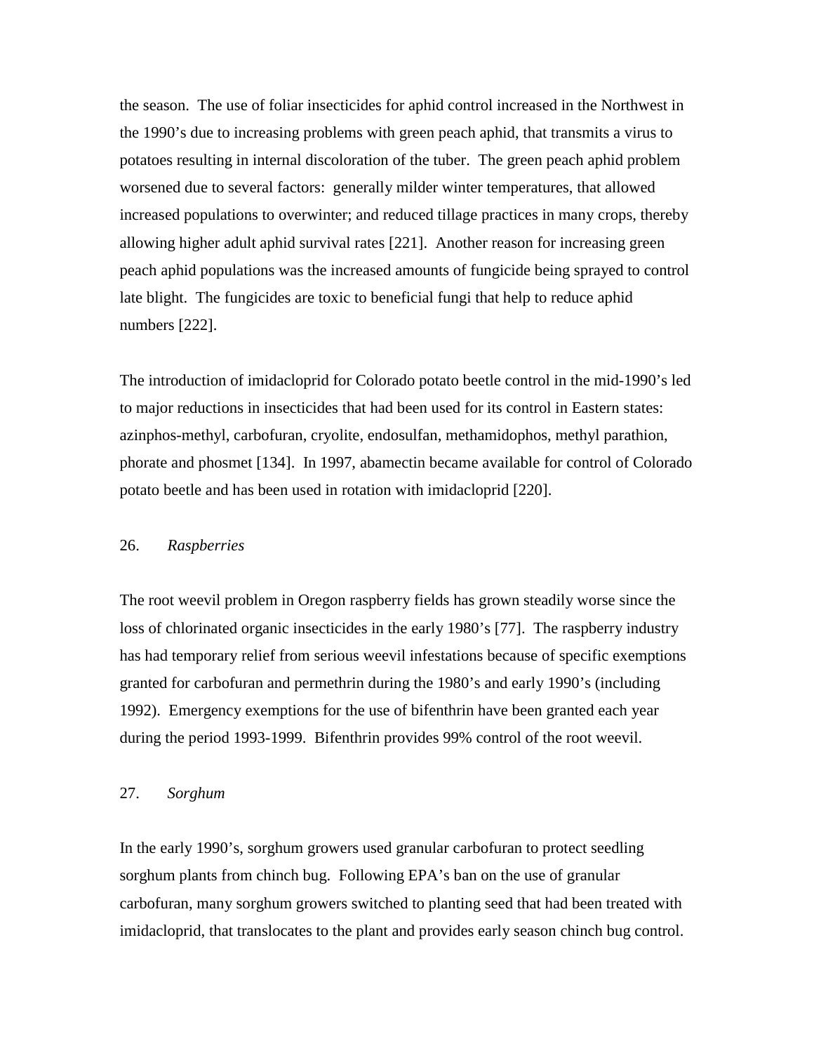the season. The use of foliar insecticides for aphid control increased in the Northwest in the 1990's due to increasing problems with green peach aphid, that transmits a virus to potatoes resulting in internal discoloration of the tuber. The green peach aphid problem worsened due to several factors: generally milder winter temperatures, that allowed increased populations to overwinter; and reduced tillage practices in many crops, thereby allowing higher adult aphid survival rates [221]. Another reason for increasing green peach aphid populations was the increased amounts of fungicide being sprayed to control late blight. The fungicides are toxic to beneficial fungi that help to reduce aphid numbers [222].

The introduction of imidacloprid for Colorado potato beetle control in the mid-1990's led to major reductions in insecticides that had been used for its control in Eastern states: azinphos-methyl, carbofuran, cryolite, endosulfan, methamidophos, methyl parathion, phorate and phosmet [134]. In 1997, abamectin became available for control of Colorado potato beetle and has been used in rotation with imidacloprid [220].

### 26. *Raspberries*

The root weevil problem in Oregon raspberry fields has grown steadily worse since the loss of chlorinated organic insecticides in the early 1980's [77]. The raspberry industry has had temporary relief from serious weevil infestations because of specific exemptions granted for carbofuran and permethrin during the 1980's and early 1990's (including 1992). Emergency exemptions for the use of bifenthrin have been granted each year during the period 1993-1999. Bifenthrin provides 99% control of the root weevil.

### 27. *Sorghum*

In the early 1990's, sorghum growers used granular carbofuran to protect seedling sorghum plants from chinch bug. Following EPA's ban on the use of granular carbofuran, many sorghum growers switched to planting seed that had been treated with imidacloprid, that translocates to the plant and provides early season chinch bug control.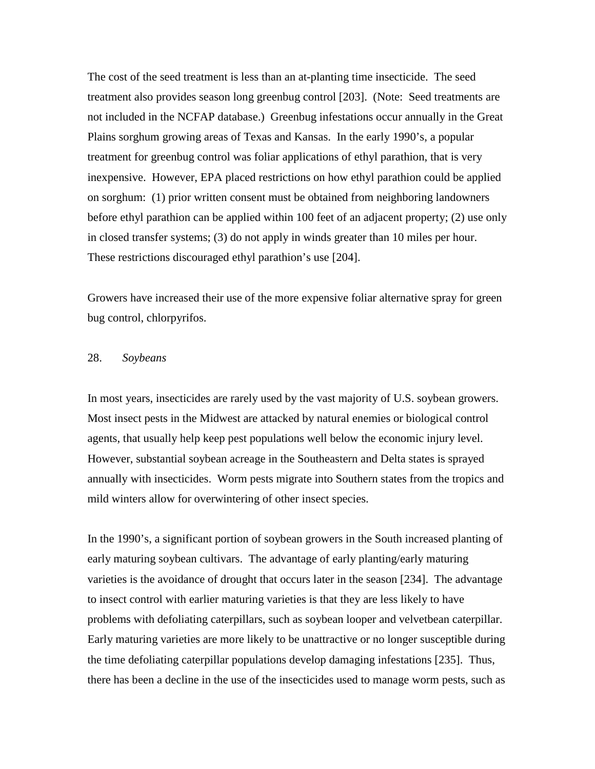The cost of the seed treatment is less than an at-planting time insecticide. The seed treatment also provides season long greenbug control [203]. (Note: Seed treatments are not included in the NCFAP database.) Greenbug infestations occur annually in the Great Plains sorghum growing areas of Texas and Kansas. In the early 1990's, a popular treatment for greenbug control was foliar applications of ethyl parathion, that is very inexpensive. However, EPA placed restrictions on how ethyl parathion could be applied on sorghum: (1) prior written consent must be obtained from neighboring landowners before ethyl parathion can be applied within 100 feet of an adjacent property; (2) use only in closed transfer systems; (3) do not apply in winds greater than 10 miles per hour. These restrictions discouraged ethyl parathion's use [204].

Growers have increased their use of the more expensive foliar alternative spray for green bug control, chlorpyrifos.

### 28. *Soybeans*

In most years, insecticides are rarely used by the vast majority of U.S. soybean growers. Most insect pests in the Midwest are attacked by natural enemies or biological control agents, that usually help keep pest populations well below the economic injury level. However, substantial soybean acreage in the Southeastern and Delta states is sprayed annually with insecticides. Worm pests migrate into Southern states from the tropics and mild winters allow for overwintering of other insect species.

In the 1990's, a significant portion of soybean growers in the South increased planting of early maturing soybean cultivars. The advantage of early planting/early maturing varieties is the avoidance of drought that occurs later in the season [234]. The advantage to insect control with earlier maturing varieties is that they are less likely to have problems with defoliating caterpillars, such as soybean looper and velvetbean caterpillar. Early maturing varieties are more likely to be unattractive or no longer susceptible during the time defoliating caterpillar populations develop damaging infestations [235]. Thus, there has been a decline in the use of the insecticides used to manage worm pests, such as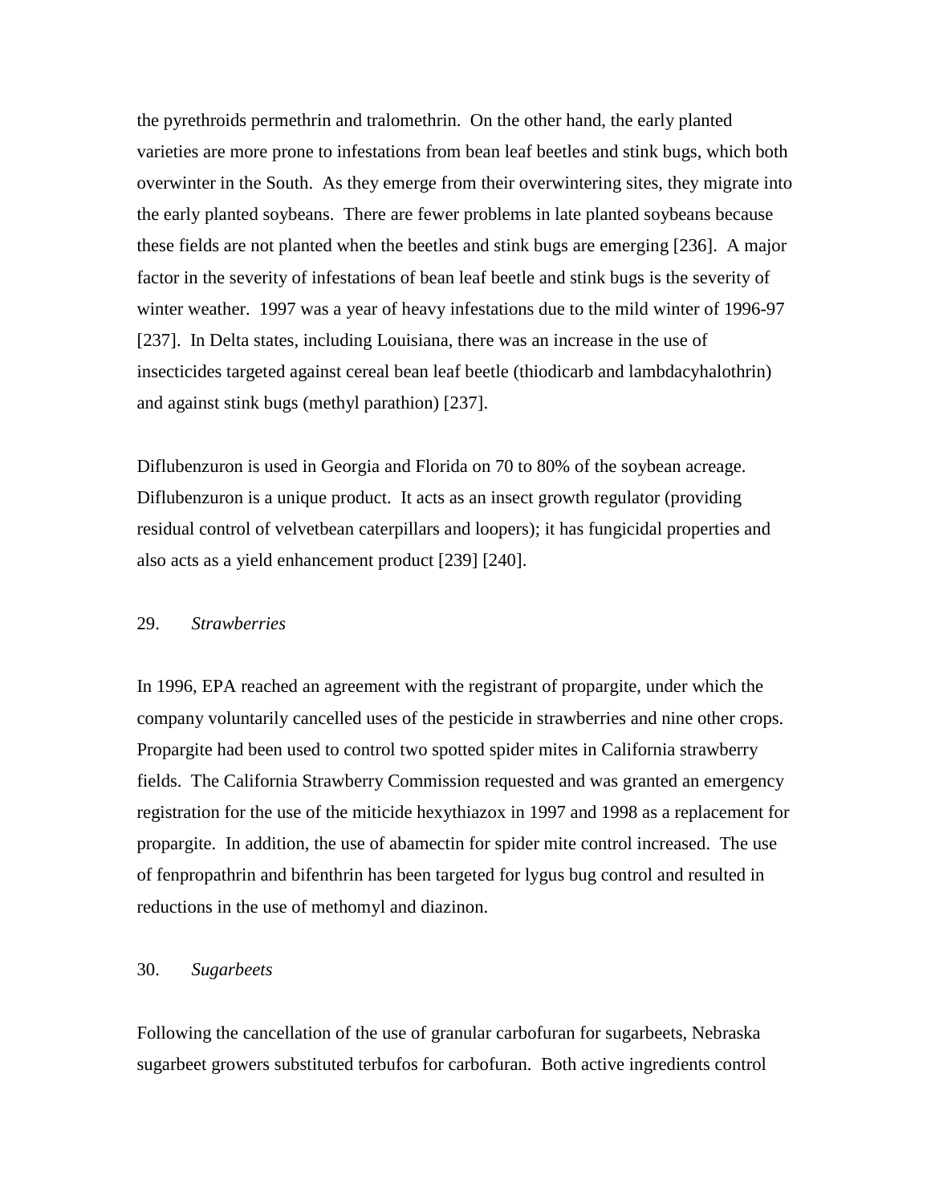the pyrethroids permethrin and tralomethrin. On the other hand, the early planted varieties are more prone to infestations from bean leaf beetles and stink bugs, which both overwinter in the South. As they emerge from their overwintering sites, they migrate into the early planted soybeans. There are fewer problems in late planted soybeans because these fields are not planted when the beetles and stink bugs are emerging [236]. A major factor in the severity of infestations of bean leaf beetle and stink bugs is the severity of winter weather. 1997 was a year of heavy infestations due to the mild winter of 1996-97 [237]. In Delta states, including Louisiana, there was an increase in the use of insecticides targeted against cereal bean leaf beetle (thiodicarb and lambdacyhalothrin) and against stink bugs (methyl parathion) [237].

Diflubenzuron is used in Georgia and Florida on 70 to 80% of the soybean acreage. Diflubenzuron is a unique product. It acts as an insect growth regulator (providing residual control of velvetbean caterpillars and loopers); it has fungicidal properties and also acts as a yield enhancement product [239] [240].

## 29. *Strawberries*

In 1996, EPA reached an agreement with the registrant of propargite, under which the company voluntarily cancelled uses of the pesticide in strawberries and nine other crops. Propargite had been used to control two spotted spider mites in California strawberry fields. The California Strawberry Commission requested and was granted an emergency registration for the use of the miticide hexythiazox in 1997 and 1998 as a replacement for propargite. In addition, the use of abamectin for spider mite control increased. The use of fenpropathrin and bifenthrin has been targeted for lygus bug control and resulted in reductions in the use of methomyl and diazinon.

## 30. *Sugarbeets*

Following the cancellation of the use of granular carbofuran for sugarbeets, Nebraska sugarbeet growers substituted terbufos for carbofuran. Both active ingredients control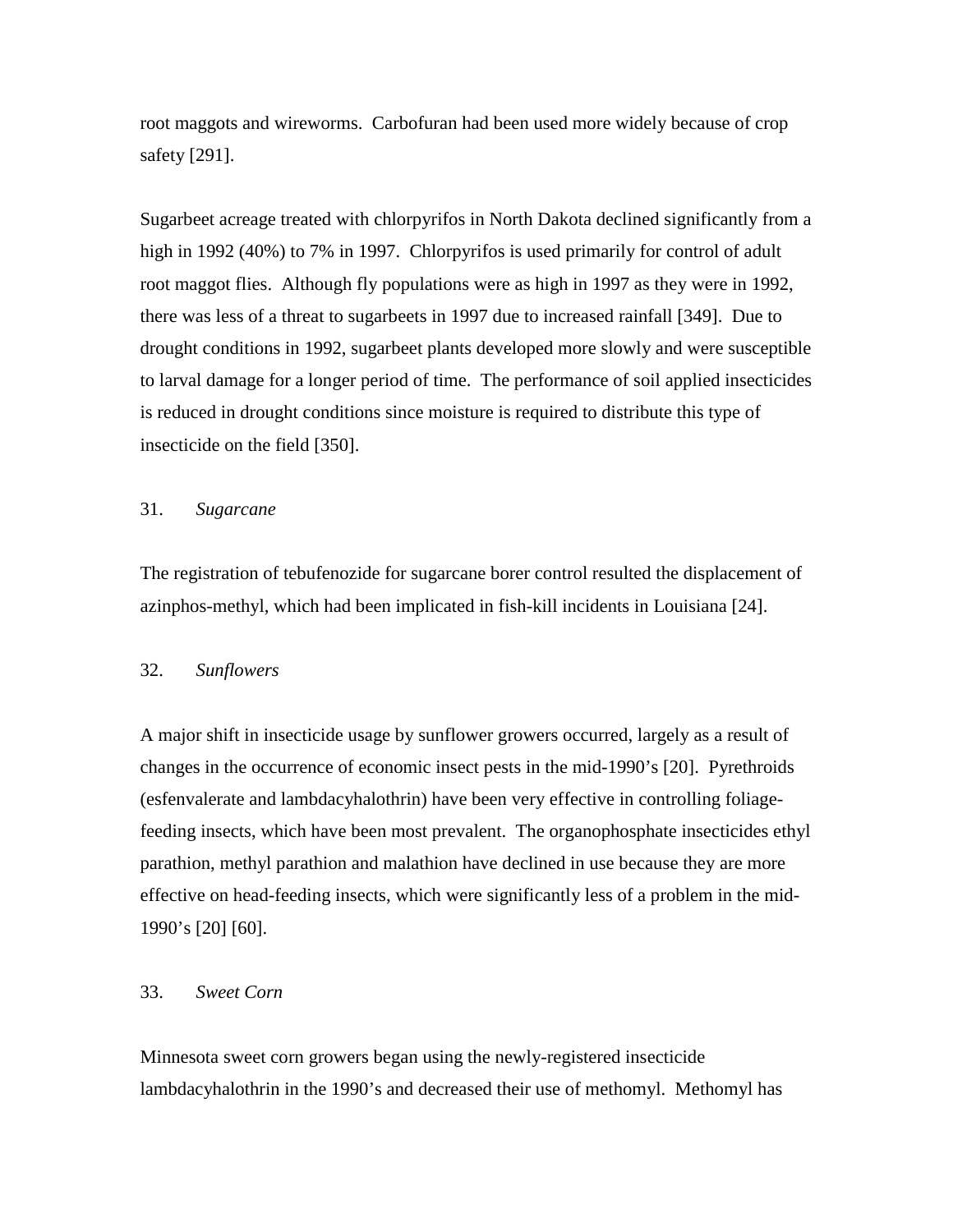root maggots and wireworms. Carbofuran had been used more widely because of crop safety [291].

Sugarbeet acreage treated with chlorpyrifos in North Dakota declined significantly from a high in 1992 (40%) to 7% in 1997. Chlorpyrifos is used primarily for control of adult root maggot flies. Although fly populations were as high in 1997 as they were in 1992, there was less of a threat to sugarbeets in 1997 due to increased rainfall [349]. Due to drought conditions in 1992, sugarbeet plants developed more slowly and were susceptible to larval damage for a longer period of time. The performance of soil applied insecticides is reduced in drought conditions since moisture is required to distribute this type of insecticide on the field [350].

### 31. *Sugarcane*

The registration of tebufenozide for sugarcane borer control resulted the displacement of azinphos-methyl, which had been implicated in fish-kill incidents in Louisiana [24].

### 32. *Sunflowers*

A major shift in insecticide usage by sunflower growers occurred, largely as a result of changes in the occurrence of economic insect pests in the mid-1990's [20]. Pyrethroids (esfenvalerate and lambdacyhalothrin) have been very effective in controlling foliage-feeding insects, which have been most prevalent. The organophosphate insecticides ethyl parathion, methyl parathion and malathion have declined in use because they are more effective on head-feeding insects, which were significantly less of a problem in the mid-1990's [20] [60].

### 33. *Sweet Corn*

Minnesota sweet corn growers began using the newly-registered insecticide lambdacyhalothrin in the 1990's and decreased their use of methomyl. Methomyl has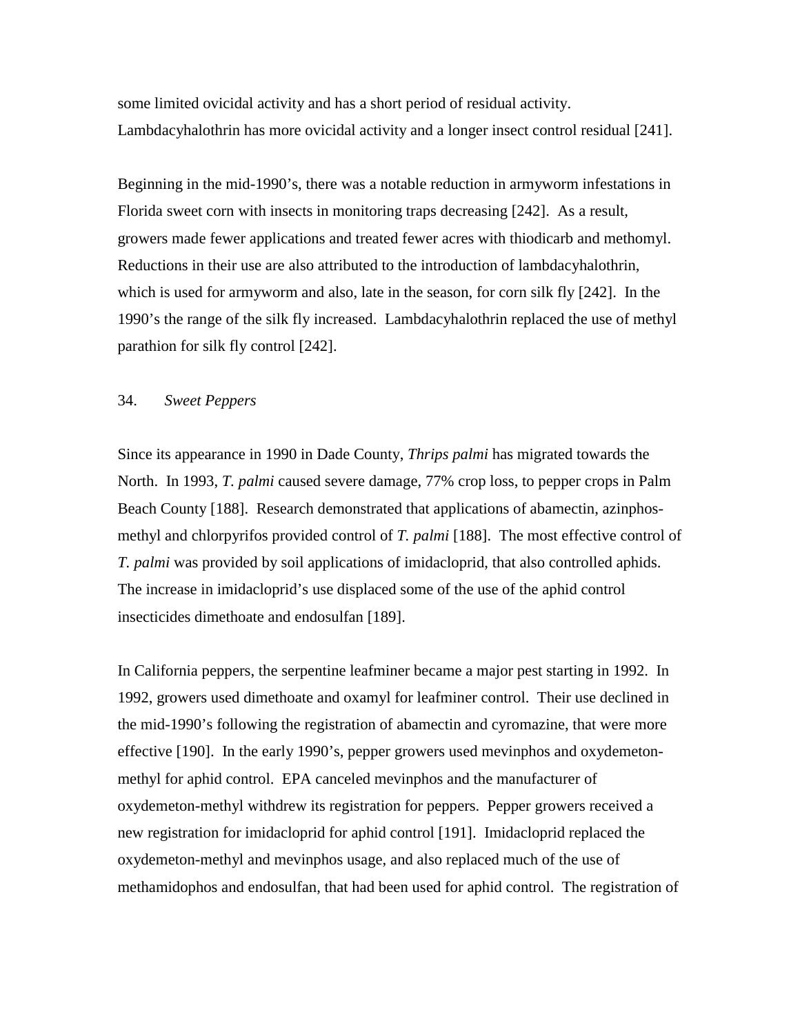some limited ovicidal activity and has a short period of residual activity. Lambdacyhalothrin has more ovicidal activity and a longer insect control residual [241].

Beginning in the mid-1990's, there was a notable reduction in armyworm infestations in Florida sweet corn with insects in monitoring traps decreasing [242]. As a result, growers made fewer applications and treated fewer acres with thiodicarb and methomyl. Reductions in their use are also attributed to the introduction of lambdacyhalothrin, which is used for armyworm and also, late in the season, for corn silk fly [242]. In the 1990's the range of the silk fly increased. Lambdacyhalothrin replaced the use of methyl parathion for silk fly control [242].

## 34. *Sweet Peppers*

Since its appearance in 1990 in Dade County, *Thrips palmi* has migrated towards the North. In 1993, *T. palmi* caused severe damage, 77% crop loss, to pepper crops in Palm Beach County [188]. Research demonstrated that applications of abamectin, azinphos-methyl and chlorpyrifos provided control of *T. palmi* [188]. The most effective control of *T. palmi* was provided by soil applications of imidacloprid, that also controlled aphids. The increase in imidacloprid's use displaced some of the use of the aphid control insecticides dimethoate and endosulfan [189].

In California peppers, the serpentine leafminer became a major pest starting in 1992. In 1992, growers used dimethoate and oxamyl for leafminer control. Their use declined in the mid-1990's following the registration of abamectin and cyromazine, that were more effective [190]. In the early 1990's, pepper growers used mevinphos and oxydemeton-methyl for aphid control. EPA canceled mevinphos and the manufacturer of oxydemeton-methyl withdrew its registration for peppers. Pepper growers received a new registration for imidacloprid for aphid control [191]. Imidacloprid replaced the oxydemeton-methyl and mevinphos usage, and also replaced much of the use of methamidophos and endosulfan, that had been used for aphid control. The registration of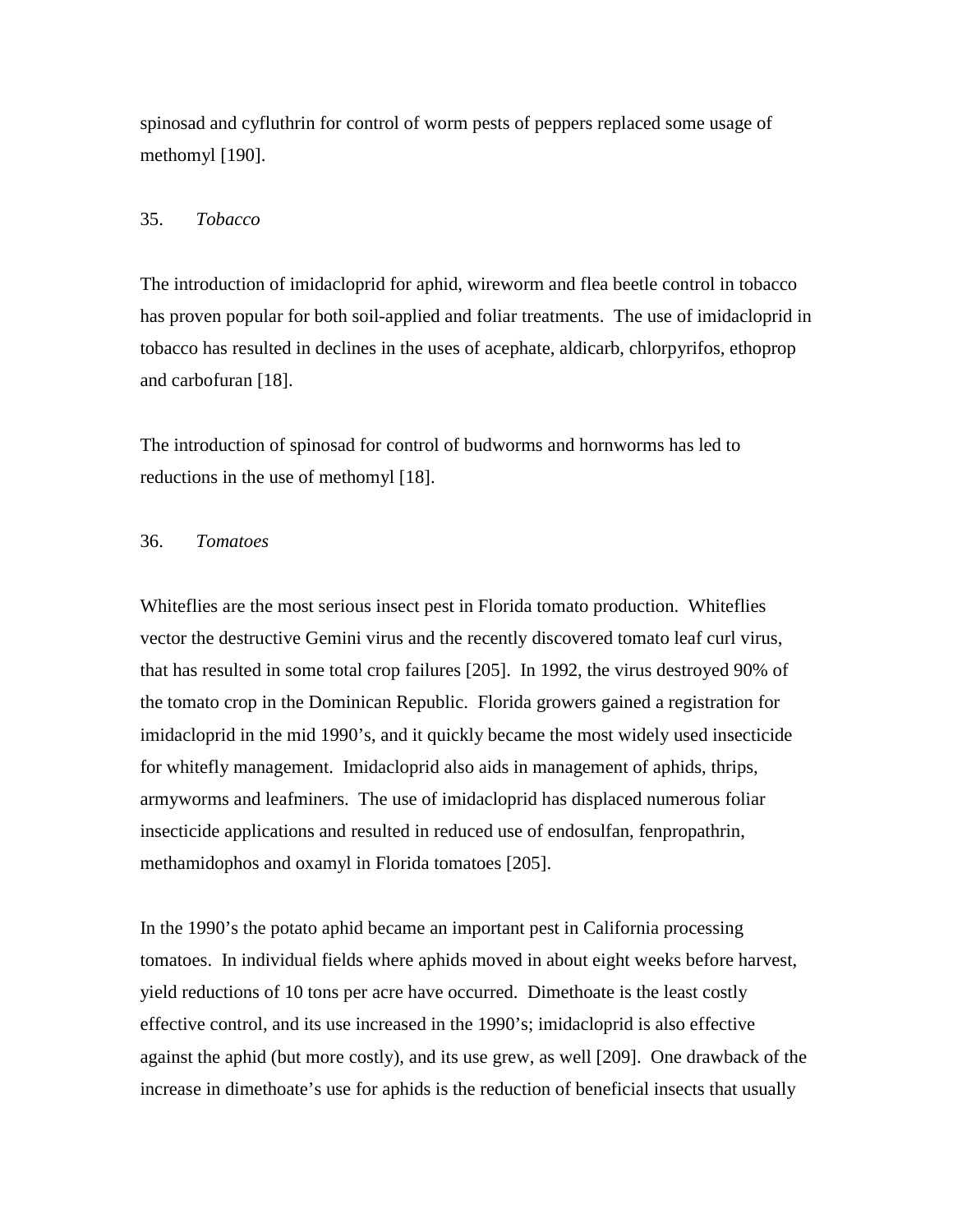spinosad and cyfluthrin for control of worm pests of peppers replaced some usage of methomyl [190].

### 35. *Tobacco*

The introduction of imidacloprid for aphid, wireworm and flea beetle control in tobacco has proven popular for both soil-applied and foliar treatments. The use of imidacloprid in tobacco has resulted in declines in the uses of acephate, aldicarb, chlorpyrifos, ethoprop and carbofuran [18].

The introduction of spinosad for control of budworms and hornworms has led to reductions in the use of methomyl [18].

### 36. *Tomatoes*

Whiteflies are the most serious insect pest in Florida tomato production. Whiteflies vector the destructive Gemini virus and the recently discovered tomato leaf curl virus, that has resulted in some total crop failures [205]. In 1992, the virus destroyed 90% of the tomato crop in the Dominican Republic. Florida growers gained a registration for imidacloprid in the mid 1990's, and it quickly became the most widely used insecticide for whitefly management. Imidacloprid also aids in management of aphids, thrips, armyworms and leafminers. The use of imidacloprid has displaced numerous foliar insecticide applications and resulted in reduced use of endosulfan, fenpropathrin, methamidophos and oxamyl in Florida tomatoes [205].

In the 1990's the potato aphid became an important pest in California processing tomatoes. In individual fields where aphids moved in about eight weeks before harvest, yield reductions of 10 tons per acre have occurred. Dimethoate is the least costly effective control, and its use increased in the 1990's; imidacloprid is also effective against the aphid (but more costly), and its use grew, as well [209]. One drawback of the increase in dimethoate's use for aphids is the reduction of beneficial insects that usually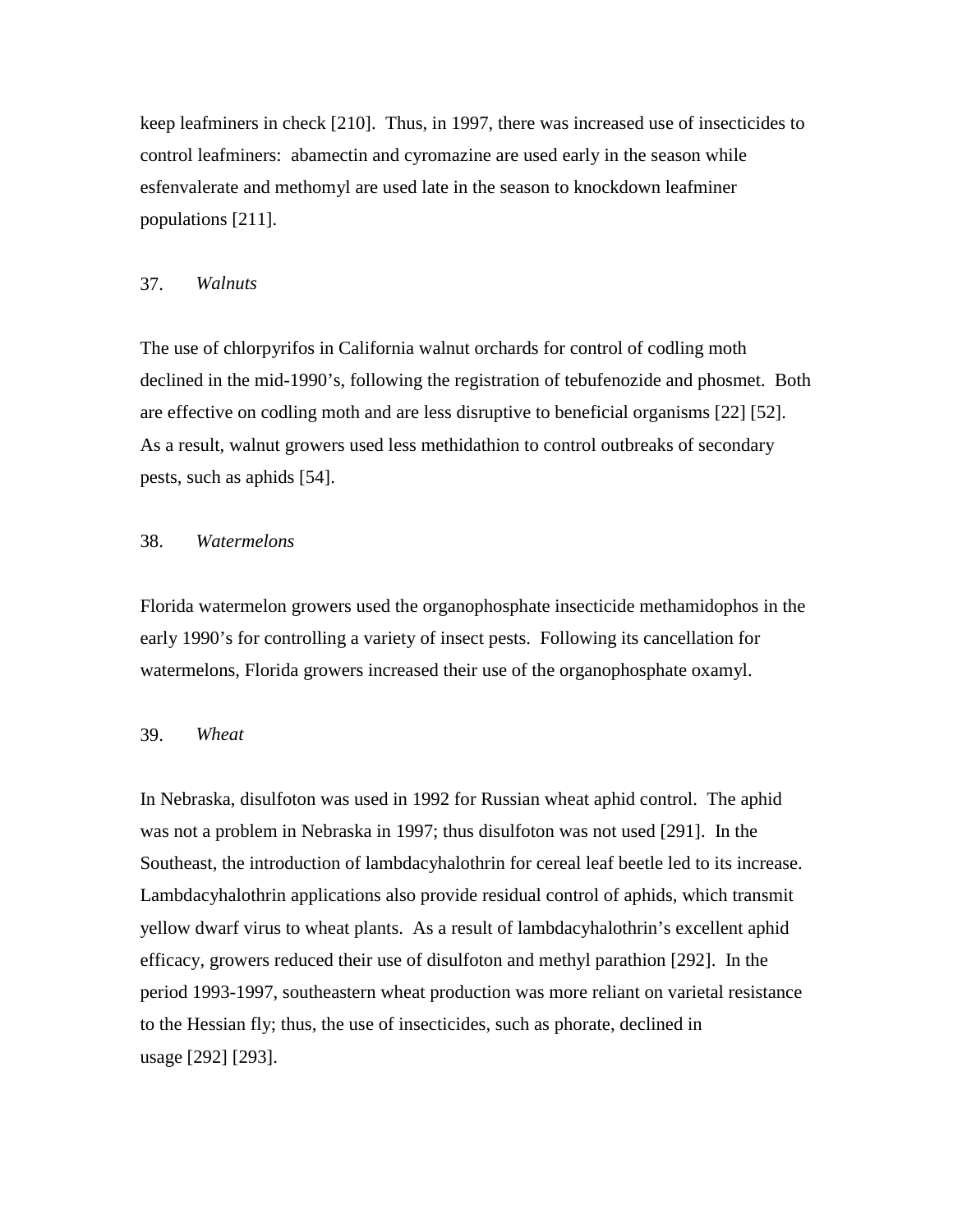keep leafminers in check [210]. Thus, in 1997, there was increased use of insecticides to control leafminers: abamectin and cyromazine are used early in the season while esfenvalerate and methomyl are used late in the season to knockdown leafminer populations [211].

### 37. *Walnuts*

The use of chlorpyrifos in California walnut orchards for control of codling moth declined in the mid-1990's, following the registration of tebufenozide and phosmet. Both are effective on codling moth and are less disruptive to beneficial organisms [22] [52]. As a result, walnut growers used less methidathion to control outbreaks of secondary pests, such as aphids [54].

### 38. *Watermelons*

Florida watermelon growers used the organophosphate insecticide methamidophos in the early 1990's for controlling a variety of insect pests. Following its cancellation for watermelons, Florida growers increased their use of the organophosphate oxamyl.

### 39. *Wheat*

In Nebraska, disulfoton was used in 1992 for Russian wheat aphid control. The aphid was not a problem in Nebraska in 1997; thus disulfoton was not used [291]. In the Southeast, the introduction of lambdacyhalothrin for cereal leaf beetle led to its increase. Lambdacyhalothrin applications also provide residual control of aphids, which transmit yellow dwarf virus to wheat plants. As a result of lambdacyhalothrin's excellent aphid efficacy, growers reduced their use of disulfoton and methyl parathion [292]. In the period 1993-1997, southeastern wheat production was more reliant on varietal resistance to the Hessian fly; thus, the use of insecticides, such as phorate, declined in usage [292] [293].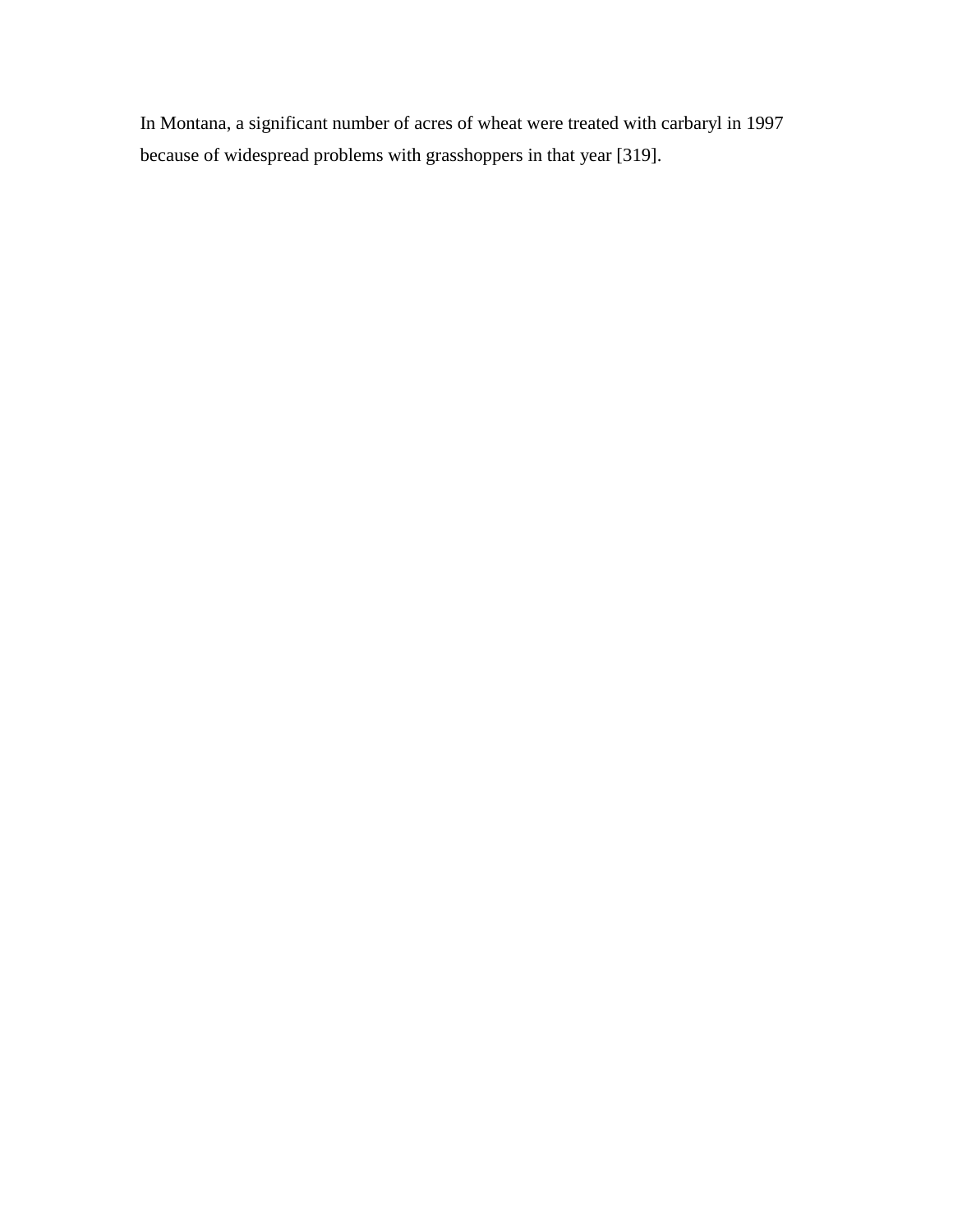In Montana, a significant number of acres of wheat were treated with carbaryl in 1997 because of widespread problems with grasshoppers in that year [319].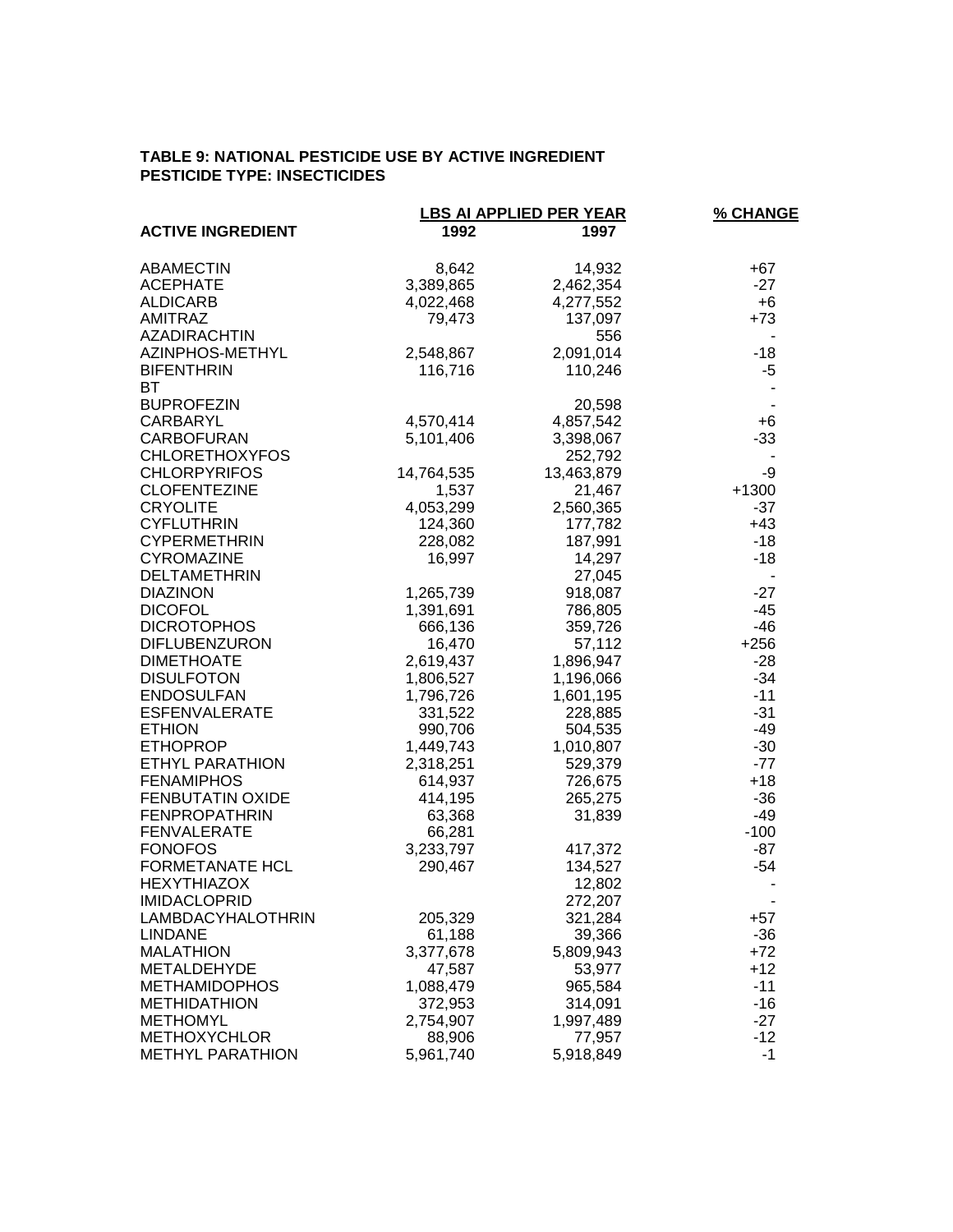**TABLE 9: NATIONAL PESTICIDE USE BY ACTIVE INGREDIENT**
**PESTICIDE TYPE: INSECTICIDES**

| ACTIVE INGREDIENT | LBS AI APPLIED PER YEAR | | % CHANGE |
|---|---|---|---|
| | 1992 | 1997 | |
| ABAMECTIN | 8,642 | 14,932 | +67 |
| ACEPHATE | 3,389,865 | 2,462,354 | -27 |
| ALDICARB | 4,022,468 | 4,277,552 | +6 |
| AMITRAZ | 79,473 | 137,097 | +73 |
| AZADIRACHTIN | | 556 | - |
| AZINPHOS-METHYL | 2,548,867 | 2,091,014 | -18 |
| BIFENTHRIN | 116,716 | 110,246 | -5 |
| BT | | | - |
| BUPROFEZIN | | 20,598 | - |
| CARBARYL | 4,570,414 | 4,857,542 | +6 |
| CARBOFURAN | 5,101,406 | 3,398,067 | -33 |
| CHLORETHOXYFOS | | 252,792 | - |
| CHLORPYRIFOS | 14,764,535 | 13,463,879 | -9 |
| CLOFENTEZINE | 1,537 | 21,467 | +1300 |
| CRYOLITE | 4,053,299 | 2,560,365 | -37 |
| CYFLUTHRIN | 124,360 | 177,782 | +43 |
| CYPERMETHRIN | 228,082 | 187,991 | -18 |
| CYROMAZINE | 16,997 | 14,297 | -18 |
| DELTAMETHRIN | | 27,045 | - |
| DIAZINON | 1,265,739 | 918,087 | -27 |
| DICOFOL | 1,391,691 | 786,805 | -45 |
| DICROTOPHOS | 666,136 | 359,726 | -46 |
| DIFLUBENZURON | 16,470 | 57,112 | +256 |
| DIMETHOATE | 2,619,437 | 1,896,947 | -28 |
| DISULFOTON | 1,806,527 | 1,196,066 | -34 |
| ENDOSULFAN | 1,796,726 | 1,601,195 | -11 |
| ESFENVALERATE | 331,522 | 228,885 | -31 |
| ETHION | 990,706 | 504,535 | -49 |
| ETHOPROP | 1,449,743 | 1,010,807 | -30 |
| ETHYL PARATHION | 2,318,251 | 529,379 | -77 |
| FENAMIPHOS | 614,937 | 726,675 | +18 |
| FENBUTATIN OXIDE | 414,195 | 265,275 | -36 |
| FENPROPATHRIN | 63,368 | 31,839 | -49 |
| FENVALERATE | 66,281 | | -100 |
| FONOFOS | 3,233,797 | 417,372 | -87 |
| FORMETANATE HCL | 290,467 | 134,527 | -54 |
| HEXYTHIAZOX | | 12,802 | - |
| IMIDACLOPRID | | 272,207 | - |
| LAMBDACYHALOTHRIN | 205,329 | 321,284 | +57 |
| LINDANE | 61,188 | 39,366 | -36 |
| MALATHION | 3,377,678 | 5,809,943 | +72 |
| METALDEHYDE | 47,587 | 53,977 | +12 |
| METHAMIDOPHOS | 1,088,479 | 965,584 | -11 |
| METHIDATHION | 372,953 | 314,091 | -16 |
| METHOMYL | 2,754,907 | 1,997,489 | -27 |
| METHOXYCHLOR | 88,906 | 77,957 | -12 |
| METHYL PARATHION | 5,961,740 | 5,918,849 | -1 |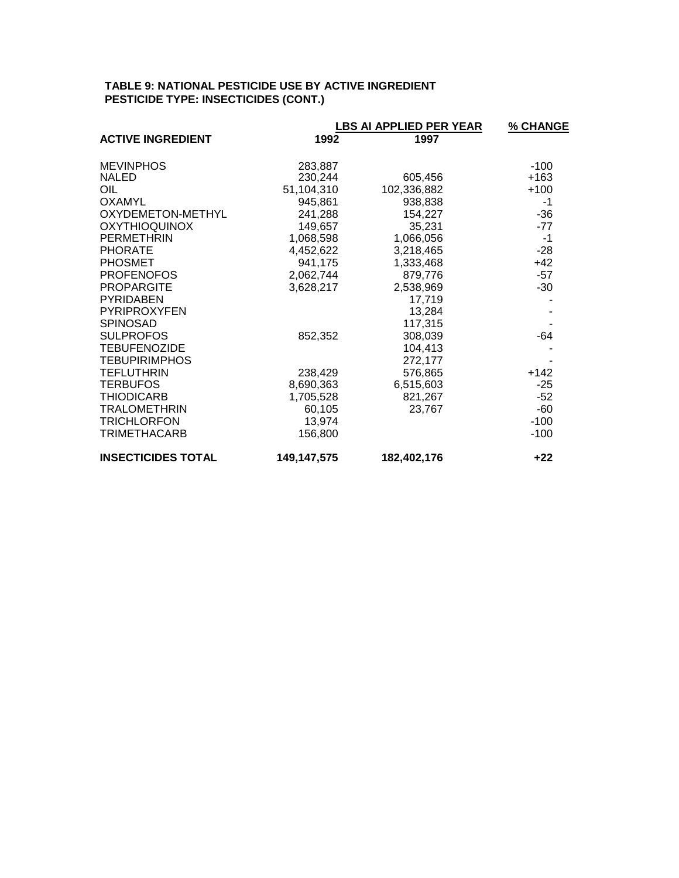**TABLE 9: NATIONAL PESTICIDE USE BY ACTIVE INGREDIENT**
**PESTICIDE TYPE: INSECTICIDES (CONT.)**

| ACTIVE INGREDIENT | LBS AI APPLIED PER YEAR 1992 | 1997 | % CHANGE |
|---|---|---|---|
| MEVINPHOS | 283,887 | | -100 |
| NALED | 230,244 | 605,456 | +163 |
| OIL | 51,104,310 | 102,336,882 | +100 |
| OXAMYL | 945,861 | 938,838 | -1 |
| OXYDEMETON-METHYL | 241,288 | 154,227 | -36 |
| OXYTHIOQUINOX | 149,657 | 35,231 | -77 |
| PERMETHRIN | 1,068,598 | 1,066,056 | -1 |
| PHORATE | 4,452,622 | 3,218,465 | -28 |
| PHOSMET | 941,175 | 1,333,468 | +42 |
| PROFENOFOS | 2,062,744 | 879,776 | -57 |
| PROPARGITE | 3,628,217 | 2,538,969 | -30 |
| PYRIDABEN | | 17,719 | - |
| PYRIPROXYFEN | | 13,284 | - |
| SPINOSAD | | 117,315 | - |
| SULPROFOS | 852,352 | 308,039 | -64 |
| TEBUFENOZIDE | | 104,413 | - |
| TEBUPIRIMPHOS | | 272,177 | - |
| TEFLUTHRIN | 238,429 | 576,865 | +142 |
| TERBUFOS | 8,690,363 | 6,515,603 | -25 |
| THIODICARB | 1,705,528 | 821,267 | -52 |
| TRALOMETHRIN | 60,105 | 23,767 | -60 |
| TRICHLORFON | 13,974 | | -100 |
| TRIMETHACARB | 156,800 | | -100 |
| **INSECTICIDES TOTAL** | **149,147,575** | **182,402,176** | **+22** |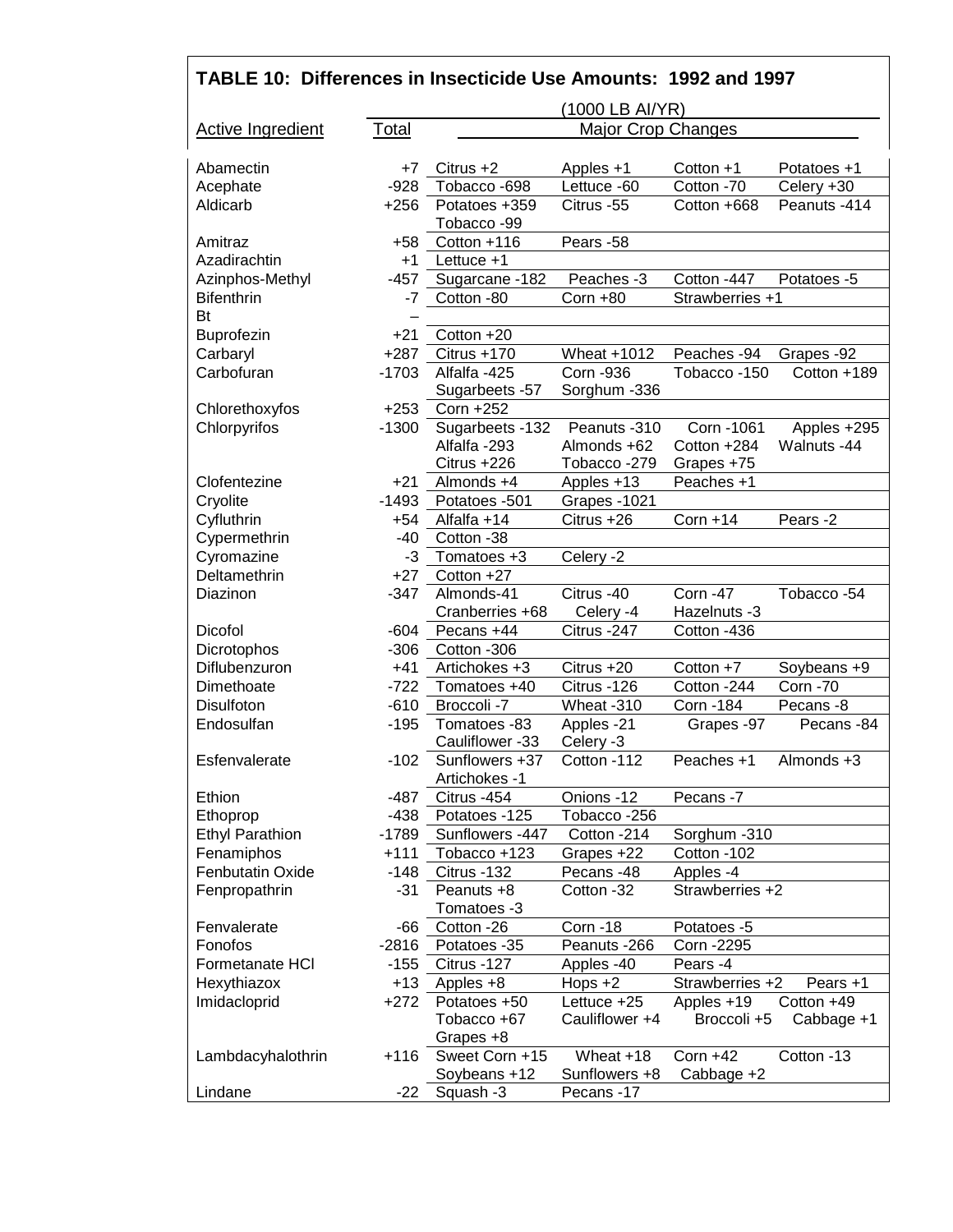## TABLE 10: Differences in Insecticide Use Amounts: 1992 and 1997

| Active Ingredient | Total | Major Crop Changes (1000 LB AI/YR) | | | |
|---|---|---|---|---|---|
| Abamectin | +7 | Citrus +2 | Apples +1 | Cotton +1 | Potatoes +1 |
| Acephate | -928 | Tobacco -698 | Lettuce -60 | Cotton -70 | Celery +30 |
| Aldicarb | +256 | Potatoes +359<br>Tobacco -99 | Citrus -55 | Cotton +668 | Peanuts -414 |
| Amitraz | +58 | Cotton +116 | Pears -58 | | |
| Azadirachtin | +1 | Lettuce +1 | | | |
| Azinphos-Methyl | -457 | Sugarcane -182 | Peaches -3 | Cotton -447 | Potatoes -5 |
| Bifenthrin | -7 | Cotton -80 | Corn +80 | Strawberries +1 | |
| Bt | – | | | | |
| Buprofezin | +21 | Cotton +20 | | | |
| Carbaryl | +287 | Citrus +170 | Wheat +1012 | Peaches -94 | Grapes -92 |
| Carbofuran | -1703 | Alfalfa -425<br>Sugarbeets -57 | Corn -936<br>Sorghum -336 | Tobacco -150 | Cotton +189 |
| Chlorethoxyfos | +253 | Corn +252 | | | |
| Chlorpyrifos | -1300 | Sugarbeets -132<br>Alfalfa -293<br>Citrus +226 | Peanuts -310<br>Almonds +62<br>Tobacco -279 | Corn -1061<br>Cotton +284<br>Grapes +75 | Apples +295<br>Walnuts -44 |
| Clofentezine | +21 | Almonds +4 | Apples +13 | Peaches +1 | |
| Cryolite | -1493 | Potatoes -501 | Grapes -1021 | | |
| Cyfluthrin | +54 | Alfalfa +14 | Citrus +26 | Corn +14 | Pears -2 |
| Cypermethrin | -40 | Cotton -38 | | | |
| Cyromazine | -3 | Tomatoes +3 | Celery -2 | | |
| Deltamethrin | +27 | Cotton +27 | | | |
| Diazinon | -347 | Almonds-41<br>Cranberries +68 | Citrus -40<br>Celery -4 | Corn -47<br>Hazelnuts -3 | Tobacco -54 |
| Dicofol | -604 | Pecans +44 | Citrus -247 | Cotton -436 | |
| Dicrotophos | -306 | Cotton -306 | | | |
| Diflubenzuron | +41 | Artichokes +3 | Citrus +20 | Cotton +7 | Soybeans +9 |
| Dimethoate | -722 | Tomatoes +40 | Citrus -126 | Cotton -244 | Corn -70 |
| Disulfoton | -610 | Broccoli -7 | Wheat -310 | Corn -184 | Pecans -8 |
| Endosulfan | -195 | Tomatoes -83<br>Cauliflower -33 | Apples -21<br>Celery -3 | Grapes -97 | Pecans -84 |
| Esfenvalerate | -102 | Sunflowers +37<br>Artichokes -1 | Cotton -112 | Peaches +1 | Almonds +3 |
| Ethion | -487 | Citrus -454 | Onions -12 | Pecans -7 | |
| Ethoprop | -438 | Potatoes -125 | Tobacco -256 | | |
| Ethyl Parathion | -1789 | Sunflowers -447 | Cotton -214 | Sorghum -310 | |
| Fenamiphos | +111 | Tobacco +123 | Grapes +22 | Cotton -102 | |
| Fenbutatin Oxide | -148 | Citrus -132 | Pecans -48 | Apples -4 | |
| Fenpropathrin | -31 | Peanuts +8<br>Tomatoes -3 | Cotton -32 | Strawberries +2 | |
| Fenvalerate | -66 | Cotton -26 | Corn -18 | Potatoes -5 | |
| Fonofos | -2816 | Potatoes -35 | Peanuts -266 | Corn -2295 | |
| Formetanate HCl | -155 | Citrus -127 | Apples -40 | Pears -4 | |
| Hexythiazox | +13 | Apples +8 | Hops +2 | Strawberries +2 | Pears +1 |
| Imidacloprid | +272 | Potatoes +50<br>Tobacco +67<br>Grapes +8 | Lettuce +25<br>Cauliflower +4 | Apples +19<br>Broccoli +5 | Cotton +49<br>Cabbage +1 |
| Lambdacyhalothrin | +116 | Sweet Corn +15<br>Soybeans +12 | Wheat +18<br>Sunflowers +8 | Corn +42<br>Cabbage +2 | Cotton -13 |
| Lindane | -22 | Squash -3 | Pecans -17 | | |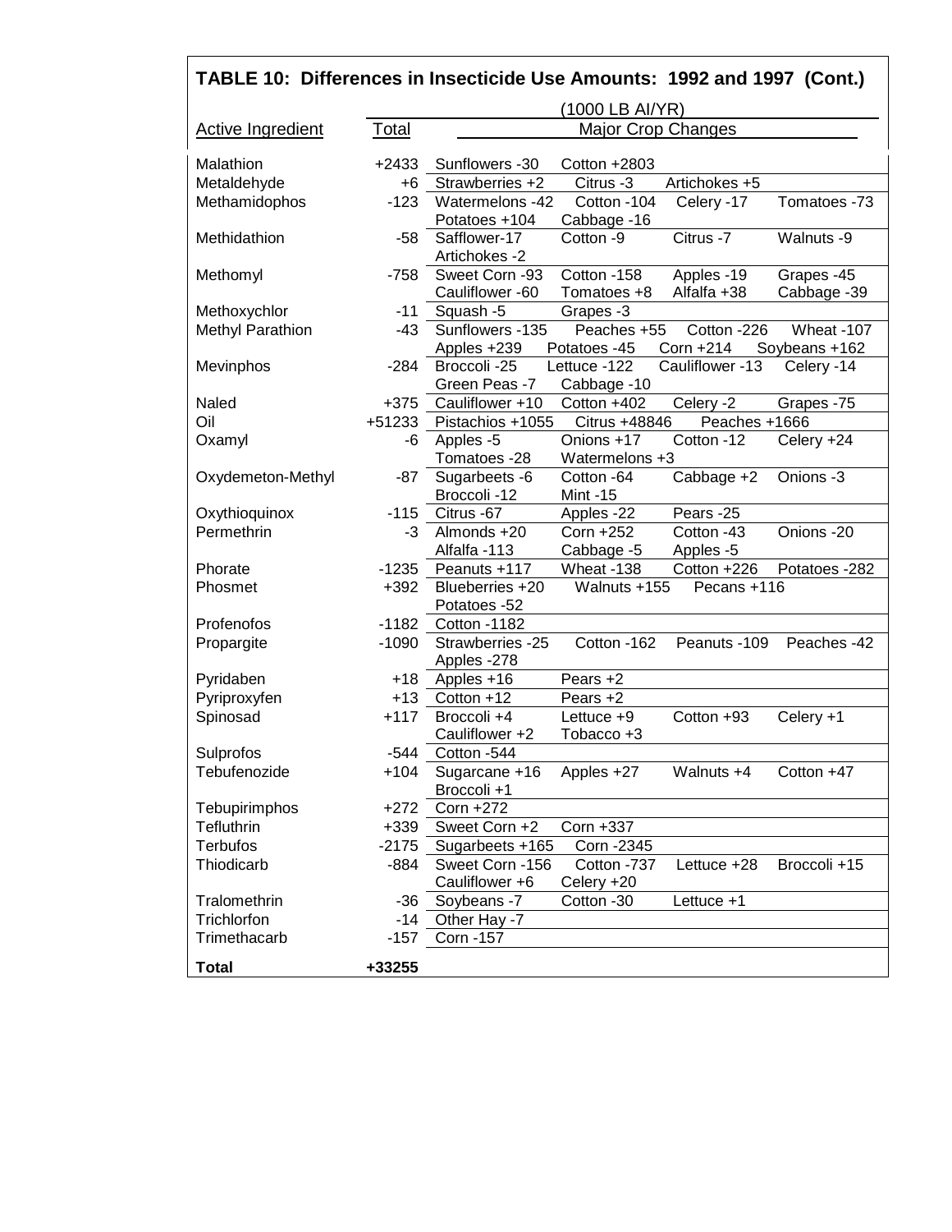## TABLE 10: Differences in Insecticide Use Amounts: 1992 and 1997 (Cont.)

| Active Ingredient | Total | Major Crop Changes | | | |
|---|---|---|---|---|---|
| | (1000 LB AI/YR) | | | | |
| Malathion | +2433 | Sunflowers -30 | Cotton +2803 | | |
| Metaldehyde | +6 | Strawberries +2 | Citrus -3 | Artichokes +5 | |
| Methamidophos | -123 | Watermelons -42 | Cotton -104 | Celery -17 | Tomatoes -73 |
| | | Potatoes +104 | Cabbage -16 | | |
| Methidathion | -58 | Safflower-17 | Cotton -9 | Citrus -7 | Walnuts -9 |
| | | Artichokes -2 | | | |
| Methomyl | -758 | Sweet Corn -93 | Cotton -158 | Apples -19 | Grapes -45 |
| | | Cauliflower -60 | Tomatoes +8 | Alfalfa +38 | Cabbage -39 |
| Methoxychlor | -11 | Squash -5 | Grapes -3 | | |
| Methyl Parathion | -43 | Sunflowers -135 | Peaches +55 | Cotton -226 | Wheat -107 |
| | | Apples +239 | Potatoes -45 | Corn +214 | Soybeans +162 |
| Mevinphos | -284 | Broccoli -25 | Lettuce -122 | Cauliflower -13 | Celery -14 |
| | | Green Peas -7 | Cabbage -10 | | |
| Naled | +375 | Cauliflower +10 | Cotton +402 | Celery -2 | Grapes -75 |
| Oil | +51233 | Pistachios +1055 | Citrus +48846 | Peaches +1666 | |
| Oxamyl | -6 | Apples -5 | Onions +17 | Cotton -12 | Celery +24 |
| | | Tomatoes -28 | Watermelons +3 | | |
| Oxydemeton-Methyl | -87 | Sugarbeets -6 | Cotton -64 | Cabbage +2 | Onions -3 |
| | | Broccoli -12 | Mint -15 | | |
| Oxythioquinox | -115 | Citrus -67 | Apples -22 | Pears -25 | |
| Permethrin | -3 | Almonds +20 | Corn +252 | Cotton -43 | Onions -20 |
| | | Alfalfa -113 | Cabbage -5 | Apples -5 | |
| Phorate | -1235 | Peanuts +117 | Wheat -138 | Cotton +226 | Potatoes -282 |
| Phosmet | +392 | Blueberries +20 | Walnuts +155 | Pecans +116 | |
| | | Potatoes -52 | | | |
| Profenofos | -1182 | Cotton -1182 | | | |
| Propargite | -1090 | Strawberries -25 | Cotton -162 | Peanuts -109 | Peaches -42 |
| | | Apples -278 | | | |
| Pyridaben | +18 | Apples +16 | Pears +2 | | |
| Pyriproxyfen | +13 | Cotton +12 | Pears +2 | | |
| Spinosad | +117 | Broccoli +4 | Lettuce +9 | Cotton +93 | Celery +1 |
| | | Cauliflower +2 | Tobacco +3 | | |
| Sulprofos | -544 | Cotton -544 | | | |
| Tebufenozide | +104 | Sugarcane +16 | Apples +27 | Walnuts +4 | Cotton +47 |
| | | Broccoli +1 | | | |
| Tebupirimphos | +272 | Corn +272 | | | |
| Tefluthrin | +339 | Sweet Corn +2 | Corn +337 | | |
| Terbufos | -2175 | Sugarbeets +165 | Corn -2345 | | |
| Thiodicarb | -884 | Sweet Corn -156 | Cotton -737 | Lettuce +28 | Broccoli +15 |
| | | Cauliflower +6 | Celery +20 | | |
| Tralomethrin | -36 | Soybeans -7 | Cotton -30 | Lettuce +1 | |
| Trichlorfon | -14 | Other Hay -7 | | | |
| Trimethacarb | -157 | Corn -157 | | | |
| **Total** | **+33255** | | | | |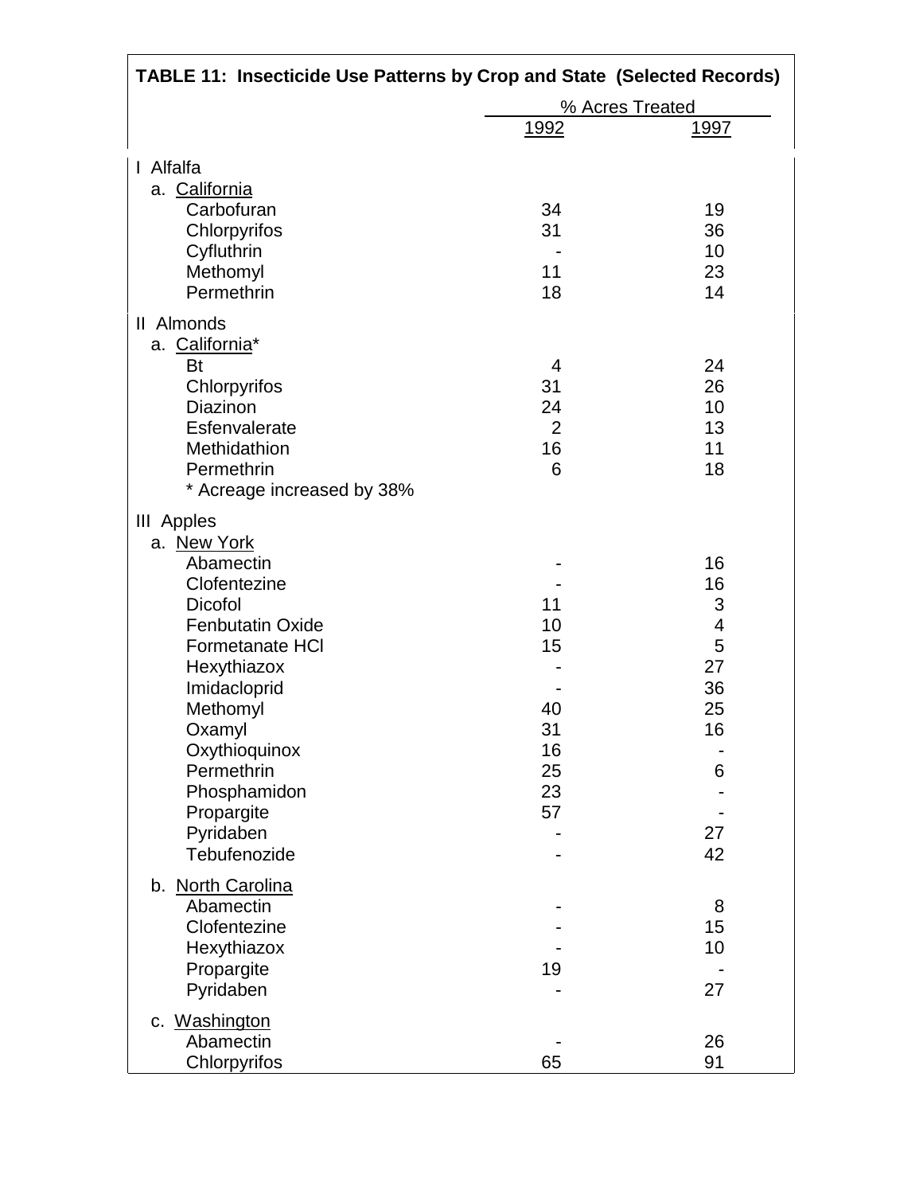**TABLE 11: Insecticide Use Patterns by Crop and State (Selected Records)**

| | % Acres Treated | |
|---|---|---|
| | 1992 | 1997 |
| **I Alfalfa** | | |
| a. California | | |
| Carbofuran | 34 | 19 |
| Chlorpyrifos | 31 | 36 |
| Cyfluthrin | - | 10 |
| Methomyl | 11 | 23 |
| Permethrin | 18 | 14 |
| **II Almonds** | | |
| a. California* | | |
| Bt | 4 | 24 |
| Chlorpyrifos | 31 | 26 |
| Diazinon | 24 | 10 |
| Esfenvalerate | 2 | 13 |
| Methidathion | 16 | 11 |
| Permethrin | 6 | 18 |
| * Acreage increased by 38% | | |
| **III Apples** | | |
| a. New York | | |
| Abamectin | - | 16 |
| Clofentezine | - | 16 |
| Dicofol | 11 | 3 |
| Fenbutatin Oxide | 10 | 4 |
| Formetanate HCl | 15 | 5 |
| Hexythiazox | - | 27 |
| Imidacloprid | - | 36 |
| Methomyl | 40 | 25 |
| Oxamyl | 31 | 16 |
| Oxythioquinox | 16 | - |
| Permethrin | 25 | 6 |
| Phosphamidon | 23 | - |
| Propargite | 57 | - |
| Pyridaben | - | 27 |
| Tebufenozide | - | 42 |
| b. North Carolina | | |
| Abamectin | - | 8 |
| Clofentezine | - | 15 |
| Hexythiazox | - | 10 |
| Propargite | 19 | - |
| Pyridaben | - | 27 |
| c. Washington | | |
| Abamectin | - | 26 |
| Chlorpyrifos | 65 | 91 |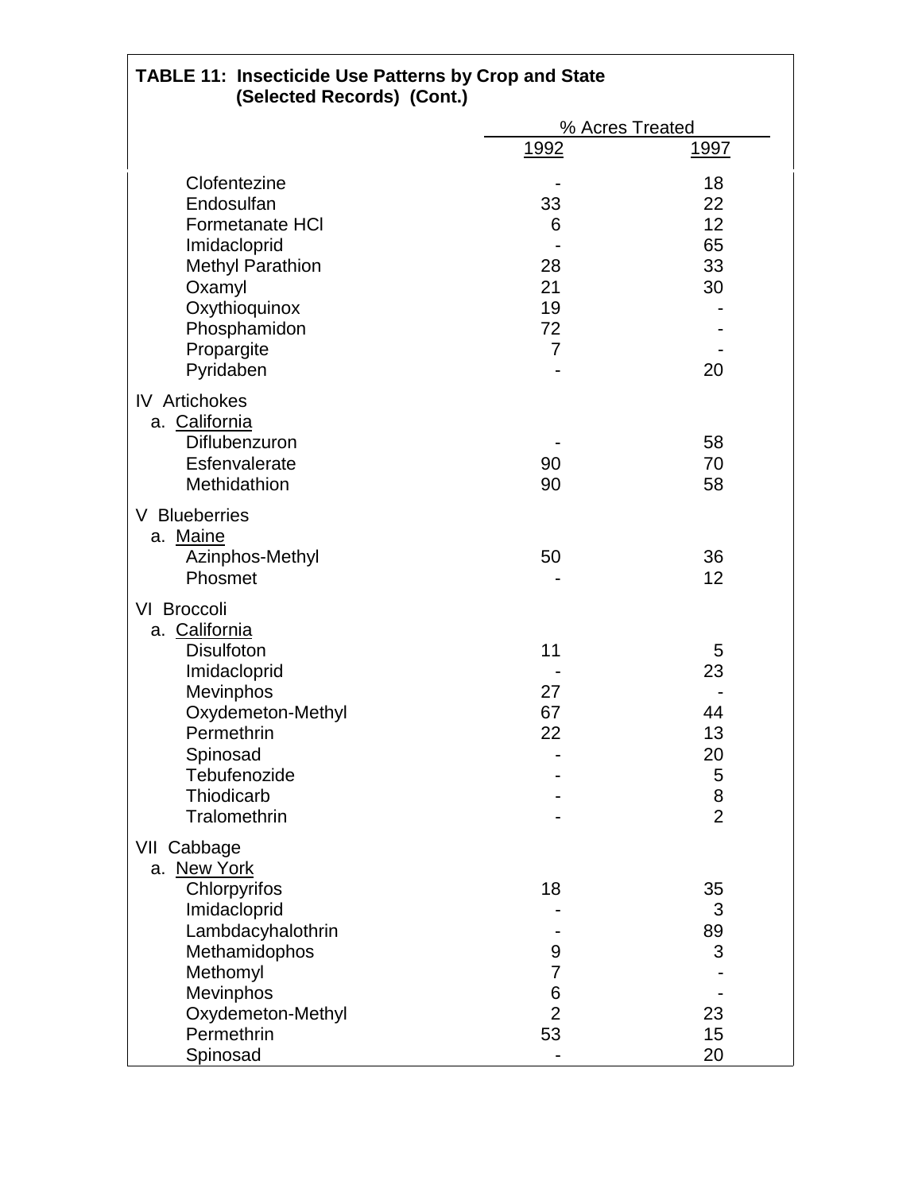**TABLE 11: Insecticide Use Patterns by Crop and State (Selected Records) (Cont.)**

| | % Acres Treated | |
|---|---|---|
| | 1992 | 1997 |
| Clofentezine | - | 18 |
| Endosulfan | 33 | 22 |
| Formetanate HCl | 6 | 12 |
| Imidacloprid | - | 65 |
| Methyl Parathion | 28 | 33 |
| Oxamyl | 21 | 30 |
| Oxythioquinox | 19 | - |
| Phosphamidon | 72 | - |
| Propargite | 7 | - |
| Pyridaben | - | 20 |
| **IV Artichokes** | | |
| a. California | | |
| Diflubenzuron | - | 58 |
| Esfenvalerate | 90 | 70 |
| Methidathion | 90 | 58 |
| **V Blueberries** | | |
| a. Maine | | |
| Azinphos-Methyl | 50 | 36 |
| Phosmet | - | 12 |
| **VI Broccoli** | | |
| a. California | | |
| Disulfoton | 11 | 5 |
| Imidacloprid | - | 23 |
| Mevinphos | 27 | - |
| Oxydemeton-Methyl | 67 | 44 |
| Permethrin | 22 | 13 |
| Spinosad | - | 20 |
| Tebufenozide | - | 5 |
| Thiodicarb | - | 8 |
| Tralomethrin | - | 2 |
| **VII Cabbage** | | |
| a. New York | | |
| Chlorpyrifos | 18 | 35 |
| Imidacloprid | - | 3 |
| Lambdacyhalothrin | - | 89 |
| Methamidophos | 9 | 3 |
| Methomyl | 7 | - |
| Mevinphos | 6 | - |
| Oxydemeton-Methyl | 2 | 23 |
| Permethrin | 53 | 15 |
| Spinosad | - | 20 |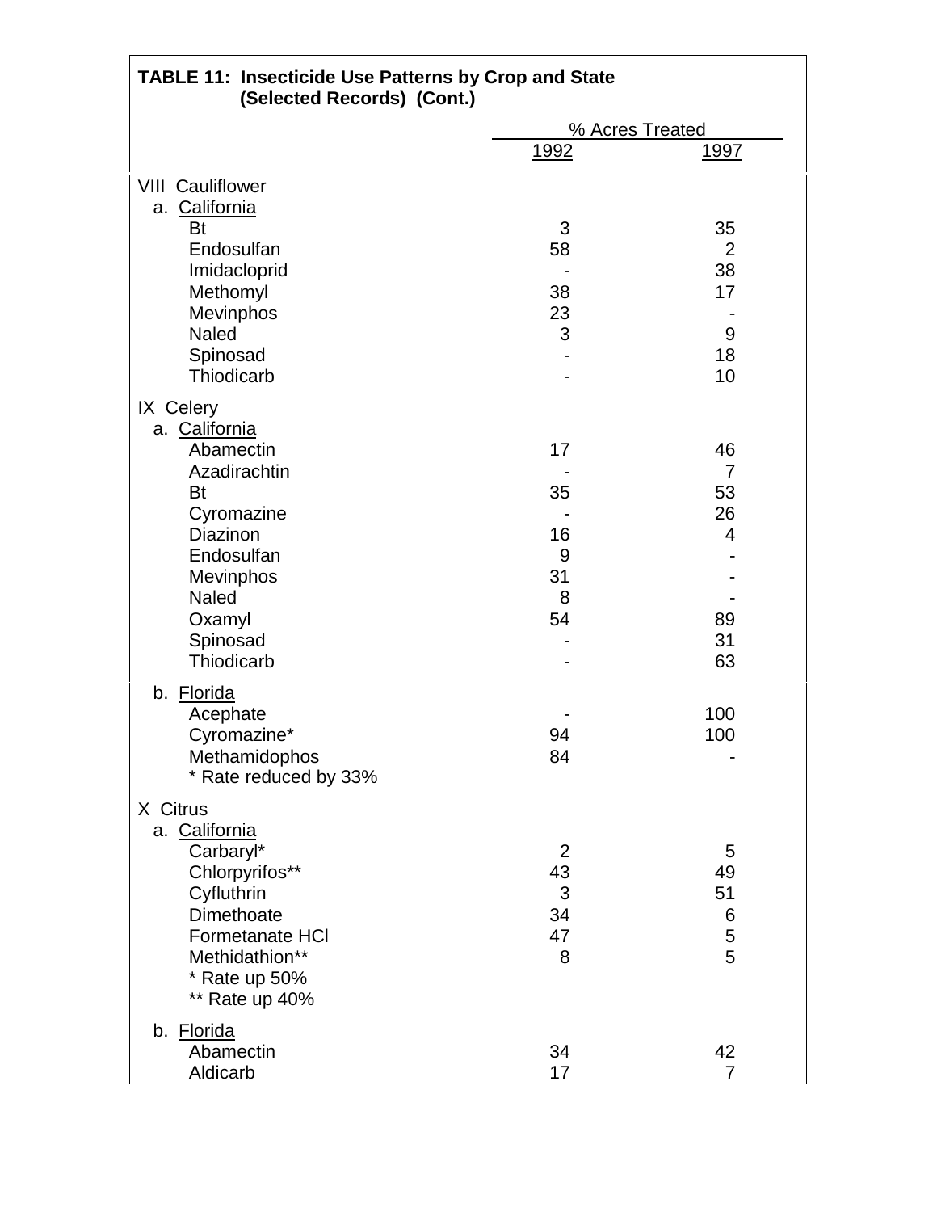**TABLE 11: Insecticide Use Patterns by Crop and State (Selected Records) (Cont.)**

| | % Acres Treated | |
|---|---|---|
| | 1992 | 1997 |
| **VIII Cauliflower** | | |
| a. California | | |
| Bt | 3 | 35 |
| Endosulfan | 58 | 2 |
| Imidacloprid | - | 38 |
| Methomyl | 38 | 17 |
| Mevinphos | 23 | - |
| Naled | 3 | 9 |
| Spinosad | - | 18 |
| Thiodicarb | - | 10 |
| **IX Celery** | | |
| a. California | | |
| Abamectin | 17 | 46 |
| Azadirachtin | - | 7 |
| Bt | 35 | 53 |
| Cyromazine | - | 26 |
| Diazinon | 16 | 4 |
| Endosulfan | 9 | - |
| Mevinphos | 31 | - |
| Naled | 8 | - |
| Oxamyl | 54 | 89 |
| Spinosad | - | 31 |
| Thiodicarb | - | 63 |
| b. Florida | | |
| Acephate | - | 100 |
| Cyromazine* | 94 | 100 |
| Methamidophos | 84 | - |
| * Rate reduced by 33% | | |
| **X Citrus** | | |
| a. California | | |
| Carbaryl* | 2 | 5 |
| Chlorpyrifos** | 43 | 49 |
| Cyfluthrin | 3 | 51 |
| Dimethoate | 34 | 6 |
| Formetanate HCl | 47 | 5 |
| Methidathion** | 8 | 5 |
| * Rate up 50% | | |
| ** Rate up 40% | | |
| b. Florida | | |
| Abamectin | 34 | 42 |
| Aldicarb | 17 | 7 |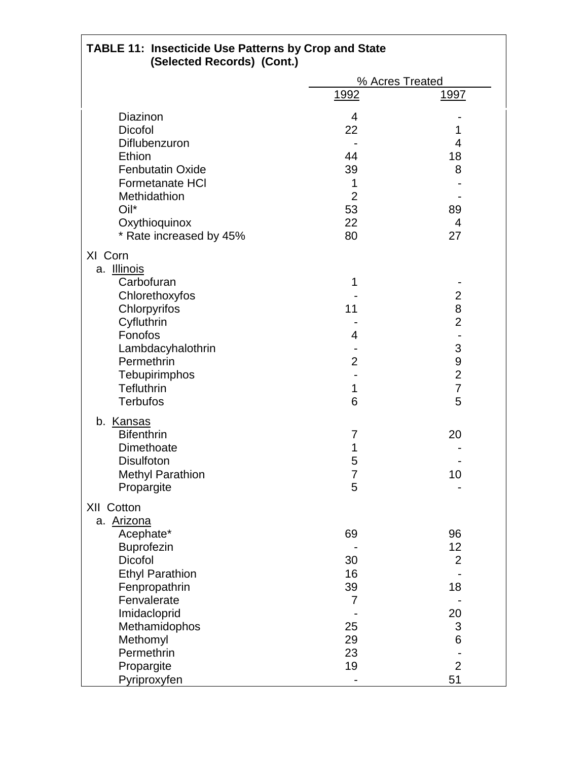**TABLE 11: Insecticide Use Patterns by Crop and State (Selected Records) (Cont.)**

| | % Acres Treated | |
|---|---|---|
| | 1992 | 1997 |
| Diazinon | 4 | - |
| Dicofol | 22 | 1 |
| Diflubenzuron | - | 4 |
| Ethion | 44 | 18 |
| Fenbutatin Oxide | 39 | 8 |
| Formetanate HCl | 1 | - |
| Methidathion | 2 | - |
| Oil* | 53 | 89 |
| Oxythioquinox | 22 | 4 |
| * Rate increased by 45% | 80 | 27 |
| XI Corn | | |
| a. Illinois | | |
| Carbofuran | 1 | - |
| Chlorethoxyfos | - | 2 |
| Chlorpyrifos | 11 | 8 |
| Cyfluthrin | - | 2 |
| Fonofos | 4 | - |
| Lambdacyhalothrin | - | 3 |
| Permethrin | 2 | 9 |
| Tebupirimphos | - | 2 |
| Tefluthrin | 1 | 7 |
| Terbufos | 6 | 5 |
| b. Kansas | | |
| Bifenthrin | 7 | 20 |
| Dimethoate | 1 | - |
| Disulfoton | 5 | - |
| Methyl Parathion | 7 | 10 |
| Propargite | 5 | - |
| XII Cotton | | |
| a. Arizona | | |
| Acephate* | 69 | 96 |
| Buprofezin | - | 12 |
| Dicofol | 30 | 2 |
| Ethyl Parathion | 16 | - |
| Fenpropathrin | 39 | 18 |
| Fenvalerate | 7 | - |
| Imidacloprid | - | 20 |
| Methamidophos | 25 | 3 |
| Methomyl | 29 | 6 |
| Permethrin | 23 | - |
| Propargite | 19 | 2 |
| Pyriproxyfen | - | 51 |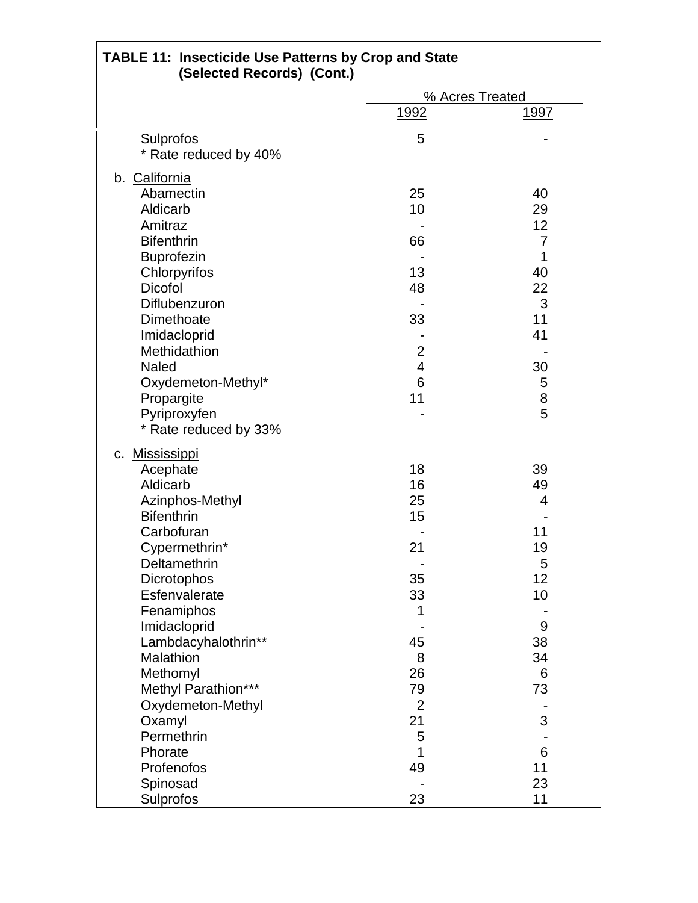**TABLE 11: Insecticide Use Patterns by Crop and State (Selected Records) (Cont.)**

| | % Acres Treated | |
|---|---|---|
| | 1992 | 1997 |
| Sulprofos | 5 | - |
| * Rate reduced by 40% | | |
| b. California | | |
| Abamectin | 25 | 40 |
| Aldicarb | 10 | 29 |
| Amitraz | - | 12 |
| Bifenthrin | 66 | 7 |
| Buprofezin | - | 1 |
| Chlorpyrifos | 13 | 40 |
| Dicofol | 48 | 22 |
| Diflubenzuron | - | 3 |
| Dimethoate | 33 | 11 |
| Imidacloprid | - | 41 |
| Methidathion | 2 | - |
| Naled | 4 | 30 |
| Oxydemeton-Methyl* | 6 | 5 |
| Propargite | 11 | 8 |
| Pyriproxyfen | - | 5 |
| * Rate reduced by 33% | | |
| c. Mississippi | | |
| Acephate | 18 | 39 |
| Aldicarb | 16 | 49 |
| Azinphos-Methyl | 25 | 4 |
| Bifenthrin | 15 | - |
| Carbofuran | - | 11 |
| Cypermethrin* | 21 | 19 |
| Deltamethrin | - | 5 |
| Dicrotophos | 35 | 12 |
| Esfenvalerate | 33 | 10 |
| Fenamiphos | 1 | - |
| Imidacloprid | - | 9 |
| Lambdacyhalothrin** | 45 | 38 |
| Malathion | 8 | 34 |
| Methomyl | 26 | 6 |
| Methyl Parathion*** | 79 | 73 |
| Oxydemeton-Methyl | 2 | - |
| Oxamyl | 21 | 3 |
| Permethrin | 5 | - |
| Phorate | 1 | 6 |
| Profenofos | 49 | 11 |
| Spinosad | - | 23 |
| Sulprofos | 23 | 11 |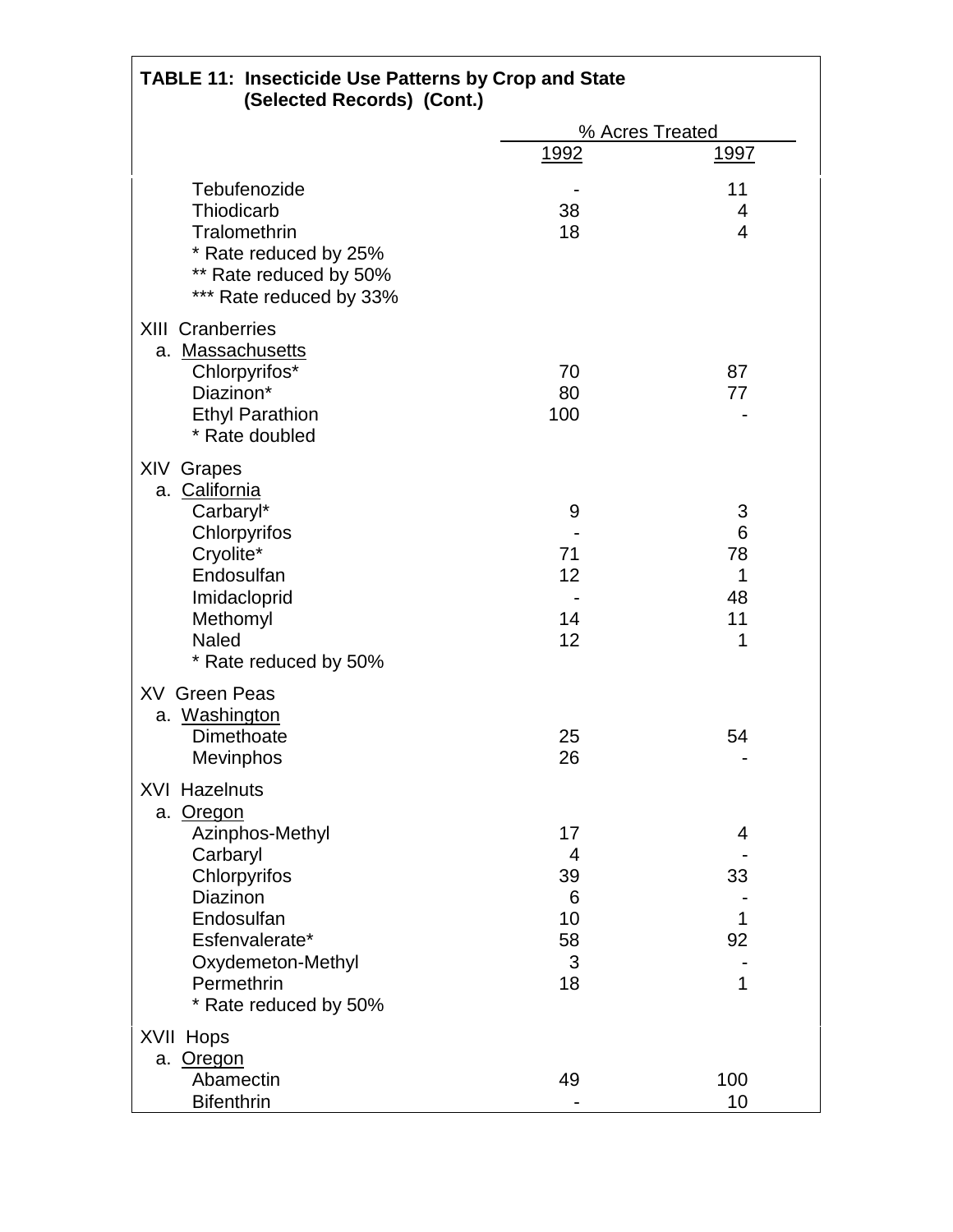**TABLE 11: Insecticide Use Patterns by Crop and State (Selected Records) (Cont.)**

| | % Acres Treated | |
|---|---|---|
| | 1992 | 1997 |
| Tebufenozide | - | 11 |
| Thiodicarb | 38 | 4 |
| Tralomethrin | 18 | 4 |
| * Rate reduced by 25% | | |
| ** Rate reduced by 50% | | |
| *** Rate reduced by 33% | | |
| **XIII Cranberries** | | |
| a. Massachusetts | | |
| Chlorpyrifos* | 70 | 87 |
| Diazinon* | 80 | 77 |
| Ethyl Parathion | 100 | - |
| * Rate doubled | | |
| **XIV Grapes** | | |
| a. California | | |
| Carbaryl* | 9 | 3 |
| Chlorpyrifos | - | 6 |
| Cryolite* | 71 | 78 |
| Endosulfan | 12 | 1 |
| Imidacloprid | - | 48 |
| Methomyl | 14 | 11 |
| Naled | 12 | 1 |
| * Rate reduced by 50% | | |
| **XV Green Peas** | | |
| a. Washington | | |
| Dimethoate | 25 | 54 |
| Mevinphos | 26 | - |
| **XVI Hazelnuts** | | |
| a. Oregon | | |
| Azinphos-Methyl | 17 | 4 |
| Carbaryl | 4 | - |
| Chlorpyrifos | 39 | 33 |
| Diazinon | 6 | - |
| Endosulfan | 10 | 1 |
| Esfenvalerate* | 58 | 92 |
| Oxydemeton-Methyl | 3 | - |
| Permethrin | 18 | 1 |
| * Rate reduced by 50% | | |
| **XVII Hops** | | |
| a. Oregon | | |
| Abamectin | 49 | 100 |
| Bifenthrin | - | 10 |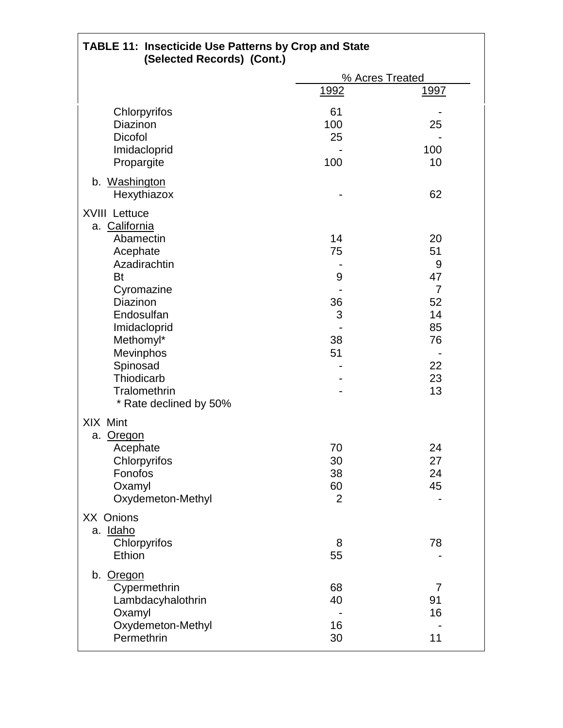**TABLE 11: Insecticide Use Patterns by Crop and State (Selected Records) (Cont.)**

| | % Acres Treated | |
|---|---|---|
| | 1992 | 1997 |
| Chlorpyrifos | 61 | - |
| Diazinon | 100 | 25 |
| Dicofol | 25 | - |
| Imidacloprid | - | 100 |
| Propargite | 100 | 10 |
| b. Washington | | |
| Hexythiazox | - | 62 |
| XVIII Lettuce | | |
| a. California | | |
| Abamectin | 14 | 20 |
| Acephate | 75 | 51 |
| Azadirachtin | - | 9 |
| Bt | 9 | 47 |
| Cyromazine | - | 7 |
| Diazinon | 36 | 52 |
| Endosulfan | 3 | 14 |
| Imidacloprid | - | 85 |
| Methomyl* | 38 | 76 |
| Mevinphos | 51 | - |
| Spinosad | - | 22 |
| Thiodicarb | - | 23 |
| Tralomethrin | - | 13 |
| * Rate declined by 50% | | |
| XIX Mint | | |
| a. Oregon | | |
| Acephate | 70 | 24 |
| Chlorpyrifos | 30 | 27 |
| Fonofos | 38 | 24 |
| Oxamyl | 60 | 45 |
| Oxydemeton-Methyl | 2 | - |
| XX Onions | | |
| a. Idaho | | |
| Chlorpyrifos | 8 | 78 |
| Ethion | 55 | - |
| b. Oregon | | |
| Cypermethrin | 68 | 7 |
| Lambdacyhalothrin | 40 | 91 |
| Oxamyl | - | 16 |
| Oxydemeton-Methyl | 16 | - |
| Permethrin | 30 | 11 |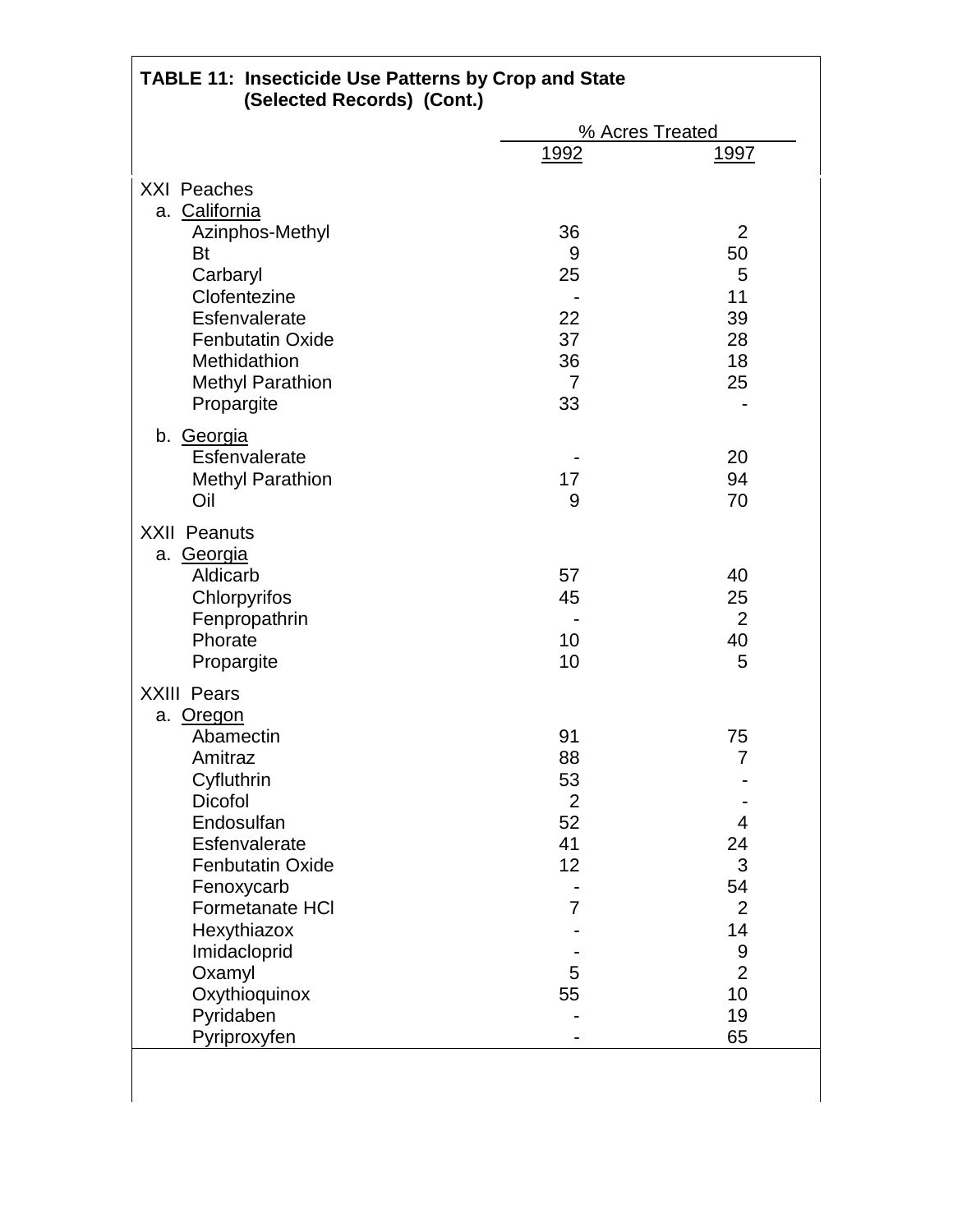**TABLE 11: Insecticide Use Patterns by Crop and State (Selected Records) (Cont.)**

| | % Acres Treated | |
|---|---|---|
| | 1992 | 1997 |
| **XXI Peaches** | | |
| a. California | | |
| Azinphos-Methyl | 36 | 2 |
| Bt | 9 | 50 |
| Carbaryl | 25 | 5 |
| Clofentezine | - | 11 |
| Esfenvalerate | 22 | 39 |
| Fenbutatin Oxide | 37 | 28 |
| Methidathion | 36 | 18 |
| Methyl Parathion | 7 | 25 |
| Propargite | 33 | - |
| b. Georgia | | |
| Esfenvalerate | - | 20 |
| Methyl Parathion | 17 | 94 |
| Oil | 9 | 70 |
| **XXII Peanuts** | | |
| a. Georgia | | |
| Aldicarb | 57 | 40 |
| Chlorpyrifos | 45 | 25 |
| Fenpropathrin | - | 2 |
| Phorate | 10 | 40 |
| Propargite | 10 | 5 |
| **XXIII Pears** | | |
| a. Oregon | | |
| Abamectin | 91 | 75 |
| Amitraz | 88 | 7 |
| Cyfluthrin | 53 | - |
| Dicofol | 2 | - |
| Endosulfan | 52 | 4 |
| Esfenvalerate | 41 | 24 |
| Fenbutatin Oxide | 12 | 3 |
| Fenoxycarb | - | 54 |
| Formetanate HCl | 7 | 2 |
| Hexythiazox | - | 14 |
| Imidacloprid | - | 9 |
| Oxamyl | 5 | 2 |
| Oxythioquinox | 55 | 10 |
| Pyridaben | - | 19 |
| Pyriproxyfen | - | 65 |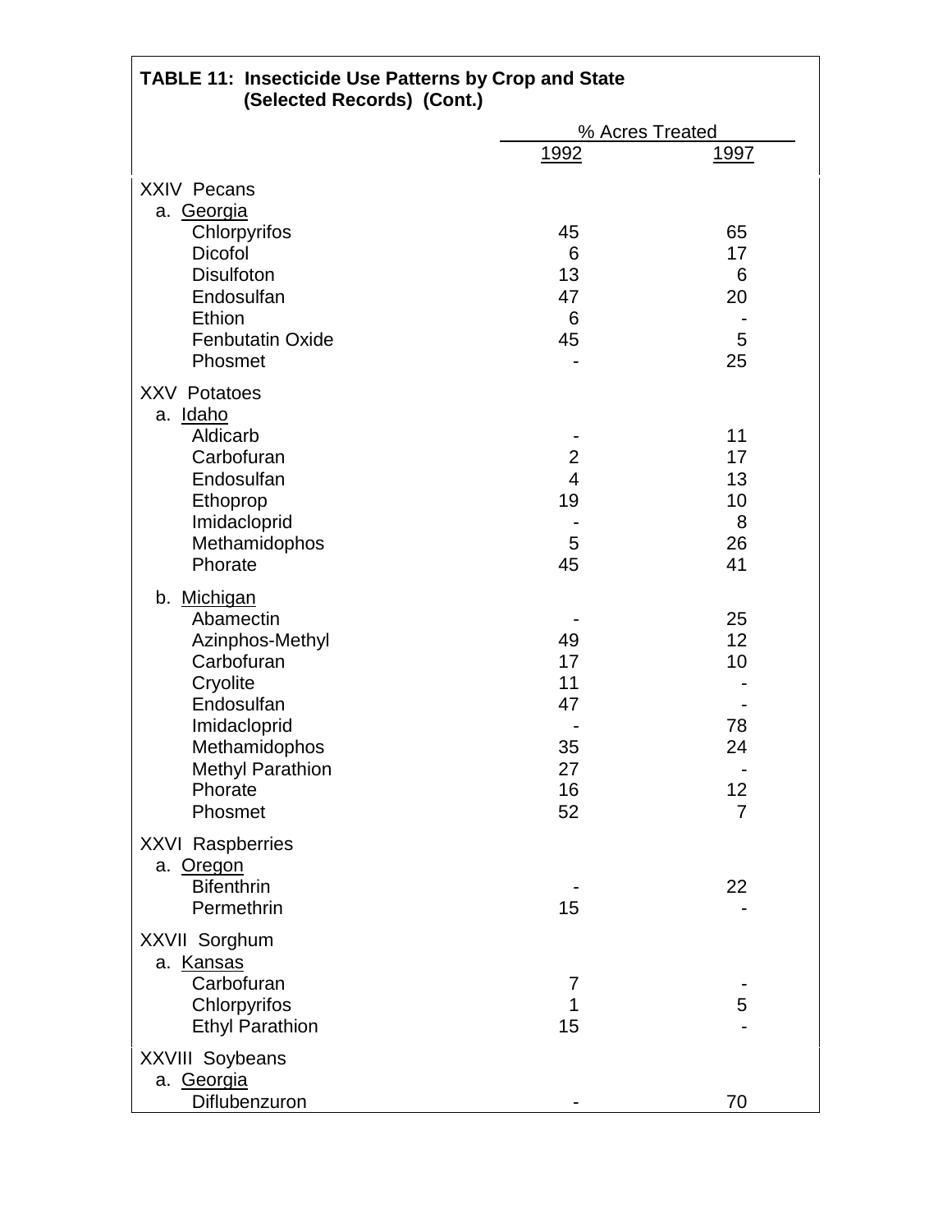**TABLE 11: Insecticide Use Patterns by Crop and State (Selected Records) (Cont.)**

| | % Acres Treated | |
|---|---|---|
| | 1992 | 1997 |
| **XXIV Pecans** | | |
| a. Georgia | | |
| Chlorpyrifos | 45 | 65 |
| Dicofol | 6 | 17 |
| Disulfoton | 13 | 6 |
| Endosulfan | 47 | 20 |
| Ethion | 6 | - |
| Fenbutatin Oxide | 45 | 5 |
| Phosmet | - | 25 |
| **XXV Potatoes** | | |
| a. Idaho | | |
| Aldicarb | - | 11 |
| Carbofuran | 2 | 17 |
| Endosulfan | 4 | 13 |
| Ethoprop | 19 | 10 |
| Imidacloprid | - | 8 |
| Methamidophos | 5 | 26 |
| Phorate | 45 | 41 |
| b. Michigan | | |
| Abamectin | - | 25 |
| Azinphos-Methyl | 49 | 12 |
| Carbofuran | 17 | 10 |
| Cryolite | 11 | - |
| Endosulfan | 47 | - |
| Imidacloprid | - | 78 |
| Methamidophos | 35 | 24 |
| Methyl Parathion | 27 | - |
| Phorate | 16 | 12 |
| Phosmet | 52 | 7 |
| **XXVI Raspberries** | | |
| a. Oregon | | |
| Bifenthrin | - | 22 |
| Permethrin | 15 | - |
| **XXVII Sorghum** | | |
| a. Kansas | | |
| Carbofuran | 7 | - |
| Chlorpyrifos | 1 | 5 |
| Ethyl Parathion | 15 | - |
| **XXVIII Soybeans** | | |
| a. Georgia | | |
| Diflubenzuron | - | 70 |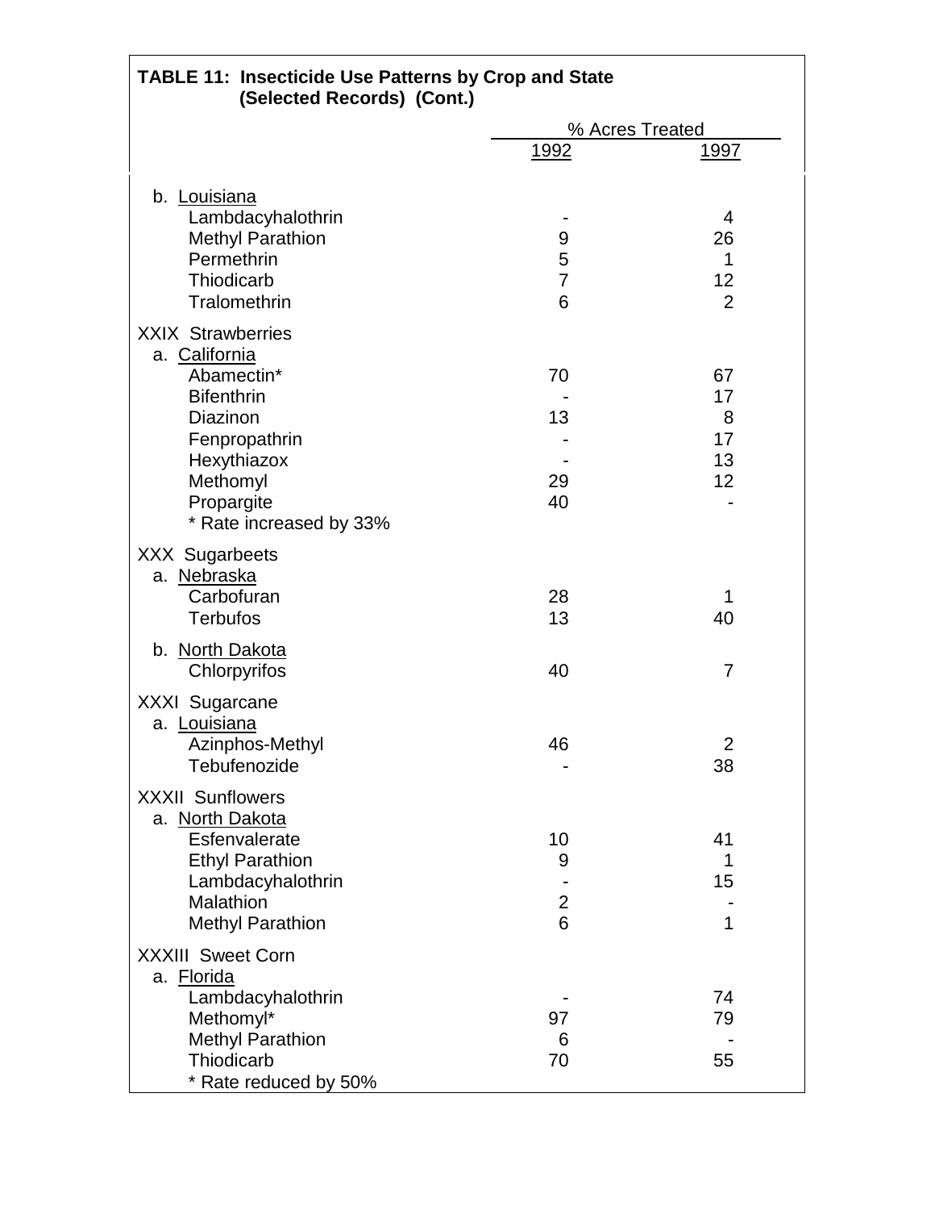**TABLE 11: Insecticide Use Patterns by Crop and State (Selected Records) (Cont.)**

| | % Acres Treated | |
|---|---|---|
| | 1992 | 1997 |
| b. Louisiana | | |
| Lambdacyhalothrin | - | 4 |
| Methyl Parathion | 9 | 26 |
| Permethrin | 5 | 1 |
| Thiodicarb | 7 | 12 |
| Tralomethrin | 6 | 2 |
| XXIX Strawberries | | |
| a. California | | |
| Abamectin* | 70 | 67 |
| Bifenthrin | - | 17 |
| Diazinon | 13 | 8 |
| Fenpropathrin | - | 17 |
| Hexythiazox | - | 13 |
| Methomyl | 29 | 12 |
| Propargite | 40 | - |
| * Rate increased by 33% | | |
| XXX Sugarbeets | | |
| a. Nebraska | | |
| Carbofuran | 28 | 1 |
| Terbufos | 13 | 40 |
| b. North Dakota | | |
| Chlorpyrifos | 40 | 7 |
| XXXI Sugarcane | | |
| a. Louisiana | | |
| Azinphos-Methyl | 46 | 2 |
| Tebufenozide | - | 38 |
| XXXII Sunflowers | | |
| a. North Dakota | | |
| Esfenvalerate | 10 | 41 |
| Ethyl Parathion | 9 | 1 |
| Lambdacyhalothrin | - | 15 |
| Malathion | 2 | - |
| Methyl Parathion | 6 | 1 |
| XXXIII Sweet Corn | | |
| a. Florida | | |
| Lambdacyhalothrin | - | 74 |
| Methomyl* | 97 | 79 |
| Methyl Parathion | 6 | - |
| Thiodicarb | 70 | 55 |
| * Rate reduced by 50% | | |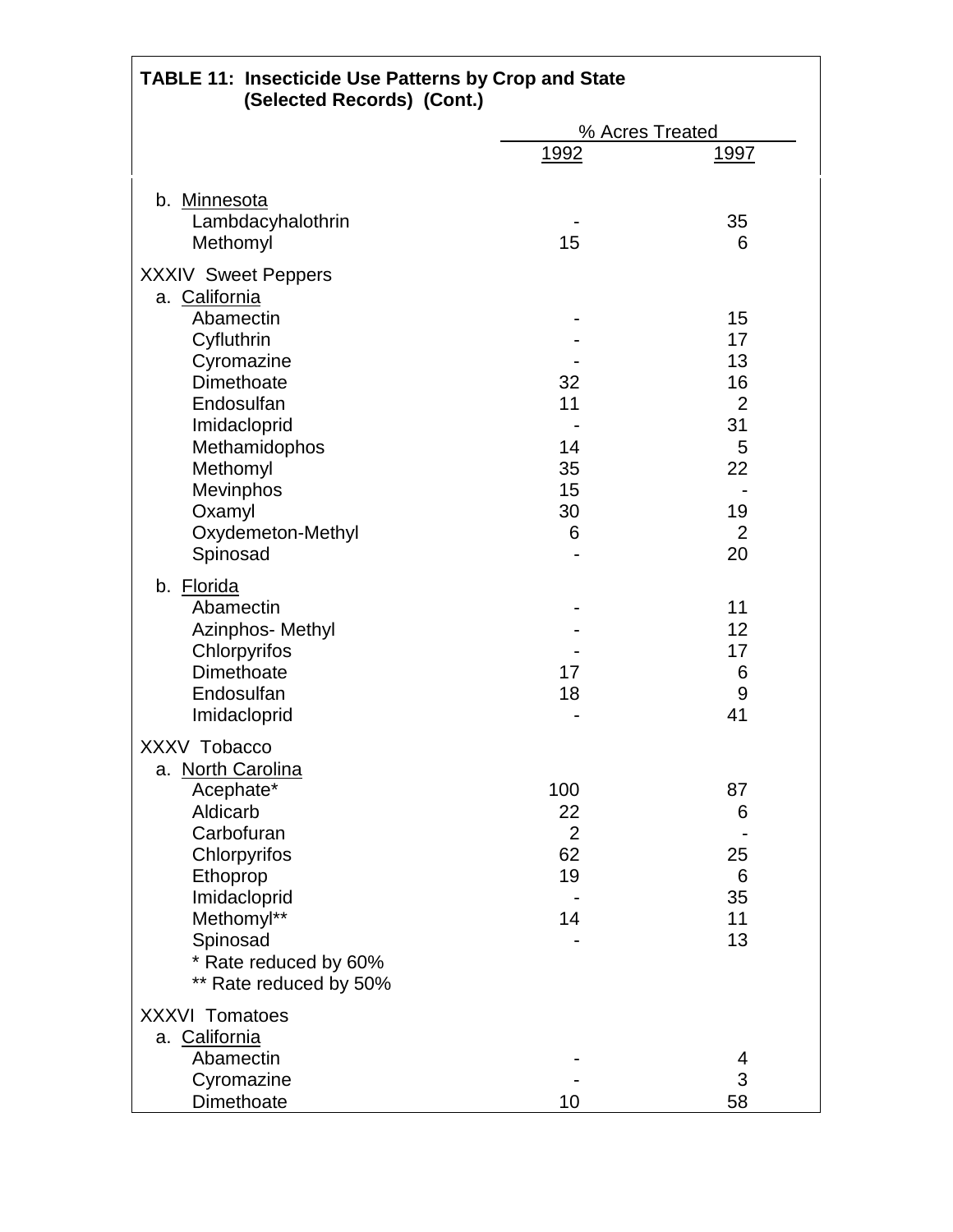**TABLE 11: Insecticide Use Patterns by Crop and State (Selected Records) (Cont.)**

| | % Acres Treated | |
|---|---|---|
| | 1992 | 1997 |
| b. Minnesota | | |
| Lambdacyhalothrin | - | 35 |
| Methomyl | 15 | 6 |
| XXXIV Sweet Peppers | | |
| a. California | | |
| Abamectin | - | 15 |
| Cyfluthrin | - | 17 |
| Cyromazine | - | 13 |
| Dimethoate | 32 | 16 |
| Endosulfan | 11 | 2 |
| Imidacloprid | - | 31 |
| Methamidophos | 14 | 5 |
| Methomyl | 35 | 22 |
| Mevinphos | 15 | - |
| Oxamyl | 30 | 19 |
| Oxydemeton-Methyl | 6 | 2 |
| Spinosad | - | 20 |
| b. Florida | | |
| Abamectin | - | 11 |
| Azinphos- Methyl | - | 12 |
| Chlorpyrifos | - | 17 |
| Dimethoate | 17 | 6 |
| Endosulfan | 18 | 9 |
| Imidacloprid | - | 41 |
| XXXV Tobacco | | |
| a. North Carolina | | |
| Acephate* | 100 | 87 |
| Aldicarb | 22 | 6 |
| Carbofuran | 2 | - |
| Chlorpyrifos | 62 | 25 |
| Ethoprop | 19 | 6 |
| Imidacloprid | - | 35 |
| Methomyl** | 14 | 11 |
| Spinosad | - | 13 |
| * Rate reduced by 60% | | |
| ** Rate reduced by 50% | | |
| XXXVI Tomatoes | | |
| a. California | | |
| Abamectin | - | 4 |
| Cyromazine | - | 3 |
| Dimethoate | 10 | 58 |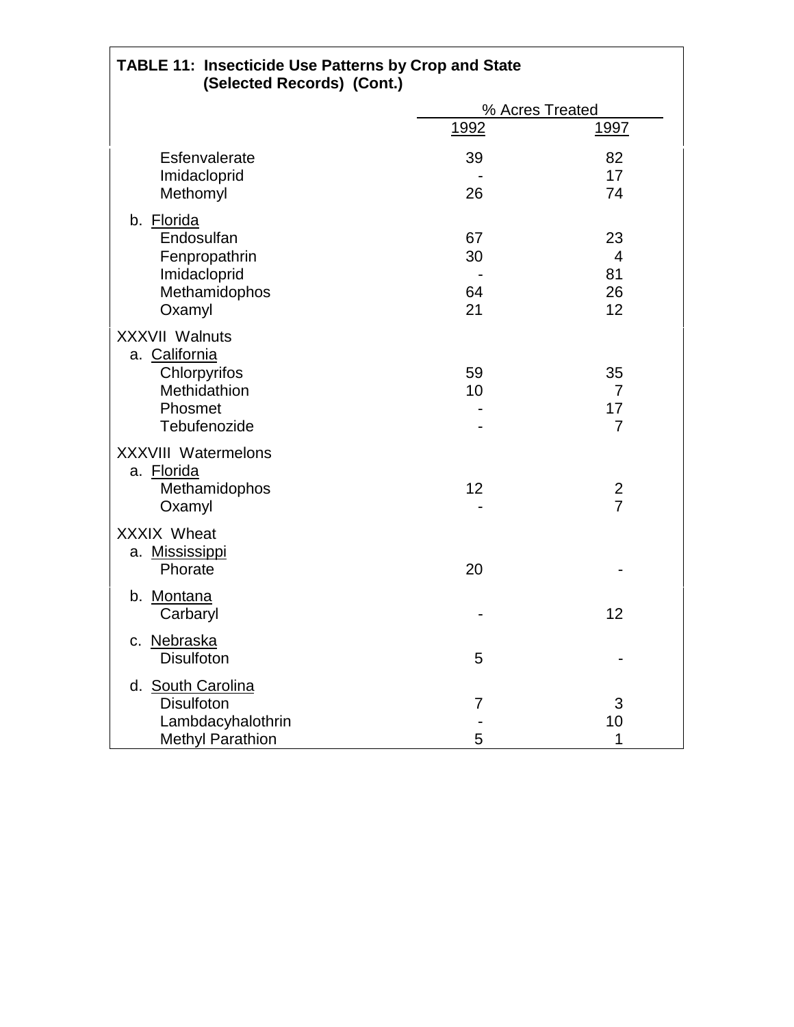**TABLE 11: Insecticide Use Patterns by Crop and State (Selected Records) (Cont.)**

| | % Acres Treated | |
|---|---|---|
| | 1992 | 1997 |
| Esfenvalerate | 39 | 82 |
| Imidacloprid | - | 17 |
| Methomyl | 26 | 74 |
| b. Florida | | |
| Endosulfan | 67 | 23 |
| Fenpropathrin | 30 | 4 |
| Imidacloprid | - | 81 |
| Methamidophos | 64 | 26 |
| Oxamyl | 21 | 12 |
| XXXVII Walnuts | | |
| a. California | | |
| Chlorpyrifos | 59 | 35 |
| Methidathion | 10 | 7 |
| Phosmet | - | 17 |
| Tebufenozide | - | 7 |
| XXXVIII Watermelons | | |
| a. Florida | | |
| Methamidophos | 12 | 2 |
| Oxamyl | - | 7 |
| XXXIX Wheat | | |
| a. Mississippi | | |
| Phorate | 20 | - |
| b. Montana | | |
| Carbaryl | - | 12 |
| c. Nebraska | | |
| Disulfoton | 5 | - |
| d. South Carolina | | |
| Disulfoton | 7 | 3 |
| Lambdacyhalothrin | - | 10 |
| Methyl Parathion | 5 | 1 |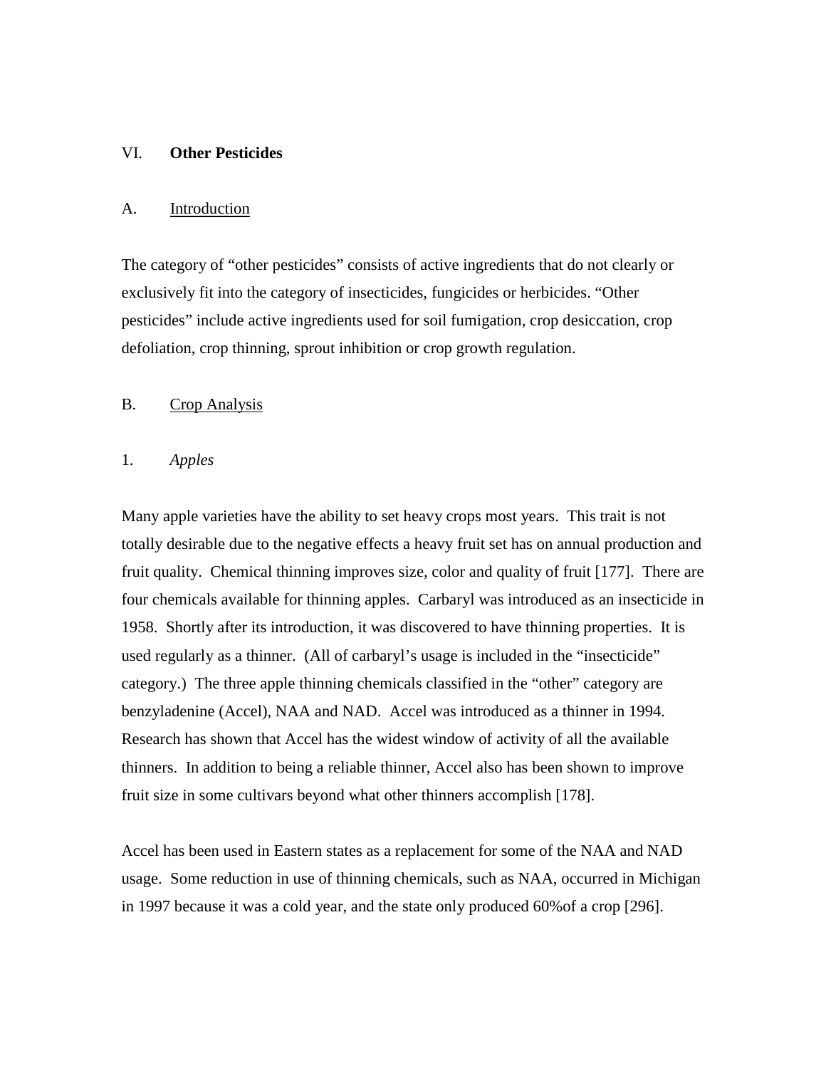# VI. **Other Pesticides**

## A. Introduction

The category of "other pesticides" consists of active ingredients that do not clearly or exclusively fit into the category of insecticides, fungicides or herbicides. "Other pesticides" include active ingredients used for soil fumigation, crop desiccation, crop defoliation, crop thinning, sprout inhibition or crop growth regulation.

## B. Crop Analysis

### 1. *Apples*

Many apple varieties have the ability to set heavy crops most years. This trait is not totally desirable due to the negative effects a heavy fruit set has on annual production and fruit quality. Chemical thinning improves size, color and quality of fruit [177]. There are four chemicals available for thinning apples. Carbaryl was introduced as an insecticide in 1958. Shortly after its introduction, it was discovered to have thinning properties. It is used regularly as a thinner. (All of carbaryl's usage is included in the "insecticide" category.) The three apple thinning chemicals classified in the "other" category are benzyladenine (Accel), NAA and NAD. Accel was introduced as a thinner in 1994. Research has shown that Accel has the widest window of activity of all the available thinners. In addition to being a reliable thinner, Accel also has been shown to improve fruit size in some cultivars beyond what other thinners accomplish [178].

Accel has been used in Eastern states as a replacement for some of the NAA and NAD usage. Some reduction in use of thinning chemicals, such as NAA, occurred in Michigan in 1997 because it was a cold year, and the state only produced 60%of a crop [296].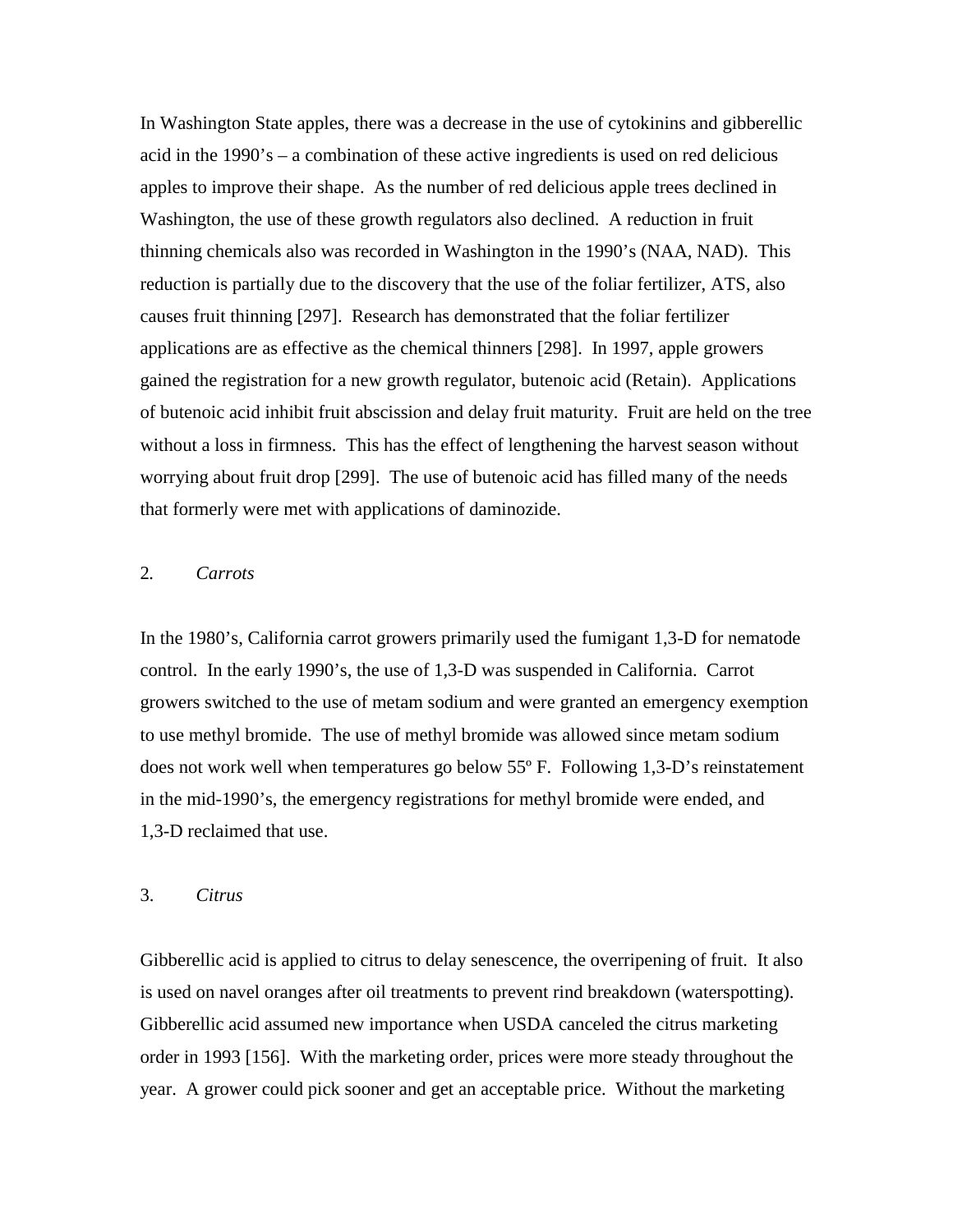In Washington State apples, there was a decrease in the use of cytokinins and gibberellic acid in the 1990's – a combination of these active ingredients is used on red delicious apples to improve their shape. As the number of red delicious apple trees declined in Washington, the use of these growth regulators also declined. A reduction in fruit thinning chemicals also was recorded in Washington in the 1990's (NAA, NAD). This reduction is partially due to the discovery that the use of the foliar fertilizer, ATS, also causes fruit thinning [297]. Research has demonstrated that the foliar fertilizer applications are as effective as the chemical thinners [298]. In 1997, apple growers gained the registration for a new growth regulator, butenoic acid (Retain). Applications of butenoic acid inhibit fruit abscission and delay fruit maturity. Fruit are held on the tree without a loss in firmness. This has the effect of lengthening the harvest season without worrying about fruit drop [299]. The use of butenoic acid has filled many of the needs that formerly were met with applications of daminozide.

2. *Carrots*

In the 1980's, California carrot growers primarily used the fumigant 1,3-D for nematode control. In the early 1990's, the use of 1,3-D was suspended in California. Carrot growers switched to the use of metam sodium and were granted an emergency exemption to use methyl bromide. The use of methyl bromide was allowed since metam sodium does not work well when temperatures go below 55º F. Following 1,3-D's reinstatement in the mid-1990's, the emergency registrations for methyl bromide were ended, and 1,3-D reclaimed that use.

3. *Citrus*

Gibberellic acid is applied to citrus to delay senescence, the overripening of fruit. It also is used on navel oranges after oil treatments to prevent rind breakdown (waterspotting). Gibberellic acid assumed new importance when USDA canceled the citrus marketing order in 1993 [156]. With the marketing order, prices were more steady throughout the year. A grower could pick sooner and get an acceptable price. Without the marketing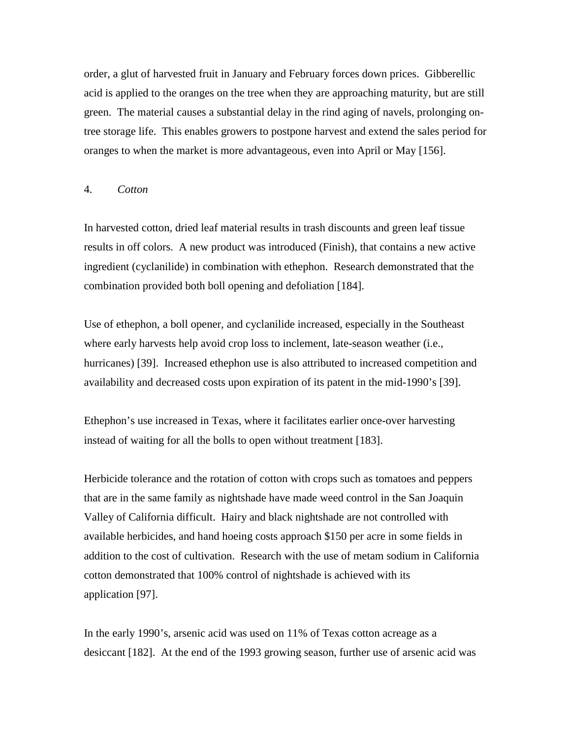order, a glut of harvested fruit in January and February forces down prices. Gibberellic acid is applied to the oranges on the tree when they are approaching maturity, but are still green. The material causes a substantial delay in the rind aging of navels, prolonging on-tree storage life. This enables growers to postpone harvest and extend the sales period for oranges to when the market is more advantageous, even into April or May [156].

4. *Cotton*

In harvested cotton, dried leaf material results in trash discounts and green leaf tissue results in off colors. A new product was introduced (Finish), that contains a new active ingredient (cyclanilide) in combination with ethephon. Research demonstrated that the combination provided both boll opening and defoliation [184].

Use of ethephon, a boll opener, and cyclanilide increased, especially in the Southeast where early harvests help avoid crop loss to inclement, late-season weather (i.e., hurricanes) [39]. Increased ethephon use is also attributed to increased competition and availability and decreased costs upon expiration of its patent in the mid-1990's [39].

Ethephon's use increased in Texas, where it facilitates earlier once-over harvesting instead of waiting for all the bolls to open without treatment [183].

Herbicide tolerance and the rotation of cotton with crops such as tomatoes and peppers that are in the same family as nightshade have made weed control in the San Joaquin Valley of California difficult. Hairy and black nightshade are not controlled with available herbicides, and hand hoeing costs approach $150 per acre in some fields in addition to the cost of cultivation. Research with the use of metam sodium in California cotton demonstrated that 100% control of nightshade is achieved with its application [97].

In the early 1990's, arsenic acid was used on 11% of Texas cotton acreage as a desiccant [182]. At the end of the 1993 growing season, further use of arsenic acid was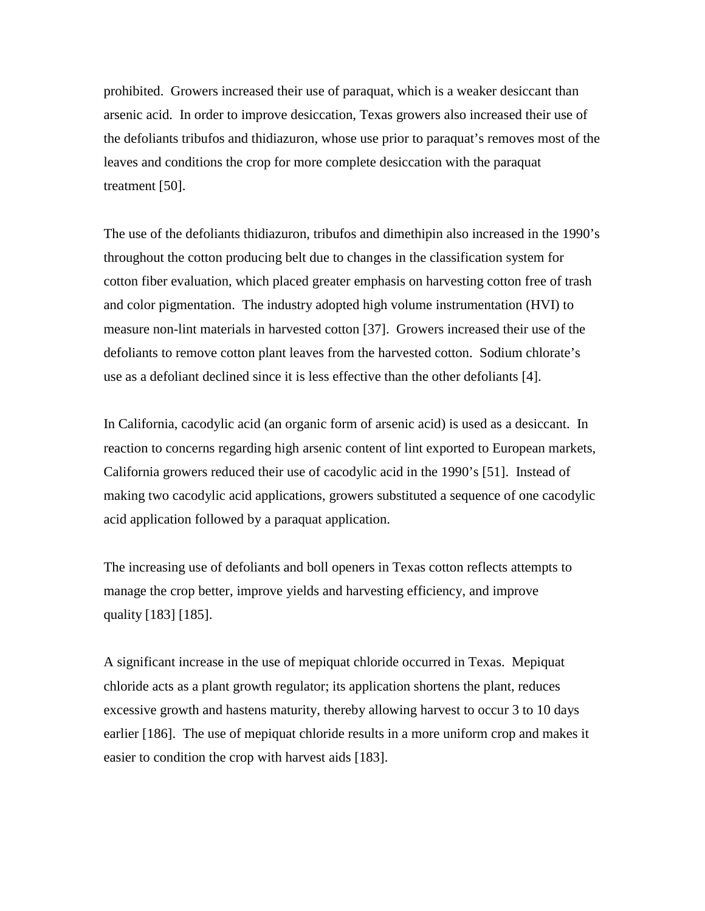prohibited. Growers increased their use of paraquat, which is a weaker desiccant than arsenic acid. In order to improve desiccation, Texas growers also increased their use of the defoliants tribufos and thidiazuron, whose use prior to paraquat's removes most of the leaves and conditions the crop for more complete desiccation with the paraquat treatment [50].

The use of the defoliants thidiazuron, tribufos and dimethipin also increased in the 1990's throughout the cotton producing belt due to changes in the classification system for cotton fiber evaluation, which placed greater emphasis on harvesting cotton free of trash and color pigmentation. The industry adopted high volume instrumentation (HVI) to measure non-lint materials in harvested cotton [37]. Growers increased their use of the defoliants to remove cotton plant leaves from the harvested cotton. Sodium chlorate's use as a defoliant declined since it is less effective than the other defoliants [4].

In California, cacodylic acid (an organic form of arsenic acid) is used as a desiccant. In reaction to concerns regarding high arsenic content of lint exported to European markets, California growers reduced their use of cacodylic acid in the 1990's [51]. Instead of making two cacodylic acid applications, growers substituted a sequence of one cacodylic acid application followed by a paraquat application.

The increasing use of defoliants and boll openers in Texas cotton reflects attempts to manage the crop better, improve yields and harvesting efficiency, and improve quality [183] [185].

A significant increase in the use of mepiquat chloride occurred in Texas. Mepiquat chloride acts as a plant growth regulator; its application shortens the plant, reduces excessive growth and hastens maturity, thereby allowing harvest to occur 3 to 10 days earlier [186]. The use of mepiquat chloride results in a more uniform crop and makes it easier to condition the crop with harvest aids [183].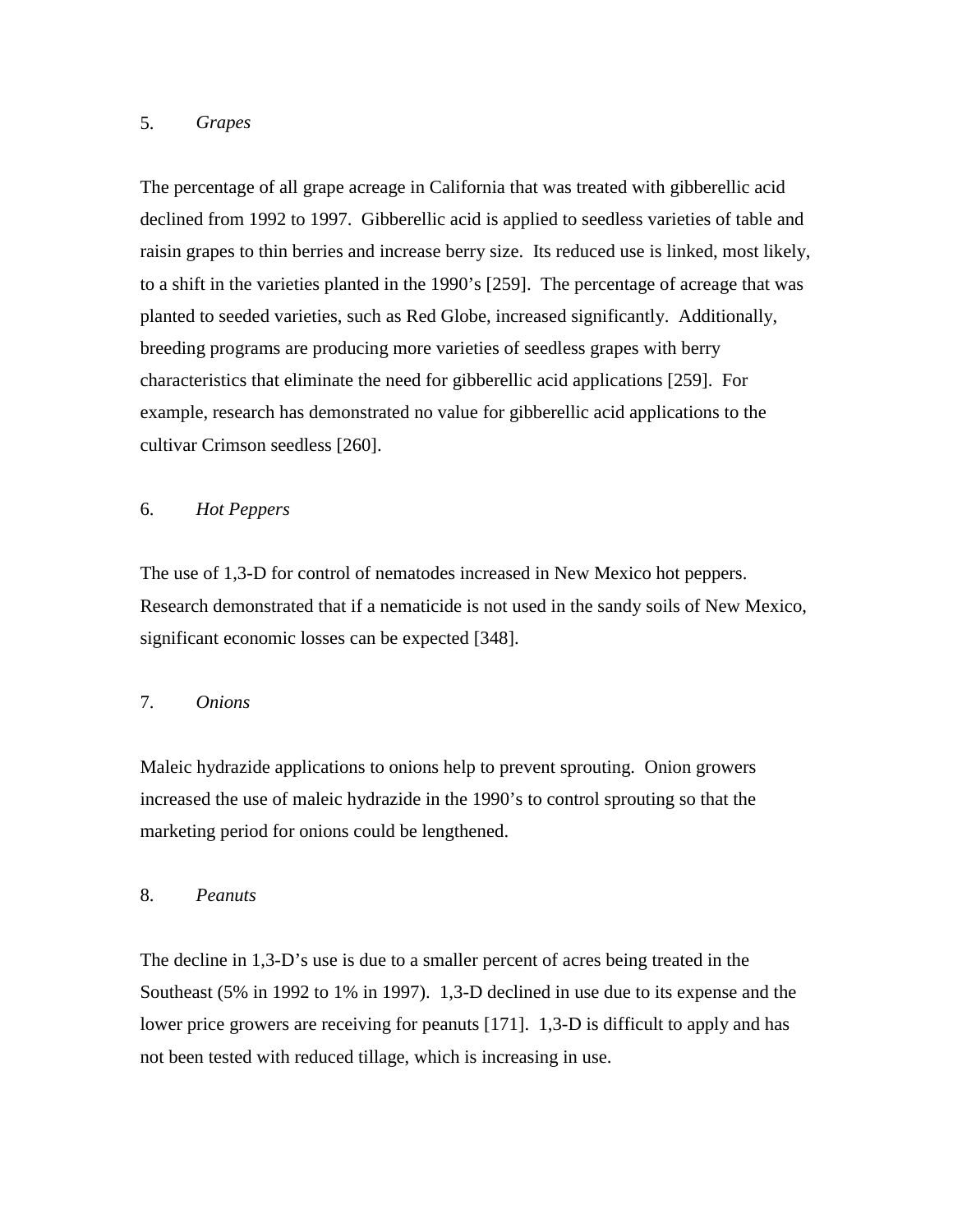### 5. *Grapes*

The percentage of all grape acreage in California that was treated with gibberellic acid declined from 1992 to 1997. Gibberellic acid is applied to seedless varieties of table and raisin grapes to thin berries and increase berry size. Its reduced use is linked, most likely, to a shift in the varieties planted in the 1990's [259]. The percentage of acreage that was planted to seeded varieties, such as Red Globe, increased significantly. Additionally, breeding programs are producing more varieties of seedless grapes with berry characteristics that eliminate the need for gibberellic acid applications [259]. For example, research has demonstrated no value for gibberellic acid applications to the cultivar Crimson seedless [260].

### 6. *Hot Peppers*

The use of 1,3-D for control of nematodes increased in New Mexico hot peppers. Research demonstrated that if a nematicide is not used in the sandy soils of New Mexico, significant economic losses can be expected [348].

### 7. *Onions*

Maleic hydrazide applications to onions help to prevent sprouting. Onion growers increased the use of maleic hydrazide in the 1990's to control sprouting so that the marketing period for onions could be lengthened.

### 8. *Peanuts*

The decline in 1,3-D's use is due to a smaller percent of acres being treated in the Southeast (5% in 1992 to 1% in 1997). 1,3-D declined in use due to its expense and the lower price growers are receiving for peanuts [171]. 1,3-D is difficult to apply and has not been tested with reduced tillage, which is increasing in use.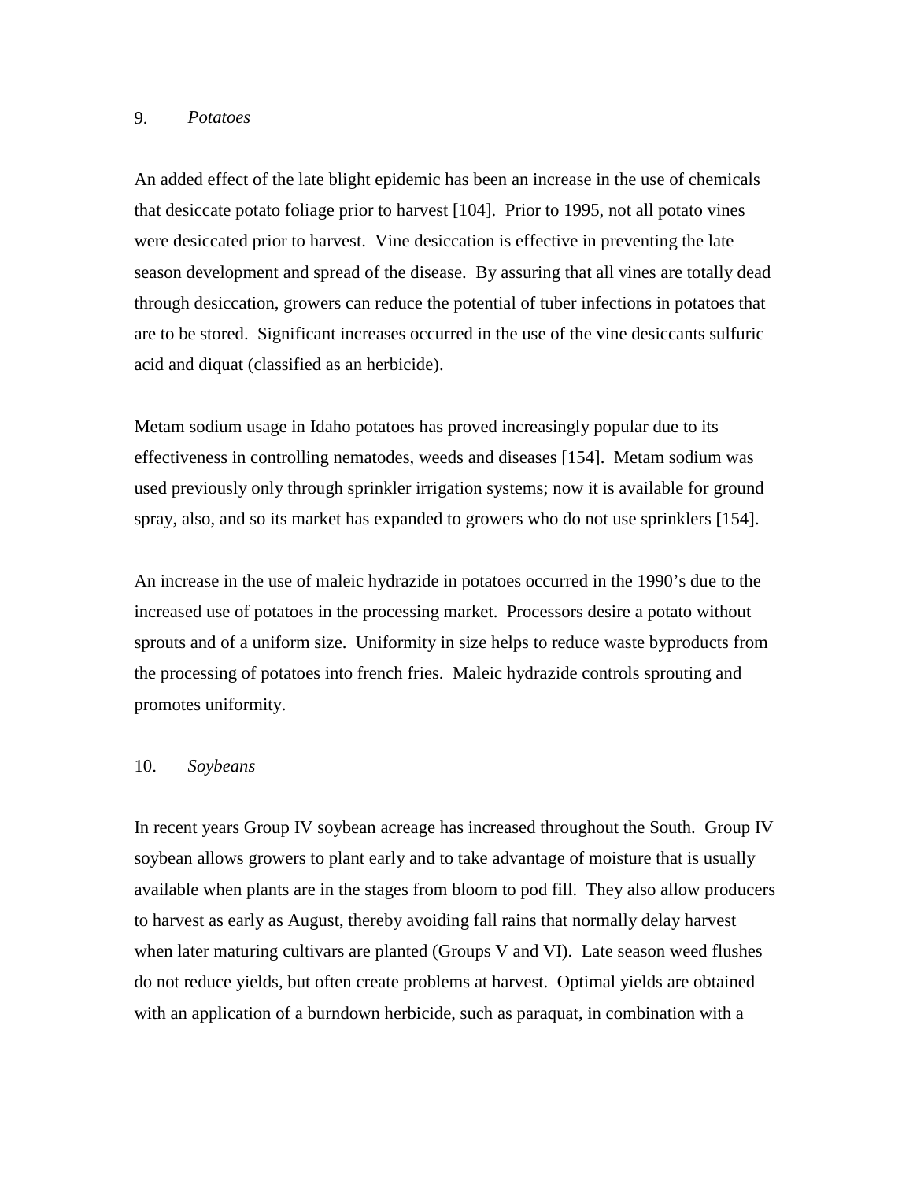### 9. *Potatoes*

An added effect of the late blight epidemic has been an increase in the use of chemicals that desiccate potato foliage prior to harvest [104]. Prior to 1995, not all potato vines were desiccated prior to harvest. Vine desiccation is effective in preventing the late season development and spread of the disease. By assuring that all vines are totally dead through desiccation, growers can reduce the potential of tuber infections in potatoes that are to be stored. Significant increases occurred in the use of the vine desiccants sulfuric acid and diquat (classified as an herbicide).

Metam sodium usage in Idaho potatoes has proved increasingly popular due to its effectiveness in controlling nematodes, weeds and diseases [154]. Metam sodium was used previously only through sprinkler irrigation systems; now it is available for ground spray, also, and so its market has expanded to growers who do not use sprinklers [154].

An increase in the use of maleic hydrazide in potatoes occurred in the 1990's due to the increased use of potatoes in the processing market. Processors desire a potato without sprouts and of a uniform size. Uniformity in size helps to reduce waste byproducts from the processing of potatoes into french fries. Maleic hydrazide controls sprouting and promotes uniformity.

### 10. *Soybeans*

In recent years Group IV soybean acreage has increased throughout the South. Group IV soybean allows growers to plant early and to take advantage of moisture that is usually available when plants are in the stages from bloom to pod fill. They also allow producers to harvest as early as August, thereby avoiding fall rains that normally delay harvest when later maturing cultivars are planted (Groups V and VI). Late season weed flushes do not reduce yields, but often create problems at harvest. Optimal yields are obtained with an application of a burndown herbicide, such as paraquat, in combination with a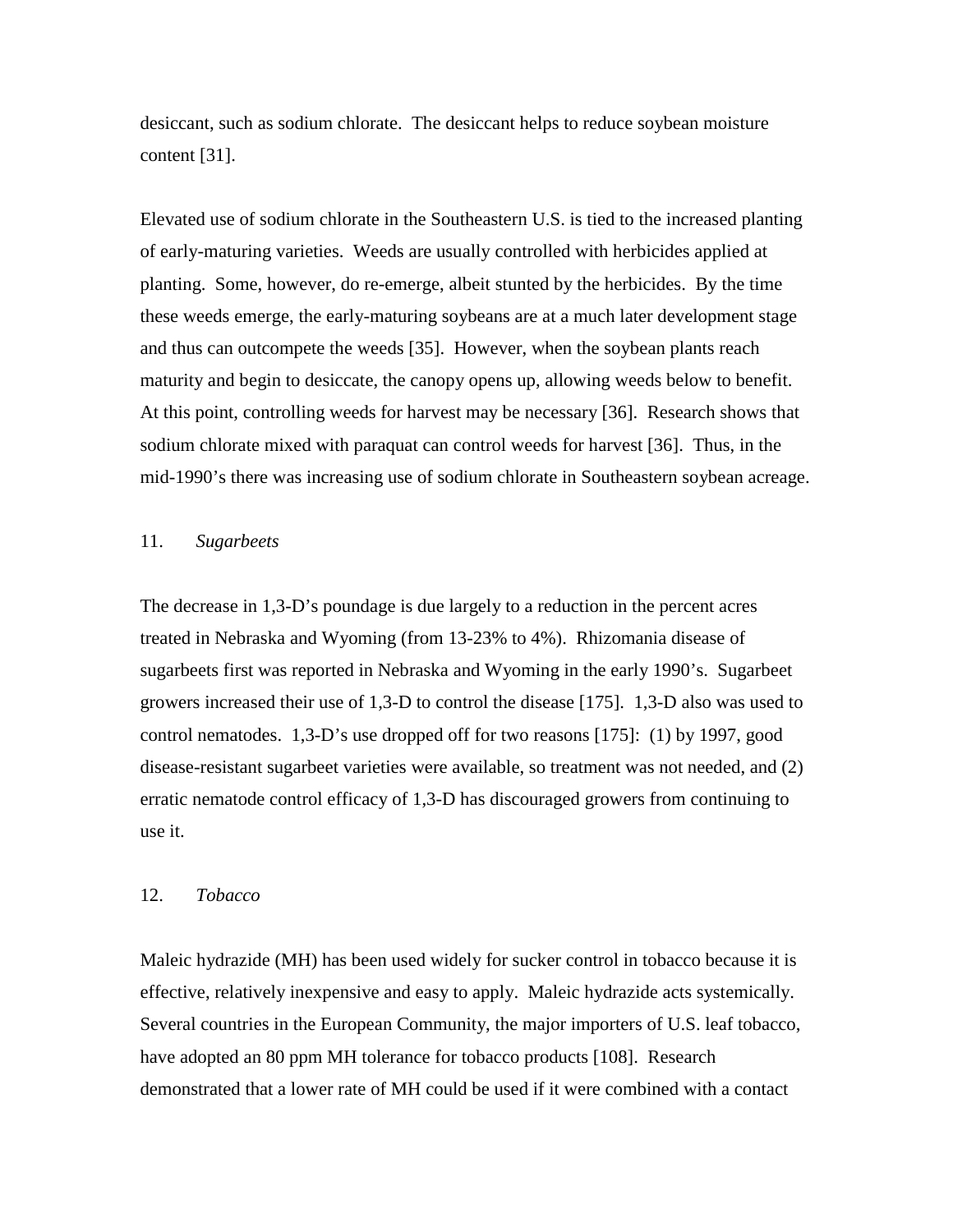desiccant, such as sodium chlorate. The desiccant helps to reduce soybean moisture content [31].

Elevated use of sodium chlorate in the Southeastern U.S. is tied to the increased planting of early-maturing varieties. Weeds are usually controlled with herbicides applied at planting. Some, however, do re-emerge, albeit stunted by the herbicides. By the time these weeds emerge, the early-maturing soybeans are at a much later development stage and thus can outcompete the weeds [35]. However, when the soybean plants reach maturity and begin to desiccate, the canopy opens up, allowing weeds below to benefit. At this point, controlling weeds for harvest may be necessary [36]. Research shows that sodium chlorate mixed with paraquat can control weeds for harvest [36]. Thus, in the mid-1990's there was increasing use of sodium chlorate in Southeastern soybean acreage.

11. *Sugarbeets*

The decrease in 1,3-D's poundage is due largely to a reduction in the percent acres treated in Nebraska and Wyoming (from 13-23% to 4%). Rhizomania disease of sugarbeets first was reported in Nebraska and Wyoming in the early 1990's. Sugarbeet growers increased their use of 1,3-D to control the disease [175]. 1,3-D also was used to control nematodes. 1,3-D's use dropped off for two reasons [175]: (1) by 1997, good disease-resistant sugarbeet varieties were available, so treatment was not needed, and (2) erratic nematode control efficacy of 1,3-D has discouraged growers from continuing to use it.

12. *Tobacco*

Maleic hydrazide (MH) has been used widely for sucker control in tobacco because it is effective, relatively inexpensive and easy to apply. Maleic hydrazide acts systemically. Several countries in the European Community, the major importers of U.S. leaf tobacco, have adopted an 80 ppm MH tolerance for tobacco products [108]. Research demonstrated that a lower rate of MH could be used if it were combined with a contact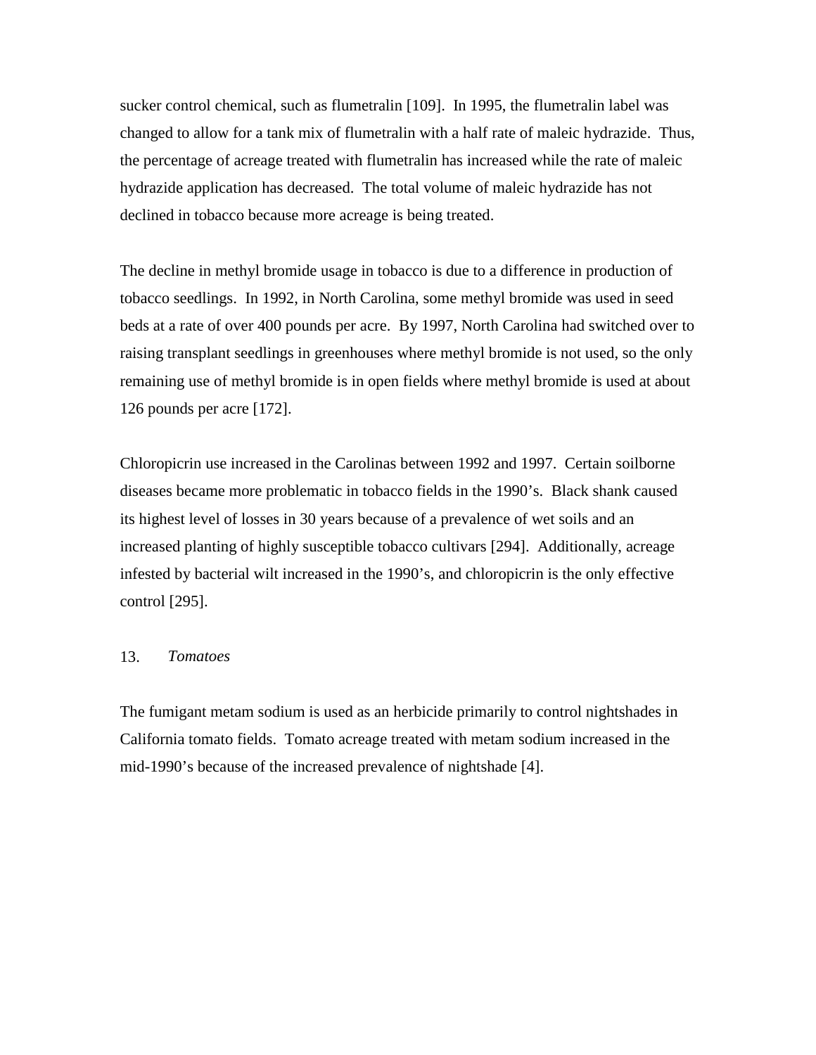sucker control chemical, such as flumetralin [109]. In 1995, the flumetralin label was changed to allow for a tank mix of flumetralin with a half rate of maleic hydrazide. Thus, the percentage of acreage treated with flumetralin has increased while the rate of maleic hydrazide application has decreased. The total volume of maleic hydrazide has not declined in tobacco because more acreage is being treated.

The decline in methyl bromide usage in tobacco is due to a difference in production of tobacco seedlings. In 1992, in North Carolina, some methyl bromide was used in seed beds at a rate of over 400 pounds per acre. By 1997, North Carolina had switched over to raising transplant seedlings in greenhouses where methyl bromide is not used, so the only remaining use of methyl bromide is in open fields where methyl bromide is used at about 126 pounds per acre [172].

Chloropicrin use increased in the Carolinas between 1992 and 1997. Certain soilborne diseases became more problematic in tobacco fields in the 1990's. Black shank caused its highest level of losses in 30 years because of a prevalence of wet soils and an increased planting of highly susceptible tobacco cultivars [294]. Additionally, acreage infested by bacterial wilt increased in the 1990's, and chloropicrin is the only effective control [295].

### 13. *Tomatoes*

The fumigant metam sodium is used as an herbicide primarily to control nightshades in California tomato fields. Tomato acreage treated with metam sodium increased in the mid-1990's because of the increased prevalence of nightshade [4].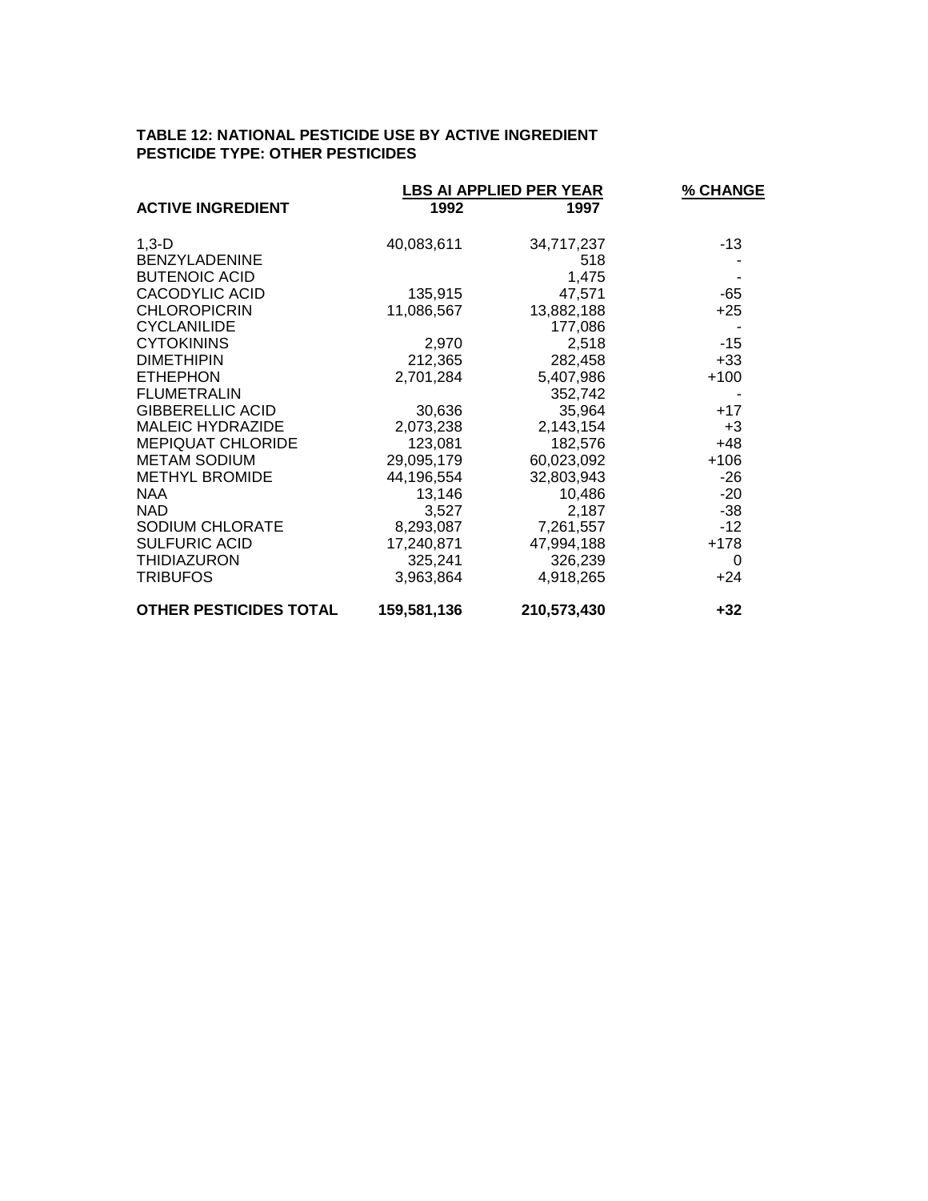**TABLE 12: NATIONAL PESTICIDE USE BY ACTIVE INGREDIENT**
**PESTICIDE TYPE: OTHER PESTICIDES**

| ACTIVE INGREDIENT | LBS AI APPLIED PER YEAR | | % CHANGE |
|---|---|---|---|
| | 1992 | 1997 | |
| 1,3-D | 40,083,611 | 34,717,237 | -13 |
| BENZYLADENINE | | 518 | - |
| BUTENOIC ACID | | 1,475 | - |
| CACODYLIC ACID | 135,915 | 47,571 | -65 |
| CHLOROPICRIN | 11,086,567 | 13,882,188 | +25 |
| CYCLANILIDE | | 177,086 | - |
| CYTOKININS | 2,970 | 2,518 | -15 |
| DIMETHIPIN | 212,365 | 282,458 | +33 |
| ETHEPHON | 2,701,284 | 5,407,986 | +100 |
| FLUMETRALIN | | 352,742 | - |
| GIBBERELLIC ACID | 30,636 | 35,964 | +17 |
| MALEIC HYDRAZIDE | 2,073,238 | 2,143,154 | +3 |
| MEPIQUAT CHLORIDE | 123,081 | 182,576 | +48 |
| METAM SODIUM | 29,095,179 | 60,023,092 | +106 |
| METHYL BROMIDE | 44,196,554 | 32,803,943 | -26 |
| NAA | 13,146 | 10,486 | -20 |
| NAD | 3,527 | 2,187 | -38 |
| SODIUM CHLORATE | 8,293,087 | 7,261,557 | -12 |
| SULFURIC ACID | 17,240,871 | 47,994,188 | +178 |
| THIDIAZURON | 325,241 | 326,239 | 0 |
| TRIBUFOS | 3,963,864 | 4,918,265 | +24 |
| **OTHER PESTICIDES TOTAL** | **159,581,136** | **210,573,430** | **+32** |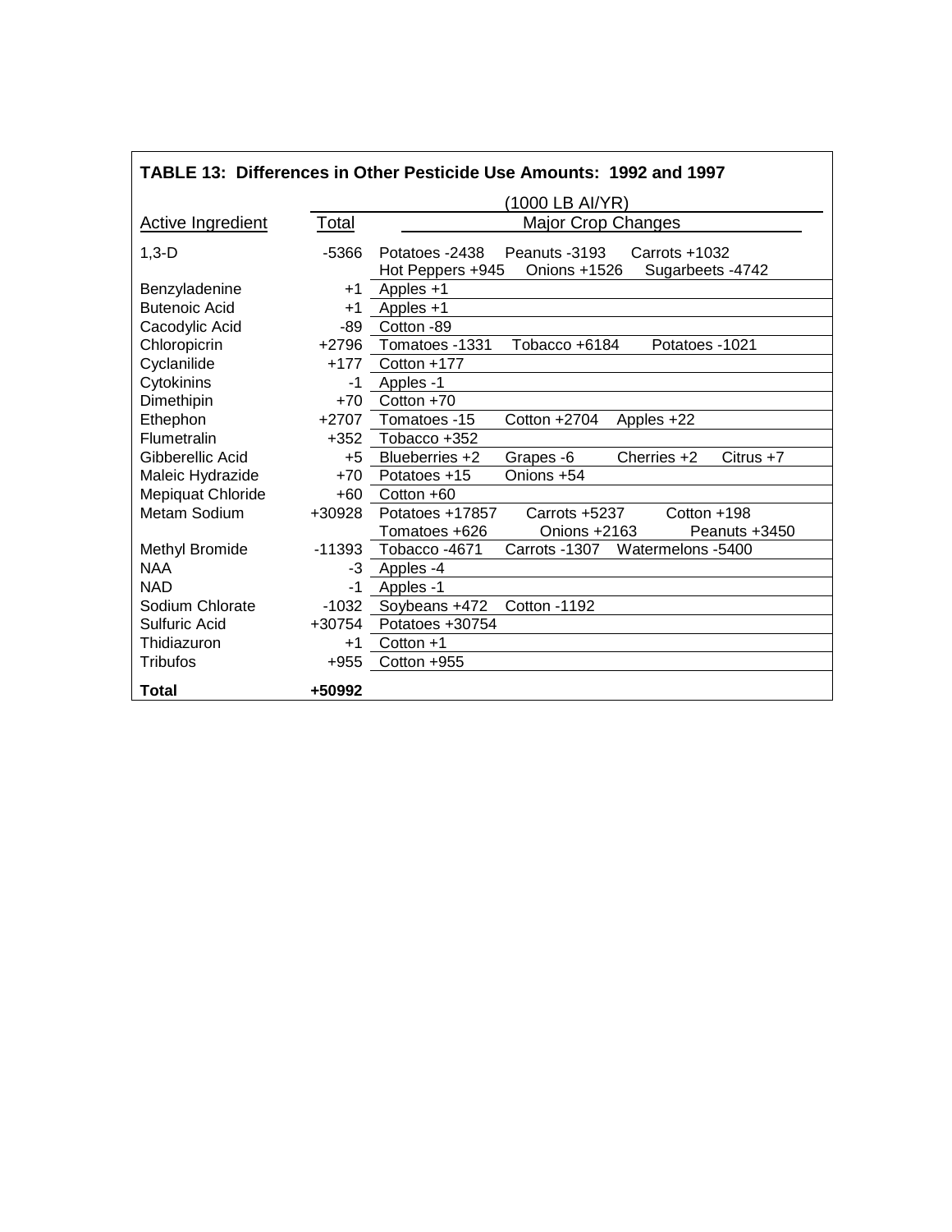**TABLE 13: Differences in Other Pesticide Use Amounts: 1992 and 1997**

| Active Ingredient | Total | Major Crop Changes (1000 LB AI/YR) |
|---|---|---|
| 1,3-D | -5366 | Potatoes -2438 Peanuts -3193 Carrots +1032 Hot Peppers +945 Onions +1526 Sugarbeets -4742 |
| Benzyladenine | +1 | Apples +1 |
| Butenoic Acid | +1 | Apples +1 |
| Cacodylic Acid | -89 | Cotton -89 |
| Chloropicrin | +2796 | Tomatoes -1331 Tobacco +6184 Potatoes -1021 |
| Cyclanilide | +177 | Cotton +177 |
| Cytokinins | -1 | Apples -1 |
| Dimethipin | +70 | Cotton +70 |
| Ethephon | +2707 | Tomatoes -15 Cotton +2704 Apples +22 |
| Flumetralin | +352 | Tobacco +352 |
| Gibberellic Acid | +5 | Blueberries +2 Grapes -6 Cherries +2 Citrus +7 |
| Maleic Hydrazide | +70 | Potatoes +15 Onions +54 |
| Mepiquat Chloride | +60 | Cotton +60 |
| Metam Sodium | +30928 | Potatoes +17857 Carrots +5237 Cotton +198 Tomatoes +626 Onions +2163 Peanuts +3450 |
| Methyl Bromide | -11393 | Tobacco -4671 Carrots -1307 Watermelons -5400 |
| NAA | -3 | Apples -4 |
| NAD | -1 | Apples -1 |
| Sodium Chlorate | -1032 | Soybeans +472 Cotton -1192 |
| Sulfuric Acid | +30754 | Potatoes +30754 |
| Thidiazuron | +1 | Cotton +1 |
| Tribufos | +955 | Cotton +955 |
| **Total** | **+50992** | |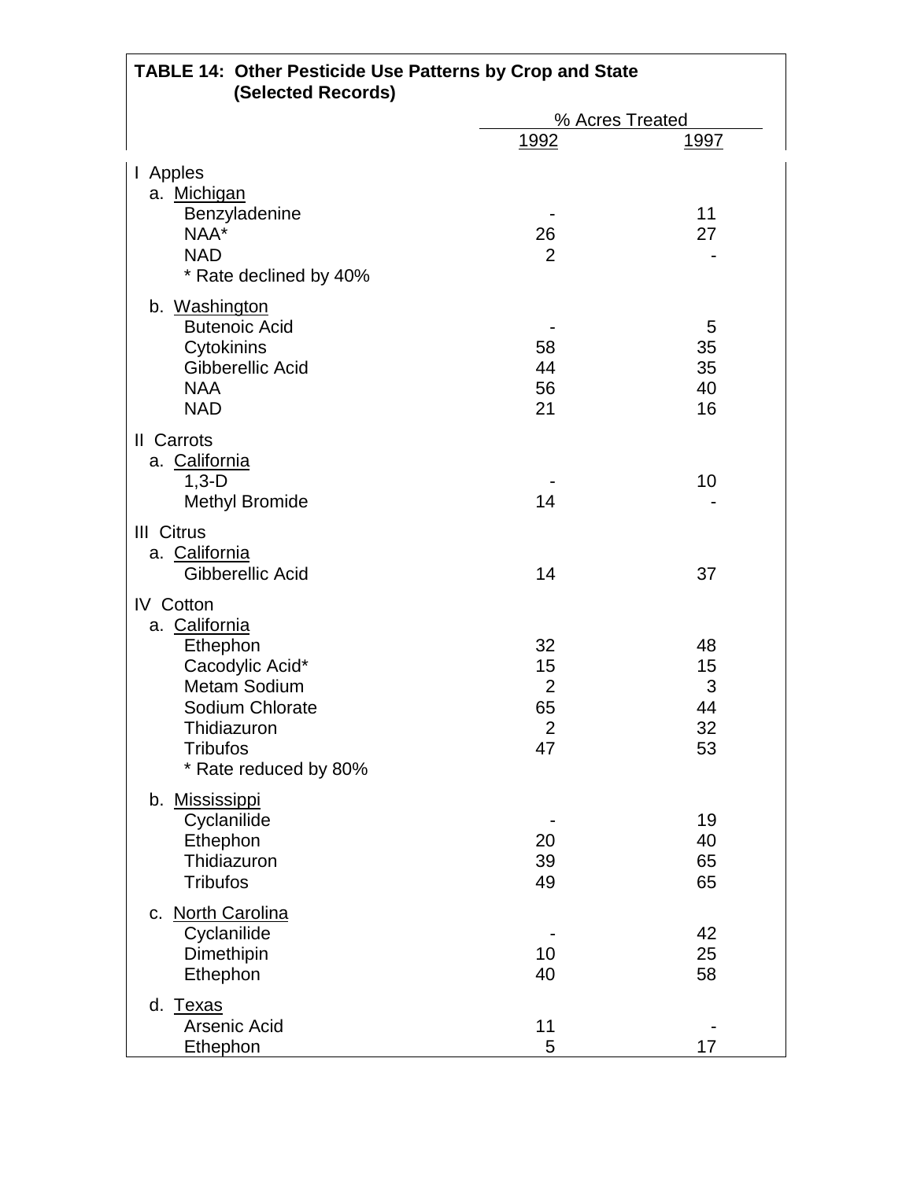**TABLE 14: Other Pesticide Use Patterns by Crop and State (Selected Records)**

| | % Acres Treated | |
|---|---|---|
| | 1992 | 1997 |
| **I Apples** | | |
| a. Michigan | | |
| Benzyladenine | - | 11 |
| NAA* | 26 | 27 |
| NAD | 2 | - |
| * Rate declined by 40% | | |
| b. Washington | | |
| Butenoic Acid | - | 5 |
| Cytokinins | 58 | 35 |
| Gibberellic Acid | 44 | 35 |
| NAA | 56 | 40 |
| NAD | 21 | 16 |
| **II Carrots** | | |
| a. California | | |
| 1,3-D | - | 10 |
| Methyl Bromide | 14 | - |
| **III Citrus** | | |
| a. California | | |
| Gibberellic Acid | 14 | 37 |
| **IV Cotton** | | |
| a. California | | |
| Ethephon | 32 | 48 |
| Cacodylic Acid* | 15 | 15 |
| Metam Sodium | 2 | 3 |
| Sodium Chlorate | 65 | 44 |
| Thidiazuron | 2 | 32 |
| Tribufos | 47 | 53 |
| * Rate reduced by 80% | | |
| b. Mississippi | | |
| Cyclanilide | - | 19 |
| Ethephon | 20 | 40 |
| Thidiazuron | 39 | 65 |
| Tribufos | 49 | 65 |
| c. North Carolina | | |
| Cyclanilide | - | 42 |
| Dimethipin | 10 | 25 |
| Ethephon | 40 | 58 |
| d. Texas | | |
| Arsenic Acid | 11 | - |
| Ethephon | 5 | 17 |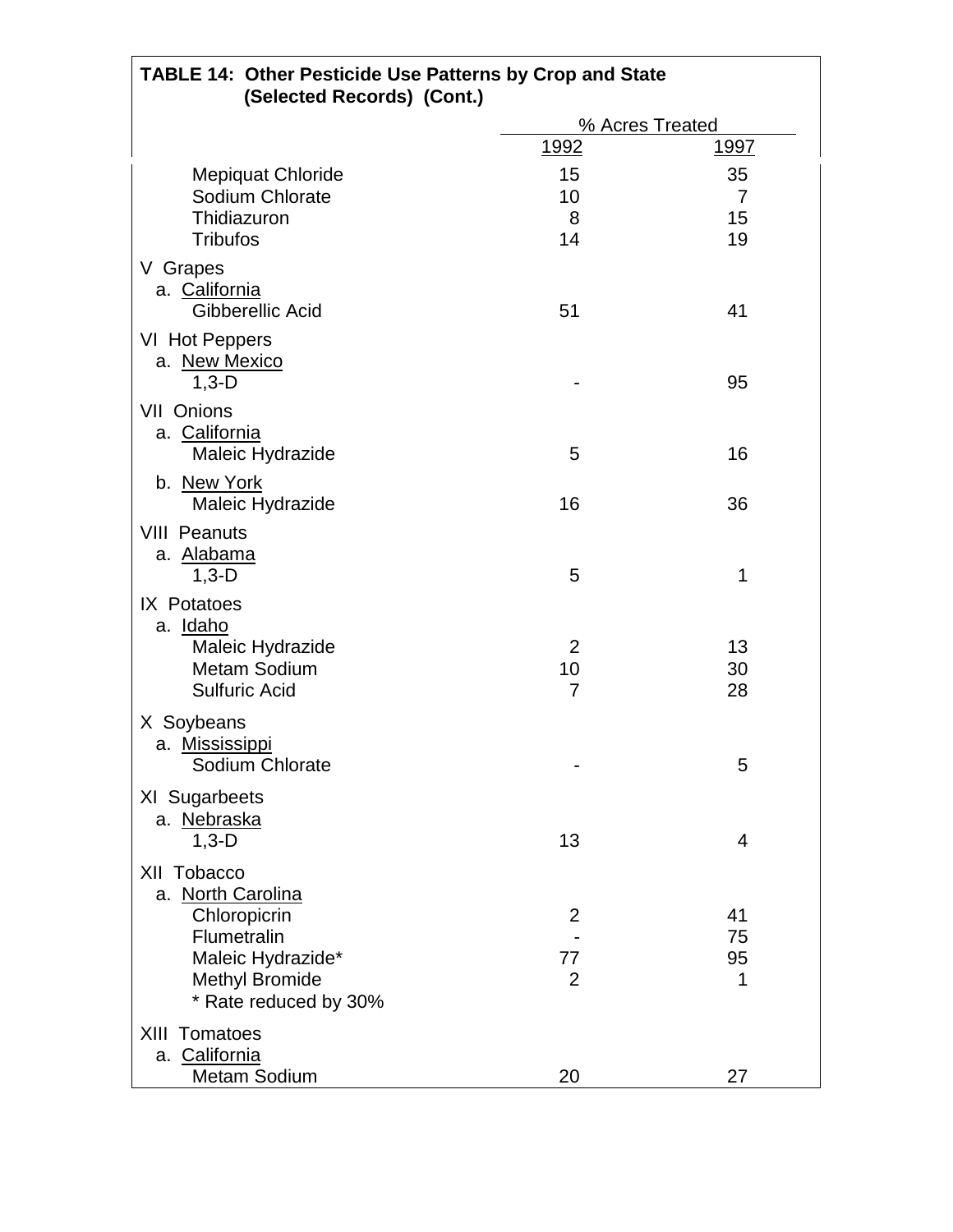**TABLE 14: Other Pesticide Use Patterns by Crop and State (Selected Records) (Cont.)**

| | % Acres Treated | |
|---|---|---|
| | 1992 | 1997 |
| Mepiquat Chloride | 15 | 35 |
| Sodium Chlorate | 10 | 7 |
| Thidiazuron | 8 | 15 |
| Tribufos | 14 | 19 |
| V Grapes | | |
| a. California | | |
| Gibberellic Acid | 51 | 41 |
| VI Hot Peppers | | |
| a. New Mexico | | |
| 1,3-D | - | 95 |
| VII Onions | | |
| a. California | | |
| Maleic Hydrazide | 5 | 16 |
| b. New York | | |
| Maleic Hydrazide | 16 | 36 |
| VIII Peanuts | | |
| a. Alabama | | |
| 1,3-D | 5 | 1 |
| IX Potatoes | | |
| a. Idaho | | |
| Maleic Hydrazide | 2 | 13 |
| Metam Sodium | 10 | 30 |
| Sulfuric Acid | 7 | 28 |
| X Soybeans | | |
| a. Mississippi | | |
| Sodium Chlorate | - | 5 |
| XI Sugarbeets | | |
| a. Nebraska | | |
| 1,3-D | 13 | 4 |
| XII Tobacco | | |
| a. North Carolina | | |
| Chloropicrin | 2 | 41 |
| Flumetralin | - | 75 |
| Maleic Hydrazide* | 77 | 95 |
| Methyl Bromide | 2 | 1 |
| * Rate reduced by 30% | | |
| XIII Tomatoes | | |
| a. California | | |
| Metam Sodium | 20 | 27 |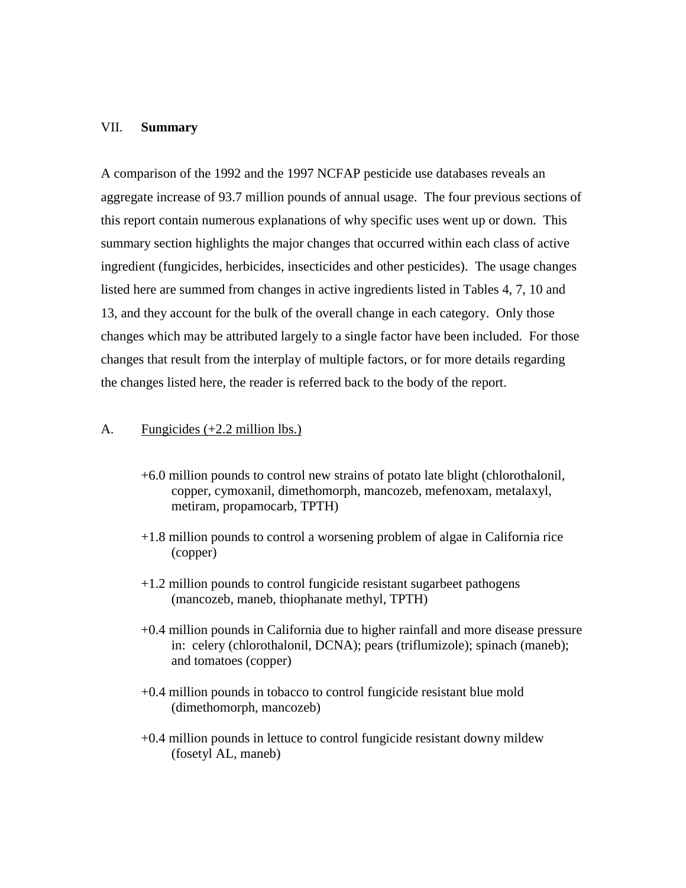## VII. **Summary**

A comparison of the 1992 and the 1997 NCFAP pesticide use databases reveals an aggregate increase of 93.7 million pounds of annual usage. The four previous sections of this report contain numerous explanations of why specific uses went up or down. This summary section highlights the major changes that occurred within each class of active ingredient (fungicides, herbicides, insecticides and other pesticides). The usage changes listed here are summed from changes in active ingredients listed in Tables 4, 7, 10 and 13, and they account for the bulk of the overall change in each category. Only those changes which may be attributed largely to a single factor have been included. For those changes that result from the interplay of multiple factors, or for more details regarding the changes listed here, the reader is referred back to the body of the report.

### A. Fungicides (+2.2 million lbs.)

+6.0 million pounds to control new strains of potato late blight (chlorothalonil, copper, cymoxanil, dimethomorph, mancozeb, mefenoxam, metalaxyl, metiram, propamocarb, TPTH)

+1.8 million pounds to control a worsening problem of algae in California rice (copper)

+1.2 million pounds to control fungicide resistant sugarbeet pathogens (mancozeb, maneb, thiophanate methyl, TPTH)

+0.4 million pounds in California due to higher rainfall and more disease pressure in: celery (chlorothalonil, DCNA); pears (triflumizole); spinach (maneb); and tomatoes (copper)

+0.4 million pounds in tobacco to control fungicide resistant blue mold (dimethomorph, mancozeb)

+0.4 million pounds in lettuce to control fungicide resistant downy mildew (fosetyl AL, maneb)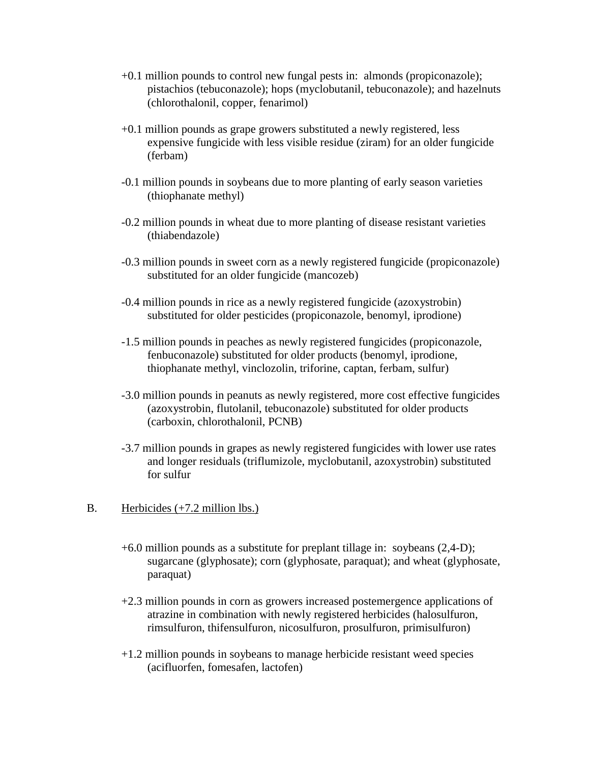+0.1 million pounds to control new fungal pests in: almonds (propiconazole); pistachios (tebuconazole); hops (myclobutanil, tebuconazole); and hazelnuts (chlorothalonil, copper, fenarimol)

+0.1 million pounds as grape growers substituted a newly registered, less expensive fungicide with less visible residue (ziram) for an older fungicide (ferbam)

-0.1 million pounds in soybeans due to more planting of early season varieties (thiophanate methyl)

-0.2 million pounds in wheat due to more planting of disease resistant varieties (thiabendazole)

-0.3 million pounds in sweet corn as a newly registered fungicide (propiconazole) substituted for an older fungicide (mancozeb)

-0.4 million pounds in rice as a newly registered fungicide (azoxystrobin) substituted for older pesticides (propiconazole, benomyl, iprodione)

-1.5 million pounds in peaches as newly registered fungicides (propiconazole, fenbuconazole) substituted for older products (benomyl, iprodione, thiophanate methyl, vinclozolin, triforine, captan, ferbam, sulfur)

-3.0 million pounds in peanuts as newly registered, more cost effective fungicides (azoxystrobin, flutolanil, tebuconazole) substituted for older products (carboxin, chlorothalonil, PCNB)

-3.7 million pounds in grapes as newly registered fungicides with lower use rates and longer residuals (triflumizole, myclobutanil, azoxystrobin) substituted for sulfur

B. Herbicides (+7.2 million lbs.)

+6.0 million pounds as a substitute for preplant tillage in: soybeans (2,4-D); sugarcane (glyphosate); corn (glyphosate, paraquat); and wheat (glyphosate, paraquat)

+2.3 million pounds in corn as growers increased postemergence applications of atrazine in combination with newly registered herbicides (halosulfuron, rimsulfuron, thifensulfuron, nicosulfuron, prosulfuron, primisulfuron)

+1.2 million pounds in soybeans to manage herbicide resistant weed species (acifluorfen, fomesafen, lactofen)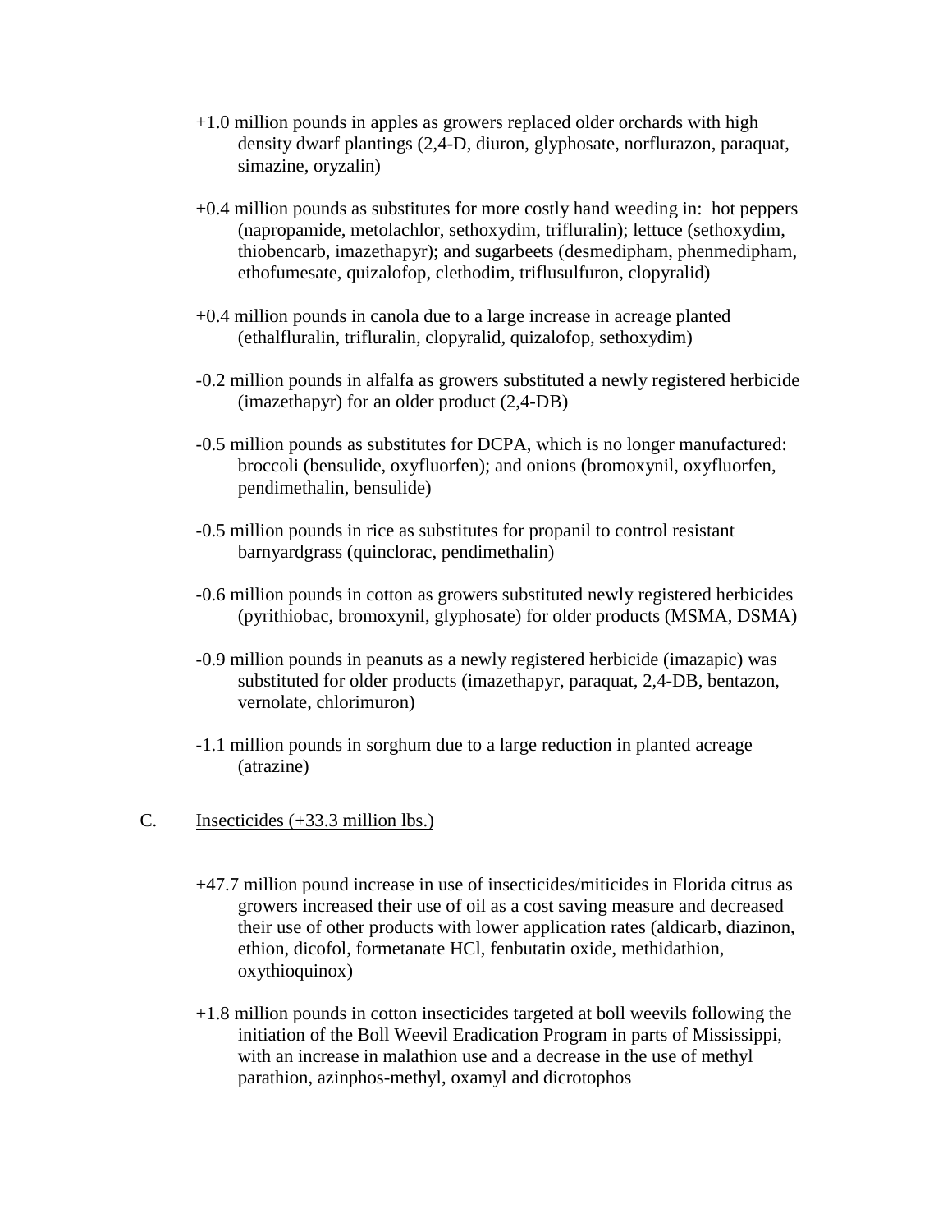+1.0 million pounds in apples as growers replaced older orchards with high density dwarf plantings (2,4-D, diuron, glyphosate, norflurazon, paraquat, simazine, oryzalin)

+0.4 million pounds as substitutes for more costly hand weeding in: hot peppers (napropamide, metolachlor, sethoxydim, trifluralin); lettuce (sethoxydim, thiobencarb, imazethapyr); and sugarbeets (desmedipham, phenmedipham, ethofumesate, quizalofop, clethodim, triflusulfuron, clopyralid)

+0.4 million pounds in canola due to a large increase in acreage planted (ethalfluralin, trifluralin, clopyralid, quizalofop, sethoxydim)

-0.2 million pounds in alfalfa as growers substituted a newly registered herbicide (imazethapyr) for an older product (2,4-DB)

-0.5 million pounds as substitutes for DCPA, which is no longer manufactured: broccoli (bensulide, oxyfluorfen); and onions (bromoxynil, oxyfluorfen, pendimethalin, bensulide)

-0.5 million pounds in rice as substitutes for propanil to control resistant barnyardgrass (quinclorac, pendimethalin)

-0.6 million pounds in cotton as growers substituted newly registered herbicides (pyrithiobac, bromoxynil, glyphosate) for older products (MSMA, DSMA)

-0.9 million pounds in peanuts as a newly registered herbicide (imazapic) was substituted for older products (imazethapyr, paraquat, 2,4-DB, bentazon, vernolate, chlorimuron)

-1.1 million pounds in sorghum due to a large reduction in planted acreage (atrazine)

C. Insecticides (+33.3 million lbs.)

+47.7 million pound increase in use of insecticides/miticides in Florida citrus as growers increased their use of oil as a cost saving measure and decreased their use of other products with lower application rates (aldicarb, diazinon, ethion, dicofol, formetanate HCl, fenbutatin oxide, methidathion, oxythioquinox)

+1.8 million pounds in cotton insecticides targeted at boll weevils following the initiation of the Boll Weevil Eradication Program in parts of Mississippi, with an increase in malathion use and a decrease in the use of methyl parathion, azinphos-methyl, oxamyl and dicrotophos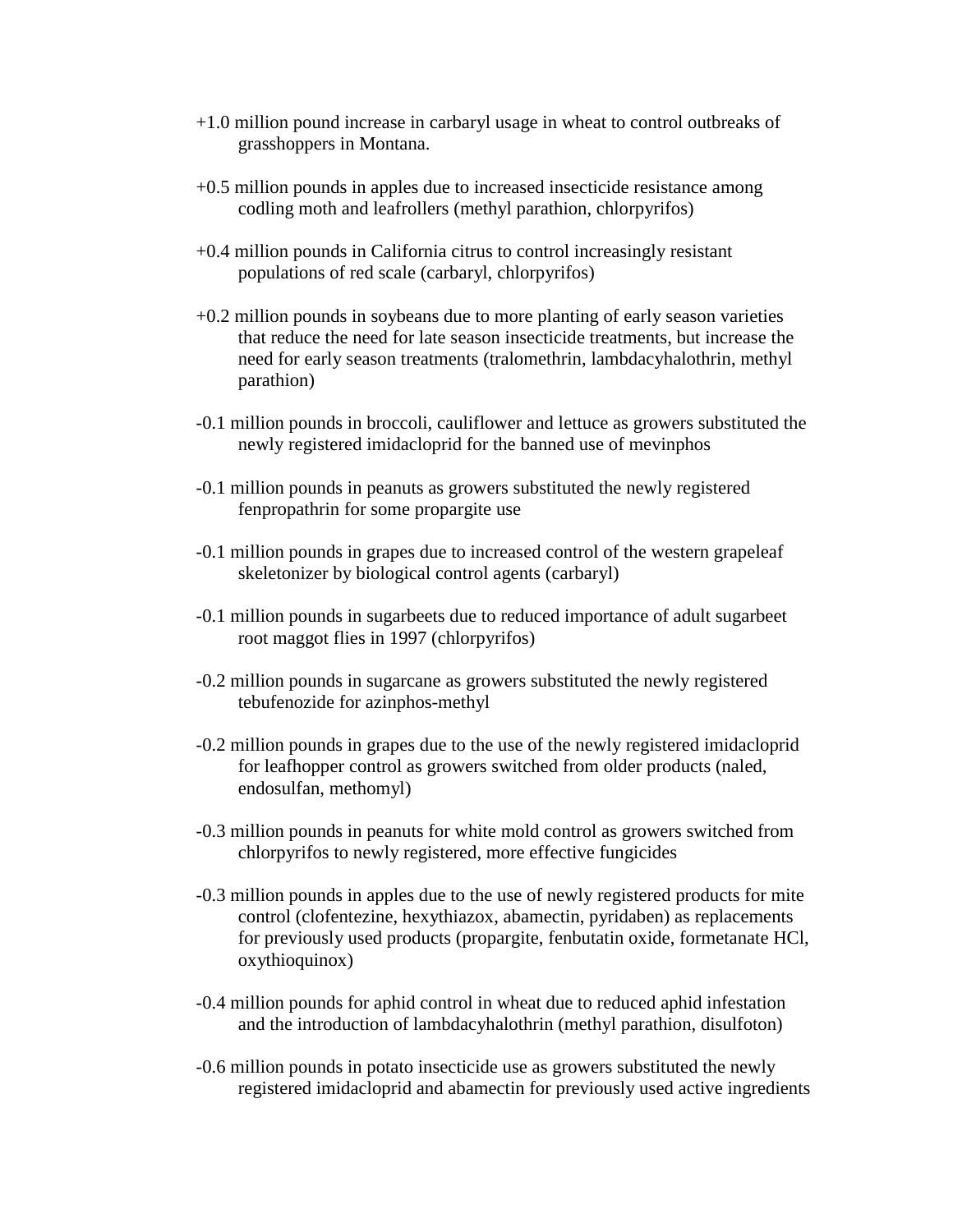+1.0 million pound increase in carbaryl usage in wheat to control outbreaks of grasshoppers in Montana.

+0.5 million pounds in apples due to increased insecticide resistance among codling moth and leafrollers (methyl parathion, chlorpyrifos)

+0.4 million pounds in California citrus to control increasingly resistant populations of red scale (carbaryl, chlorpyrifos)

+0.2 million pounds in soybeans due to more planting of early season varieties that reduce the need for late season insecticide treatments, but increase the need for early season treatments (tralomethrin, lambdacyhalothrin, methyl parathion)

-0.1 million pounds in broccoli, cauliflower and lettuce as growers substituted the newly registered imidacloprid for the banned use of mevinphos

-0.1 million pounds in peanuts as growers substituted the newly registered fenpropathrin for some propargite use

-0.1 million pounds in grapes due to increased control of the western grapeleaf skeletonizer by biological control agents (carbaryl)

-0.1 million pounds in sugarbeets due to reduced importance of adult sugarbeet root maggot flies in 1997 (chlorpyrifos)

-0.2 million pounds in sugarcane as growers substituted the newly registered tebufenozide for azinphos-methyl

-0.2 million pounds in grapes due to the use of the newly registered imidacloprid for leafhopper control as growers switched from older products (naled, endosulfan, methomyl)

-0.3 million pounds in peanuts for white mold control as growers switched from chlorpyrifos to newly registered, more effective fungicides

-0.3 million pounds in apples due to the use of newly registered products for mite control (clofentezine, hexythiazox, abamectin, pyridaben) as replacements for previously used products (propargite, fenbutatin oxide, formetanate HCl, oxythioquinox)

-0.4 million pounds for aphid control in wheat due to reduced aphid infestation and the introduction of lambdacyhalothrin (methyl parathion, disulfoton)

-0.6 million pounds in potato insecticide use as growers substituted the newly registered imidacloprid and abamectin for previously used active ingredients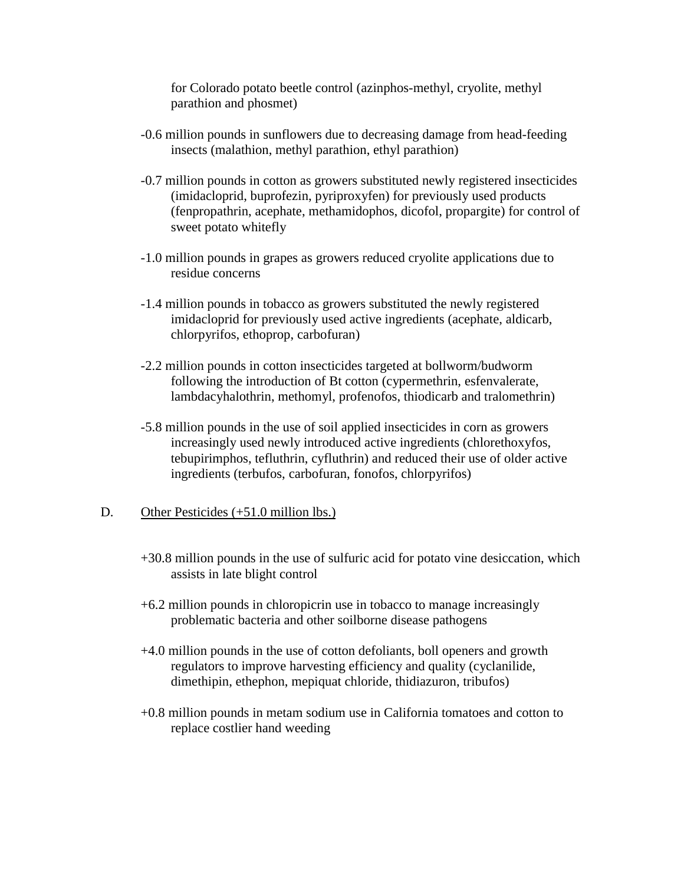for Colorado potato beetle control (azinphos-methyl, cryolite, methyl parathion and phosmet)

-0.6 million pounds in sunflowers due to decreasing damage from head-feeding insects (malathion, methyl parathion, ethyl parathion)

-0.7 million pounds in cotton as growers substituted newly registered insecticides (imidacloprid, buprofezin, pyriproxyfen) for previously used products (fenpropathrin, acephate, methamidophos, dicofol, propargite) for control of sweet potato whitefly

-1.0 million pounds in grapes as growers reduced cryolite applications due to residue concerns

-1.4 million pounds in tobacco as growers substituted the newly registered imidacloprid for previously used active ingredients (acephate, aldicarb, chlorpyrifos, ethoprop, carbofuran)

-2.2 million pounds in cotton insecticides targeted at bollworm/budworm following the introduction of Bt cotton (cypermethrin, esfenvalerate, lambdacyhalothrin, methomyl, profenofos, thiodicarb and tralomethrin)

-5.8 million pounds in the use of soil applied insecticides in corn as growers increasingly used newly introduced active ingredients (chlorethoxyfos, tebupirimphos, tefluthrin, cyfluthrin) and reduced their use of older active ingredients (terbufos, carbofuran, fonofos, chlorpyrifos)

D. Other Pesticides (+51.0 million lbs.)

+30.8 million pounds in the use of sulfuric acid for potato vine desiccation, which assists in late blight control

+6.2 million pounds in chloropicrin use in tobacco to manage increasingly problematic bacteria and other soilborne disease pathogens

+4.0 million pounds in the use of cotton defoliants, boll openers and growth regulators to improve harvesting efficiency and quality (cyclanilide, dimethipin, ethephon, mepiquat chloride, thidiazuron, tribufos)

+0.8 million pounds in metam sodium use in California tomatoes and cotton to replace costlier hand weeding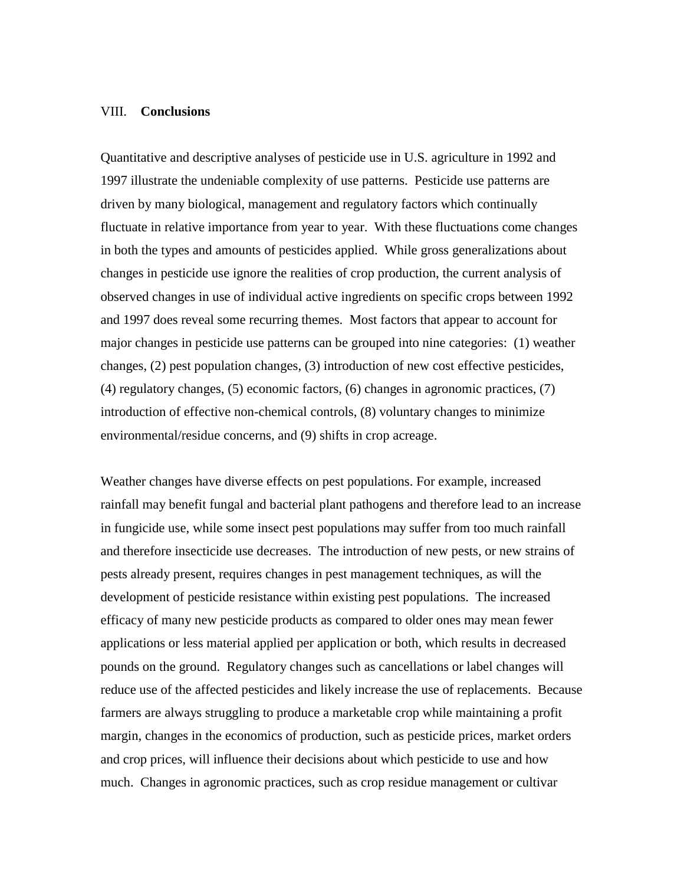## VIII. **Conclusions**

Quantitative and descriptive analyses of pesticide use in U.S. agriculture in 1992 and 1997 illustrate the undeniable complexity of use patterns. Pesticide use patterns are driven by many biological, management and regulatory factors which continually fluctuate in relative importance from year to year. With these fluctuations come changes in both the types and amounts of pesticides applied. While gross generalizations about changes in pesticide use ignore the realities of crop production, the current analysis of observed changes in use of individual active ingredients on specific crops between 1992 and 1997 does reveal some recurring themes. Most factors that appear to account for major changes in pesticide use patterns can be grouped into nine categories: (1) weather changes, (2) pest population changes, (3) introduction of new cost effective pesticides, (4) regulatory changes, (5) economic factors, (6) changes in agronomic practices, (7) introduction of effective non-chemical controls, (8) voluntary changes to minimize environmental/residue concerns, and (9) shifts in crop acreage.

Weather changes have diverse effects on pest populations. For example, increased rainfall may benefit fungal and bacterial plant pathogens and therefore lead to an increase in fungicide use, while some insect pest populations may suffer from too much rainfall and therefore insecticide use decreases. The introduction of new pests, or new strains of pests already present, requires changes in pest management techniques, as will the development of pesticide resistance within existing pest populations. The increased efficacy of many new pesticide products as compared to older ones may mean fewer applications or less material applied per application or both, which results in decreased pounds on the ground. Regulatory changes such as cancellations or label changes will reduce use of the affected pesticides and likely increase the use of replacements. Because farmers are always struggling to produce a marketable crop while maintaining a profit margin, changes in the economics of production, such as pesticide prices, market orders and crop prices, will influence their decisions about which pesticide to use and how much. Changes in agronomic practices, such as crop residue management or cultivar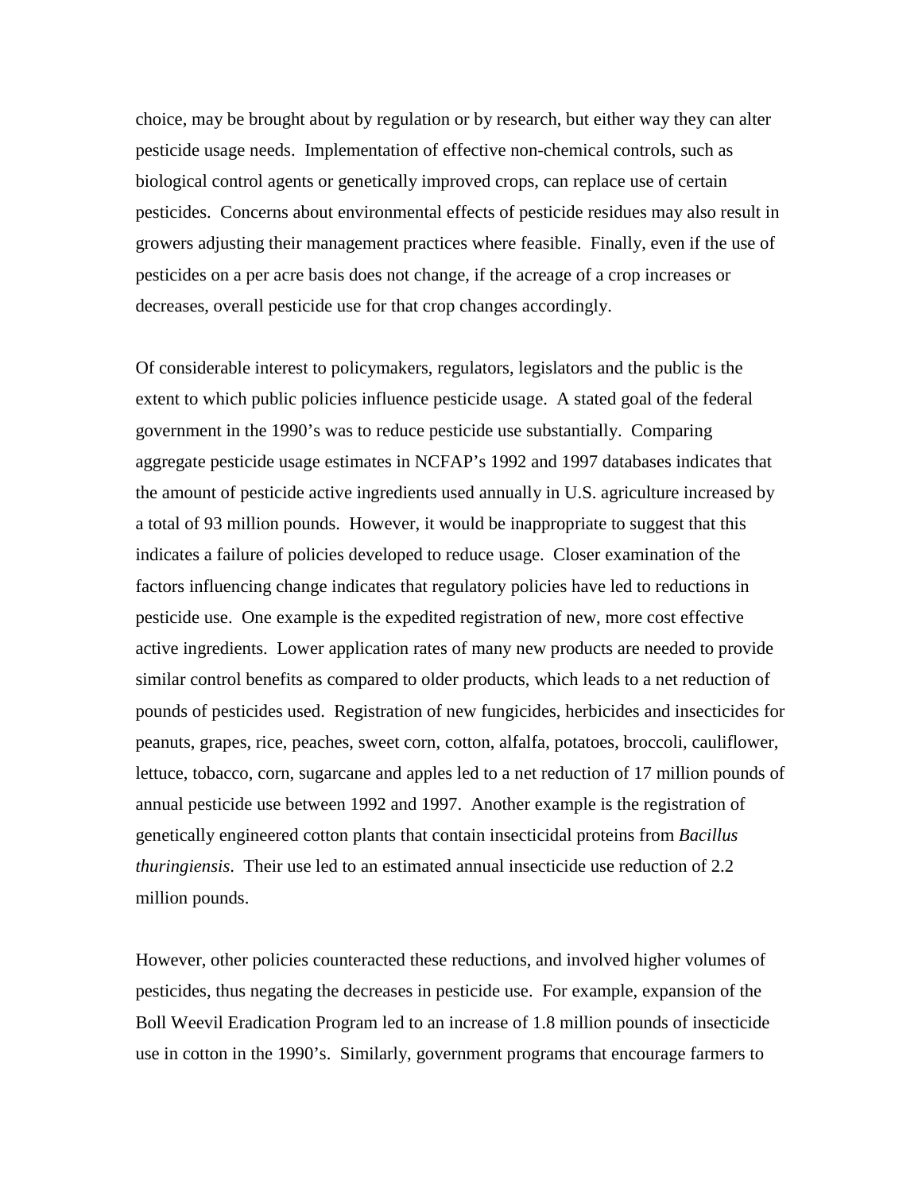choice, may be brought about by regulation or by research, but either way they can alter pesticide usage needs. Implementation of effective non-chemical controls, such as biological control agents or genetically improved crops, can replace use of certain pesticides. Concerns about environmental effects of pesticide residues may also result in growers adjusting their management practices where feasible. Finally, even if the use of pesticides on a per acre basis does not change, if the acreage of a crop increases or decreases, overall pesticide use for that crop changes accordingly.

Of considerable interest to policymakers, regulators, legislators and the public is the extent to which public policies influence pesticide usage. A stated goal of the federal government in the 1990's was to reduce pesticide use substantially. Comparing aggregate pesticide usage estimates in NCFAP's 1992 and 1997 databases indicates that the amount of pesticide active ingredients used annually in U.S. agriculture increased by a total of 93 million pounds. However, it would be inappropriate to suggest that this indicates a failure of policies developed to reduce usage. Closer examination of the factors influencing change indicates that regulatory policies have led to reductions in pesticide use. One example is the expedited registration of new, more cost effective active ingredients. Lower application rates of many new products are needed to provide similar control benefits as compared to older products, which leads to a net reduction of pounds of pesticides used. Registration of new fungicides, herbicides and insecticides for peanuts, grapes, rice, peaches, sweet corn, cotton, alfalfa, potatoes, broccoli, cauliflower, lettuce, tobacco, corn, sugarcane and apples led to a net reduction of 17 million pounds of annual pesticide use between 1992 and 1997. Another example is the registration of genetically engineered cotton plants that contain insecticidal proteins from *Bacillus thuringiensis*. Their use led to an estimated annual insecticide use reduction of 2.2 million pounds.

However, other policies counteracted these reductions, and involved higher volumes of pesticides, thus negating the decreases in pesticide use. For example, expansion of the Boll Weevil Eradication Program led to an increase of 1.8 million pounds of insecticide use in cotton in the 1990's. Similarly, government programs that encourage farmers to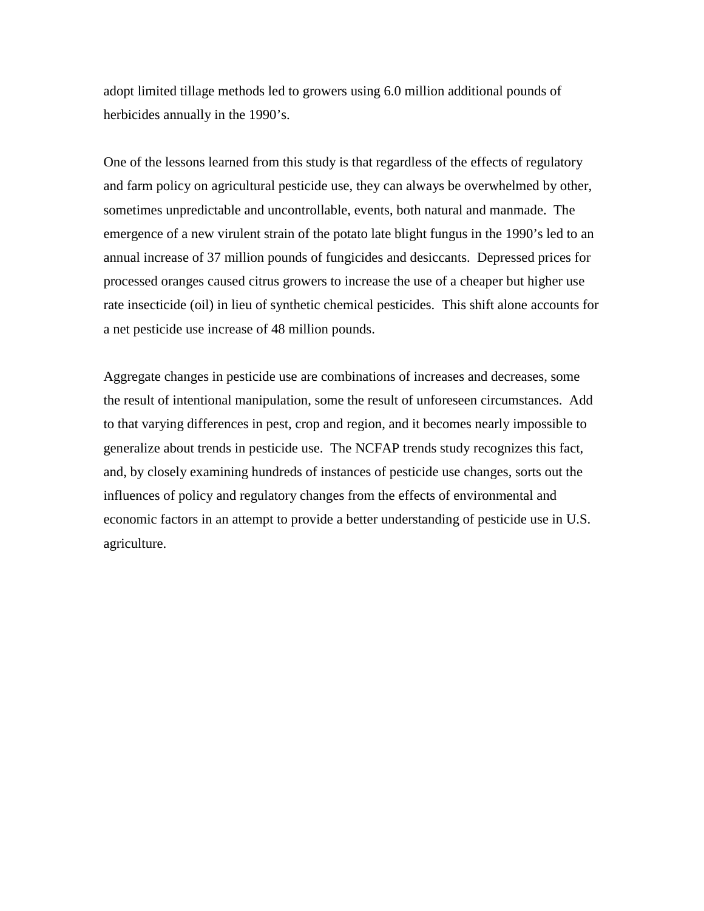adopt limited tillage methods led to growers using 6.0 million additional pounds of herbicides annually in the 1990's.

One of the lessons learned from this study is that regardless of the effects of regulatory and farm policy on agricultural pesticide use, they can always be overwhelmed by other, sometimes unpredictable and uncontrollable, events, both natural and manmade. The emergence of a new virulent strain of the potato late blight fungus in the 1990's led to an annual increase of 37 million pounds of fungicides and desiccants. Depressed prices for processed oranges caused citrus growers to increase the use of a cheaper but higher use rate insecticide (oil) in lieu of synthetic chemical pesticides. This shift alone accounts for a net pesticide use increase of 48 million pounds.

Aggregate changes in pesticide use are combinations of increases and decreases, some the result of intentional manipulation, some the result of unforeseen circumstances. Add to that varying differences in pest, crop and region, and it becomes nearly impossible to generalize about trends in pesticide use. The NCFAP trends study recognizes this fact, and, by closely examining hundreds of instances of pesticide use changes, sorts out the influences of policy and regulatory changes from the effects of environmental and economic factors in an attempt to provide a better understanding of pesticide use in U.S. agriculture.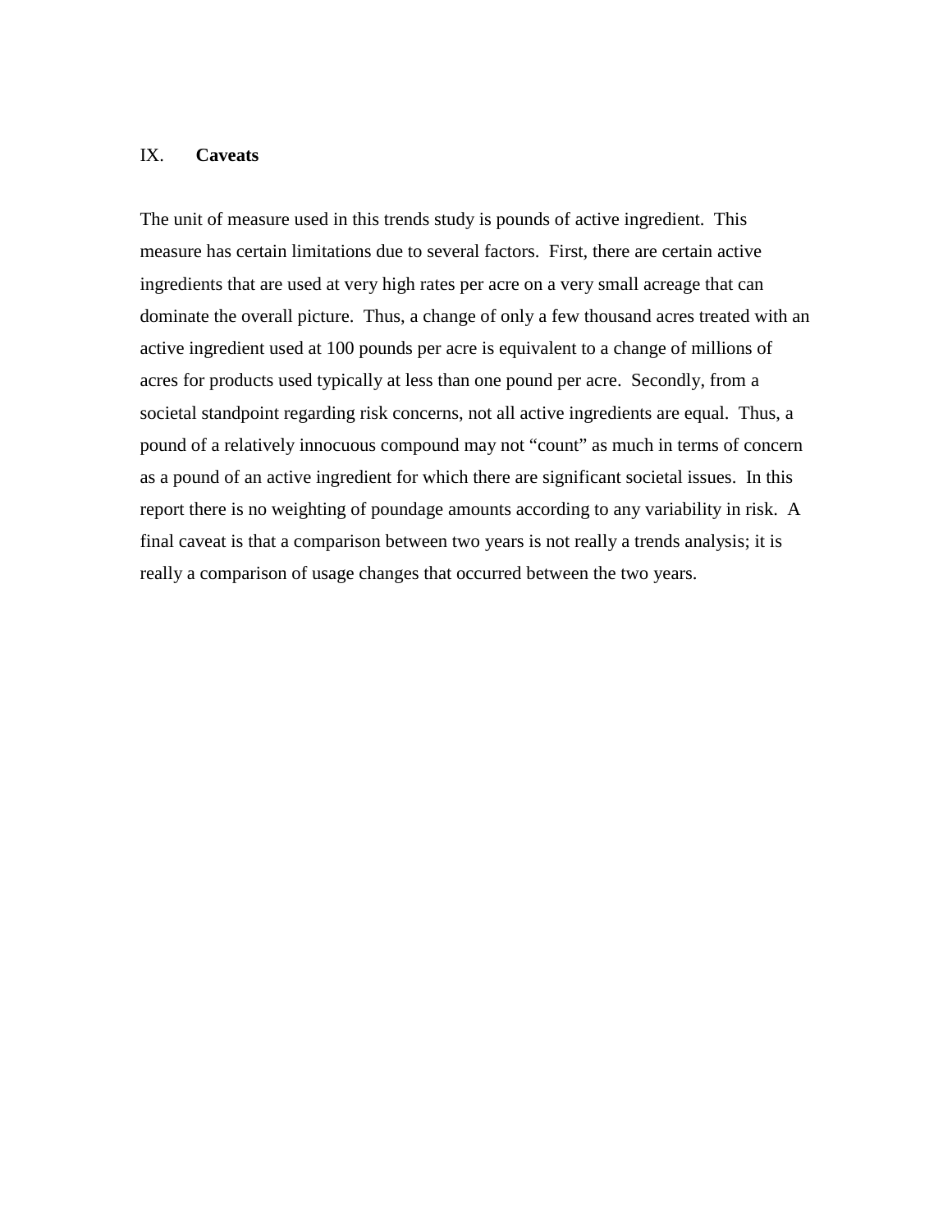## IX. **Caveats**

The unit of measure used in this trends study is pounds of active ingredient. This measure has certain limitations due to several factors. First, there are certain active ingredients that are used at very high rates per acre on a very small acreage that can dominate the overall picture. Thus, a change of only a few thousand acres treated with an active ingredient used at 100 pounds per acre is equivalent to a change of millions of acres for products used typically at less than one pound per acre. Secondly, from a societal standpoint regarding risk concerns, not all active ingredients are equal. Thus, a pound of a relatively innocuous compound may not "count" as much in terms of concern as a pound of an active ingredient for which there are significant societal issues. In this report there is no weighting of poundage amounts according to any variability in risk. A final caveat is that a comparison between two years is not really a trends analysis; it is really a comparison of usage changes that occurred between the two years.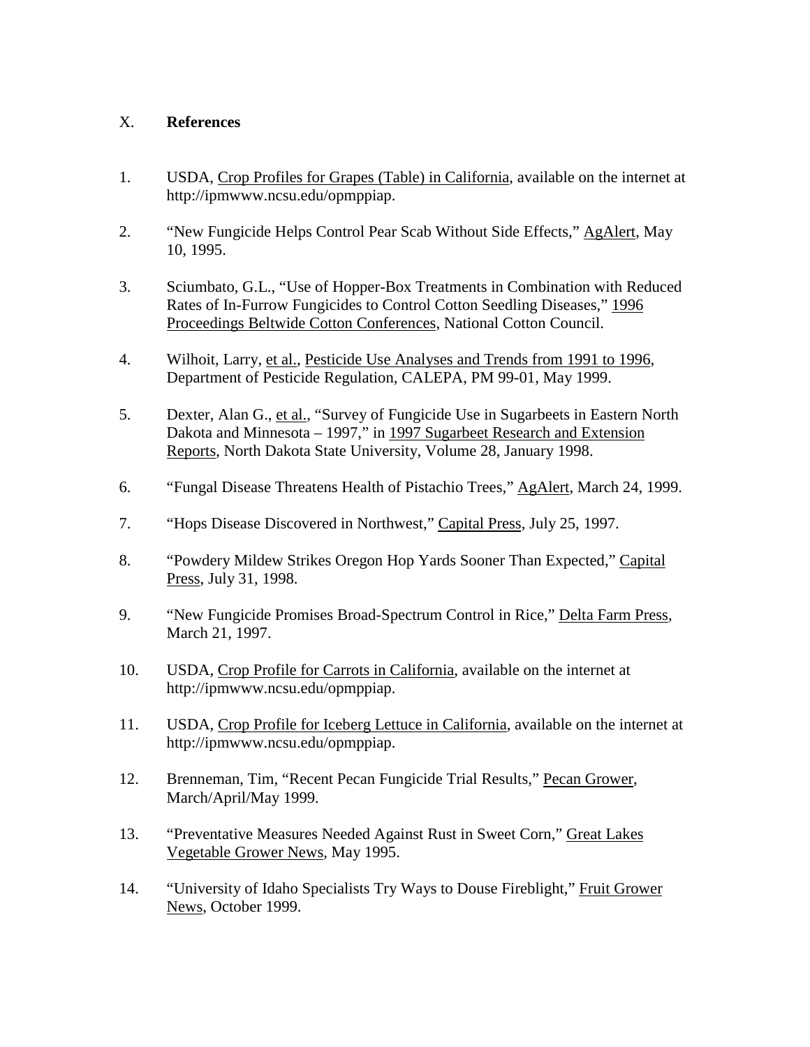## X. **References**

1. USDA, Crop Profiles for Grapes (Table) in California, available on the internet at http://ipmwww.ncsu.edu/opmppiap.

2. "New Fungicide Helps Control Pear Scab Without Side Effects," AgAlert, May 10, 1995.

3. Sciumbato, G.L., "Use of Hopper-Box Treatments in Combination with Reduced Rates of In-Furrow Fungicides to Control Cotton Seedling Diseases," 1996 Proceedings Beltwide Cotton Conferences, National Cotton Council.

4. Wilhoit, Larry, et al., Pesticide Use Analyses and Trends from 1991 to 1996, Department of Pesticide Regulation, CALEPA, PM 99-01, May 1999.

5. Dexter, Alan G., et al., "Survey of Fungicide Use in Sugarbeets in Eastern North Dakota and Minnesota – 1997," in 1997 Sugarbeet Research and Extension Reports, North Dakota State University, Volume 28, January 1998.

6. "Fungal Disease Threatens Health of Pistachio Trees," AgAlert, March 24, 1999.

7. "Hops Disease Discovered in Northwest," Capital Press, July 25, 1997.

8. "Powdery Mildew Strikes Oregon Hop Yards Sooner Than Expected," Capital Press, July 31, 1998.

9. "New Fungicide Promises Broad-Spectrum Control in Rice," Delta Farm Press, March 21, 1997.

10. USDA, Crop Profile for Carrots in California, available on the internet at http://ipmwww.ncsu.edu/opmppiap.

11. USDA, Crop Profile for Iceberg Lettuce in California, available on the internet at http://ipmwww.ncsu.edu/opmppiap.

12. Brenneman, Tim, "Recent Pecan Fungicide Trial Results," Pecan Grower, March/April/May 1999.

13. "Preventative Measures Needed Against Rust in Sweet Corn," Great Lakes Vegetable Grower News, May 1995.

14. "University of Idaho Specialists Try Ways to Douse Fireblight," Fruit Grower News, October 1999.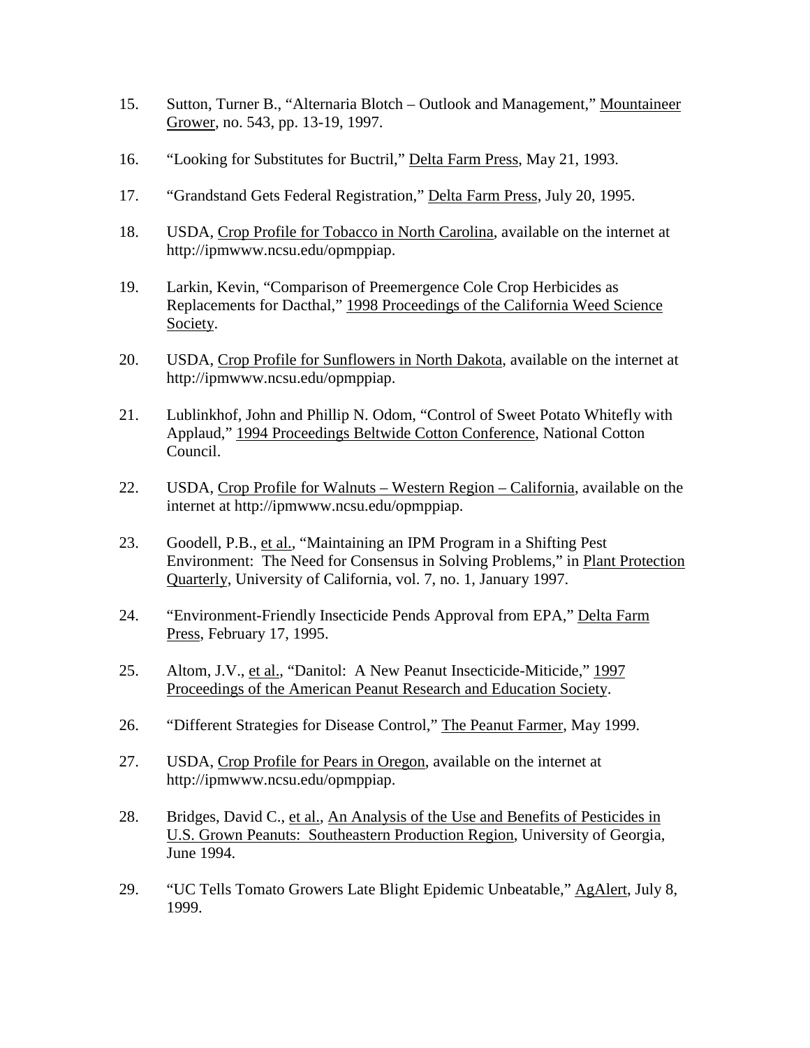15. Sutton, Turner B., "Alternaria Blotch – Outlook and Management," Mountaineer Grower, no. 543, pp. 13-19, 1997.

16. "Looking for Substitutes for Buctril," Delta Farm Press, May 21, 1993.

17. "Grandstand Gets Federal Registration," Delta Farm Press, July 20, 1995.

18. USDA, Crop Profile for Tobacco in North Carolina, available on the internet at http://ipmwww.ncsu.edu/opmppiap.

19. Larkin, Kevin, "Comparison of Preemergence Cole Crop Herbicides as Replacements for Dacthal," 1998 Proceedings of the California Weed Science Society.

20. USDA, Crop Profile for Sunflowers in North Dakota, available on the internet at http://ipmwww.ncsu.edu/opmppiap.

21. Lublinkhof, John and Phillip N. Odom, "Control of Sweet Potato Whitefly with Applaud," 1994 Proceedings Beltwide Cotton Conference, National Cotton Council.

22. USDA, Crop Profile for Walnuts – Western Region – California, available on the internet at http://ipmwww.ncsu.edu/opmppiap.

23. Goodell, P.B., et al., "Maintaining an IPM Program in a Shifting Pest Environment: The Need for Consensus in Solving Problems," in Plant Protection Quarterly, University of California, vol. 7, no. 1, January 1997.

24. "Environment-Friendly Insecticide Pends Approval from EPA," Delta Farm Press, February 17, 1995.

25. Altom, J.V., et al., "Danitol: A New Peanut Insecticide-Miticide," 1997 Proceedings of the American Peanut Research and Education Society.

26. "Different Strategies for Disease Control," The Peanut Farmer, May 1999.

27. USDA, Crop Profile for Pears in Oregon, available on the internet at http://ipmwww.ncsu.edu/opmppiap.

28. Bridges, David C., et al., An Analysis of the Use and Benefits of Pesticides in U.S. Grown Peanuts: Southeastern Production Region, University of Georgia, June 1994.

29. "UC Tells Tomato Growers Late Blight Epidemic Unbeatable," AgAlert, July 8, 1999.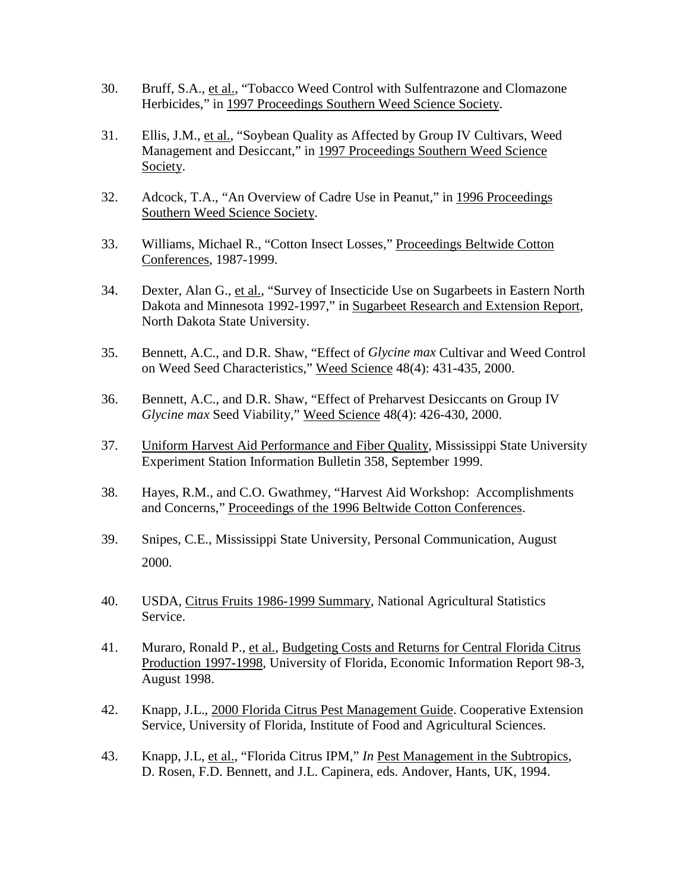30. Bruff, S.A., et al., "Tobacco Weed Control with Sulfentrazone and Clomazone Herbicides," in 1997 Proceedings Southern Weed Science Society.

31. Ellis, J.M., et al., "Soybean Quality as Affected by Group IV Cultivars, Weed Management and Desiccant," in 1997 Proceedings Southern Weed Science Society.

32. Adcock, T.A., "An Overview of Cadre Use in Peanut," in 1996 Proceedings Southern Weed Science Society.

33. Williams, Michael R., "Cotton Insect Losses," Proceedings Beltwide Cotton Conferences, 1987-1999.

34. Dexter, Alan G., et al., "Survey of Insecticide Use on Sugarbeets in Eastern North Dakota and Minnesota 1992-1997," in Sugarbeet Research and Extension Report, North Dakota State University.

35. Bennett, A.C., and D.R. Shaw, "Effect of *Glycine max* Cultivar and Weed Control on Weed Seed Characteristics," Weed Science 48(4): 431-435, 2000.

36. Bennett, A.C., and D.R. Shaw, "Effect of Preharvest Desiccants on Group IV *Glycine max* Seed Viability," Weed Science 48(4): 426-430, 2000.

37. Uniform Harvest Aid Performance and Fiber Quality, Mississippi State University Experiment Station Information Bulletin 358, September 1999.

38. Hayes, R.M., and C.O. Gwathmey, "Harvest Aid Workshop: Accomplishments and Concerns," Proceedings of the 1996 Beltwide Cotton Conferences.

39. Snipes, C.E., Mississippi State University, Personal Communication, August 2000.

40. USDA, Citrus Fruits 1986-1999 Summary, National Agricultural Statistics Service.

41. Muraro, Ronald P., et al., Budgeting Costs and Returns for Central Florida Citrus Production 1997-1998, University of Florida, Economic Information Report 98-3, August 1998.

42. Knapp, J.L., 2000 Florida Citrus Pest Management Guide. Cooperative Extension Service, University of Florida, Institute of Food and Agricultural Sciences.

43. Knapp, J.L, et al., "Florida Citrus IPM," *In* Pest Management in the Subtropics, D. Rosen, F.D. Bennett, and J.L. Capinera, eds. Andover, Hants, UK, 1994.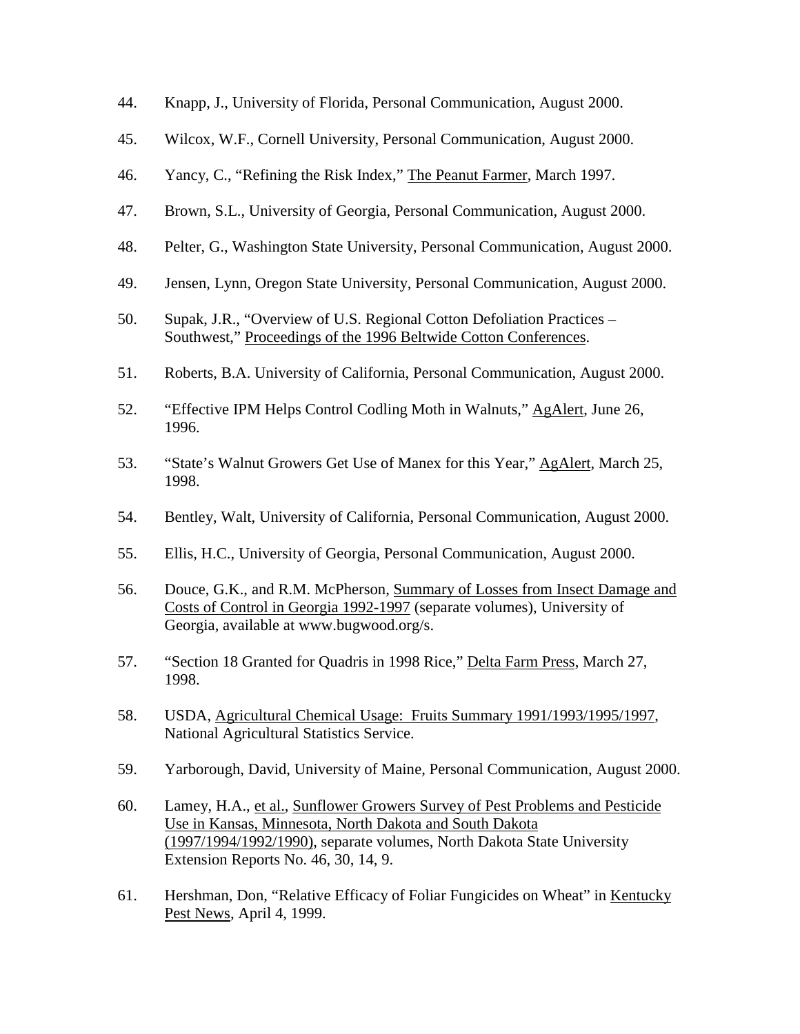44. Knapp, J., University of Florida, Personal Communication, August 2000.

45. Wilcox, W.F., Cornell University, Personal Communication, August 2000.

46. Yancy, C., "Refining the Risk Index," The Peanut Farmer, March 1997.

47. Brown, S.L., University of Georgia, Personal Communication, August 2000.

48. Pelter, G., Washington State University, Personal Communication, August 2000.

49. Jensen, Lynn, Oregon State University, Personal Communication, August 2000.

50. Supak, J.R., "Overview of U.S. Regional Cotton Defoliation Practices – Southwest," Proceedings of the 1996 Beltwide Cotton Conferences.

51. Roberts, B.A. University of California, Personal Communication, August 2000.

52. "Effective IPM Helps Control Codling Moth in Walnuts," AgAlert, June 26, 1996.

53. "State's Walnut Growers Get Use of Manex for this Year," AgAlert, March 25, 1998.

54. Bentley, Walt, University of California, Personal Communication, August 2000.

55. Ellis, H.C., University of Georgia, Personal Communication, August 2000.

56. Douce, G.K., and R.M. McPherson, Summary of Losses from Insect Damage and Costs of Control in Georgia 1992-1997 (separate volumes), University of Georgia, available at www.bugwood.org/s.

57. "Section 18 Granted for Quadris in 1998 Rice," Delta Farm Press, March 27, 1998.

58. USDA, Agricultural Chemical Usage: Fruits Summary 1991/1993/1995/1997, National Agricultural Statistics Service.

59. Yarborough, David, University of Maine, Personal Communication, August 2000.

60. Lamey, H.A., et al., Sunflower Growers Survey of Pest Problems and Pesticide Use in Kansas, Minnesota, North Dakota and South Dakota (1997/1994/1992/1990), separate volumes, North Dakota State University Extension Reports No. 46, 30, 14, 9.

61. Hershman, Don, "Relative Efficacy of Foliar Fungicides on Wheat" in Kentucky Pest News, April 4, 1999.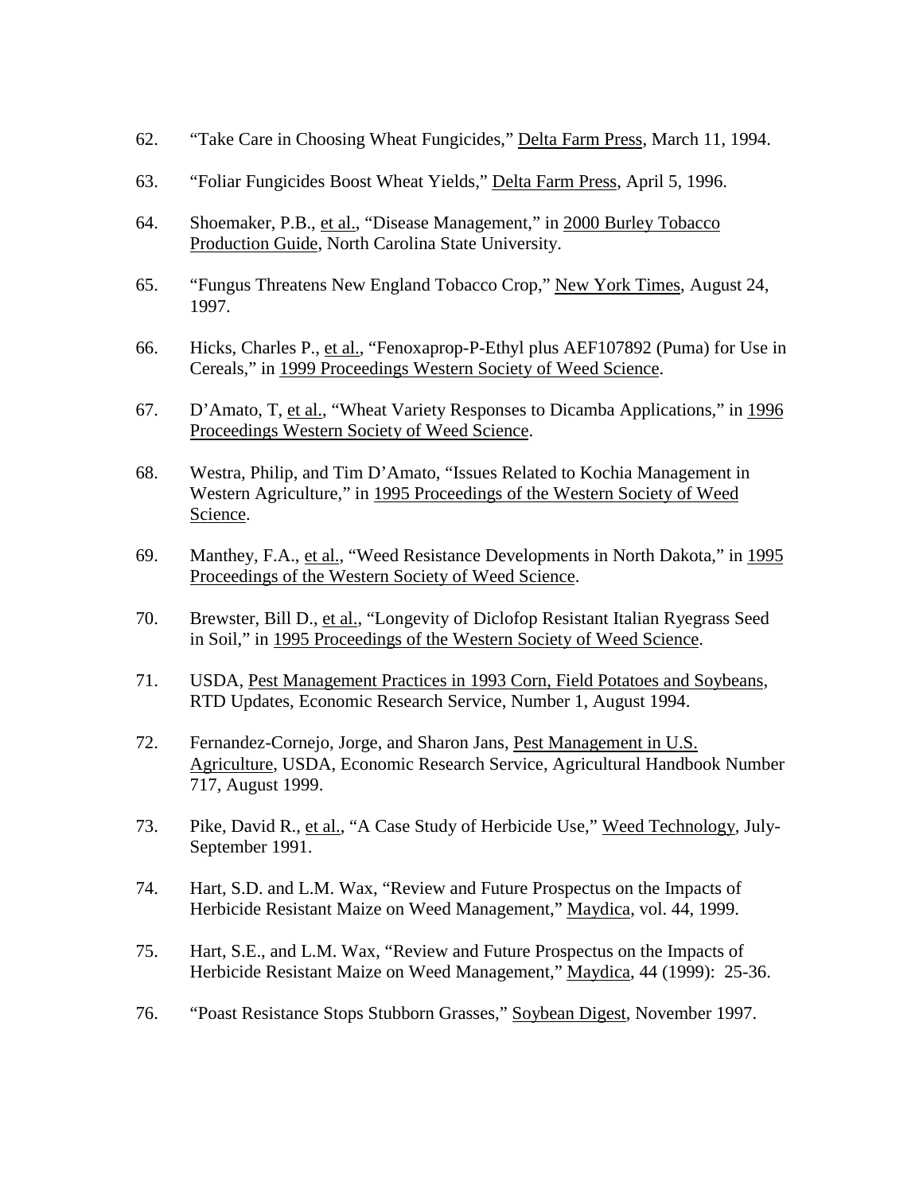62. "Take Care in Choosing Wheat Fungicides," Delta Farm Press, March 11, 1994.

63. "Foliar Fungicides Boost Wheat Yields," Delta Farm Press, April 5, 1996.

64. Shoemaker, P.B., et al., "Disease Management," in 2000 Burley Tobacco Production Guide, North Carolina State University.

65. "Fungus Threatens New England Tobacco Crop," New York Times, August 24, 1997.

66. Hicks, Charles P., et al., "Fenoxaprop-P-Ethyl plus AEF107892 (Puma) for Use in Cereals," in 1999 Proceedings Western Society of Weed Science.

67. D'Amato, T, et al., "Wheat Variety Responses to Dicamba Applications," in 1996 Proceedings Western Society of Weed Science.

68. Westra, Philip, and Tim D'Amato, "Issues Related to Kochia Management in Western Agriculture," in 1995 Proceedings of the Western Society of Weed Science.

69. Manthey, F.A., et al., "Weed Resistance Developments in North Dakota," in 1995 Proceedings of the Western Society of Weed Science.

70. Brewster, Bill D., et al., "Longevity of Diclofop Resistant Italian Ryegrass Seed in Soil," in 1995 Proceedings of the Western Society of Weed Science.

71. USDA, Pest Management Practices in 1993 Corn, Field Potatoes and Soybeans, RTD Updates, Economic Research Service, Number 1, August 1994.

72. Fernandez-Cornejo, Jorge, and Sharon Jans, Pest Management in U.S. Agriculture, USDA, Economic Research Service, Agricultural Handbook Number 717, August 1999.

73. Pike, David R., et al., "A Case Study of Herbicide Use," Weed Technology, July-September 1991.

74. Hart, S.D. and L.M. Wax, "Review and Future Prospectus on the Impacts of Herbicide Resistant Maize on Weed Management," Maydica, vol. 44, 1999.

75. Hart, S.E., and L.M. Wax, "Review and Future Prospectus on the Impacts of Herbicide Resistant Maize on Weed Management," Maydica, 44 (1999): 25-36.

76. "Poast Resistance Stops Stubborn Grasses," Soybean Digest, November 1997.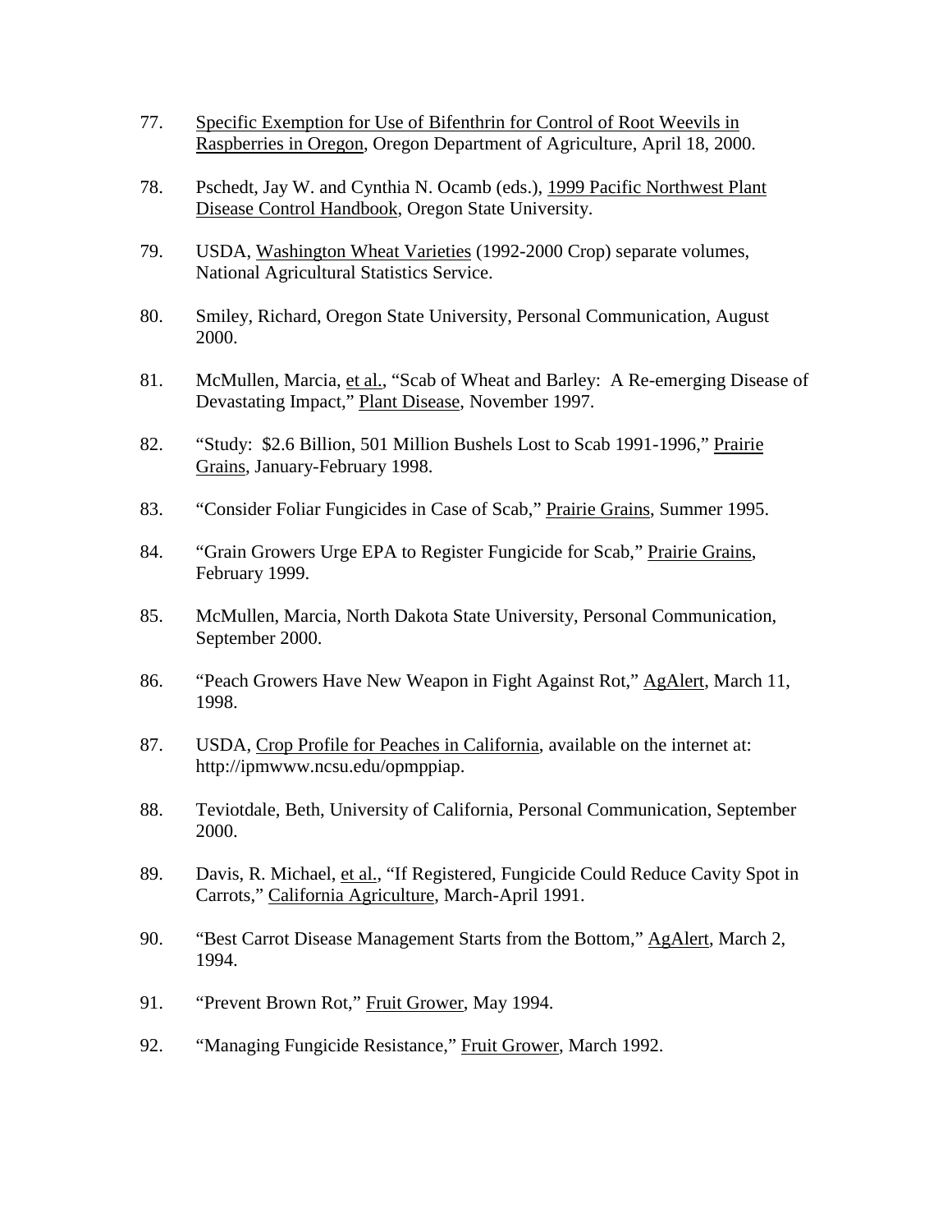77. Specific Exemption for Use of Bifenthrin for Control of Root Weevils in Raspberries in Oregon, Oregon Department of Agriculture, April 18, 2000.

78. Pschedt, Jay W. and Cynthia N. Ocamb (eds.), 1999 Pacific Northwest Plant Disease Control Handbook, Oregon State University.

79. USDA, Washington Wheat Varieties (1992-2000 Crop) separate volumes, National Agricultural Statistics Service.

80. Smiley, Richard, Oregon State University, Personal Communication, August 2000.

81. McMullen, Marcia, et al., "Scab of Wheat and Barley: A Re-emerging Disease of Devastating Impact," Plant Disease, November 1997.

82. "Study: $2.6 Billion, 501 Million Bushels Lost to Scab 1991-1996," Prairie Grains, January-February 1998.

83. "Consider Foliar Fungicides in Case of Scab," Prairie Grains, Summer 1995.

84. "Grain Growers Urge EPA to Register Fungicide for Scab," Prairie Grains, February 1999.

85. McMullen, Marcia, North Dakota State University, Personal Communication, September 2000.

86. "Peach Growers Have New Weapon in Fight Against Rot," AgAlert, March 11, 1998.

87. USDA, Crop Profile for Peaches in California, available on the internet at: http://ipmwww.ncsu.edu/opmppiap.

88. Teviotdale, Beth, University of California, Personal Communication, September 2000.

89. Davis, R. Michael, et al., "If Registered, Fungicide Could Reduce Cavity Spot in Carrots," California Agriculture, March-April 1991.

90. "Best Carrot Disease Management Starts from the Bottom," AgAlert, March 2, 1994.

91. "Prevent Brown Rot," Fruit Grower, May 1994.

92. "Managing Fungicide Resistance," Fruit Grower, March 1992.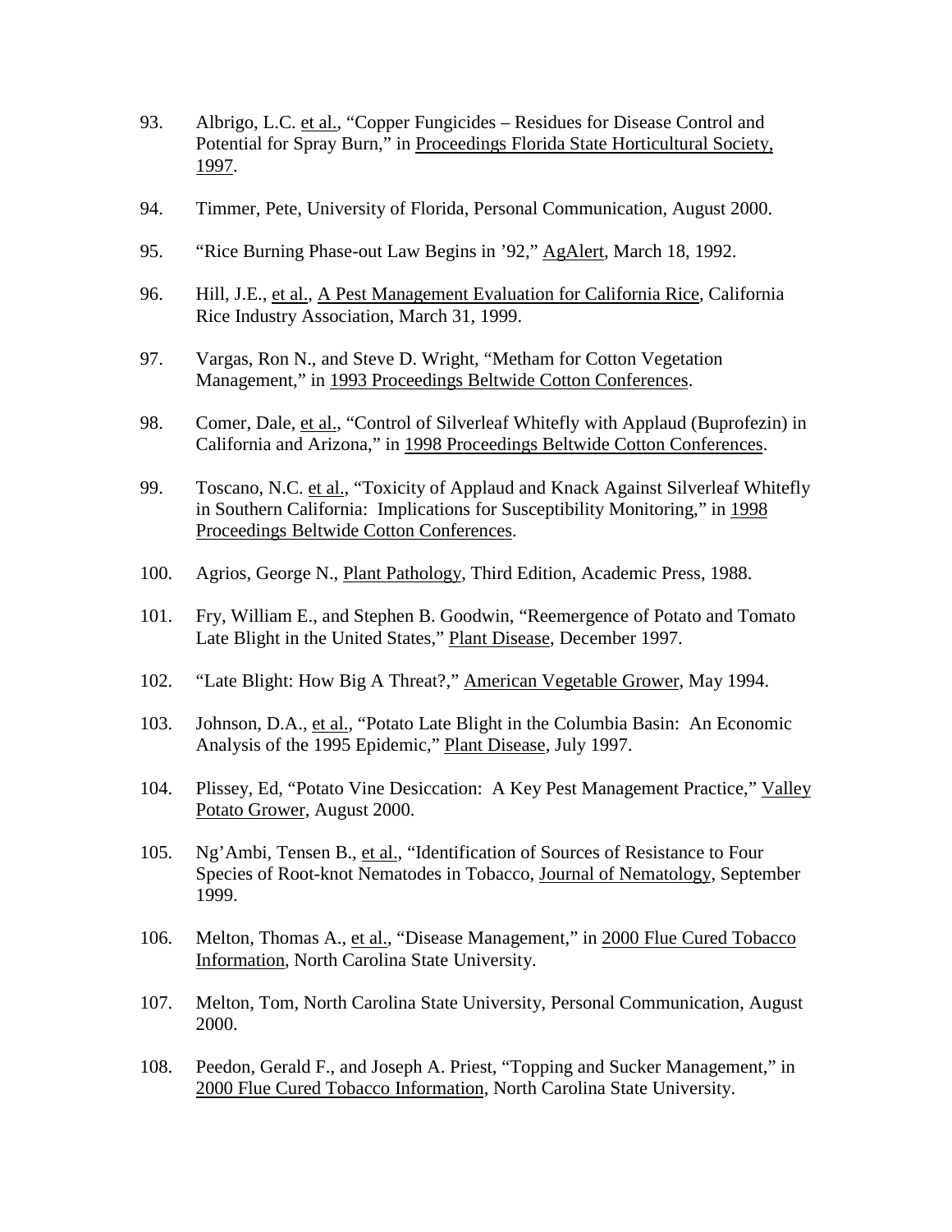93. Albrigo, L.C. et al., "Copper Fungicides – Residues for Disease Control and Potential for Spray Burn," in Proceedings Florida State Horticultural Society, 1997.

94. Timmer, Pete, University of Florida, Personal Communication, August 2000.

95. "Rice Burning Phase-out Law Begins in '92," AgAlert, March 18, 1992.

96. Hill, J.E., et al., A Pest Management Evaluation for California Rice, California Rice Industry Association, March 31, 1999.

97. Vargas, Ron N., and Steve D. Wright, "Metham for Cotton Vegetation Management," in 1993 Proceedings Beltwide Cotton Conferences.

98. Comer, Dale, et al., "Control of Silverleaf Whitefly with Applaud (Buprofezin) in California and Arizona," in 1998 Proceedings Beltwide Cotton Conferences.

99. Toscano, N.C. et al., "Toxicity of Applaud and Knack Against Silverleaf Whitefly in Southern California: Implications for Susceptibility Monitoring," in 1998 Proceedings Beltwide Cotton Conferences.

100. Agrios, George N., Plant Pathology, Third Edition, Academic Press, 1988.

101. Fry, William E., and Stephen B. Goodwin, "Reemergence of Potato and Tomato Late Blight in the United States," Plant Disease, December 1997.

102. "Late Blight: How Big A Threat?," American Vegetable Grower, May 1994.

103. Johnson, D.A., et al., "Potato Late Blight in the Columbia Basin: An Economic Analysis of the 1995 Epidemic," Plant Disease, July 1997.

104. Plissey, Ed, "Potato Vine Desiccation: A Key Pest Management Practice," Valley Potato Grower, August 2000.

105. Ng'Ambi, Tensen B., et al., "Identification of Sources of Resistance to Four Species of Root-knot Nematodes in Tobacco, Journal of Nematology, September 1999.

106. Melton, Thomas A., et al., "Disease Management," in 2000 Flue Cured Tobacco Information, North Carolina State University.

107. Melton, Tom, North Carolina State University, Personal Communication, August 2000.

108. Peedon, Gerald F., and Joseph A. Priest, "Topping and Sucker Management," in 2000 Flue Cured Tobacco Information, North Carolina State University.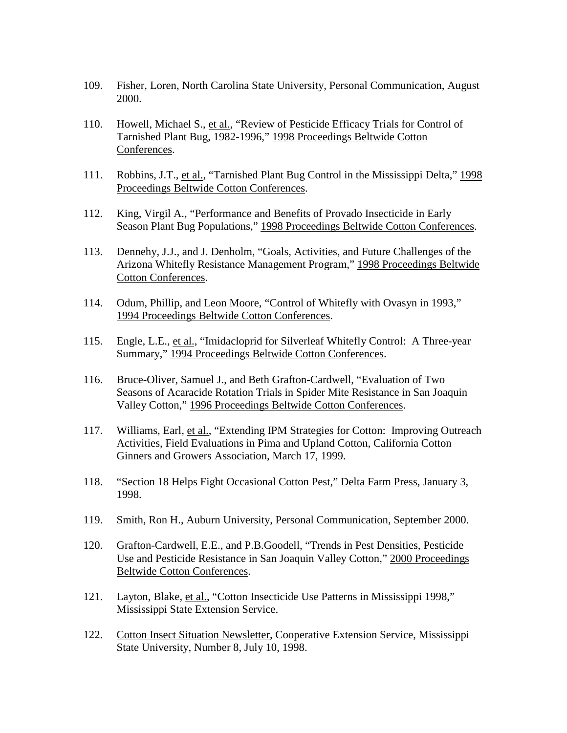109. Fisher, Loren, North Carolina State University, Personal Communication, August 2000.

110. Howell, Michael S., et al., "Review of Pesticide Efficacy Trials for Control of Tarnished Plant Bug, 1982-1996," 1998 Proceedings Beltwide Cotton Conferences.

111. Robbins, J.T., et al., "Tarnished Plant Bug Control in the Mississippi Delta," 1998 Proceedings Beltwide Cotton Conferences.

112. King, Virgil A., "Performance and Benefits of Provado Insecticide in Early Season Plant Bug Populations," 1998 Proceedings Beltwide Cotton Conferences.

113. Dennehy, J.J., and J. Denholm, "Goals, Activities, and Future Challenges of the Arizona Whitefly Resistance Management Program," 1998 Proceedings Beltwide Cotton Conferences.

114. Odum, Phillip, and Leon Moore, "Control of Whitefly with Ovasyn in 1993," 1994 Proceedings Beltwide Cotton Conferences.

115. Engle, L.E., et al., "Imidacloprid for Silverleaf Whitefly Control: A Three-year Summary," 1994 Proceedings Beltwide Cotton Conferences.

116. Bruce-Oliver, Samuel J., and Beth Grafton-Cardwell, "Evaluation of Two Seasons of Acaracide Rotation Trials in Spider Mite Resistance in San Joaquin Valley Cotton," 1996 Proceedings Beltwide Cotton Conferences.

117. Williams, Earl, et al., "Extending IPM Strategies for Cotton: Improving Outreach Activities, Field Evaluations in Pima and Upland Cotton, California Cotton Ginners and Growers Association, March 17, 1999.

118. "Section 18 Helps Fight Occasional Cotton Pest," Delta Farm Press, January 3, 1998.

119. Smith, Ron H., Auburn University, Personal Communication, September 2000.

120. Grafton-Cardwell, E.E., and P.B.Goodell, "Trends in Pest Densities, Pesticide Use and Pesticide Resistance in San Joaquin Valley Cotton," 2000 Proceedings Beltwide Cotton Conferences.

121. Layton, Blake, et al., "Cotton Insecticide Use Patterns in Mississippi 1998," Mississippi State Extension Service.

122. Cotton Insect Situation Newsletter, Cooperative Extension Service, Mississippi State University, Number 8, July 10, 1998.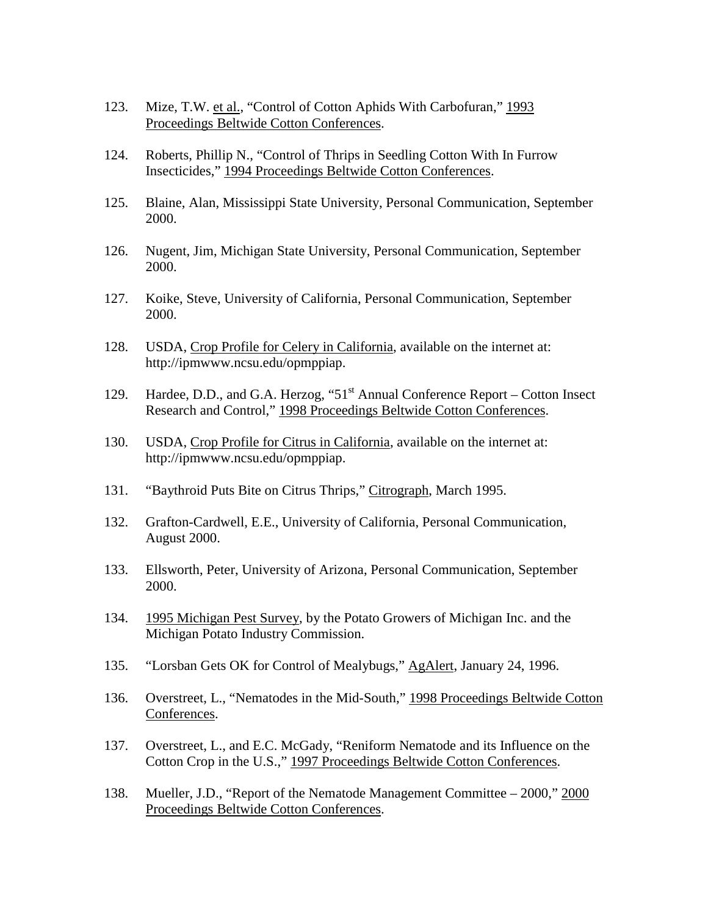123. Mize, T.W. et al., "Control of Cotton Aphids With Carbofuran," 1993 Proceedings Beltwide Cotton Conferences.

124. Roberts, Phillip N., "Control of Thrips in Seedling Cotton With In Furrow Insecticides," 1994 Proceedings Beltwide Cotton Conferences.

125. Blaine, Alan, Mississippi State University, Personal Communication, September 2000.

126. Nugent, Jim, Michigan State University, Personal Communication, September 2000.

127. Koike, Steve, University of California, Personal Communication, September 2000.

128. USDA, Crop Profile for Celery in California, available on the internet at: http://ipmwww.ncsu.edu/opmppiap.

129. Hardee, D.D., and G.A. Herzog, "51st Annual Conference Report – Cotton Insect Research and Control," 1998 Proceedings Beltwide Cotton Conferences.

130. USDA, Crop Profile for Citrus in California, available on the internet at: http://ipmwww.ncsu.edu/opmppiap.

131. "Baythroid Puts Bite on Citrus Thrips," Citrograph, March 1995.

132. Grafton-Cardwell, E.E., University of California, Personal Communication, August 2000.

133. Ellsworth, Peter, University of Arizona, Personal Communication, September 2000.

134. 1995 Michigan Pest Survey, by the Potato Growers of Michigan Inc. and the Michigan Potato Industry Commission.

135. "Lorsban Gets OK for Control of Mealybugs," AgAlert, January 24, 1996.

136. Overstreet, L., "Nematodes in the Mid-South," 1998 Proceedings Beltwide Cotton Conferences.

137. Overstreet, L., and E.C. McGady, "Reniform Nematode and its Influence on the Cotton Crop in the U.S.," 1997 Proceedings Beltwide Cotton Conferences.

138. Mueller, J.D., "Report of the Nematode Management Committee – 2000," 2000 Proceedings Beltwide Cotton Conferences.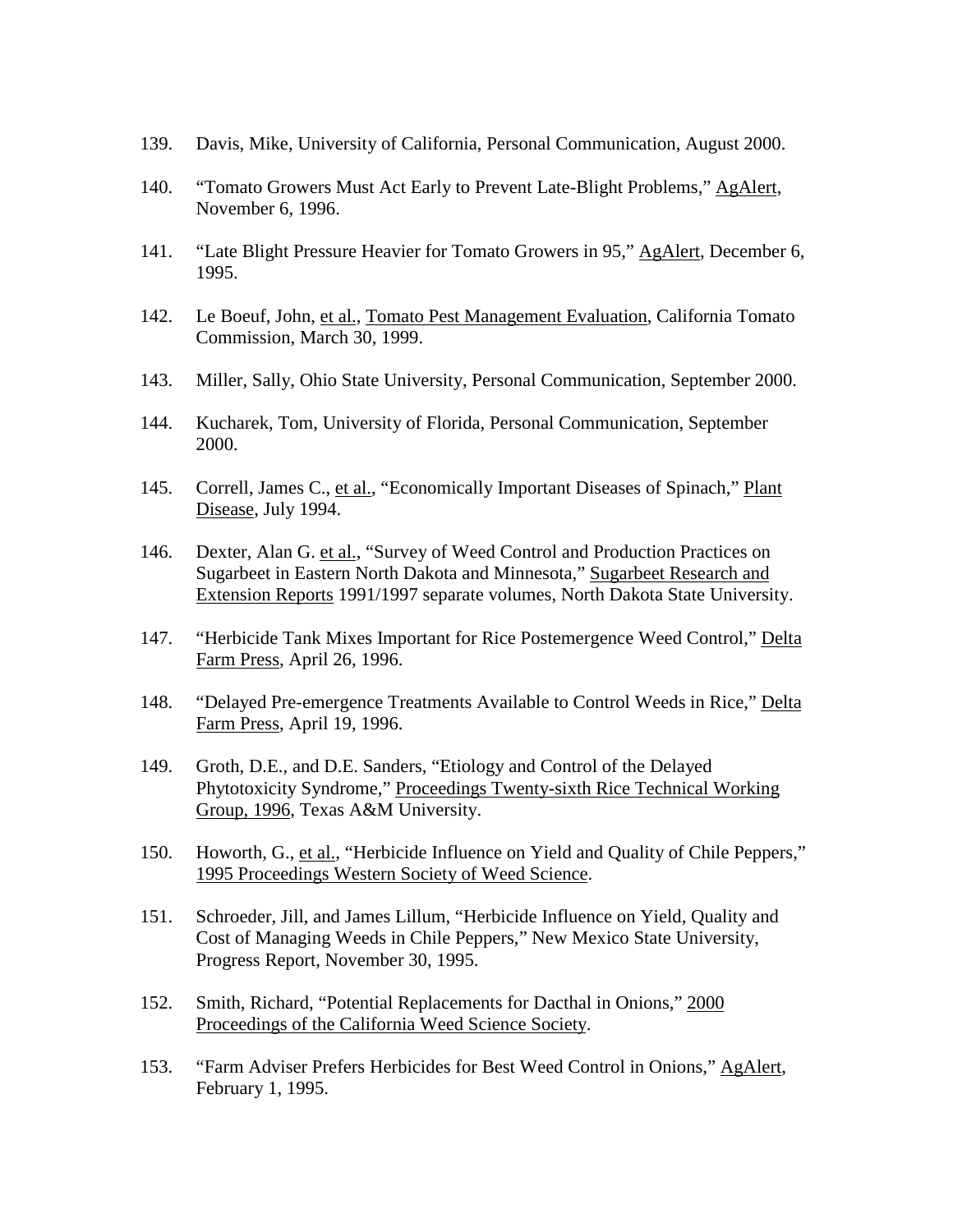139. Davis, Mike, University of California, Personal Communication, August 2000.

140. "Tomato Growers Must Act Early to Prevent Late-Blight Problems," AgAlert, November 6, 1996.

141. "Late Blight Pressure Heavier for Tomato Growers in 95," AgAlert, December 6, 1995.

142. Le Boeuf, John, et al., Tomato Pest Management Evaluation, California Tomato Commission, March 30, 1999.

143. Miller, Sally, Ohio State University, Personal Communication, September 2000.

144. Kucharek, Tom, University of Florida, Personal Communication, September 2000.

145. Correll, James C., et al., "Economically Important Diseases of Spinach," Plant Disease, July 1994.

146. Dexter, Alan G. et al., "Survey of Weed Control and Production Practices on Sugarbeet in Eastern North Dakota and Minnesota," Sugarbeet Research and Extension Reports 1991/1997 separate volumes, North Dakota State University.

147. "Herbicide Tank Mixes Important for Rice Postemergence Weed Control," Delta Farm Press, April 26, 1996.

148. "Delayed Pre-emergence Treatments Available to Control Weeds in Rice," Delta Farm Press, April 19, 1996.

149. Groth, D.E., and D.E. Sanders, "Etiology and Control of the Delayed Phytotoxicity Syndrome," Proceedings Twenty-sixth Rice Technical Working Group, 1996, Texas A&M University.

150. Howorth, G., et al., "Herbicide Influence on Yield and Quality of Chile Peppers," 1995 Proceedings Western Society of Weed Science.

151. Schroeder, Jill, and James Lillum, "Herbicide Influence on Yield, Quality and Cost of Managing Weeds in Chile Peppers," New Mexico State University, Progress Report, November 30, 1995.

152. Smith, Richard, "Potential Replacements for Dacthal in Onions," 2000 Proceedings of the California Weed Science Society.

153. "Farm Adviser Prefers Herbicides for Best Weed Control in Onions," AgAlert, February 1, 1995.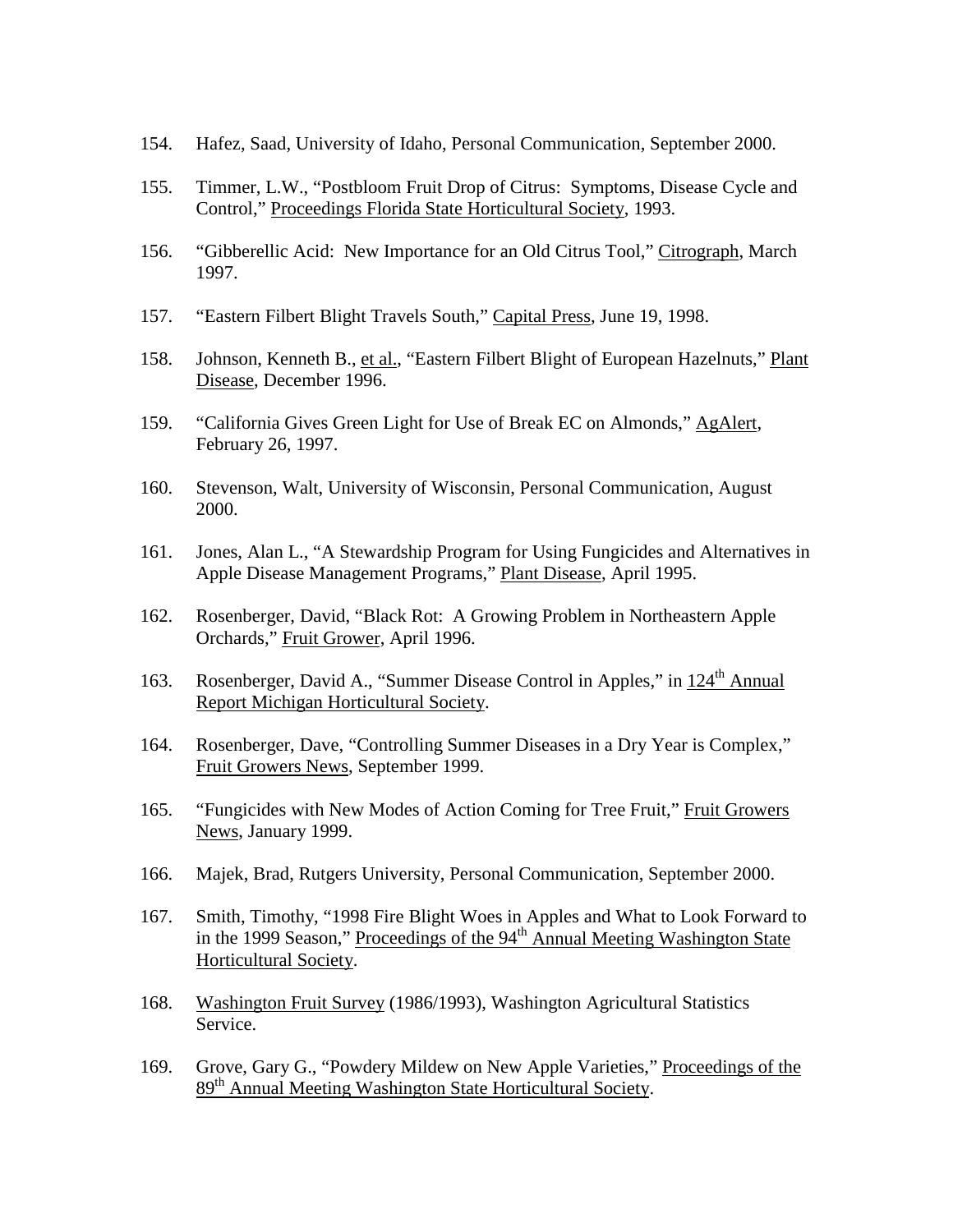154. Hafez, Saad, University of Idaho, Personal Communication, September 2000.

155. Timmer, L.W., "Postbloom Fruit Drop of Citrus: Symptoms, Disease Cycle and Control," Proceedings Florida State Horticultural Society, 1993.

156. "Gibberellic Acid: New Importance for an Old Citrus Tool," Citrograph, March 1997.

157. "Eastern Filbert Blight Travels South," Capital Press, June 19, 1998.

158. Johnson, Kenneth B., et al., "Eastern Filbert Blight of European Hazelnuts," Plant Disease, December 1996.

159. "California Gives Green Light for Use of Break EC on Almonds," AgAlert, February 26, 1997.

160. Stevenson, Walt, University of Wisconsin, Personal Communication, August 2000.

161. Jones, Alan L., "A Stewardship Program for Using Fungicides and Alternatives in Apple Disease Management Programs," Plant Disease, April 1995.

162. Rosenberger, David, "Black Rot: A Growing Problem in Northeastern Apple Orchards," Fruit Grower, April 1996.

163. Rosenberger, David A., "Summer Disease Control in Apples," in 124th Annual Report Michigan Horticultural Society.

164. Rosenberger, Dave, "Controlling Summer Diseases in a Dry Year is Complex," Fruit Growers News, September 1999.

165. "Fungicides with New Modes of Action Coming for Tree Fruit," Fruit Growers News, January 1999.

166. Majek, Brad, Rutgers University, Personal Communication, September 2000.

167. Smith, Timothy, "1998 Fire Blight Woes in Apples and What to Look Forward to in the 1999 Season," Proceedings of the 94th Annual Meeting Washington State Horticultural Society.

168. Washington Fruit Survey (1986/1993), Washington Agricultural Statistics Service.

169. Grove, Gary G., "Powdery Mildew on New Apple Varieties," Proceedings of the 89th Annual Meeting Washington State Horticultural Society.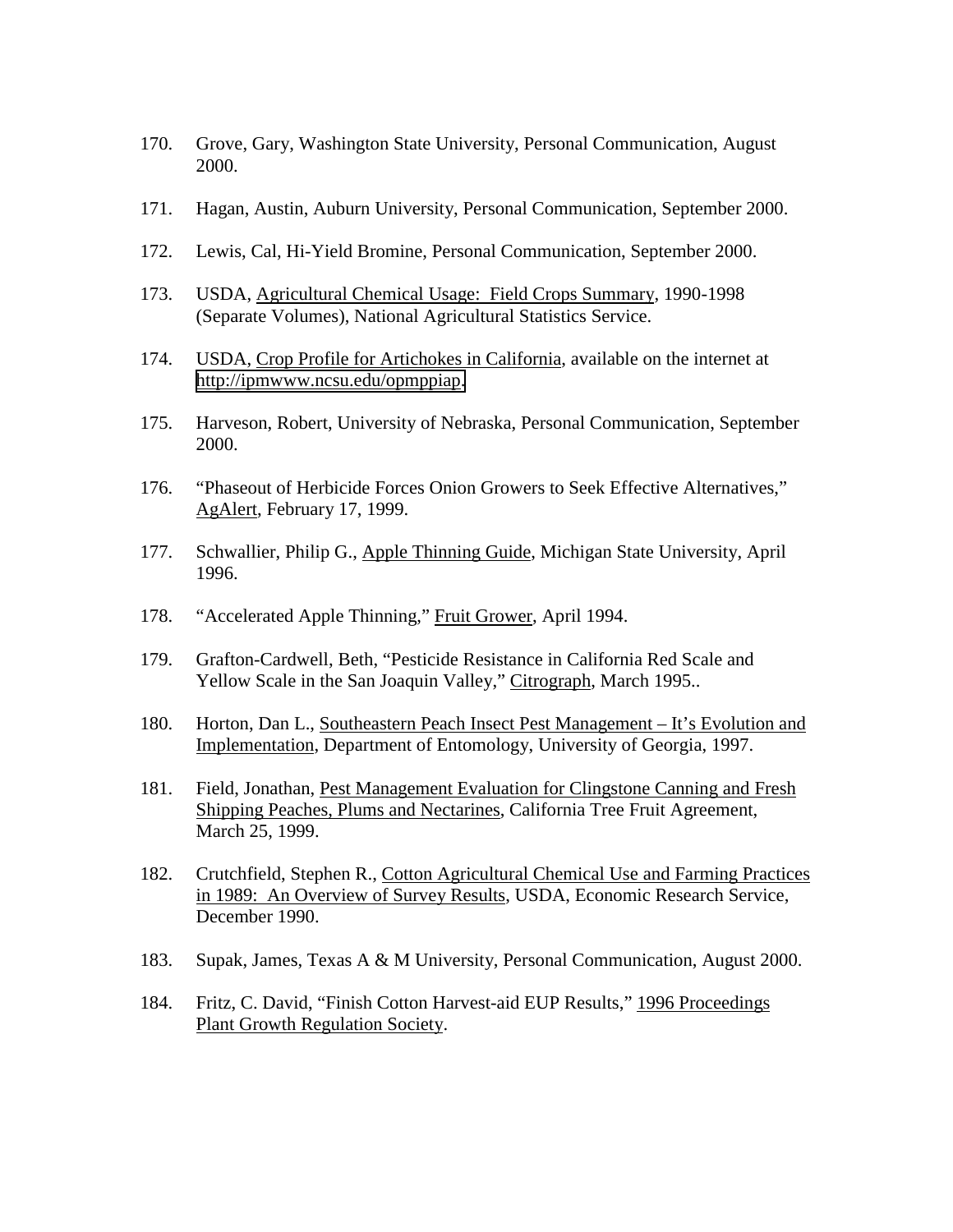170. Grove, Gary, Washington State University, Personal Communication, August 2000.

171. Hagan, Austin, Auburn University, Personal Communication, September 2000.

172. Lewis, Cal, Hi-Yield Bromine, Personal Communication, September 2000.

173. USDA, Agricultural Chemical Usage: Field Crops Summary, 1990-1998 (Separate Volumes), National Agricultural Statistics Service.

174. USDA, Crop Profile for Artichokes in California, available on the internet at http://ipmwww.ncsu.edu/opmppiap.

175. Harveson, Robert, University of Nebraska, Personal Communication, September 2000.

176. "Phaseout of Herbicide Forces Onion Growers to Seek Effective Alternatives," AgAlert, February 17, 1999.

177. Schwallier, Philip G., Apple Thinning Guide, Michigan State University, April 1996.

178. "Accelerated Apple Thinning," Fruit Grower, April 1994.

179. Grafton-Cardwell, Beth, "Pesticide Resistance in California Red Scale and Yellow Scale in the San Joaquin Valley," Citrograph, March 1995..

180. Horton, Dan L., Southeastern Peach Insect Pest Management – It's Evolution and Implementation, Department of Entomology, University of Georgia, 1997.

181. Field, Jonathan, Pest Management Evaluation for Clingstone Canning and Fresh Shipping Peaches, Plums and Nectarines, California Tree Fruit Agreement, March 25, 1999.

182. Crutchfield, Stephen R., Cotton Agricultural Chemical Use and Farming Practices in 1989: An Overview of Survey Results, USDA, Economic Research Service, December 1990.

183. Supak, James, Texas A & M University, Personal Communication, August 2000.

184. Fritz, C. David, "Finish Cotton Harvest-aid EUP Results," 1996 Proceedings Plant Growth Regulation Society.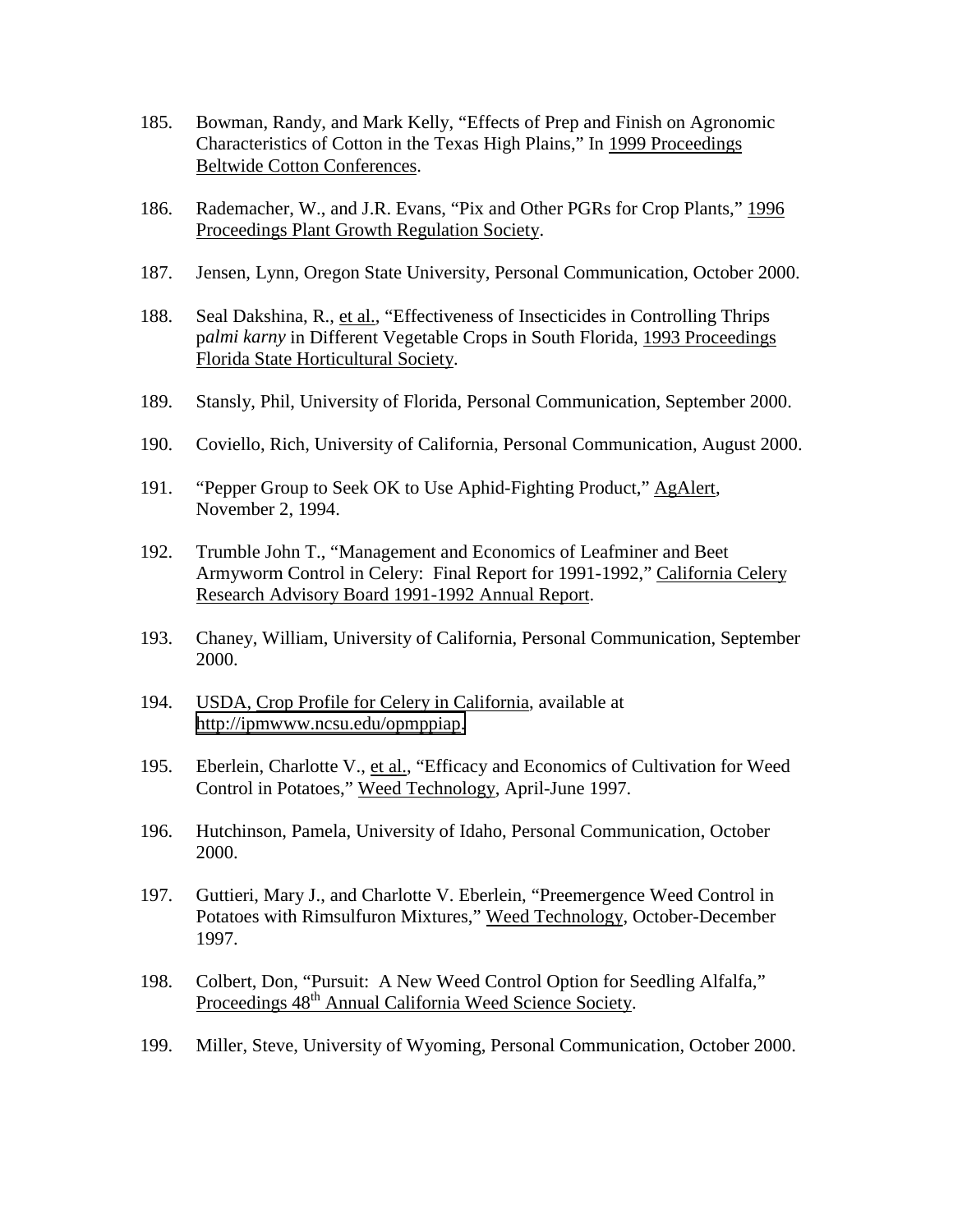185. Bowman, Randy, and Mark Kelly, "Effects of Prep and Finish on Agronomic Characteristics of Cotton in the Texas High Plains," In 1999 Proceedings Beltwide Cotton Conferences.

186. Rademacher, W., and J.R. Evans, "Pix and Other PGRs for Crop Plants," 1996 Proceedings Plant Growth Regulation Society.

187. Jensen, Lynn, Oregon State University, Personal Communication, October 2000.

188. Seal Dakshina, R., et al., "Effectiveness of Insecticides in Controlling Thrips p*almi karny* in Different Vegetable Crops in South Florida, 1993 Proceedings Florida State Horticultural Society.

189. Stansly, Phil, University of Florida, Personal Communication, September 2000.

190. Coviello, Rich, University of California, Personal Communication, August 2000.

191. "Pepper Group to Seek OK to Use Aphid-Fighting Product," AgAlert, November 2, 1994.

192. Trumble John T., "Management and Economics of Leafminer and Beet Armyworm Control in Celery: Final Report for 1991-1992," California Celery Research Advisory Board 1991-1992 Annual Report.

193. Chaney, William, University of California, Personal Communication, September 2000.

194. USDA, Crop Profile for Celery in California, available at http://ipmwww.ncsu.edu/opmppiap.

195. Eberlein, Charlotte V., et al., "Efficacy and Economics of Cultivation for Weed Control in Potatoes," Weed Technology, April-June 1997.

196. Hutchinson, Pamela, University of Idaho, Personal Communication, October 2000.

197. Guttieri, Mary J., and Charlotte V. Eberlein, "Preemergence Weed Control in Potatoes with Rimsulfuron Mixtures," Weed Technology, October-December 1997.

198. Colbert, Don, "Pursuit: A New Weed Control Option for Seedling Alfalfa," Proceedings 48th Annual California Weed Science Society.

199. Miller, Steve, University of Wyoming, Personal Communication, October 2000.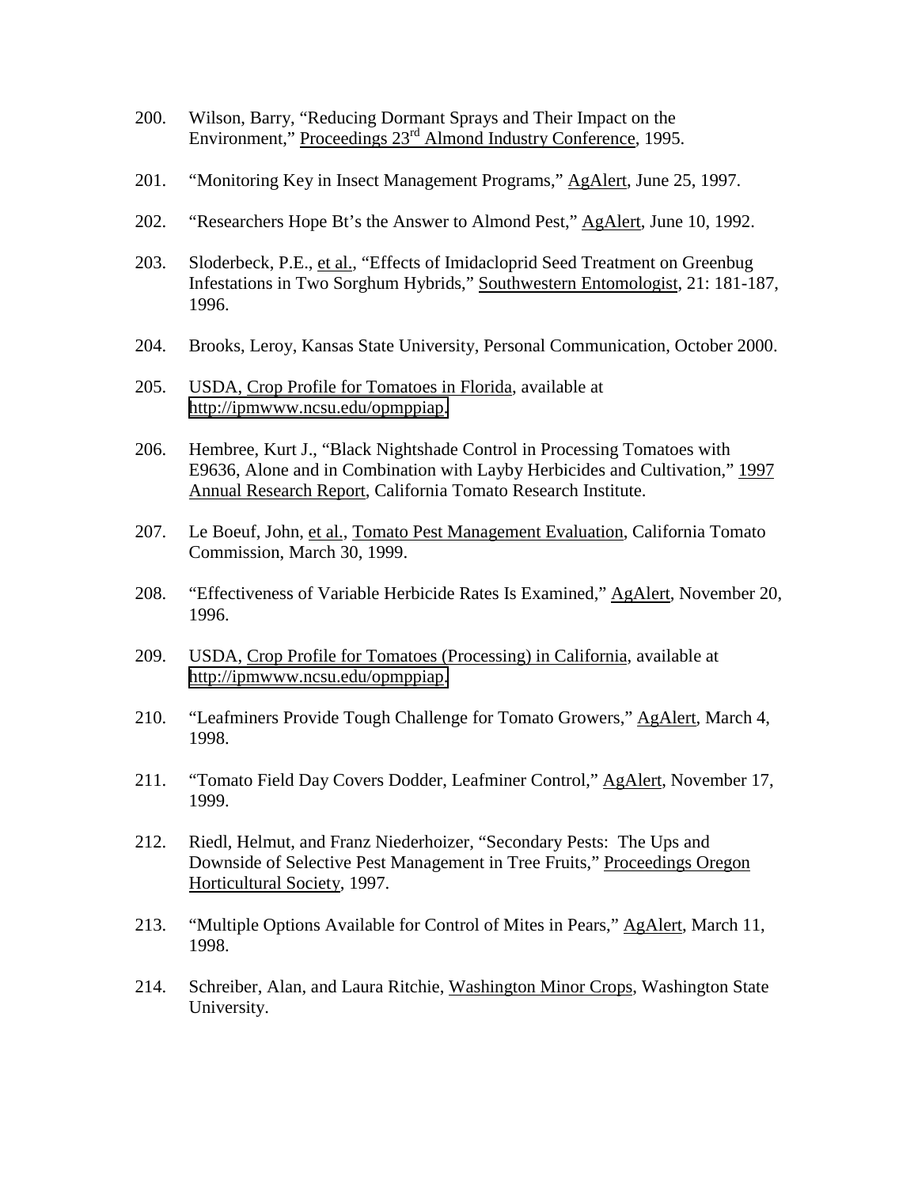200. Wilson, Barry, "Reducing Dormant Sprays and Their Impact on the Environment," Proceedings 23rd Almond Industry Conference, 1995.

201. "Monitoring Key in Insect Management Programs," AgAlert, June 25, 1997.

202. "Researchers Hope Bt's the Answer to Almond Pest," AgAlert, June 10, 1992.

203. Sloderbeck, P.E., et al., "Effects of Imidacloprid Seed Treatment on Greenbug Infestations in Two Sorghum Hybrids," Southwestern Entomologist, 21: 181-187, 1996.

204. Brooks, Leroy, Kansas State University, Personal Communication, October 2000.

205. USDA, Crop Profile for Tomatoes in Florida, available at http://ipmwww.ncsu.edu/opmppiap.

206. Hembree, Kurt J., "Black Nightshade Control in Processing Tomatoes with E9636, Alone and in Combination with Layby Herbicides and Cultivation," 1997 Annual Research Report, California Tomato Research Institute.

207. Le Boeuf, John, et al., Tomato Pest Management Evaluation, California Tomato Commission, March 30, 1999.

208. "Effectiveness of Variable Herbicide Rates Is Examined," AgAlert, November 20, 1996.

209. USDA, Crop Profile for Tomatoes (Processing) in California, available at http://ipmwww.ncsu.edu/opmppiap.

210. "Leafminers Provide Tough Challenge for Tomato Growers," AgAlert, March 4, 1998.

211. "Tomato Field Day Covers Dodder, Leafminer Control," AgAlert, November 17, 1999.

212. Riedl, Helmut, and Franz Niederhoizer, "Secondary Pests: The Ups and Downside of Selective Pest Management in Tree Fruits," Proceedings Oregon Horticultural Society, 1997.

213. "Multiple Options Available for Control of Mites in Pears," AgAlert, March 11, 1998.

214. Schreiber, Alan, and Laura Ritchie, Washington Minor Crops, Washington State University.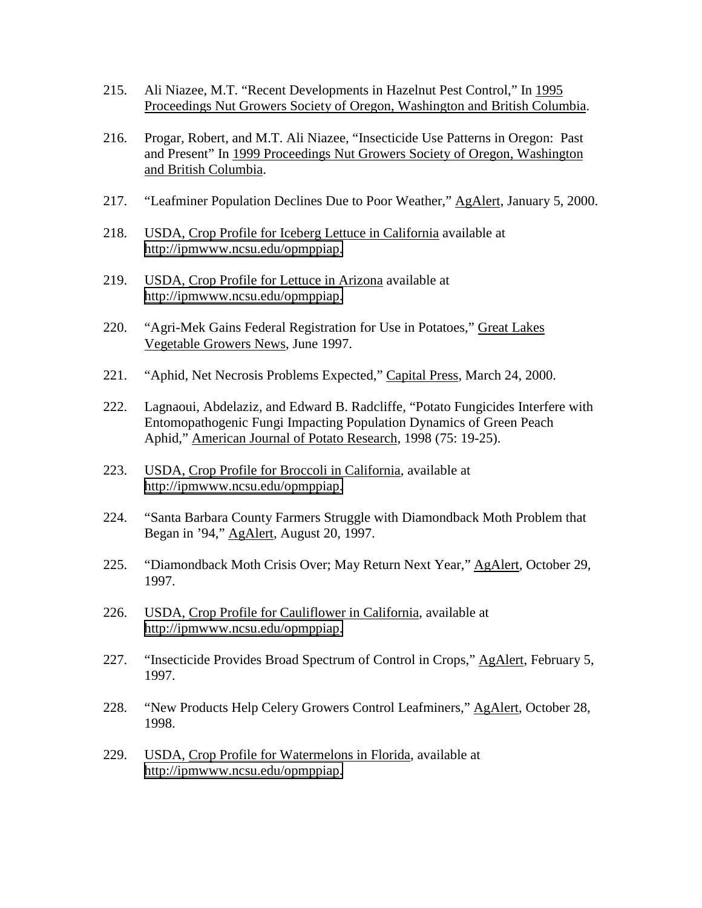215. Ali Niazee, M.T. "Recent Developments in Hazelnut Pest Control," In 1995 Proceedings Nut Growers Society of Oregon, Washington and British Columbia.

216. Progar, Robert, and M.T. Ali Niazee, "Insecticide Use Patterns in Oregon: Past and Present" In 1999 Proceedings Nut Growers Society of Oregon, Washington and British Columbia.

217. "Leafminer Population Declines Due to Poor Weather," AgAlert, January 5, 2000.

218. USDA, Crop Profile for Iceberg Lettuce in California available at http://ipmwww.ncsu.edu/opmppiap.

219. USDA, Crop Profile for Lettuce in Arizona available at http://ipmwww.ncsu.edu/opmppiap.

220. "Agri-Mek Gains Federal Registration for Use in Potatoes," Great Lakes Vegetable Growers News, June 1997.

221. "Aphid, Net Necrosis Problems Expected," Capital Press, March 24, 2000.

222. Lagnaoui, Abdelaziz, and Edward B. Radcliffe, "Potato Fungicides Interfere with Entomopathogenic Fungi Impacting Population Dynamics of Green Peach Aphid," American Journal of Potato Research, 1998 (75: 19-25).

223. USDA, Crop Profile for Broccoli in California, available at http://ipmwww.ncsu.edu/opmppiap.

224. "Santa Barbara County Farmers Struggle with Diamondback Moth Problem that Began in '94," AgAlert, August 20, 1997.

225. "Diamondback Moth Crisis Over; May Return Next Year," AgAlert, October 29, 1997.

226. USDA, Crop Profile for Cauliflower in California, available at http://ipmwww.ncsu.edu/opmppiap.

227. "Insecticide Provides Broad Spectrum of Control in Crops," AgAlert, February 5, 1997.

228. "New Products Help Celery Growers Control Leafminers," AgAlert, October 28, 1998.

229. USDA, Crop Profile for Watermelons in Florida, available at http://ipmwww.ncsu.edu/opmppiap.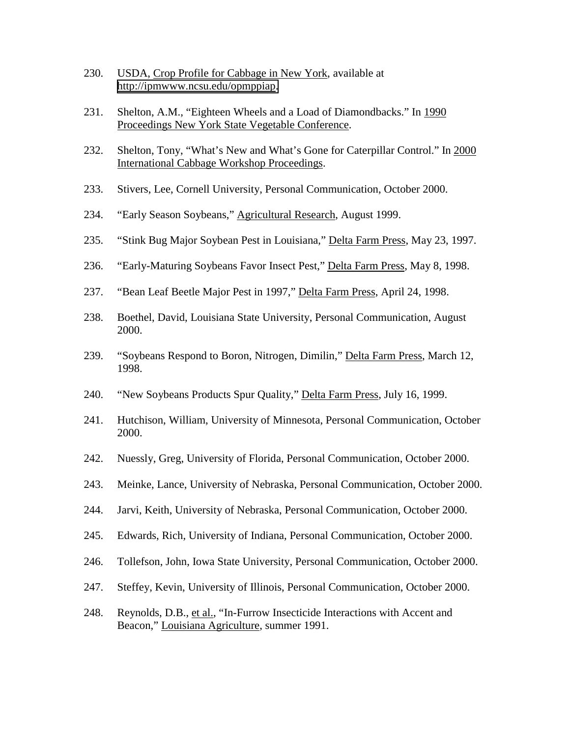230. USDA, Crop Profile for Cabbage in New York, available at [http://ipmwww.ncsu.edu/opmppiap.](http://ipmwww.ncsu.edu/opmppiap.)

231. Shelton, A.M., “Eighteen Wheels and a Load of Diamondbacks.” In 1990 Proceedings New York State Vegetable Conference.

232. Shelton, Tony, “What’s New and What’s Gone for Caterpillar Control.” In 2000 International Cabbage Workshop Proceedings.

233. Stivers, Lee, Cornell University, Personal Communication, October 2000.

234. “Early Season Soybeans,” Agricultural Research, August 1999.

235. “Stink Bug Major Soybean Pest in Louisiana,” Delta Farm Press, May 23, 1997.

236. “Early-Maturing Soybeans Favor Insect Pest,” Delta Farm Press, May 8, 1998.

237. “Bean Leaf Beetle Major Pest in 1997,” Delta Farm Press, April 24, 1998.

238. Boethel, David, Louisiana State University, Personal Communication, August 2000.

239. “Soybeans Respond to Boron, Nitrogen, Dimilin,” Delta Farm Press, March 12, 1998.

240. “New Soybeans Products Spur Quality,” Delta Farm Press, July 16, 1999.

241. Hutchison, William, University of Minnesota, Personal Communication, October 2000.

242. Nuessly, Greg, University of Florida, Personal Communication, October 2000.

243. Meinke, Lance, University of Nebraska, Personal Communication, October 2000.

244. Jarvi, Keith, University of Nebraska, Personal Communication, October 2000.

245. Edwards, Rich, University of Indiana, Personal Communication, October 2000.

246. Tollefson, John, Iowa State University, Personal Communication, October 2000.

247. Steffey, Kevin, University of Illinois, Personal Communication, October 2000.

248. Reynolds, D.B., et al., “In-Furrow Insecticide Interactions with Accent and Beacon,” Louisiana Agriculture, summer 1991.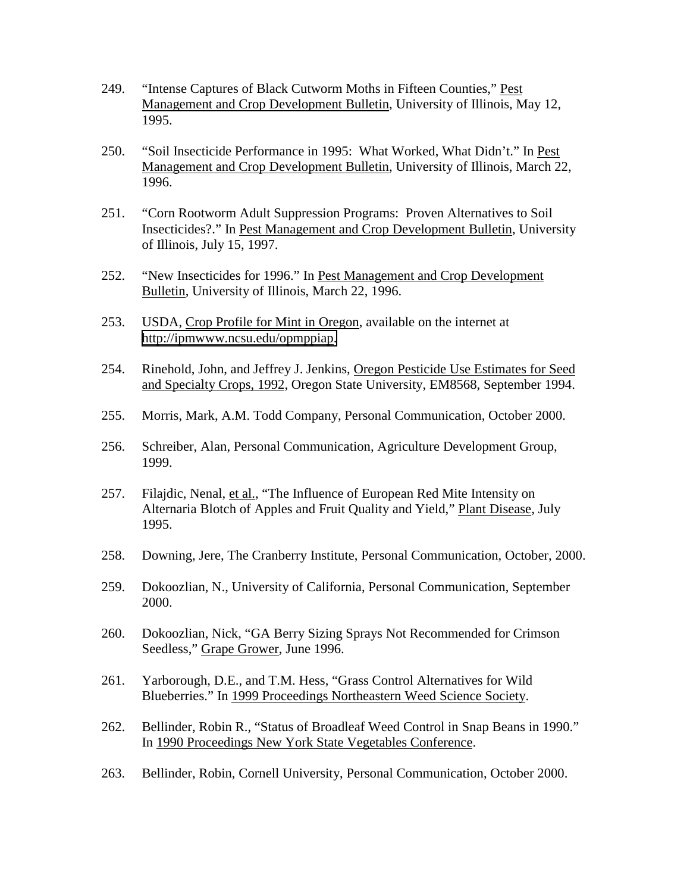249. "Intense Captures of Black Cutworm Moths in Fifteen Counties," Pest Management and Crop Development Bulletin, University of Illinois, May 12, 1995.

250. "Soil Insecticide Performance in 1995: What Worked, What Didn't." In Pest Management and Crop Development Bulletin, University of Illinois, March 22, 1996.

251. "Corn Rootworm Adult Suppression Programs: Proven Alternatives to Soil Insecticides?." In Pest Management and Crop Development Bulletin, University of Illinois, July 15, 1997.

252. "New Insecticides for 1996." In Pest Management and Crop Development Bulletin, University of Illinois, March 22, 1996.

253. USDA, Crop Profile for Mint in Oregon, available on the internet at http://ipmwww.ncsu.edu/opmppiap.

254. Rinehold, John, and Jeffrey J. Jenkins, Oregon Pesticide Use Estimates for Seed and Specialty Crops, 1992, Oregon State University, EM8568, September 1994.

255. Morris, Mark, A.M. Todd Company, Personal Communication, October 2000.

256. Schreiber, Alan, Personal Communication, Agriculture Development Group, 1999.

257. Filajdic, Nenal, et al., "The Influence of European Red Mite Intensity on Alternaria Blotch of Apples and Fruit Quality and Yield," Plant Disease, July 1995.

258. Downing, Jere, The Cranberry Institute, Personal Communication, October, 2000.

259. Dokoozlian, N., University of California, Personal Communication, September 2000.

260. Dokoozlian, Nick, "GA Berry Sizing Sprays Not Recommended for Crimson Seedless," Grape Grower, June 1996.

261. Yarborough, D.E., and T.M. Hess, "Grass Control Alternatives for Wild Blueberries." In 1999 Proceedings Northeastern Weed Science Society.

262. Bellinder, Robin R., "Status of Broadleaf Weed Control in Snap Beans in 1990." In 1990 Proceedings New York State Vegetables Conference.

263. Bellinder, Robin, Cornell University, Personal Communication, October 2000.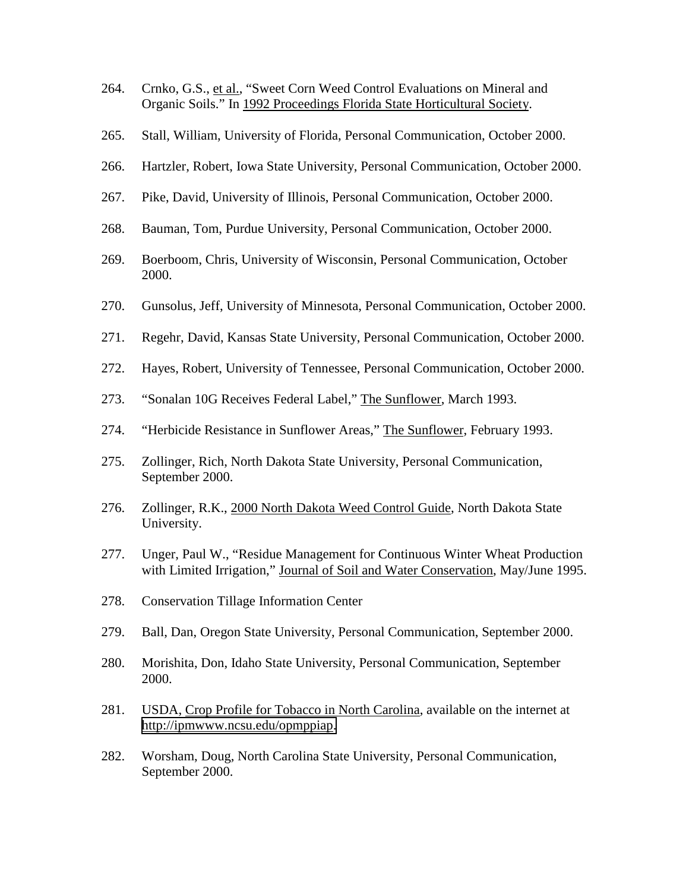264. Crnko, G.S., et al., "Sweet Corn Weed Control Evaluations on Mineral and Organic Soils." In 1992 Proceedings Florida State Horticultural Society.

265. Stall, William, University of Florida, Personal Communication, October 2000.

266. Hartzler, Robert, Iowa State University, Personal Communication, October 2000.

267. Pike, David, University of Illinois, Personal Communication, October 2000.

268. Bauman, Tom, Purdue University, Personal Communication, October 2000.

269. Boerboom, Chris, University of Wisconsin, Personal Communication, October 2000.

270. Gunsolus, Jeff, University of Minnesota, Personal Communication, October 2000.

271. Regehr, David, Kansas State University, Personal Communication, October 2000.

272. Hayes, Robert, University of Tennessee, Personal Communication, October 2000.

273. "Sonalan 10G Receives Federal Label," The Sunflower, March 1993.

274. "Herbicide Resistance in Sunflower Areas," The Sunflower, February 1993.

275. Zollinger, Rich, North Dakota State University, Personal Communication, September 2000.

276. Zollinger, R.K., 2000 North Dakota Weed Control Guide, North Dakota State University.

277. Unger, Paul W., "Residue Management for Continuous Winter Wheat Production with Limited Irrigation," Journal of Soil and Water Conservation, May/June 1995.

278. Conservation Tillage Information Center

279. Ball, Dan, Oregon State University, Personal Communication, September 2000.

280. Morishita, Don, Idaho State University, Personal Communication, September 2000.

281. USDA, Crop Profile for Tobacco in North Carolina, available on the internet at http://ipmwww.ncsu.edu/opmppiap.

282. Worsham, Doug, North Carolina State University, Personal Communication, September 2000.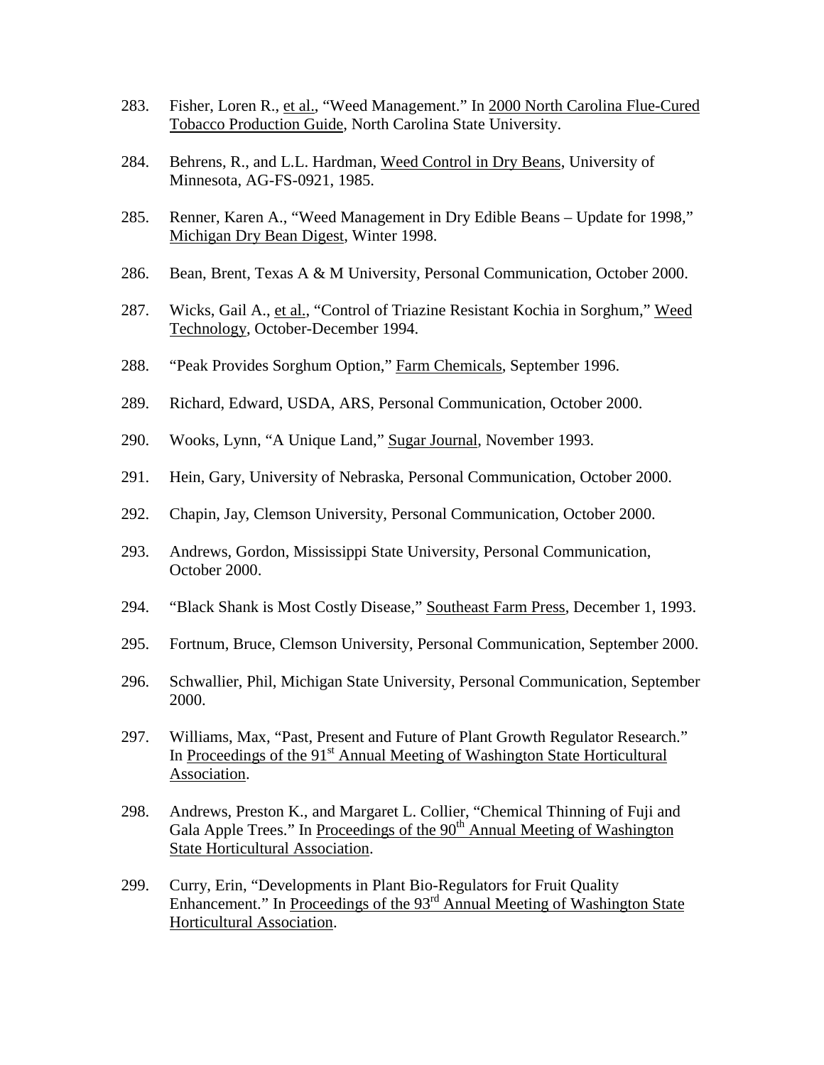283. Fisher, Loren R., et al., "Weed Management." In 2000 North Carolina Flue-Cured Tobacco Production Guide, North Carolina State University.

284. Behrens, R., and L.L. Hardman, Weed Control in Dry Beans, University of Minnesota, AG-FS-0921, 1985.

285. Renner, Karen A., "Weed Management in Dry Edible Beans – Update for 1998," Michigan Dry Bean Digest, Winter 1998.

286. Bean, Brent, Texas A & M University, Personal Communication, October 2000.

287. Wicks, Gail A., et al., "Control of Triazine Resistant Kochia in Sorghum," Weed Technology, October-December 1994.

288. "Peak Provides Sorghum Option," Farm Chemicals, September 1996.

289. Richard, Edward, USDA, ARS, Personal Communication, October 2000.

290. Wooks, Lynn, "A Unique Land," Sugar Journal, November 1993.

291. Hein, Gary, University of Nebraska, Personal Communication, October 2000.

292. Chapin, Jay, Clemson University, Personal Communication, October 2000.

293. Andrews, Gordon, Mississippi State University, Personal Communication, October 2000.

294. "Black Shank is Most Costly Disease," Southeast Farm Press, December 1, 1993.

295. Fortnum, Bruce, Clemson University, Personal Communication, September 2000.

296. Schwallier, Phil, Michigan State University, Personal Communication, September 2000.

297. Williams, Max, "Past, Present and Future of Plant Growth Regulator Research." In Proceedings of the 91st Annual Meeting of Washington State Horticultural Association.

298. Andrews, Preston K., and Margaret L. Collier, "Chemical Thinning of Fuji and Gala Apple Trees." In Proceedings of the 90th Annual Meeting of Washington State Horticultural Association.

299. Curry, Erin, "Developments in Plant Bio-Regulators for Fruit Quality Enhancement." In Proceedings of the 93rd Annual Meeting of Washington State Horticultural Association.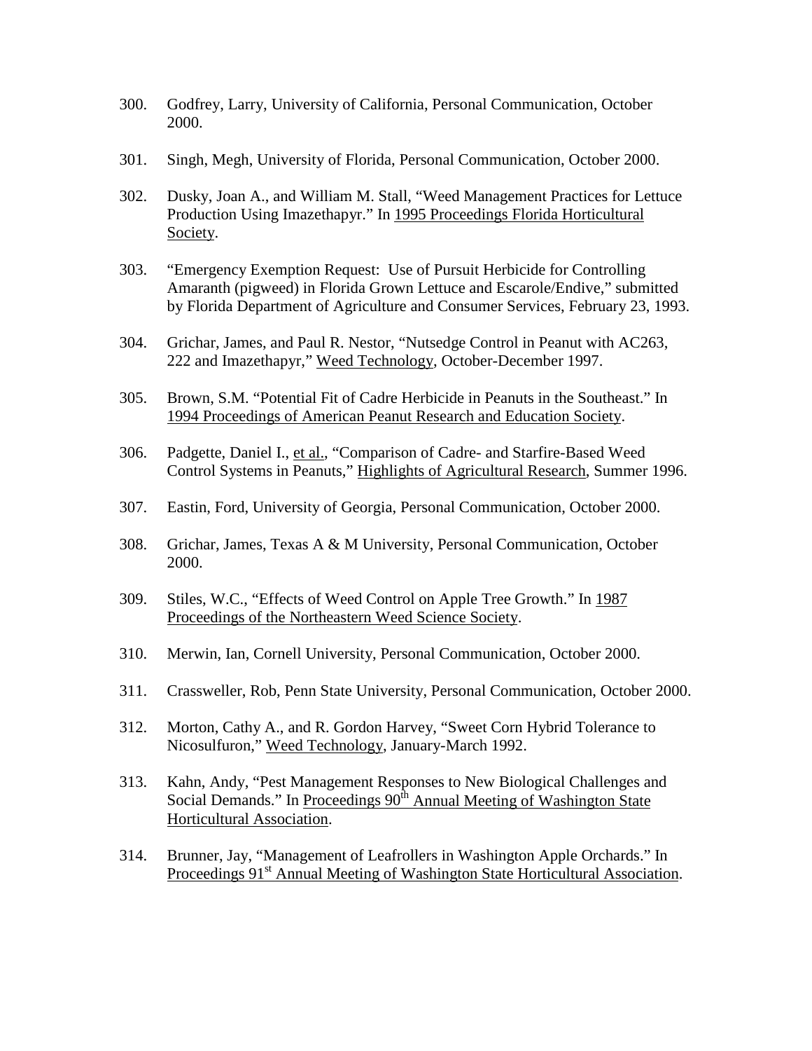300. Godfrey, Larry, University of California, Personal Communication, October 2000.

301. Singh, Megh, University of Florida, Personal Communication, October 2000.

302. Dusky, Joan A., and William M. Stall, "Weed Management Practices for Lettuce Production Using Imazethapyr." In 1995 Proceedings Florida Horticultural Society.

303. "Emergency Exemption Request: Use of Pursuit Herbicide for Controlling Amaranth (pigweed) in Florida Grown Lettuce and Escarole/Endive," submitted by Florida Department of Agriculture and Consumer Services, February 23, 1993.

304. Grichar, James, and Paul R. Nestor, "Nutsedge Control in Peanut with AC263, 222 and Imazethapyr," Weed Technology, October-December 1997.

305. Brown, S.M. "Potential Fit of Cadre Herbicide in Peanuts in the Southeast." In 1994 Proceedings of American Peanut Research and Education Society.

306. Padgette, Daniel I., et al., "Comparison of Cadre- and Starfire-Based Weed Control Systems in Peanuts," Highlights of Agricultural Research, Summer 1996.

307. Eastin, Ford, University of Georgia, Personal Communication, October 2000.

308. Grichar, James, Texas A & M University, Personal Communication, October 2000.

309. Stiles, W.C., "Effects of Weed Control on Apple Tree Growth." In 1987 Proceedings of the Northeastern Weed Science Society.

310. Merwin, Ian, Cornell University, Personal Communication, October 2000.

311. Crassweller, Rob, Penn State University, Personal Communication, October 2000.

312. Morton, Cathy A., and R. Gordon Harvey, "Sweet Corn Hybrid Tolerance to Nicosulfuron," Weed Technology, January-March 1992.

313. Kahn, Andy, "Pest Management Responses to New Biological Challenges and Social Demands." In Proceedings 90th Annual Meeting of Washington State Horticultural Association.

314. Brunner, Jay, "Management of Leafrollers in Washington Apple Orchards." In Proceedings 91st Annual Meeting of Washington State Horticultural Association.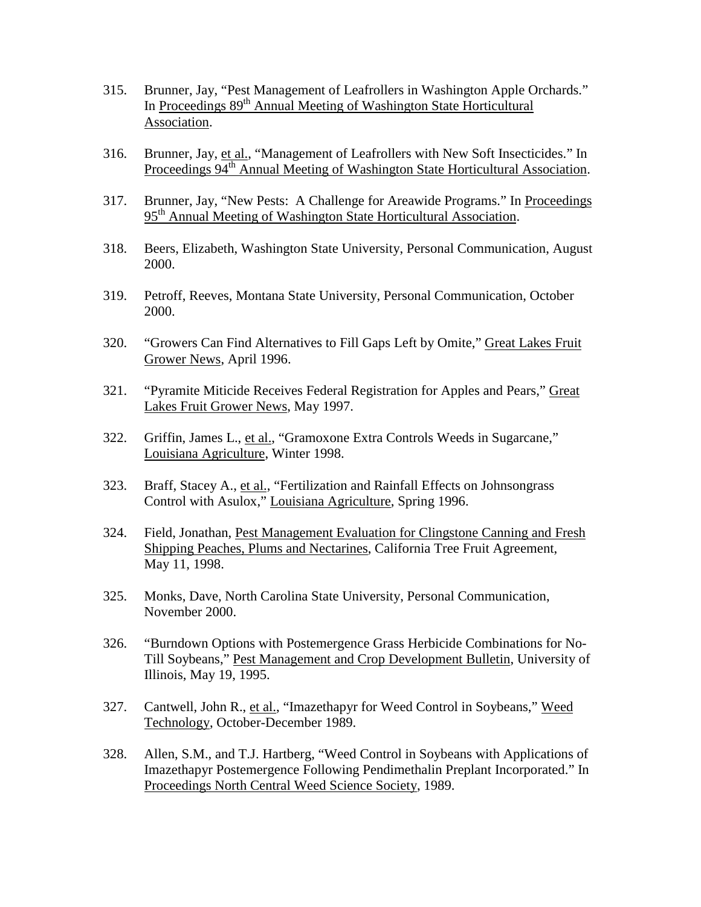315. Brunner, Jay, "Pest Management of Leafrollers in Washington Apple Orchards." In Proceedings 89th Annual Meeting of Washington State Horticultural Association.

316. Brunner, Jay, et al., "Management of Leafrollers with New Soft Insecticides." In Proceedings 94th Annual Meeting of Washington State Horticultural Association.

317. Brunner, Jay, "New Pests: A Challenge for Areawide Programs." In Proceedings 95th Annual Meeting of Washington State Horticultural Association.

318. Beers, Elizabeth, Washington State University, Personal Communication, August 2000.

319. Petroff, Reeves, Montana State University, Personal Communication, October 2000.

320. "Growers Can Find Alternatives to Fill Gaps Left by Omite," Great Lakes Fruit Grower News, April 1996.

321. "Pyramite Miticide Receives Federal Registration for Apples and Pears," Great Lakes Fruit Grower News, May 1997.

322. Griffin, James L., et al., "Gramoxone Extra Controls Weeds in Sugarcane," Louisiana Agriculture, Winter 1998.

323. Braff, Stacey A., et al., "Fertilization and Rainfall Effects on Johnsongrass Control with Asulox," Louisiana Agriculture, Spring 1996.

324. Field, Jonathan, Pest Management Evaluation for Clingstone Canning and Fresh Shipping Peaches, Plums and Nectarines, California Tree Fruit Agreement, May 11, 1998.

325. Monks, Dave, North Carolina State University, Personal Communication, November 2000.

326. "Burndown Options with Postemergence Grass Herbicide Combinations for No-Till Soybeans," Pest Management and Crop Development Bulletin, University of Illinois, May 19, 1995.

327. Cantwell, John R., et al., "Imazethapyr for Weed Control in Soybeans," Weed Technology, October-December 1989.

328. Allen, S.M., and T.J. Hartberg, "Weed Control in Soybeans with Applications of Imazethapyr Postemergence Following Pendimethalin Preplant Incorporated." In Proceedings North Central Weed Science Society, 1989.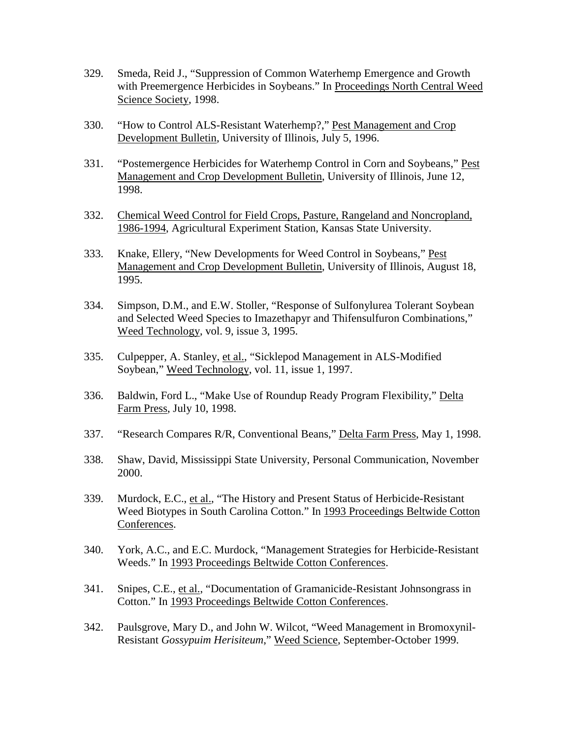329. Smeda, Reid J., “Suppression of Common Waterhemp Emergence and Growth with Preemergence Herbicides in Soybeans.” In Proceedings North Central Weed Science Society, 1998.

330. “How to Control ALS-Resistant Waterhemp?,” Pest Management and Crop Development Bulletin, University of Illinois, July 5, 1996.

331. “Postemergence Herbicides for Waterhemp Control in Corn and Soybeans,” Pest Management and Crop Development Bulletin, University of Illinois, June 12, 1998.

332. Chemical Weed Control for Field Crops, Pasture, Rangeland and Noncropland, 1986-1994, Agricultural Experiment Station, Kansas State University.

333. Knake, Ellery, “New Developments for Weed Control in Soybeans,” Pest Management and Crop Development Bulletin, University of Illinois, August 18, 1995.

334. Simpson, D.M., and E.W. Stoller, “Response of Sulfonylurea Tolerant Soybean and Selected Weed Species to Imazethapyr and Thifensulfuron Combinations,” Weed Technology, vol. 9, issue 3, 1995.

335. Culpepper, A. Stanley, et al., “Sicklepod Management in ALS-Modified Soybean,” Weed Technology, vol. 11, issue 1, 1997.

336. Baldwin, Ford L., “Make Use of Roundup Ready Program Flexibility,” Delta Farm Press, July 10, 1998.

337. “Research Compares R/R, Conventional Beans,” Delta Farm Press, May 1, 1998.

338. Shaw, David, Mississippi State University, Personal Communication, November 2000.

339. Murdock, E.C., et al., “The History and Present Status of Herbicide-Resistant Weed Biotypes in South Carolina Cotton.” In 1993 Proceedings Beltwide Cotton Conferences.

340. York, A.C., and E.C. Murdock, “Management Strategies for Herbicide-Resistant Weeds.” In 1993 Proceedings Beltwide Cotton Conferences.

341. Snipes, C.E., et al., “Documentation of Gramanicide-Resistant Johnsongrass in Cotton.” In 1993 Proceedings Beltwide Cotton Conferences.

342. Paulsgrove, Mary D., and John W. Wilcot, “Weed Management in Bromoxynil-Resistant *Gossypuim Herisiteum*,” Weed Science, September-October 1999.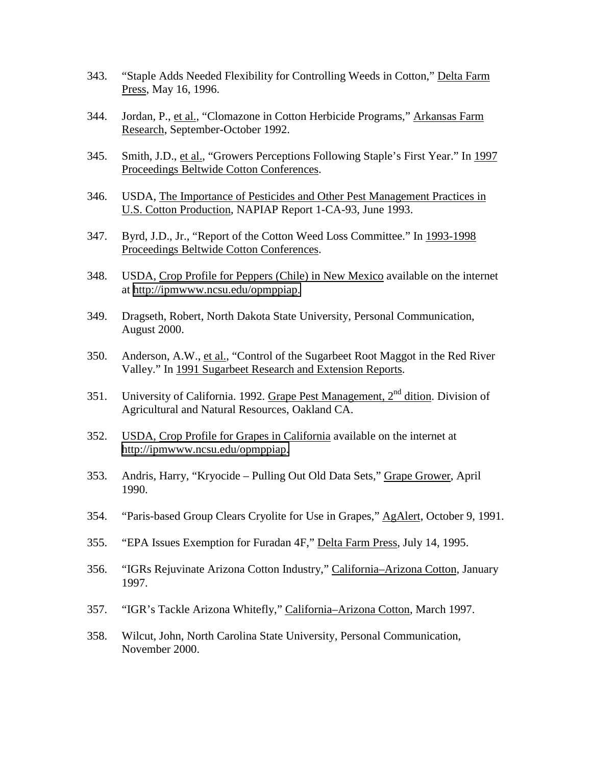343. "Staple Adds Needed Flexibility for Controlling Weeds in Cotton," Delta Farm Press, May 16, 1996.

344. Jordan, P., et al., "Clomazone in Cotton Herbicide Programs," Arkansas Farm Research, September-October 1992.

345. Smith, J.D., et al., "Growers Perceptions Following Staple's First Year." In 1997 Proceedings Beltwide Cotton Conferences.

346. USDA, The Importance of Pesticides and Other Pest Management Practices in U.S. Cotton Production, NAPIAP Report 1-CA-93, June 1993.

347. Byrd, J.D., Jr., "Report of the Cotton Weed Loss Committee." In 1993-1998 Proceedings Beltwide Cotton Conferences.

348. USDA, Crop Profile for Peppers (Chile) in New Mexico available on the internet at http://ipmwww.ncsu.edu/opmppiap.

349. Dragseth, Robert, North Dakota State University, Personal Communication, August 2000.

350. Anderson, A.W., et al., "Control of the Sugarbeet Root Maggot in the Red River Valley." In 1991 Sugarbeet Research and Extension Reports.

351. University of California. 1992. Grape Pest Management, 2nd dition. Division of Agricultural and Natural Resources, Oakland CA.

352. USDA, Crop Profile for Grapes in California available on the internet at http://ipmwww.ncsu.edu/opmppiap.

353. Andris, Harry, "Kryocide – Pulling Out Old Data Sets," Grape Grower, April 1990.

354. "Paris-based Group Clears Cryolite for Use in Grapes," AgAlert, October 9, 1991.

355. "EPA Issues Exemption for Furadan 4F," Delta Farm Press, July 14, 1995.

356. "IGRs Rejuvinate Arizona Cotton Industry," California–Arizona Cotton, January 1997.

357. "IGR's Tackle Arizona Whitefly," California–Arizona Cotton, March 1997.

358. Wilcut, John, North Carolina State University, Personal Communication, November 2000.